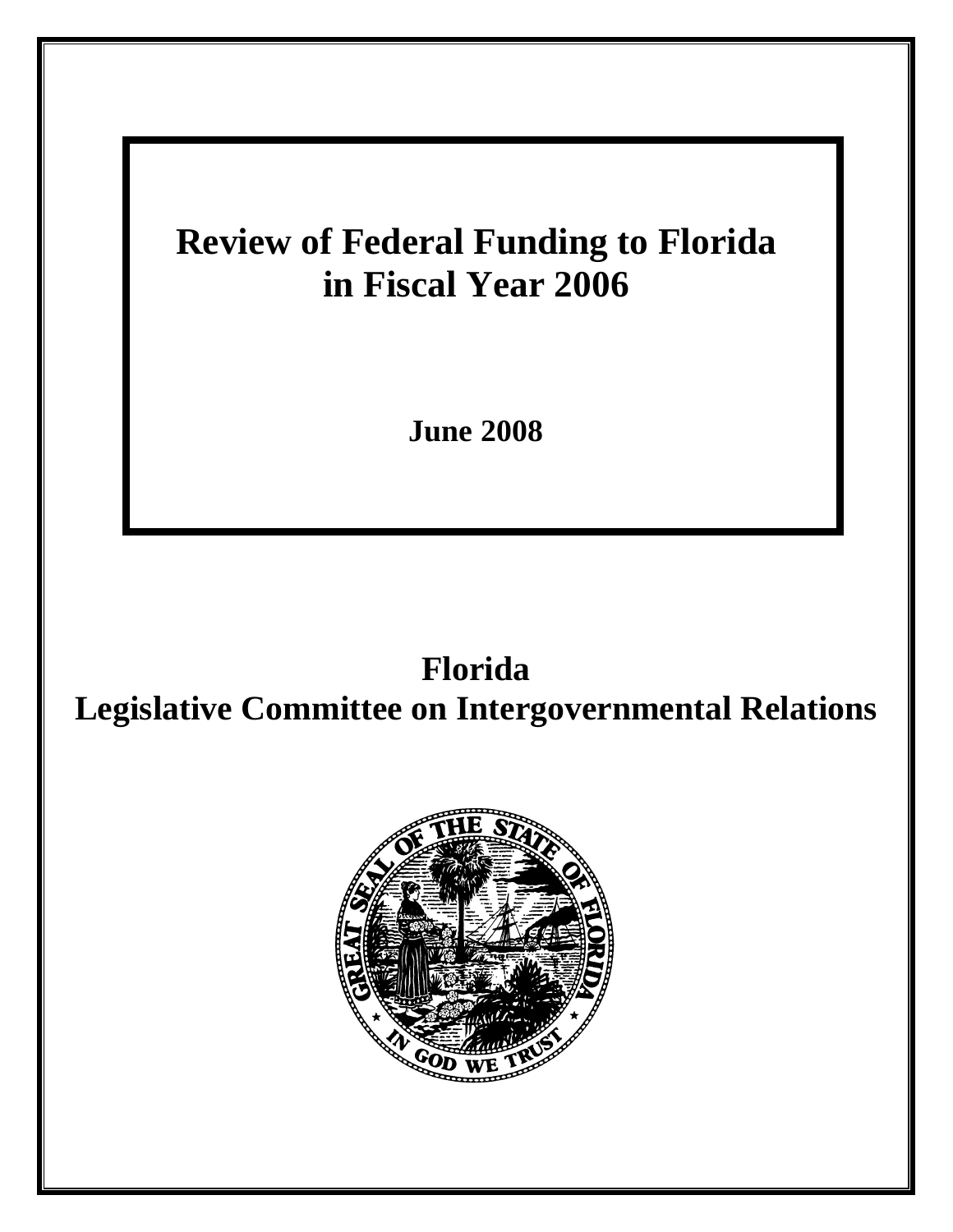# Review of Federal Funding to Florida in Fiscal Year 2006

**June 2008**

## Florida
## Legislative Committee on Intergovernmental Relations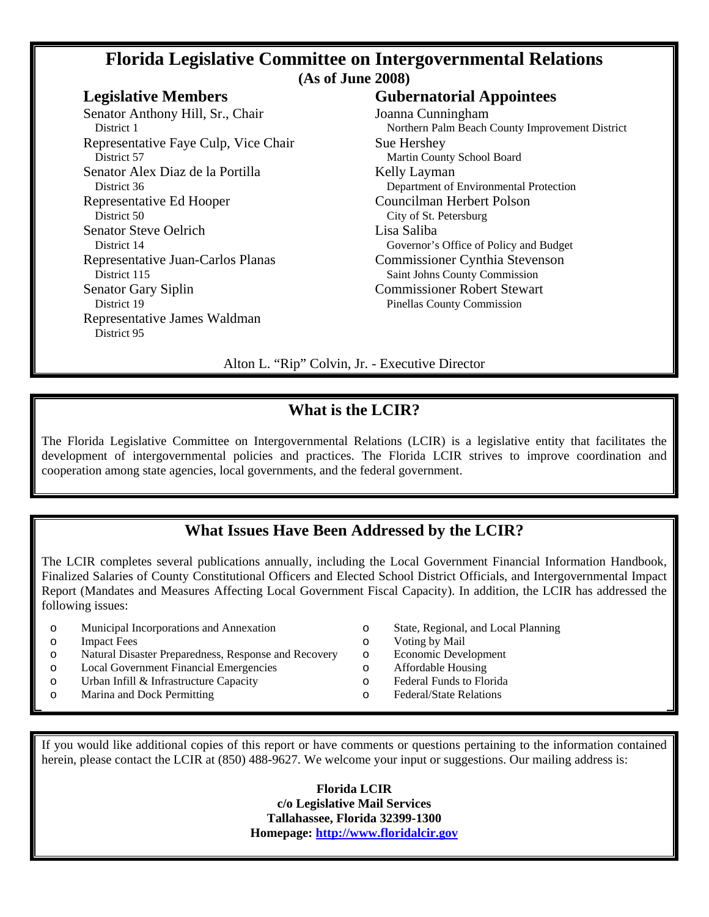# Florida Legislative Committee on Intergovernmental Relations

**(As of June 2008)**

## Legislative Members

Senator Anthony Hill, Sr., Chair
District 1

Representative Faye Culp, Vice Chair
District 57

Senator Alex Diaz de la Portilla
District 36

Representative Ed Hooper
District 50

Senator Steve Oelrich
District 14

Representative Juan-Carlos Planas
District 115

Senator Gary Siplin
District 19

Representative James Waldman
District 95

## Gubernatorial Appointees

Joanna Cunningham
Northern Palm Beach County Improvement District

Sue Hershey
Martin County School Board

Kelly Layman
Department of Environmental Protection

Councilman Herbert Polson
City of St. Petersburg

Lisa Saliba
Governor's Office of Policy and Budget

Commissioner Cynthia Stevenson
Saint Johns County Commission

Commissioner Robert Stewart
Pinellas County Commission

Alton L. "Rip" Colvin, Jr. - Executive Director

## What is the LCIR?

The Florida Legislative Committee on Intergovernmental Relations (LCIR) is a legislative entity that facilitates the development of intergovernmental policies and practices. The Florida LCIR strives to improve coordination and cooperation among state agencies, local governments, and the federal government.

## What Issues Have Been Addressed by the LCIR?

The LCIR completes several publications annually, including the Local Government Financial Information Handbook, Finalized Salaries of County Constitutional Officers and Elected School District Officials, and Intergovernmental Impact Report (Mandates and Measures Affecting Local Government Fiscal Capacity). In addition, the LCIR has addressed the following issues:

- Municipal Incorporations and Annexation
- Impact Fees
- Natural Disaster Preparedness, Response and Recovery
- Local Government Financial Emergencies
- Urban Infill & Infrastructure Capacity
- Marina and Dock Permitting
- State, Regional, and Local Planning
- Voting by Mail
- Economic Development
- Affordable Housing
- Federal Funds to Florida
- Federal/State Relations

If you would like additional copies of this report or have comments or questions pertaining to the information contained herein, please contact the LCIR at (850) 488-9627. We welcome your input or suggestions. Our mailing address is:

**Florida LCIR**
**c/o Legislative Mail Services**
**Tallahassee, Florida 32399-1300**
**Homepage: [http://www.floridalcir.gov](http://www.floridalcir.gov)**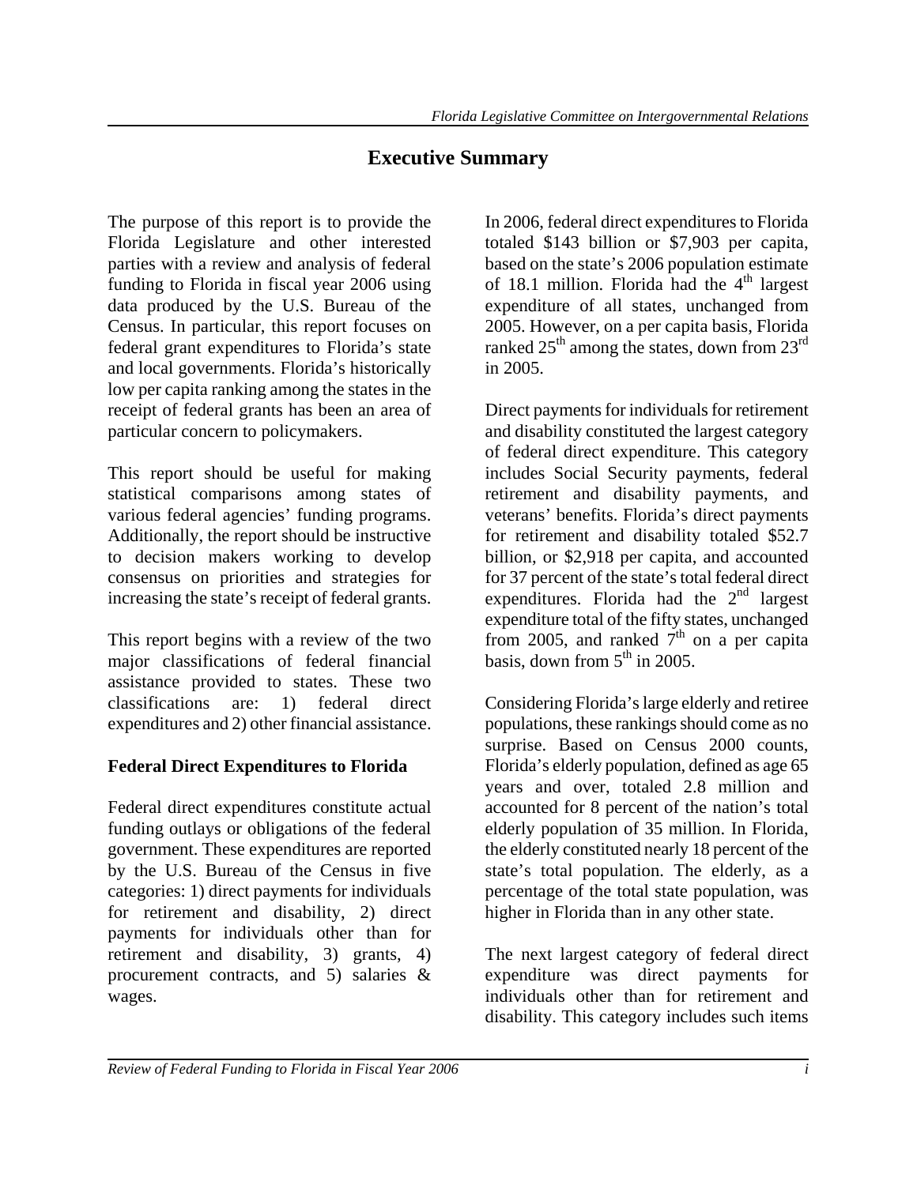# Executive Summary

The purpose of this report is to provide the Florida Legislature and other interested parties with a review and analysis of federal funding to Florida in fiscal year 2006 using data produced by the U.S. Bureau of the Census. In particular, this report focuses on federal grant expenditures to Florida's state and local governments. Florida's historically low per capita ranking among the states in the receipt of federal grants has been an area of particular concern to policymakers.

This report should be useful for making statistical comparisons among states of various federal agencies' funding programs. Additionally, the report should be instructive to decision makers working to develop consensus on priorities and strategies for increasing the state's receipt of federal grants.

This report begins with a review of the two major classifications of federal financial assistance provided to states. These two classifications are: 1) federal direct expenditures and 2) other financial assistance.

## Federal Direct Expenditures to Florida

Federal direct expenditures constitute actual funding outlays or obligations of the federal government. These expenditures are reported by the U.S. Bureau of the Census in five categories: 1) direct payments for individuals for retirement and disability, 2) direct payments for individuals other than for retirement and disability, 3) grants, 4) procurement contracts, and 5) salaries & wages.

In 2006, federal direct expenditures to Florida totaled \$143 billion or \$7,903 per capita, based on the state's 2006 population estimate of 18.1 million. Florida had the 4th largest expenditure of all states, unchanged from 2005. However, on a per capita basis, Florida ranked 25th among the states, down from 23rd in 2005.

Direct payments for individuals for retirement and disability constituted the largest category of federal direct expenditure. This category includes Social Security payments, federal retirement and disability payments, and veterans' benefits. Florida's direct payments for retirement and disability totaled \$52.7 billion, or \$2,918 per capita, and accounted for 37 percent of the state's total federal direct expenditures. Florida had the 2nd largest expenditure total of the fifty states, unchanged from 2005, and ranked 7th on a per capita basis, down from 5th in 2005.

Considering Florida's large elderly and retiree populations, these rankings should come as no surprise. Based on Census 2000 counts, Florida's elderly population, defined as age 65 years and over, totaled 2.8 million and accounted for 8 percent of the nation's total elderly population of 35 million. In Florida, the elderly constituted nearly 18 percent of the state's total population. The elderly, as a percentage of the total state population, was higher in Florida than in any other state.

The next largest category of federal direct expenditure was direct payments for individuals other than for retirement and disability. This category includes such items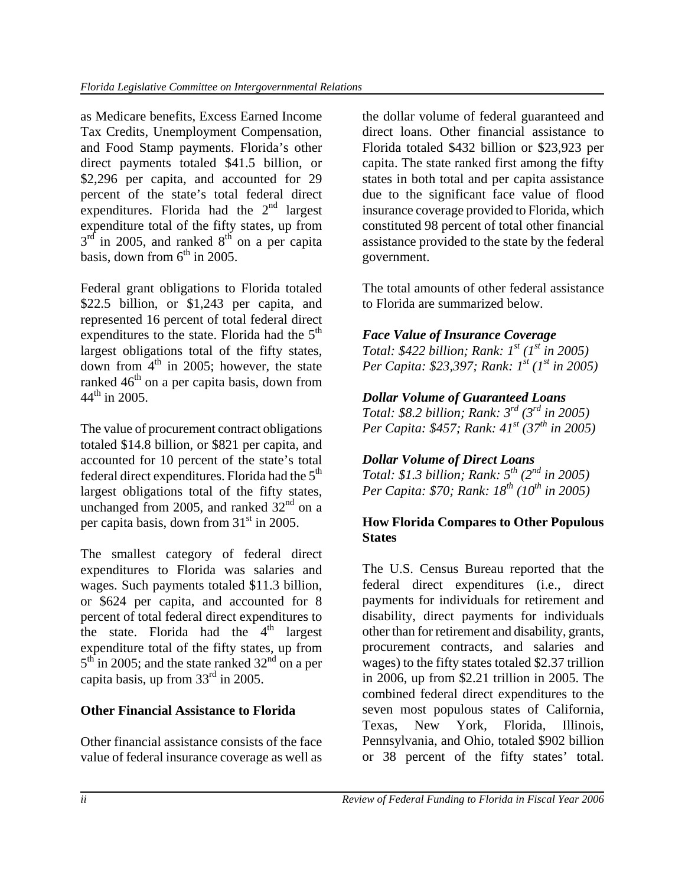as Medicare benefits, Excess Earned Income Tax Credits, Unemployment Compensation, and Food Stamp payments. Florida's other direct payments totaled $41.5 billion, or $2,296 per capita, and accounted for 29 percent of the state's total federal direct expenditures. Florida had the 2nd largest expenditure total of the fifty states, up from 3rd in 2005, and ranked 8th on a per capita basis, down from 6th in 2005.

Federal grant obligations to Florida totaled $22.5 billion, or $1,243 per capita, and represented 16 percent of total federal direct expenditures to the state. Florida had the 5th largest obligations total of the fifty states, down from 4th in 2005; however, the state ranked 46th on a per capita basis, down from 44th in 2005.

The value of procurement contract obligations totaled $14.8 billion, or $821 per capita, and accounted for 10 percent of the state's total federal direct expenditures. Florida had the 5th largest obligations total of the fifty states, unchanged from 2005, and ranked 32nd on a per capita basis, down from 31st in 2005.

The smallest category of federal direct expenditures to Florida was salaries and wages. Such payments totaled $11.3 billion, or $624 per capita, and accounted for 8 percent of total federal direct expenditures to the state. Florida had the 4th largest expenditure total of the fifty states, up from 5th in 2005; and the state ranked 32nd on a per capita basis, up from 33rd in 2005.

## Other Financial Assistance to Florida

Other financial assistance consists of the face value of federal insurance coverage as well as the dollar volume of federal guaranteed and direct loans. Other financial assistance to Florida totaled $432 billion or $23,923 per capita. The state ranked first among the fifty states in both total and per capita assistance due to the significant face value of flood insurance coverage provided to Florida, which constituted 98 percent of total other financial assistance provided to the state by the federal government.

The total amounts of other federal assistance to Florida are summarized below.

***Face Value of Insurance Coverage***
*Total: $422 billion; Rank: 1st (1st in 2005)*
*Per Capita: $23,397; Rank: 1st (1st in 2005)*

***Dollar Volume of Guaranteed Loans***
*Total: $8.2 billion; Rank: 3rd (3rd in 2005)*
*Per Capita: $457; Rank: 41st (37th in 2005)*

***Dollar Volume of Direct Loans***
*Total: $1.3 billion; Rank: 5th (2nd in 2005)*
*Per Capita: $70; Rank: 18th (10th in 2005)*

## How Florida Compares to Other Populous States

The U.S. Census Bureau reported that the federal direct expenditures (i.e., direct payments for individuals for retirement and disability, direct payments for individuals other than for retirement and disability, grants, procurement contracts, and salaries and wages) to the fifty states totaled $2.37 trillion in 2006, up from $2.21 trillion in 2005. The combined federal direct expenditures to the seven most populous states of California, Texas, New York, Florida, Illinois, Pennsylvania, and Ohio, totaled $902 billion or 38 percent of the fifty states' total.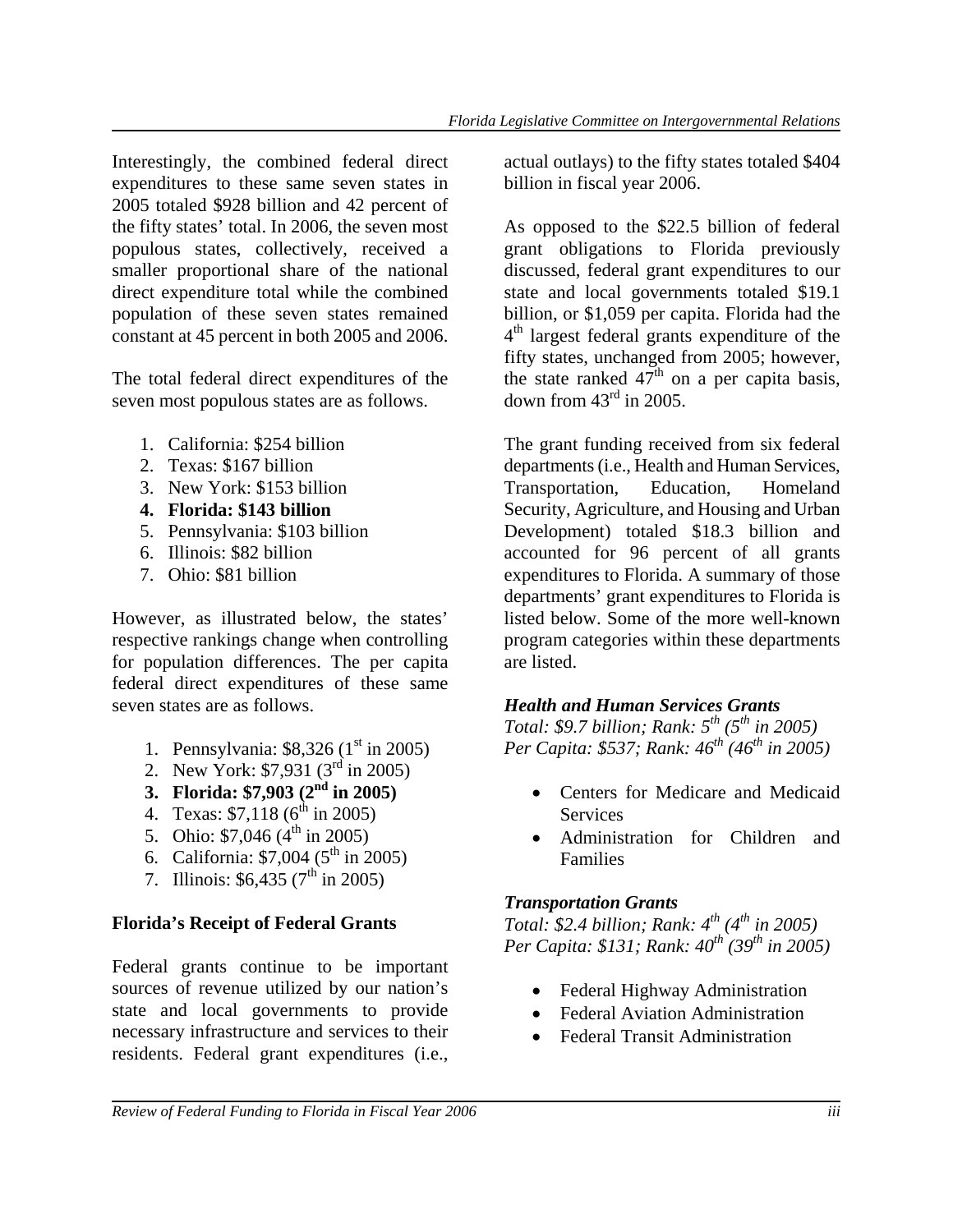Interestingly, the combined federal direct expenditures to these same seven states in 2005 totaled $928 billion and 42 percent of the fifty states' total. In 2006, the seven most populous states, collectively, received a smaller proportional share of the national direct expenditure total while the combined population of these seven states remained constant at 45 percent in both 2005 and 2006.

The total federal direct expenditures of the seven most populous states are as follows.

1. California: $254 billion
2. Texas: $167 billion
3. New York: $153 billion
4. **Florida: $143 billion**
5. Pennsylvania: $103 billion
6. Illinois: $82 billion
7. Ohio: $81 billion

However, as illustrated below, the states' respective rankings change when controlling for population differences. The per capita federal direct expenditures of these same seven states are as follows.

1. Pennsylvania: $8,326 (1st in 2005)
2. New York: $7,931 (3rd in 2005)
3. **Florida: $7,903 (2nd in 2005)**
4. Texas: $7,118 (6th in 2005)
5. Ohio: $7,046 (4th in 2005)
6. California: $7,004 (5th in 2005)
7. Illinois: $6,435 (7th in 2005)

## Florida's Receipt of Federal Grants

Federal grants continue to be important sources of revenue utilized by our nation's state and local governments to provide necessary infrastructure and services to their residents. Federal grant expenditures (i.e., actual outlays) to the fifty states totaled $404 billion in fiscal year 2006.

As opposed to the $22.5 billion of federal grant obligations to Florida previously discussed, federal grant expenditures to our state and local governments totaled $19.1 billion, or $1,059 per capita. Florida had the 4th largest federal grants expenditure of the fifty states, unchanged from 2005; however, the state ranked 47th on a per capita basis, down from 43rd in 2005.

The grant funding received from six federal departments (i.e., Health and Human Services, Transportation, Education, Homeland Security, Agriculture, and Housing and Urban Development) totaled $18.3 billion and accounted for 96 percent of all grants expenditures to Florida. A summary of those departments' grant expenditures to Florida is listed below. Some of the more well-known program categories within these departments are listed.

### *Health and Human Services Grants*

*Total: $9.7 billion; Rank: 5th (5th in 2005)*
*Per Capita: $537; Rank: 46th (46th in 2005)*

- Centers for Medicare and Medicaid Services
- Administration for Children and Families

### *Transportation Grants*

*Total: $2.4 billion; Rank: 4th (4th in 2005)*
*Per Capita: $131; Rank: 40th (39th in 2005)*

- Federal Highway Administration
- Federal Aviation Administration
- Federal Transit Administration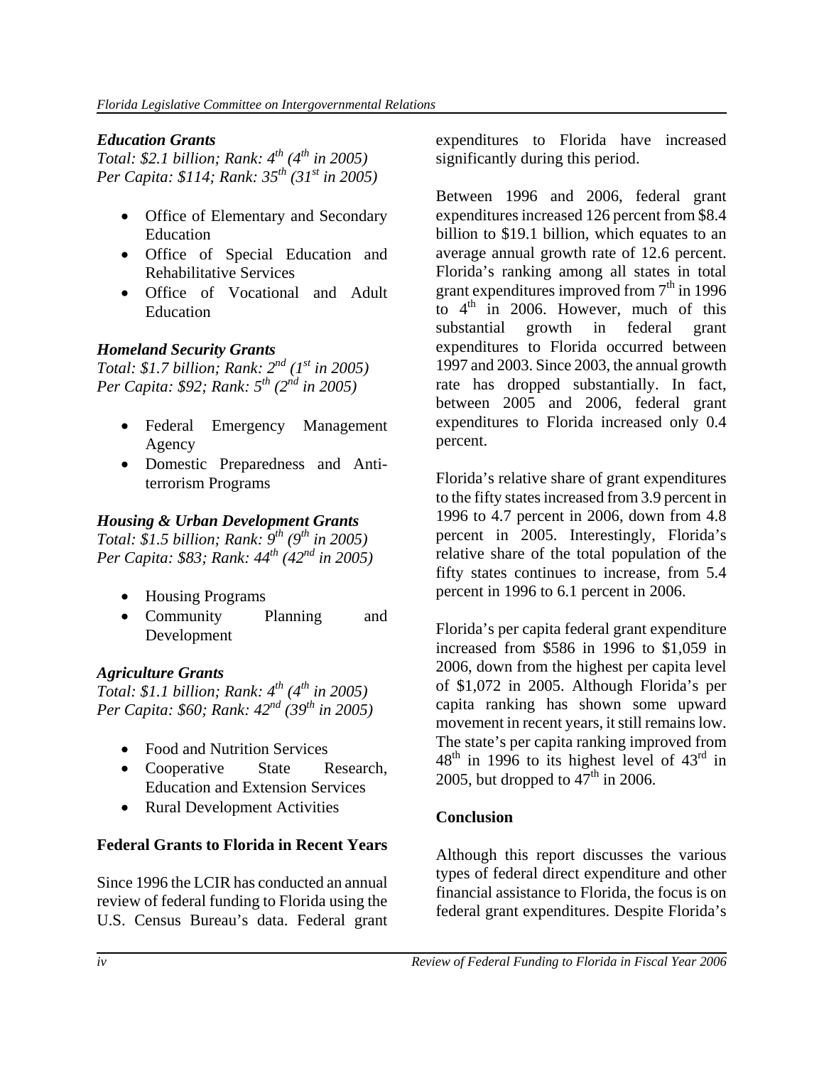### *Education Grants*

*Total: \$2.1 billion; Rank: 4th (4th in 2005)*
*Per Capita: \$114; Rank: 35th (31st in 2005)*

- Office of Elementary and Secondary Education
- Office of Special Education and Rehabilitative Services
- Office of Vocational and Adult Education

### *Homeland Security Grants*

*Total: \$1.7 billion; Rank: 2nd (1st in 2005)*
*Per Capita: \$92; Rank: 5th (2nd in 2005)*

- Federal Emergency Management Agency
- Domestic Preparedness and Anti-terrorism Programs

### *Housing & Urban Development Grants*

*Total: \$1.5 billion; Rank: 9th (9th in 2005)*
*Per Capita: \$83; Rank: 44th (42nd in 2005)*

- Housing Programs
- Community Planning and Development

### *Agriculture Grants*

*Total: \$1.1 billion; Rank: 4th (4th in 2005)*
*Per Capita: \$60; Rank: 42nd (39th in 2005)*

- Food and Nutrition Services
- Cooperative State Research, Education and Extension Services
- Rural Development Activities

## Federal Grants to Florida in Recent Years

Since 1996 the LCIR has conducted an annual review of federal funding to Florida using the U.S. Census Bureau's data. Federal grant expenditures to Florida have increased significantly during this period.

Between 1996 and 2006, federal grant expenditures increased 126 percent from \$8.4 billion to \$19.1 billion, which equates to an average annual growth rate of 12.6 percent. Florida's ranking among all states in total grant expenditures improved from 7th in 1996 to 4th in 2006. However, much of this substantial growth in federal grant expenditures to Florida occurred between 1997 and 2003. Since 2003, the annual growth rate has dropped substantially. In fact, between 2005 and 2006, federal grant expenditures to Florida increased only 0.4 percent.

Florida's relative share of grant expenditures to the fifty states increased from 3.9 percent in 1996 to 4.7 percent in 2006, down from 4.8 percent in 2005. Interestingly, Florida's relative share of the total population of the fifty states continues to increase, from 5.4 percent in 1996 to 6.1 percent in 2006.

Florida's per capita federal grant expenditure increased from \$586 in 1996 to \$1,059 in 2006, down from the highest per capita level of \$1,072 in 2005. Although Florida's per capita ranking has shown some upward movement in recent years, it still remains low. The state's per capita ranking improved from 48th in 1996 to its highest level of 43rd in 2005, but dropped to 47th in 2006.

## Conclusion

Although this report discusses the various types of federal direct expenditure and other financial assistance to Florida, the focus is on federal grant expenditures. Despite Florida's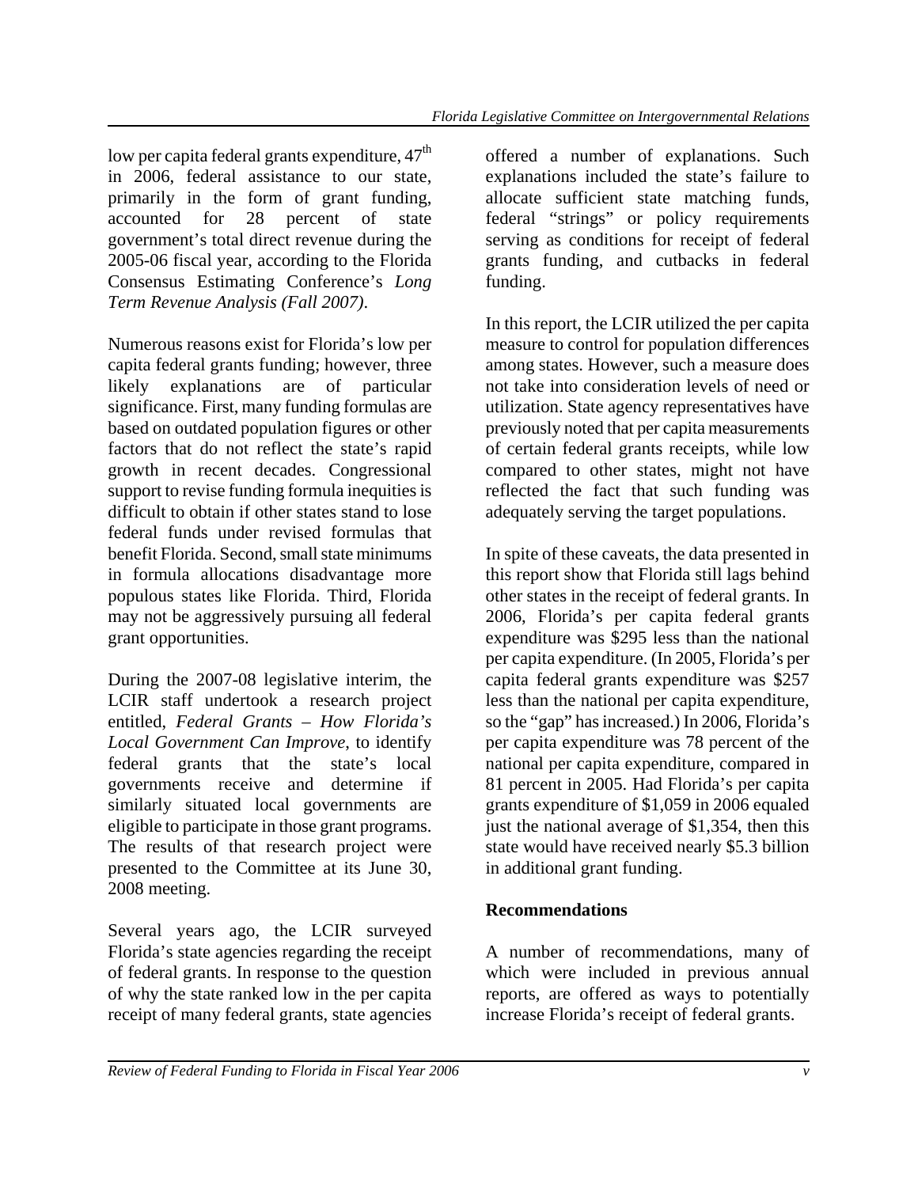low per capita federal grants expenditure, 47th in 2006, federal assistance to our state, primarily in the form of grant funding, accounted for 28 percent of state government's total direct revenue during the 2005-06 fiscal year, according to the Florida Consensus Estimating Conference's *Long Term Revenue Analysis (Fall 2007)*.

Numerous reasons exist for Florida's low per capita federal grants funding; however, three likely explanations are of particular significance. First, many funding formulas are based on outdated population figures or other factors that do not reflect the state's rapid growth in recent decades. Congressional support to revise funding formula inequities is difficult to obtain if other states stand to lose federal funds under revised formulas that benefit Florida. Second, small state minimums in formula allocations disadvantage more populous states like Florida. Third, Florida may not be aggressively pursuing all federal grant opportunities.

During the 2007-08 legislative interim, the LCIR staff undertook a research project entitled, *Federal Grants – How Florida's Local Government Can Improve*, to identify federal grants that the state's local governments receive and determine if similarly situated local governments are eligible to participate in those grant programs. The results of that research project were presented to the Committee at its June 30, 2008 meeting.

Several years ago, the LCIR surveyed Florida's state agencies regarding the receipt of federal grants. In response to the question of why the state ranked low in the per capita receipt of many federal grants, state agencies offered a number of explanations. Such explanations included the state's failure to allocate sufficient state matching funds, federal "strings" or policy requirements serving as conditions for receipt of federal grants funding, and cutbacks in federal funding.

In this report, the LCIR utilized the per capita measure to control for population differences among states. However, such a measure does not take into consideration levels of need or utilization. State agency representatives have previously noted that per capita measurements of certain federal grants receipts, while low compared to other states, might not have reflected the fact that such funding was adequately serving the target populations.

In spite of these caveats, the data presented in this report show that Florida still lags behind other states in the receipt of federal grants. In 2006, Florida's per capita federal grants expenditure was $295 less than the national per capita expenditure. (In 2005, Florida's per capita federal grants expenditure was $257 less than the national per capita expenditure, so the "gap" has increased.) In 2006, Florida's per capita expenditure was 78 percent of the national per capita expenditure, compared in 81 percent in 2005. Had Florida's per capita grants expenditure of $1,059 in 2006 equaled just the national average of $1,354, then this state would have received nearly $5.3 billion in additional grant funding.

**Recommendations**

A number of recommendations, many of which were included in previous annual reports, are offered as ways to potentially increase Florida's receipt of federal grants.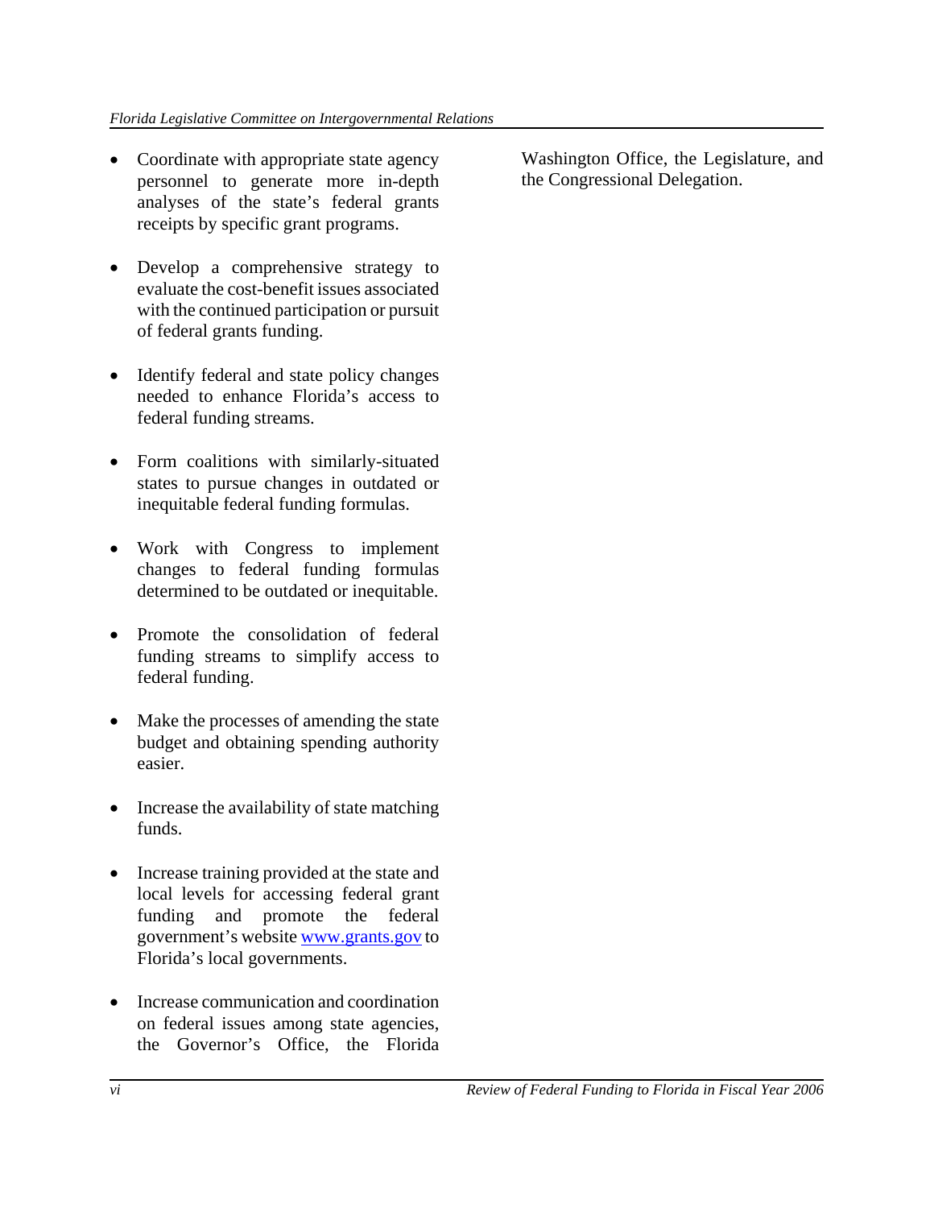- Coordinate with appropriate state agency personnel to generate more in-depth analyses of the state's federal grants receipts by specific grant programs.

- Develop a comprehensive strategy to evaluate the cost-benefit issues associated with the continued participation or pursuit of federal grants funding.

- Identify federal and state policy changes needed to enhance Florida's access to federal funding streams.

- Form coalitions with similarly-situated states to pursue changes in outdated or inequitable federal funding formulas.

- Work with Congress to implement changes to federal funding formulas determined to be outdated or inequitable.

- Promote the consolidation of federal funding streams to simplify access to federal funding.

- Make the processes of amending the state budget and obtaining spending authority easier.

- Increase the availability of state matching funds.

- Increase training provided at the state and local levels for accessing federal grant funding and promote the federal government's website [www.grants.gov](http://www.grants.gov) to Florida's local governments.

- Increase communication and coordination on federal issues among state agencies, the Governor's Office, the Florida Washington Office, the Legislature, and the Congressional Delegation.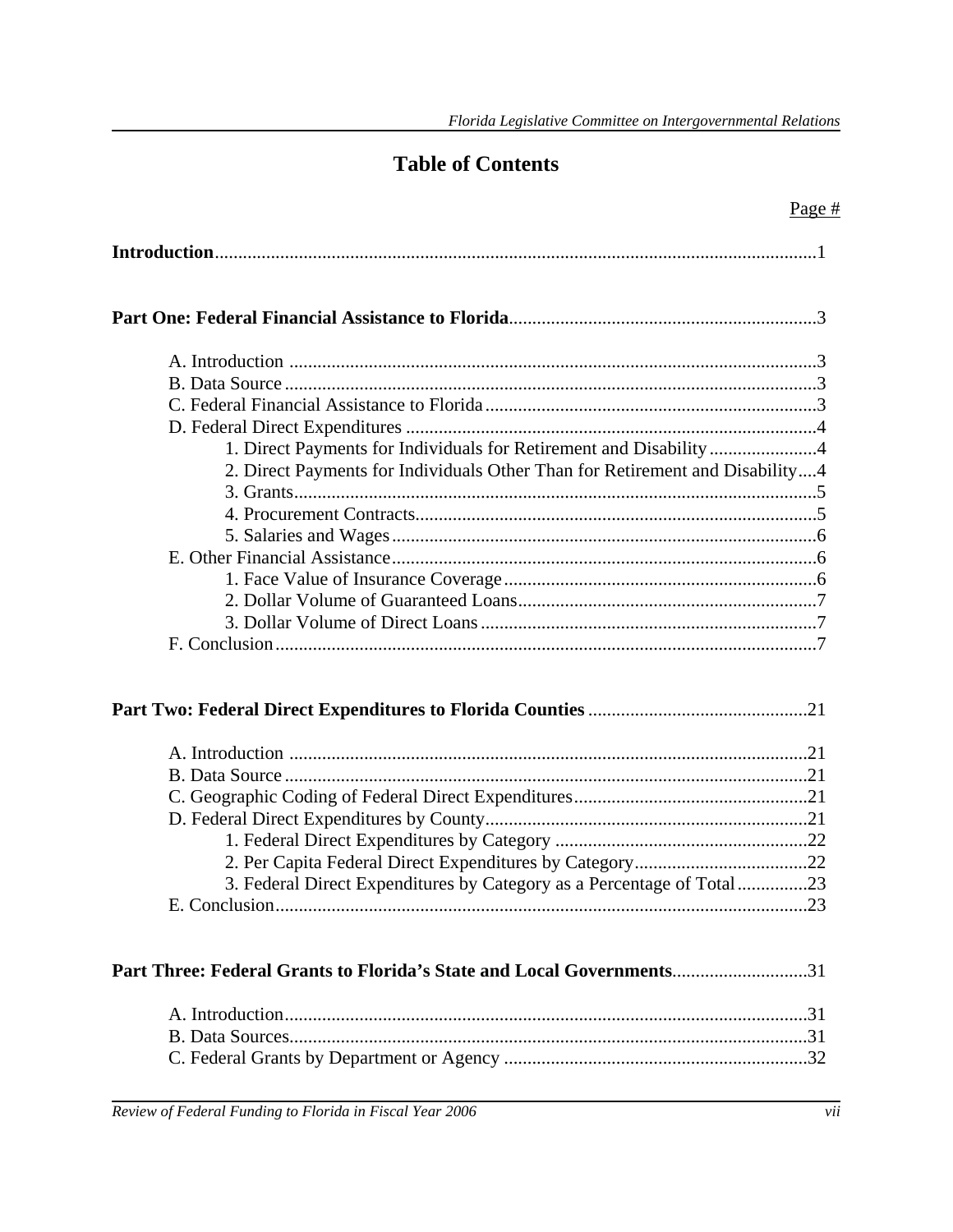# Table of Contents

Page #

**Introduction**......................................................1

**Part One: Federal Financial Assistance to Florida**......................................................3

- A. Introduction ......................................................3
- B. Data Source ......................................................3
- C. Federal Financial Assistance to Florida ......................................................3
- D. Federal Direct Expenditures ......................................................4
    - 1. Direct Payments for Individuals for Retirement and Disability ......................................................4
    - 2. Direct Payments for Individuals Other Than for Retirement and Disability....4
    - 3. Grants......................................................5
    - 4. Procurement Contracts......................................................5
    - 5. Salaries and Wages......................................................6
- E. Other Financial Assistance......................................................6
    - 1. Face Value of Insurance Coverage......................................................6
    - 2. Dollar Volume of Guaranteed Loans......................................................7
    - 3. Dollar Volume of Direct Loans......................................................7
- F. Conclusion......................................................7

**Part Two: Federal Direct Expenditures to Florida Counties** ......................................................21

- A. Introduction ......................................................21
- B. Data Source ......................................................21
- C. Geographic Coding of Federal Direct Expenditures......................................................21
- D. Federal Direct Expenditures by County......................................................21
    - 1. Federal Direct Expenditures by Category ......................................................22
    - 2. Per Capita Federal Direct Expenditures by Category......................................................22
    - 3. Federal Direct Expenditures by Category as a Percentage of Total ...............23
- E. Conclusion......................................................23

**Part Three: Federal Grants to Florida's State and Local Governments**......................................................31

- A. Introduction......................................................31
- B. Data Sources......................................................31
- C. Federal Grants by Department or Agency ......................................................32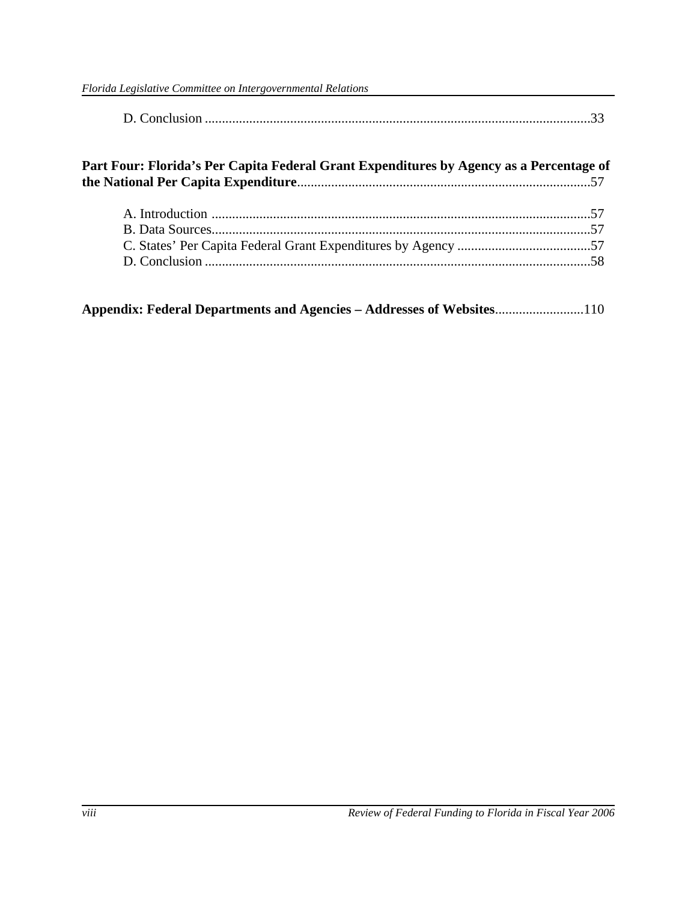D. Conclusion .....................................................................................................................33

**Part Four: Florida's Per Capita Federal Grant Expenditures by Agency as a Percentage of the National Per Capita Expenditure**......................................................................................57

A. Introduction ................................................................................................................57
B. Data Sources................................................................................................................57
C. States' Per Capita Federal Grant Expenditures by Agency .......................................57
D. Conclusion ..................................................................................................................58

**Appendix: Federal Departments and Agencies – Addresses of Websites**..........................110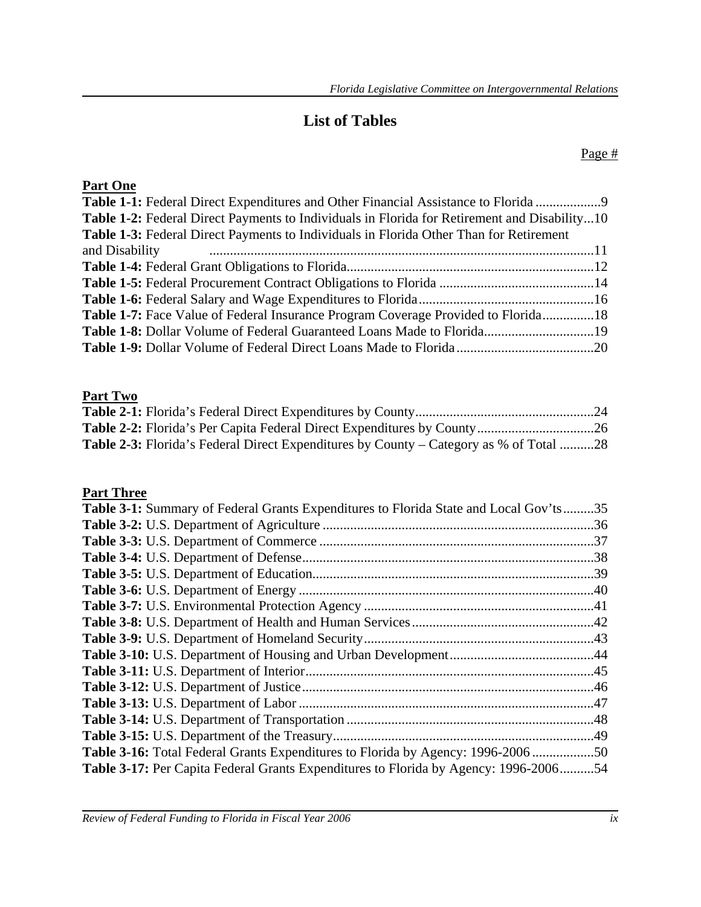# List of Tables

Page #

**Part One**

**Table 1-1:** Federal Direct Expenditures and Other Financial Assistance to Florida ..................9
**Table 1-2:** Federal Direct Payments to Individuals in Florida for Retirement and Disability...10
**Table 1-3:** Federal Direct Payments to Individuals in Florida Other Than for Retirement and Disability ................................................................................................................11
**Table 1-4:** Federal Grant Obligations to Florida......................................................................12
**Table 1-5:** Federal Procurement Contract Obligations to Florida ............................................14
**Table 1-6:** Federal Salary and Wage Expenditures to Florida..................................................16
**Table 1-7:** Face Value of Federal Insurance Program Coverage Provided to Florida...............18
**Table 1-8:** Dollar Volume of Federal Guaranteed Loans Made to Florida................................19
**Table 1-9:** Dollar Volume of Federal Direct Loans Made to Florida........................................20

**Part Two**

**Table 2-1:** Florida's Federal Direct Expenditures by County....................................................24
**Table 2-2:** Florida's Per Capita Federal Direct Expenditures by County..................................26
**Table 2-3:** Florida's Federal Direct Expenditures by County – Category as % of Total ..........28

**Part Three**

**Table 3-1:** Summary of Federal Grants Expenditures to Florida State and Local Gov'ts.........35
**Table 3-2:** U.S. Department of Agriculture ..............................................................................36
**Table 3-3:** U.S. Department of Commerce ................................................................................37
**Table 3-4:** U.S. Department of Defense.....................................................................................38
**Table 3-5:** U.S. Department of Education..................................................................................39
**Table 3-6:** U.S. Department of Energy .....................................................................................40
**Table 3-7:** U.S. Environmental Protection Agency ...................................................................41
**Table 3-8:** U.S. Department of Health and Human Services.....................................................42
**Table 3-9:** U.S. Department of Homeland Security...................................................................43
**Table 3-10:** U.S. Department of Housing and Urban Development..........................................44
**Table 3-11:** U.S. Department of Interior...................................................................................45
**Table 3-12:** U.S. Department of Justice....................................................................................46
**Table 3-13:** U.S. Department of Labor .....................................................................................47
**Table 3-14:** U.S. Department of Transportation .......................................................................48
**Table 3-15:** U.S. Department of the Treasury...........................................................................49
**Table 3-16:** Total Federal Grants Expenditures to Florida by Agency: 1996-2006 ..................50
**Table 3-17:** Per Capita Federal Grants Expenditures to Florida by Agency: 1996-2006..........54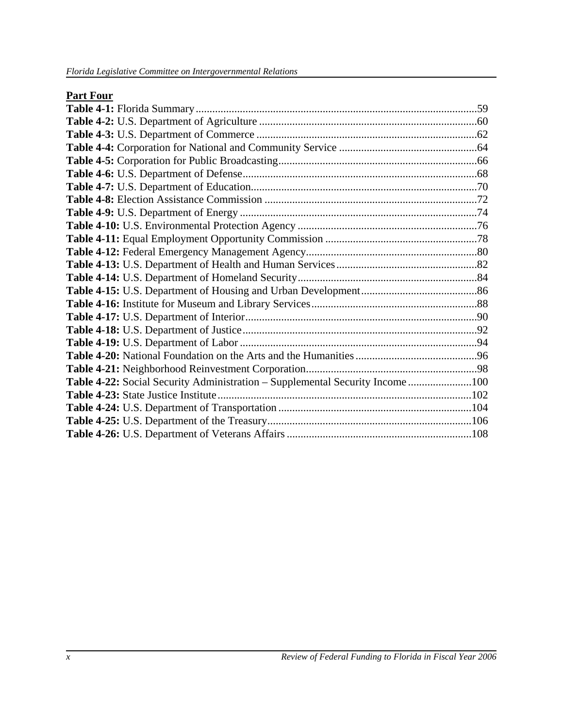**Part Four**

**Table 4-1:** Florida Summary ....................................................................................................59
**Table 4-2:** U.S. Department of Agriculture ..............................................................................60
**Table 4-3:** U.S. Department of Commerce ...............................................................................62
**Table 4-4:** Corporation for National and Community Service .................................................64
**Table 4-5:** Corporation for Public Broadcasting.......................................................................66
**Table 4-6:** U.S. Department of Defense....................................................................................68
**Table 4-7:** U.S. Department of Education.................................................................................70
**Table 4-8:** Election Assistance Commission ............................................................................72
**Table 4-9:** U.S. Department of Energy .....................................................................................74
**Table 4-10:** U.S. Environmental Protection Agency ................................................................76
**Table 4-11:** Equal Employment Opportunity Commission ......................................................78
**Table 4-12:** Federal Emergency Management Agency.............................................................80
**Table 4-13:** U.S. Department of Health and Human Services ..................................................82
**Table 4-14:** U.S. Department of Homeland Security................................................................84
**Table 4-15:** U.S. Department of Housing and Urban Development..........................................86
**Table 4-16:** Institute for Museum and Library Services...........................................................88
**Table 4-17:** U.S. Department of Interior...................................................................................90
**Table 4-18:** U.S. Department of Justice....................................................................................92
**Table 4-19:** U.S. Department of Labor .....................................................................................94
**Table 4-20:** National Foundation on the Arts and the Humanities ...........................................96
**Table 4-21:** Neighborhood Reinvestment Corporation.............................................................98
**Table 4-22:** Social Security Administration – Supplemental Security Income .......................100
**Table 4-23:** State Justice Institute...........................................................................................102
**Table 4-24:** U.S. Department of Transportation .....................................................................104
**Table 4-25:** U.S. Department of the Treasury.........................................................................106
**Table 4-26:** U.S. Department of Veterans Affairs ..................................................................108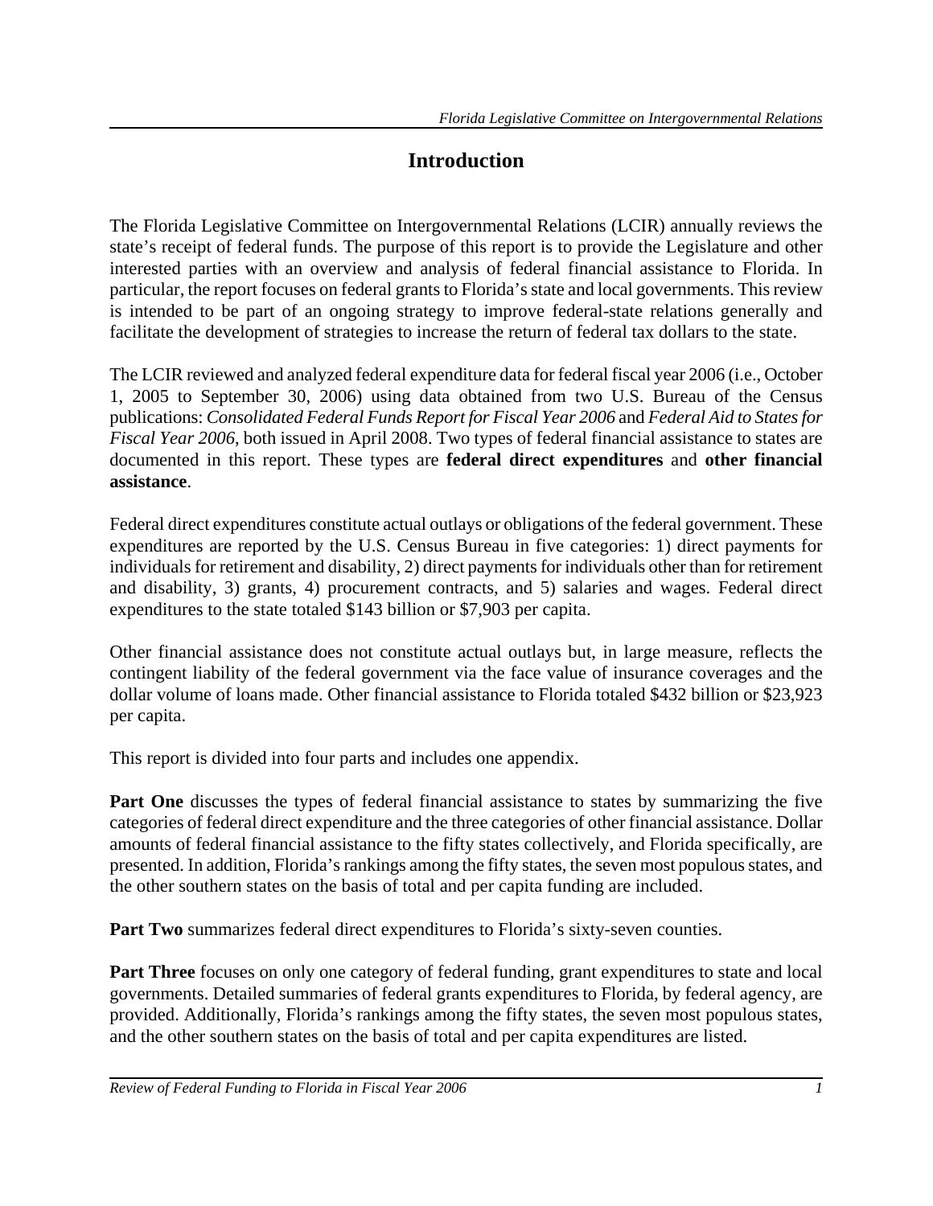# Introduction

The Florida Legislative Committee on Intergovernmental Relations (LCIR) annually reviews the state's receipt of federal funds. The purpose of this report is to provide the Legislature and other interested parties with an overview and analysis of federal financial assistance to Florida. In particular, the report focuses on federal grants to Florida's state and local governments. This review is intended to be part of an ongoing strategy to improve federal-state relations generally and facilitate the development of strategies to increase the return of federal tax dollars to the state.

The LCIR reviewed and analyzed federal expenditure data for federal fiscal year 2006 (i.e., October 1, 2005 to September 30, 2006) using data obtained from two U.S. Bureau of the Census publications: *Consolidated Federal Funds Report for Fiscal Year 2006* and *Federal Aid to States for Fiscal Year 2006*, both issued in April 2008. Two types of federal financial assistance to states are documented in this report. These types are **federal direct expenditures** and **other financial assistance**.

Federal direct expenditures constitute actual outlays or obligations of the federal government. These expenditures are reported by the U.S. Census Bureau in five categories: 1) direct payments for individuals for retirement and disability, 2) direct payments for individuals other than for retirement and disability, 3) grants, 4) procurement contracts, and 5) salaries and wages. Federal direct expenditures to the state totaled $143 billion or $7,903 per capita.

Other financial assistance does not constitute actual outlays but, in large measure, reflects the contingent liability of the federal government via the face value of insurance coverages and the dollar volume of loans made. Other financial assistance to Florida totaled $432 billion or $23,923 per capita.

This report is divided into four parts and includes one appendix.

**Part One** discusses the types of federal financial assistance to states by summarizing the five categories of federal direct expenditure and the three categories of other financial assistance. Dollar amounts of federal financial assistance to the fifty states collectively, and Florida specifically, are presented. In addition, Florida's rankings among the fifty states, the seven most populous states, and the other southern states on the basis of total and per capita funding are included.

**Part Two** summarizes federal direct expenditures to Florida's sixty-seven counties.

**Part Three** focuses on only one category of federal funding, grant expenditures to state and local governments. Detailed summaries of federal grants expenditures to Florida, by federal agency, are provided. Additionally, Florida's rankings among the fifty states, the seven most populous states, and the other southern states on the basis of total and per capita expenditures are listed.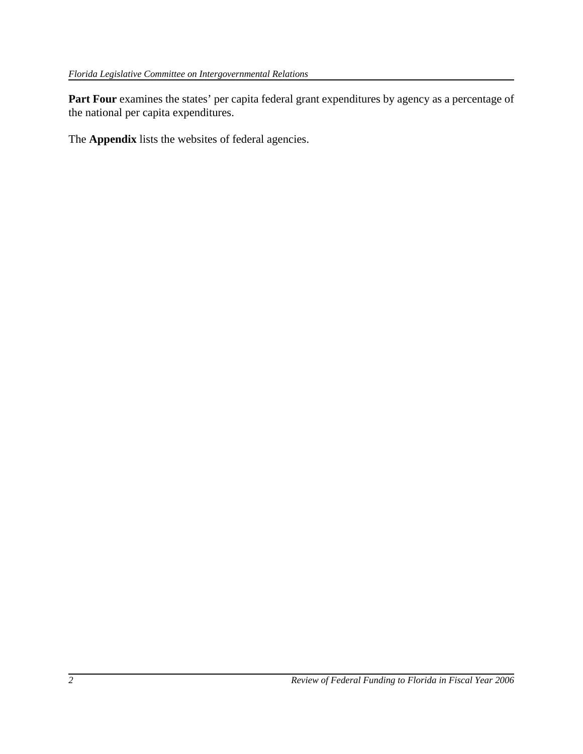**Part Four** examines the states' per capita federal grant expenditures by agency as a percentage of the national per capita expenditures.

The **Appendix** lists the websites of federal agencies.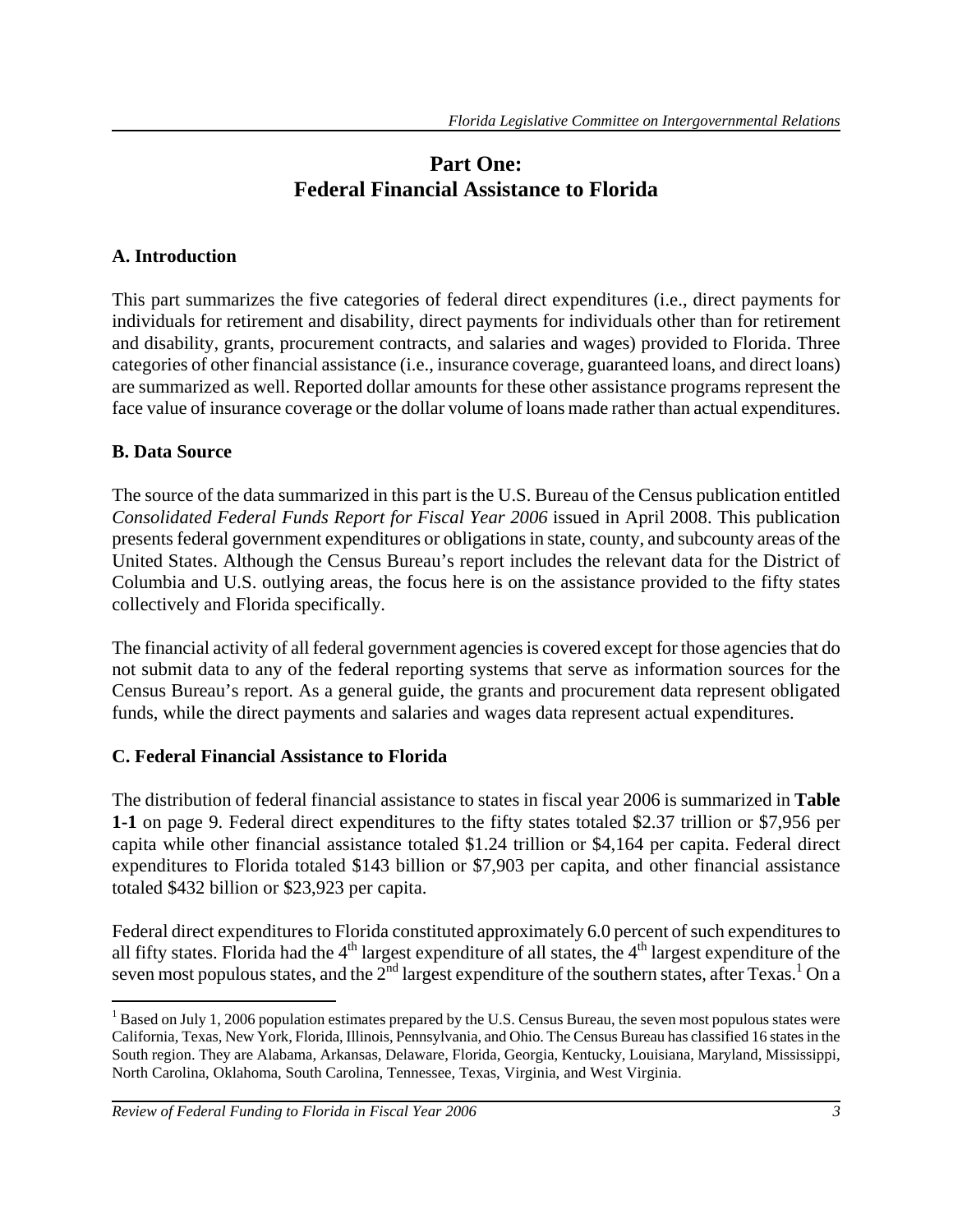# Part One: Federal Financial Assistance to Florida

## A. Introduction

This part summarizes the five categories of federal direct expenditures (i.e., direct payments for individuals for retirement and disability, direct payments for individuals other than for retirement and disability, grants, procurement contracts, and salaries and wages) provided to Florida. Three categories of other financial assistance (i.e., insurance coverage, guaranteed loans, and direct loans) are summarized as well. Reported dollar amounts for these other assistance programs represent the face value of insurance coverage or the dollar volume of loans made rather than actual expenditures.

## B. Data Source

The source of the data summarized in this part is the U.S. Bureau of the Census publication entitled *Consolidated Federal Funds Report for Fiscal Year 2006* issued in April 2008. This publication presents federal government expenditures or obligations in state, county, and subcounty areas of the United States. Although the Census Bureau's report includes the relevant data for the District of Columbia and U.S. outlying areas, the focus here is on the assistance provided to the fifty states collectively and Florida specifically.

The financial activity of all federal government agencies is covered except for those agencies that do not submit data to any of the federal reporting systems that serve as information sources for the Census Bureau's report. As a general guide, the grants and procurement data represent obligated funds, while the direct payments and salaries and wages data represent actual expenditures.

## C. Federal Financial Assistance to Florida

The distribution of federal financial assistance to states in fiscal year 2006 is summarized in **Table 1-1** on page 9. Federal direct expenditures to the fifty states totaled \$2.37 trillion or \$7,956 per capita while other financial assistance totaled \$1.24 trillion or \$4,164 per capita. Federal direct expenditures to Florida totaled \$143 billion or \$7,903 per capita, and other financial assistance totaled \$432 billion or \$23,923 per capita.

Federal direct expenditures to Florida constituted approximately 6.0 percent of such expenditures to all fifty states. Florida had the 4th largest expenditure of all states, the 4th largest expenditure of the seven most populous states, and the 2nd largest expenditure of the southern states, after Texas.[1] On a

[1] Based on July 1, 2006 population estimates prepared by the U.S. Census Bureau, the seven most populous states were California, Texas, New York, Florida, Illinois, Pennsylvania, and Ohio. The Census Bureau has classified 16 states in the South region. They are Alabama, Arkansas, Delaware, Florida, Georgia, Kentucky, Louisiana, Maryland, Mississippi, North Carolina, Oklahoma, South Carolina, Tennessee, Texas, Virginia, and West Virginia.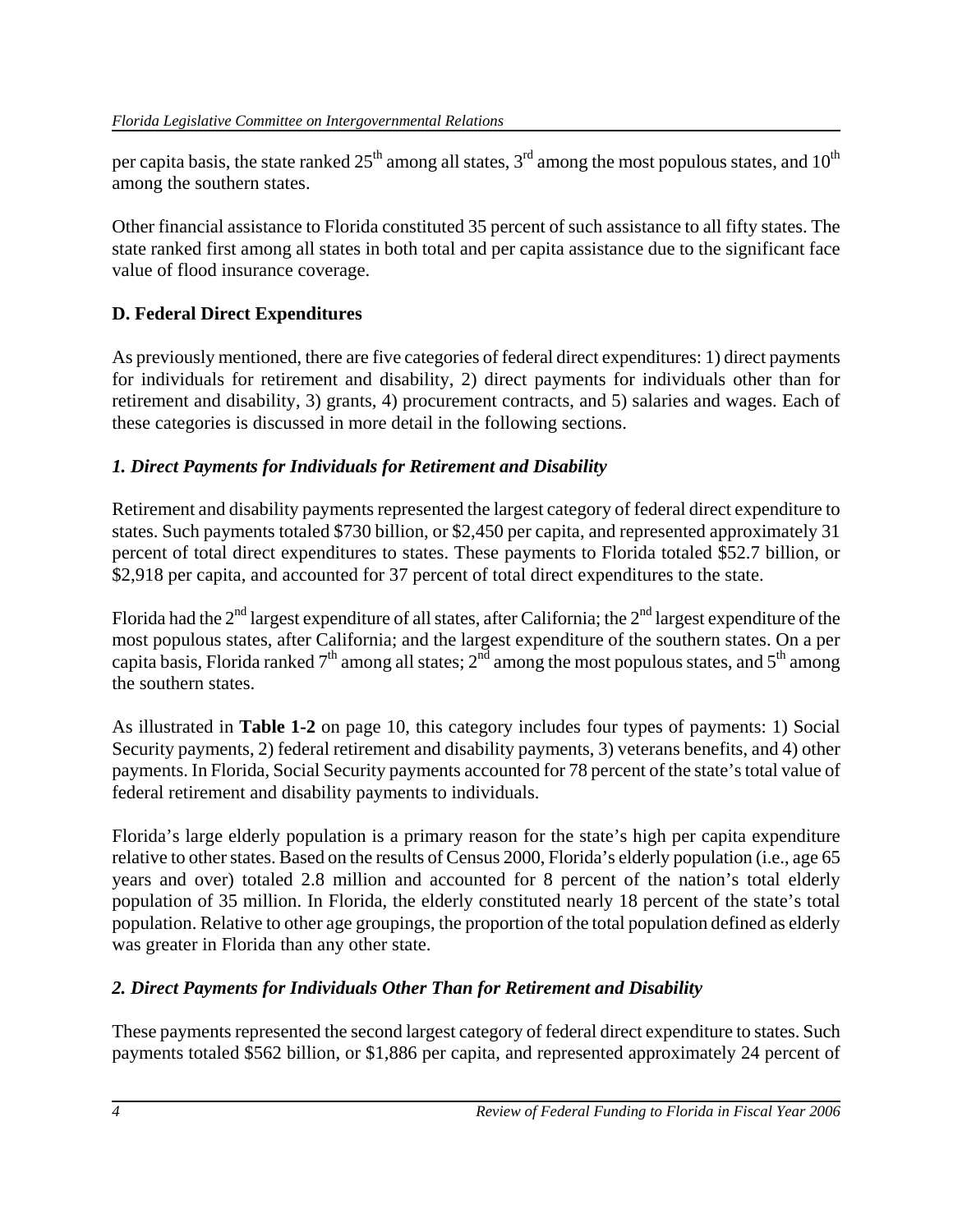per capita basis, the state ranked 25th among all states, 3rd among the most populous states, and 10th among the southern states.

Other financial assistance to Florida constituted 35 percent of such assistance to all fifty states. The state ranked first among all states in both total and per capita assistance due to the significant face value of flood insurance coverage.

## D. Federal Direct Expenditures

As previously mentioned, there are five categories of federal direct expenditures: 1) direct payments for individuals for retirement and disability, 2) direct payments for individuals other than for retirement and disability, 3) grants, 4) procurement contracts, and 5) salaries and wages. Each of these categories is discussed in more detail in the following sections.

### *1. Direct Payments for Individuals for Retirement and Disability*

Retirement and disability payments represented the largest category of federal direct expenditure to states. Such payments totaled $730 billion, or $2,450 per capita, and represented approximately 31 percent of total direct expenditures to states. These payments to Florida totaled $52.7 billion, or $2,918 per capita, and accounted for 37 percent of total direct expenditures to the state.

Florida had the 2nd largest expenditure of all states, after California; the 2nd largest expenditure of the most populous states, after California; and the largest expenditure of the southern states. On a per capita basis, Florida ranked 7th among all states; 2nd among the most populous states, and 5th among the southern states.

As illustrated in **Table 1-2** on page 10, this category includes four types of payments: 1) Social Security payments, 2) federal retirement and disability payments, 3) veterans benefits, and 4) other payments. In Florida, Social Security payments accounted for 78 percent of the state's total value of federal retirement and disability payments to individuals.

Florida's large elderly population is a primary reason for the state's high per capita expenditure relative to other states. Based on the results of Census 2000, Florida's elderly population (i.e., age 65 years and over) totaled 2.8 million and accounted for 8 percent of the nation's total elderly population of 35 million. In Florida, the elderly constituted nearly 18 percent of the state's total population. Relative to other age groupings, the proportion of the total population defined as elderly was greater in Florida than any other state.

### *2. Direct Payments for Individuals Other Than for Retirement and Disability*

These payments represented the second largest category of federal direct expenditure to states. Such payments totaled $562 billion, or $1,886 per capita, and represented approximately 24 percent of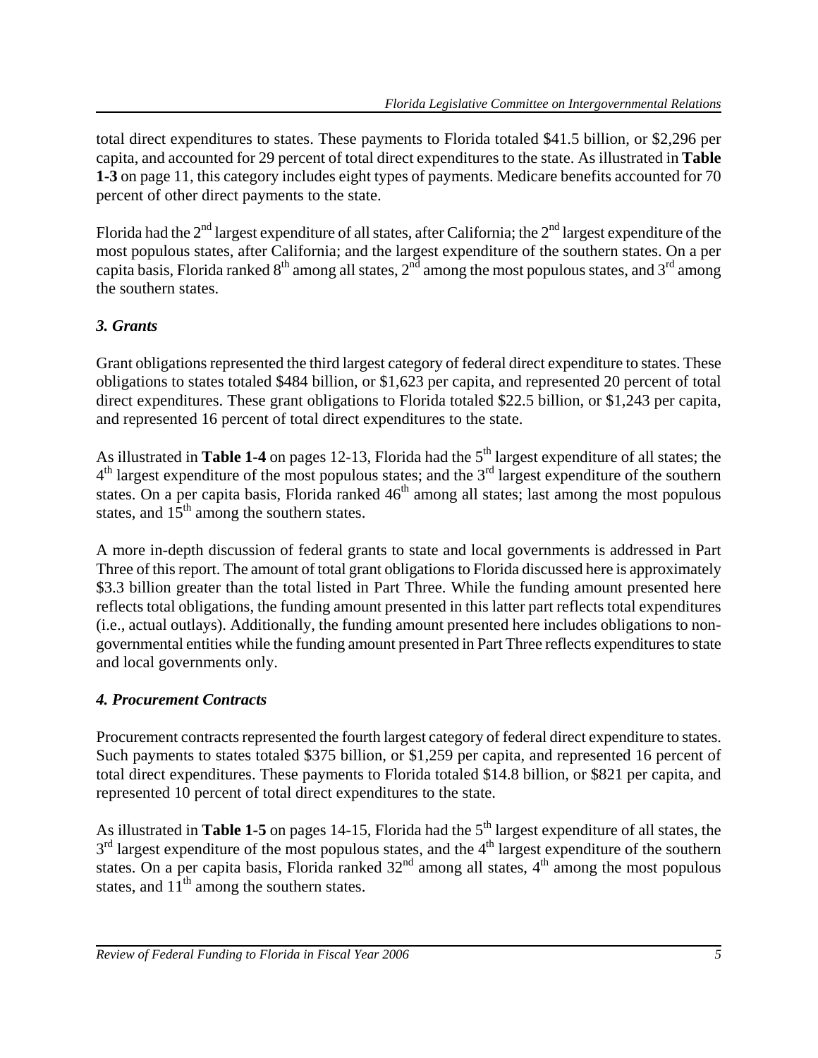total direct expenditures to states. These payments to Florida totaled $41.5 billion, or $2,296 per capita, and accounted for 29 percent of total direct expenditures to the state. As illustrated in **Table 1-3** on page 11, this category includes eight types of payments. Medicare benefits accounted for 70 percent of other direct payments to the state.

Florida had the 2nd largest expenditure of all states, after California; the 2nd largest expenditure of the most populous states, after California; and the largest expenditure of the southern states. On a per capita basis, Florida ranked 8th among all states, 2nd among the most populous states, and 3rd among the southern states.

### *3. Grants*

Grant obligations represented the third largest category of federal direct expenditure to states. These obligations to states totaled $484 billion, or $1,623 per capita, and represented 20 percent of total direct expenditures. These grant obligations to Florida totaled $22.5 billion, or $1,243 per capita, and represented 16 percent of total direct expenditures to the state.

As illustrated in **Table 1-4** on pages 12-13, Florida had the 5th largest expenditure of all states; the 4th largest expenditure of the most populous states; and the 3rd largest expenditure of the southern states. On a per capita basis, Florida ranked 46th among all states; last among the most populous states, and 15th among the southern states.

A more in-depth discussion of federal grants to state and local governments is addressed in Part Three of this report. The amount of total grant obligations to Florida discussed here is approximately $3.3 billion greater than the total listed in Part Three. While the funding amount presented here reflects total obligations, the funding amount presented in this latter part reflects total expenditures (i.e., actual outlays). Additionally, the funding amount presented here includes obligations to non-governmental entities while the funding amount presented in Part Three reflects expenditures to state and local governments only.

### *4. Procurement Contracts*

Procurement contracts represented the fourth largest category of federal direct expenditure to states. Such payments to states totaled $375 billion, or $1,259 per capita, and represented 16 percent of total direct expenditures. These payments to Florida totaled $14.8 billion, or $821 per capita, and represented 10 percent of total direct expenditures to the state.

As illustrated in **Table 1-5** on pages 14-15, Florida had the 5th largest expenditure of all states, the 3rd largest expenditure of the most populous states, and the 4th largest expenditure of the southern states. On a per capita basis, Florida ranked 32nd among all states, 4th among the most populous states, and 11th among the southern states.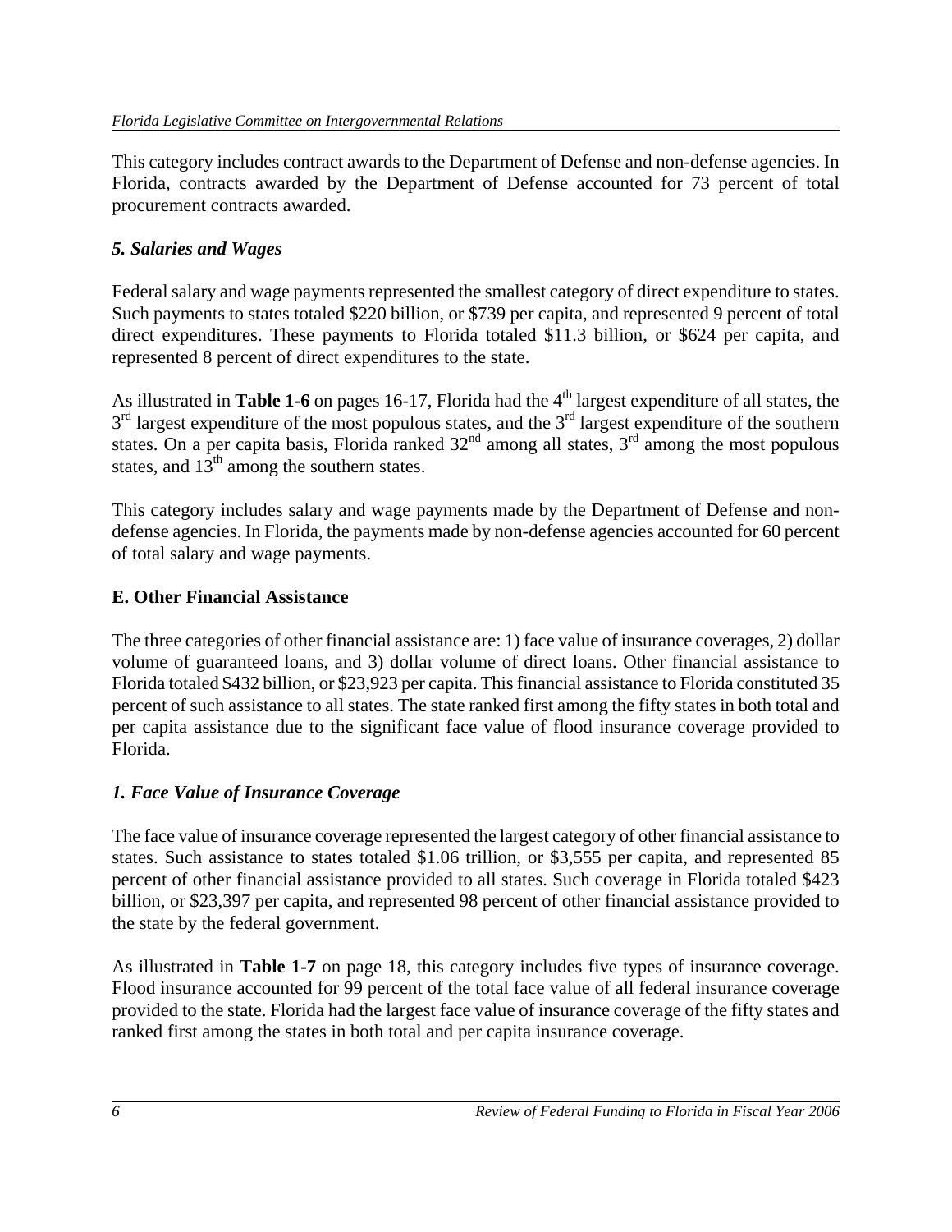This category includes contract awards to the Department of Defense and non-defense agencies. In Florida, contracts awarded by the Department of Defense accounted for 73 percent of total procurement contracts awarded.

### *5. Salaries and Wages*

Federal salary and wage payments represented the smallest category of direct expenditure to states. Such payments to states totaled $220 billion, or $739 per capita, and represented 9 percent of total direct expenditures. These payments to Florida totaled $11.3 billion, or $624 per capita, and represented 8 percent of direct expenditures to the state.

As illustrated in **Table 1-6** on pages 16-17, Florida had the 4th largest expenditure of all states, the 3rd largest expenditure of the most populous states, and the 3rd largest expenditure of the southern states. On a per capita basis, Florida ranked 32nd among all states, 3rd among the most populous states, and 13th among the southern states.

This category includes salary and wage payments made by the Department of Defense and non-defense agencies. In Florida, the payments made by non-defense agencies accounted for 60 percent of total salary and wage payments.

## E. Other Financial Assistance

The three categories of other financial assistance are: 1) face value of insurance coverages, 2) dollar volume of guaranteed loans, and 3) dollar volume of direct loans. Other financial assistance to Florida totaled $432 billion, or $23,923 per capita. This financial assistance to Florida constituted 35 percent of such assistance to all states. The state ranked first among the fifty states in both total and per capita assistance due to the significant face value of flood insurance coverage provided to Florida.

### *1. Face Value of Insurance Coverage*

The face value of insurance coverage represented the largest category of other financial assistance to states. Such assistance to states totaled $1.06 trillion, or $3,555 per capita, and represented 85 percent of other financial assistance provided to all states. Such coverage in Florida totaled $423 billion, or $23,397 per capita, and represented 98 percent of other financial assistance provided to the state by the federal government.

As illustrated in **Table 1-7** on page 18, this category includes five types of insurance coverage. Flood insurance accounted for 99 percent of the total face value of all federal insurance coverage provided to the state. Florida had the largest face value of insurance coverage of the fifty states and ranked first among the states in both total and per capita insurance coverage.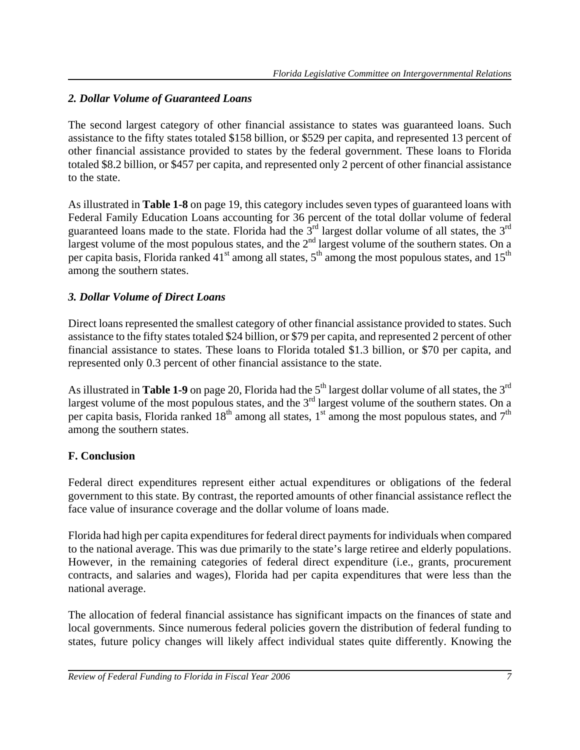### *2. Dollar Volume of Guaranteed Loans*

The second largest category of other financial assistance to states was guaranteed loans. Such assistance to the fifty states totaled $158 billion, or $529 per capita, and represented 13 percent of other financial assistance provided to states by the federal government. These loans to Florida totaled $8.2 billion, or $457 per capita, and represented only 2 percent of other financial assistance to the state.

As illustrated in **Table 1-8** on page 19, this category includes seven types of guaranteed loans with Federal Family Education Loans accounting for 36 percent of the total dollar volume of federal guaranteed loans made to the state. Florida had the 3rd largest dollar volume of all states, the 3rd largest volume of the most populous states, and the 2nd largest volume of the southern states. On a per capita basis, Florida ranked 41st among all states, 5th among the most populous states, and 15th among the southern states.

### *3. Dollar Volume of Direct Loans*

Direct loans represented the smallest category of other financial assistance provided to states. Such assistance to the fifty states totaled $24 billion, or $79 per capita, and represented 2 percent of other financial assistance to states. These loans to Florida totaled $1.3 billion, or $70 per capita, and represented only 0.3 percent of other financial assistance to the state.

As illustrated in **Table 1-9** on page 20, Florida had the 5th largest dollar volume of all states, the 3rd largest volume of the most populous states, and the 3rd largest volume of the southern states. On a per capita basis, Florida ranked 18th among all states, 1st among the most populous states, and 7th among the southern states.

## F. Conclusion

Federal direct expenditures represent either actual expenditures or obligations of the federal government to this state. By contrast, the reported amounts of other financial assistance reflect the face value of insurance coverage and the dollar volume of loans made.

Florida had high per capita expenditures for federal direct payments for individuals when compared to the national average. This was due primarily to the state's large retiree and elderly populations. However, in the remaining categories of federal direct expenditure (i.e., grants, procurement contracts, and salaries and wages), Florida had per capita expenditures that were less than the national average.

The allocation of federal financial assistance has significant impacts on the finances of state and local governments. Since numerous federal policies govern the distribution of federal funding to states, future policy changes will likely affect individual states quite differently. Knowing the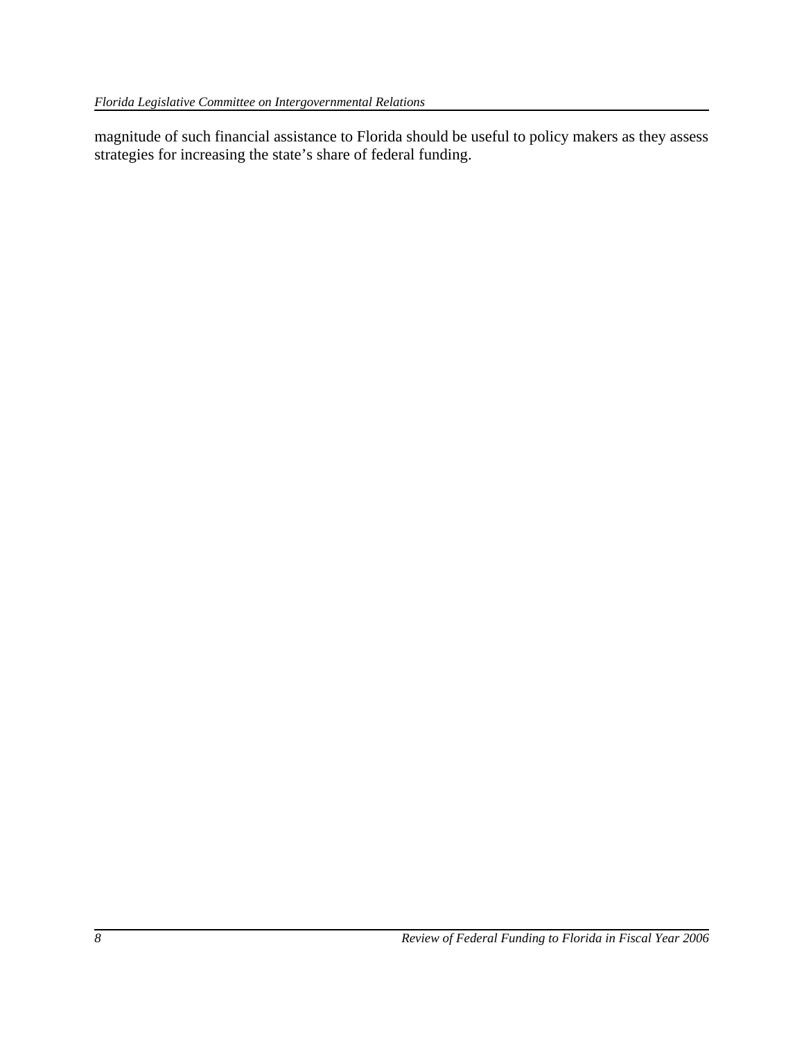magnitude of such financial assistance to Florida should be useful to policy makers as they assess strategies for increasing the state's share of federal funding.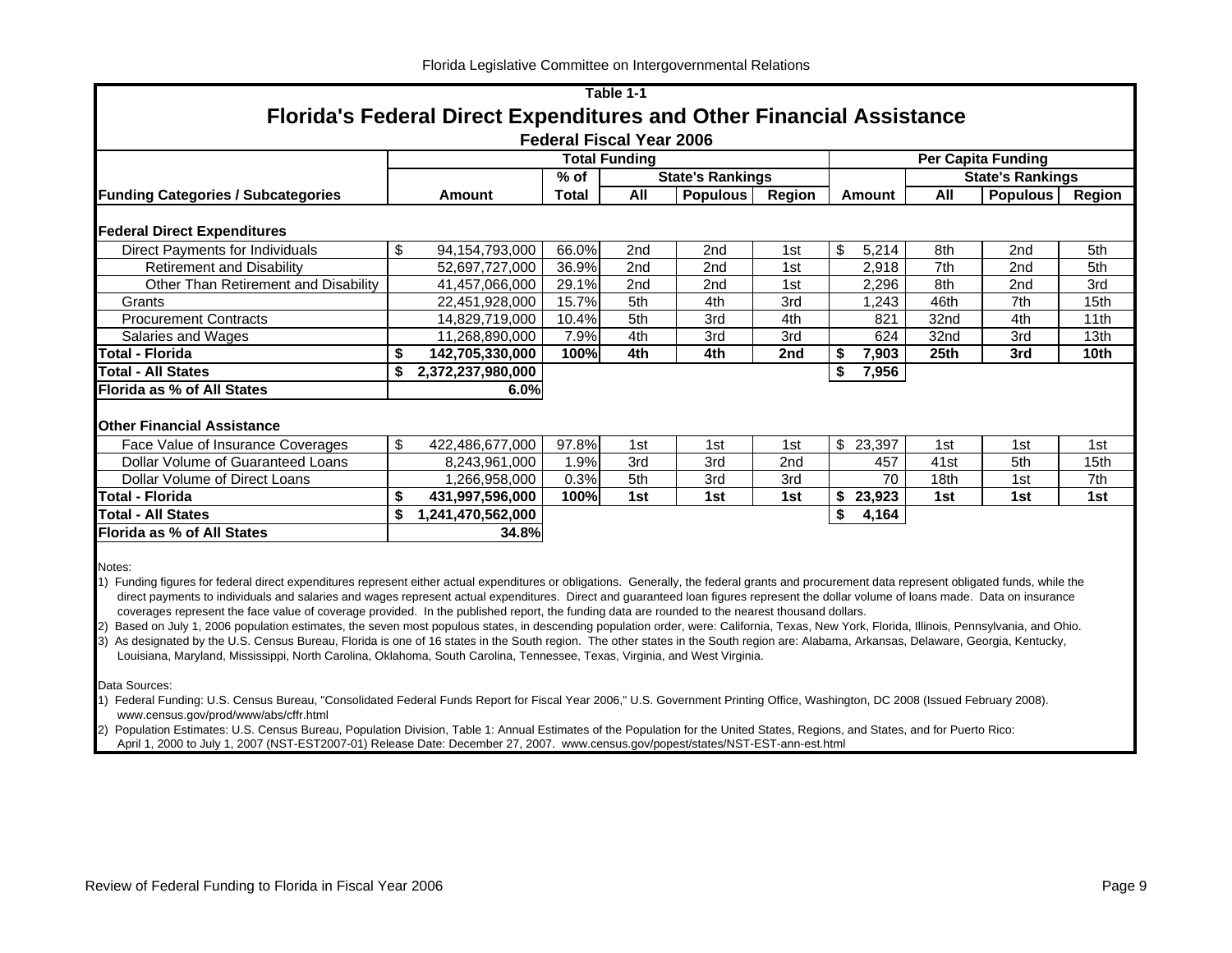Table 1-1

# Florida's Federal Direct Expenditures and Other Financial Assistance

**Federal Fiscal Year 2006**

| Funding Categories / Subcategories | Total Funding | | | | | Per Capita Funding | | | |
|---|---|---|---|---|---|---|---|---|---|
| | | % of | State's Rankings | | | | State's Rankings | | |
| | Amount | Total | All | Populous | Region | Amount | All | Populous | Region |
| **Federal Direct Expenditures** | | | | | | | | | |
| Direct Payments for Individuals | $ 94,154,793,000 | 66.0% | 2nd | 2nd | 1st | $ 5,214 | 8th | 2nd | 5th |
| Retirement and Disability | 52,697,727,000 | 36.9% | 2nd | 2nd | 1st | 2,918 | 7th | 2nd | 5th |
| Other Than Retirement and Disability | 41,457,066,000 | 29.1% | 2nd | 2nd | 1st | 2,296 | 8th | 2nd | 3rd |
| Grants | 22,451,928,000 | 15.7% | 5th | 4th | 3rd | 1,243 | 46th | 7th | 15th |
| Procurement Contracts | 14,829,719,000 | 10.4% | 5th | 3rd | 4th | 821 | 32nd | 4th | 11th |
| Salaries and Wages | 11,268,890,000 | 7.9% | 4th | 3rd | 3rd | 624 | 32nd | 3rd | 13th |
| **Total - Florida** | **$ 142,705,330,000** | **100%** | **4th** | **4th** | **2nd** | **$ 7,903** | **25th** | **3rd** | **10th** |
| **Total - All States** | **$ 2,372,237,980,000** | | | | | **$ 7,956** | | | |
| **Florida as % of All States** | **6.0%** | | | | | | | | |
| **Other Financial Assistance** | | | | | | | | | |
| Face Value of Insurance Coverages | $ 422,486,677,000 | 97.8% | 1st | 1st | 1st | $ 23,397 | 1st | 1st | 1st |
| Dollar Volume of Guaranteed Loans | 8,243,961,000 | 1.9% | 3rd | 3rd | 2nd | 457 | 41st | 5th | 15th |
| Dollar Volume of Direct Loans | 1,266,958,000 | 0.3% | 5th | 3rd | 3rd | 70 | 18th | 1st | 7th |
| **Total - Florida** | **$ 431,997,596,000** | **100%** | **1st** | **1st** | **1st** | **$ 23,923** | **1st** | **1st** | **1st** |
| **Total - All States** | **$ 1,241,470,562,000** | | | | | **$ 4,164** | | | |
| **Florida as % of All States** | **34.8%** | | | | | | | | |

Notes:

1) Funding figures for federal direct expenditures represent either actual expenditures or obligations. Generally, the federal grants and procurement data represent obligated funds, while the direct payments to individuals and salaries and wages represent actual expenditures. Direct and guaranteed loan figures represent the dollar volume of loans made. Data on insurance coverages represent the face value of coverage provided. In the published report, the funding data are rounded to the nearest thousand dollars.

2) Based on July 1, 2006 population estimates, the seven most populous states, in descending population order, were: California, Texas, New York, Florida, Illinois, Pennsylvania, and Ohio.

3) As designated by the U.S. Census Bureau, Florida is one of 16 states in the South region. The other states in the South region are: Alabama, Arkansas, Delaware, Georgia, Kentucky, Louisiana, Maryland, Mississippi, North Carolina, Oklahoma, South Carolina, Tennessee, Texas, Virginia, and West Virginia.

Data Sources:

1) Federal Funding: U.S. Census Bureau, "Consolidated Federal Funds Report for Fiscal Year 2006," U.S. Government Printing Office, Washington, DC 2008 (Issued February 2008). www.census.gov/prod/www/abs/cffr.html

2) Population Estimates: U.S. Census Bureau, Population Division, Table 1: Annual Estimates of the Population for the United States, Regions, and States, and for Puerto Rico: April 1, 2000 to July 1, 2007 (NST-EST2007-01) Release Date: December 27, 2007. www.census.gov/popest/states/NST-EST-ann-est.html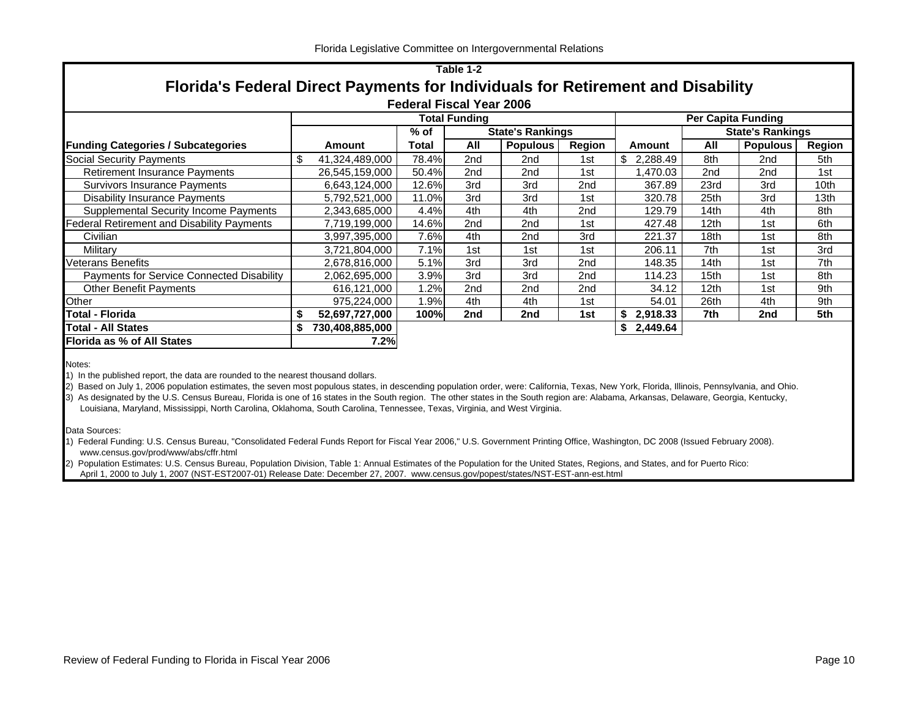Table 1-2

# Florida's Federal Direct Payments for Individuals for Retirement and Disability

**Federal Fiscal Year 2006**

| | Total Funding | | | | | Per Capita Funding | | | |
|---|---|---|---|---|---|---|---|---|---|
| | | % of | State's Rankings | | | | State's Rankings | | |
| **Funding Categories / Subcategories** | **Amount** | **Total** | **All** | **Populous** | **Region** | **Amount** | **All** | **Populous** | **Region** |
| Social Security Payments | $ 41,324,489,000 | 78.4% | 2nd | 2nd | 1st | $ 2,288.49 | 8th | 2nd | 5th |
| Retirement Insurance Payments | 26,545,159,000 | 50.4% | 2nd | 2nd | 1st | 1,470.03 | 2nd | 2nd | 1st |
| Survivors Insurance Payments | 6,643,124,000 | 12.6% | 3rd | 3rd | 2nd | 367.89 | 23rd | 3rd | 10th |
| Disability Insurance Payments | 5,792,521,000 | 11.0% | 3rd | 3rd | 1st | 320.78 | 25th | 3rd | 13th |
| Supplemental Security Income Payments | 2,343,685,000 | 4.4% | 4th | 4th | 2nd | 129.79 | 14th | 4th | 8th |
| Federal Retirement and Disability Payments | 7,719,199,000 | 14.6% | 2nd | 2nd | 1st | 427.48 | 12th | 1st | 6th |
| Civilian | 3,997,395,000 | 7.6% | 4th | 2nd | 3rd | 221.37 | 18th | 1st | 8th |
| Military | 3,721,804,000 | 7.1% | 1st | 1st | 1st | 206.11 | 7th | 1st | 3rd |
| Veterans Benefits | 2,678,816,000 | 5.1% | 3rd | 3rd | 2nd | 148.35 | 14th | 1st | 7th |
| Payments for Service Connected Disability | 2,062,695,000 | 3.9% | 3rd | 3rd | 2nd | 114.23 | 15th | 1st | 8th |
| Other Benefit Payments | 616,121,000 | 1.2% | 2nd | 2nd | 2nd | 34.12 | 12th | 1st | 9th |
| Other | 975,224,000 | 1.9% | 4th | 4th | 1st | 54.01 | 26th | 4th | 9th |
| **Total - Florida** | **$ 52,697,727,000** | **100%** | **2nd** | **2nd** | **1st** | **$ 2,918.33** | **7th** | **2nd** | **5th** |
| **Total - All States** | **$ 730,408,885,000** | | | | | **$ 2,449.64** | | | |
| **Florida as % of All States** | **7.2%** | | | | | | | | |

Notes:

1) In the published report, the data are rounded to the nearest thousand dollars.

2) Based on July 1, 2006 population estimates, the seven most populous states, in descending population order, were: California, Texas, New York, Florida, Illinois, Pennsylvania, and Ohio.

3) As designated by the U.S. Census Bureau, Florida is one of 16 states in the South region. The other states in the South region are: Alabama, Arkansas, Delaware, Georgia, Kentucky, Louisiana, Maryland, Mississippi, North Carolina, Oklahoma, South Carolina, Tennessee, Texas, Virginia, and West Virginia.

Data Sources:

1) Federal Funding: U.S. Census Bureau, "Consolidated Federal Funds Report for Fiscal Year 2006," U.S. Government Printing Office, Washington, DC 2008 (Issued February 2008). www.census.gov/prod/www/abs/cffr.html

2) Population Estimates: U.S. Census Bureau, Population Division, Table 1: Annual Estimates of the Population for the United States, Regions, and States, and for Puerto Rico: April 1, 2000 to July 1, 2007 (NST-EST2007-01) Release Date: December 27, 2007. www.census.gov/popest/states/NST-EST-ann-est.html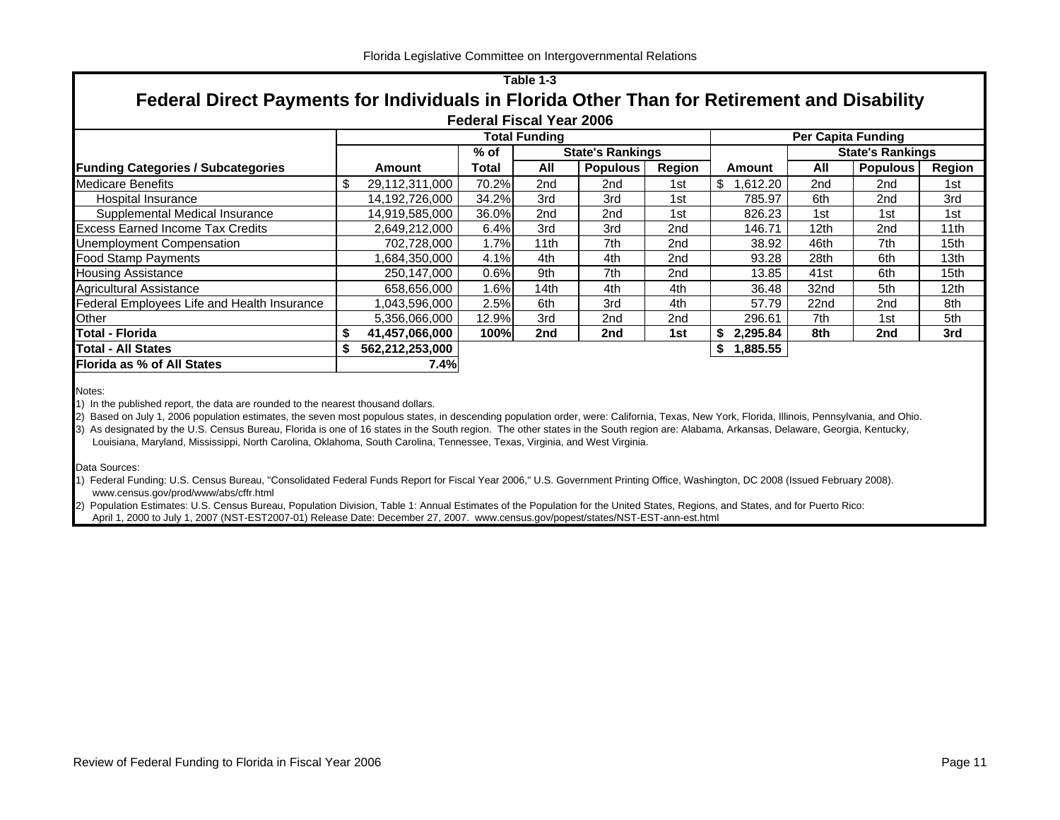## Table 1-3

# Federal Direct Payments for Individuals in Florida Other Than for Retirement and Disability

### Federal Fiscal Year 2006

| | Total Funding | | | | | Per Capita Funding | | | |
|---|---|---|---|---|---|---|---|---|---|
| | | % of | State's Rankings | | | | State's Rankings | | |
| **Funding Categories / Subcategories** | **Amount** | **Total** | **All** | **Populous** | **Region** | **Amount** | **All** | **Populous** | **Region** |
| Medicare Benefits | $ 29,112,311,000 | 70.2% | 2nd | 2nd | 1st | $ 1,612.20 | 2nd | 2nd | 1st |
| Hospital Insurance | 14,192,726,000 | 34.2% | 3rd | 3rd | 1st | 785.97 | 6th | 2nd | 3rd |
| Supplemental Medical Insurance | 14,919,585,000 | 36.0% | 2nd | 2nd | 1st | 826.23 | 1st | 1st | 1st |
| Excess Earned Income Tax Credits | 2,649,212,000 | 6.4% | 3rd | 3rd | 2nd | 146.71 | 12th | 2nd | 11th |
| Unemployment Compensation | 702,728,000 | 1.7% | 11th | 7th | 2nd | 38.92 | 46th | 7th | 15th |
| Food Stamp Payments | 1,684,350,000 | 4.1% | 4th | 4th | 2nd | 93.28 | 28th | 6th | 13th |
| Housing Assistance | 250,147,000 | 0.6% | 9th | 7th | 2nd | 13.85 | 41st | 6th | 15th |
| Agricultural Assistance | 658,656,000 | 1.6% | 14th | 4th | 4th | 36.48 | 32nd | 5th | 12th |
| Federal Employees Life and Health Insurance | 1,043,596,000 | 2.5% | 6th | 3rd | 4th | 57.79 | 22nd | 2nd | 8th |
| Other | 5,356,066,000 | 12.9% | 3rd | 2nd | 2nd | 296.61 | 7th | 1st | 5th |
| **Total - Florida** | **$ 41,457,066,000** | **100%** | **2nd** | **2nd** | **1st** | **$ 2,295.84** | **8th** | **2nd** | **3rd** |
| **Total - All States** | **$ 562,212,253,000** | | | | | **$ 1,885.55** | | | |
| **Florida as % of All States** | **7.4%** | | | | | | | | |

Notes:
1) In the published report, the data are rounded to the nearest thousand dollars.
2) Based on July 1, 2006 population estimates, the seven most populous states, in descending population order, were: California, Texas, New York, Florida, Illinois, Pennsylvania, and Ohio.
3) As designated by the U.S. Census Bureau, Florida is one of 16 states in the South region. The other states in the South region are: Alabama, Arkansas, Delaware, Georgia, Kentucky, Louisiana, Maryland, Mississippi, North Carolina, Oklahoma, South Carolina, Tennessee, Texas, Virginia, and West Virginia.

Data Sources:
1) Federal Funding: U.S. Census Bureau, "Consolidated Federal Funds Report for Fiscal Year 2006," U.S. Government Printing Office, Washington, DC 2008 (Issued February 2008). www.census.gov/prod/www/abs/cffr.html
2) Population Estimates: U.S. Census Bureau, Population Division, Table 1: Annual Estimates of the Population for the United States, Regions, and States, and for Puerto Rico: April 1, 2000 to July 1, 2007 (NST-EST2007-01) Release Date: December 27, 2007. www.census.gov/popest/states/NST-EST-ann-est.html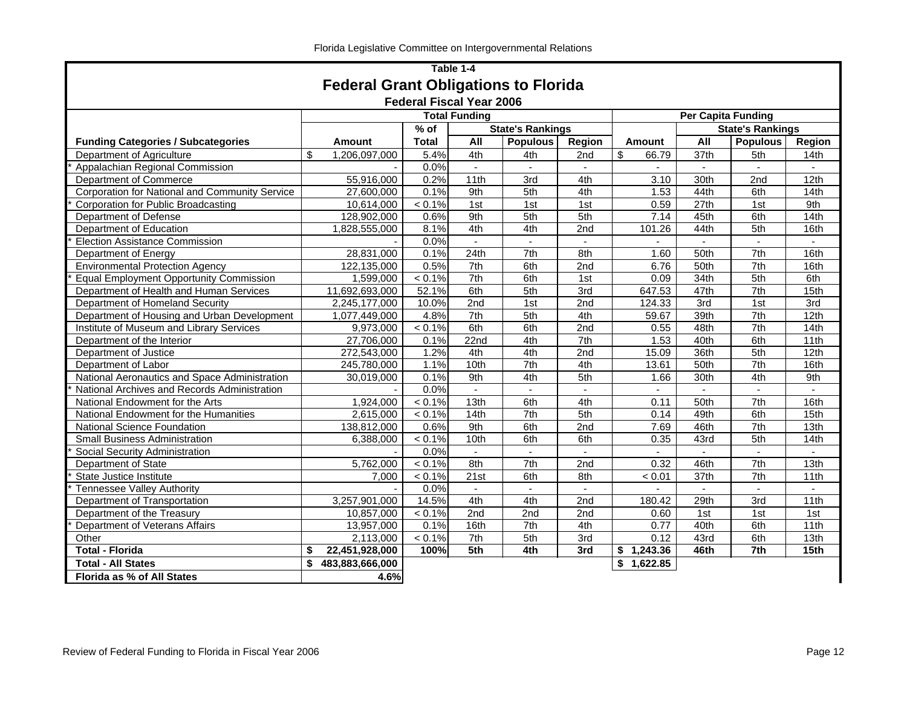## Table 1-4

# Federal Grant Obligations to Florida

### Federal Fiscal Year 2006

| Funding Categories / Subcategories | Total Funding | | | | | Per Capita Funding | | | |
|---|---|---|---|---|---|---|---|---|---|
| | | % of | State's Rankings | | | | State's Rankings | | |
| | Amount | Total | All | Populous | Region | Amount | All | Populous | Region |
| Department of Agriculture | $ 1,206,097,000 | 5.4% | 4th | 4th | 2nd | $ 66.79 | 37th | 5th | 14th |
| * Appalachian Regional Commission | - | 0.0% | - | - | - | - | - | - | - |
| Department of Commerce | 55,916,000 | 0.2% | 11th | 3rd | 4th | 3.10 | 30th | 2nd | 12th |
| Corporation for National and Community Service | 27,600,000 | 0.1% | 9th | 5th | 4th | 1.53 | 44th | 6th | 14th |
| * Corporation for Public Broadcasting | 10,614,000 | < 0.1% | 1st | 1st | 1st | 0.59 | 27th | 1st | 9th |
| Department of Defense | 128,902,000 | 0.6% | 9th | 5th | 5th | 7.14 | 45th | 6th | 14th |
| Department of Education | 1,828,555,000 | 8.1% | 4th | 4th | 2nd | 101.26 | 44th | 5th | 16th |
| * Election Assistance Commission | - | 0.0% | - | - | - | - | - | - | - |
| Department of Energy | 28,831,000 | 0.1% | 24th | 7th | 8th | 1.60 | 50th | 7th | 16th |
| Environmental Protection Agency | 122,135,000 | 0.5% | 7th | 6th | 2nd | 6.76 | 50th | 7th | 16th |
| * Equal Employment Opportunity Commission | 1,599,000 | < 0.1% | 7th | 6th | 1st | 0.09 | 34th | 5th | 6th |
| Department of Health and Human Services | 11,692,693,000 | 52.1% | 6th | 5th | 3rd | 647.53 | 47th | 7th | 15th |
| Department of Homeland Security | 2,245,177,000 | 10.0% | 2nd | 1st | 2nd | 124.33 | 3rd | 1st | 3rd |
| Department of Housing and Urban Development | 1,077,449,000 | 4.8% | 7th | 5th | 4th | 59.67 | 39th | 7th | 12th |
| Institute of Museum and Library Services | 9,973,000 | < 0.1% | 6th | 6th | 2nd | 0.55 | 48th | 7th | 14th |
| Department of the Interior | 27,706,000 | 0.1% | 22nd | 4th | 7th | 1.53 | 40th | 6th | 11th |
| Department of Justice | 272,543,000 | 1.2% | 4th | 4th | 2nd | 15.09 | 36th | 5th | 12th |
| Department of Labor | 245,780,000 | 1.1% | 10th | 7th | 4th | 13.61 | 50th | 7th | 16th |
| National Aeronautics and Space Administration | 30,019,000 | 0.1% | 9th | 4th | 5th | 1.66 | 30th | 4th | 9th |
| * National Archives and Records Administration | - | 0.0% | - | - | - | - | - | - | - |
| National Endowment for the Arts | 1,924,000 | < 0.1% | 13th | 6th | 4th | 0.11 | 50th | 7th | 16th |
| National Endowment for the Humanities | 2,615,000 | < 0.1% | 14th | 7th | 5th | 0.14 | 49th | 6th | 15th |
| National Science Foundation | 138,812,000 | 0.6% | 9th | 6th | 2nd | 7.69 | 46th | 7th | 13th |
| Small Business Administration | 6,388,000 | < 0.1% | 10th | 6th | 6th | 0.35 | 43rd | 5th | 14th |
| * Social Security Administration | - | 0.0% | - | - | - | - | - | - | - |
| Department of State | 5,762,000 | < 0.1% | 8th | 7th | 2nd | 0.32 | 46th | 7th | 13th |
| * State Justice Institute | 7,000 | < 0.1% | 21st | 6th | 8th | < 0.01 | 37th | 7th | 11th |
| * Tennessee Valley Authority | - | 0.0% | - | - | - | - | - | - | - |
| Department of Transportation | 3,257,901,000 | 14.5% | 4th | 4th | 2nd | 180.42 | 29th | 3rd | 11th |
| Department of the Treasury | 10,857,000 | < 0.1% | 2nd | 2nd | 2nd | 0.60 | 1st | 1st | 1st |
| * Department of Veterans Affairs | 13,957,000 | 0.1% | 16th | 7th | 4th | 0.77 | 40th | 6th | 11th |
| Other | 2,113,000 | < 0.1% | 7th | 5th | 3rd | 0.12 | 43rd | 6th | 13th |
| **Total - Florida** | **$ 22,451,928,000** | **100%** | **5th** | **4th** | **3rd** | **$ 1,243.36** | **46th** | **7th** | **15th** |
| **Total - All States** | **$ 483,883,666,000** | | | | | **$ 1,622.85** | | | |
| **Florida as % of All States** | **4.6%** | | | | | | | | |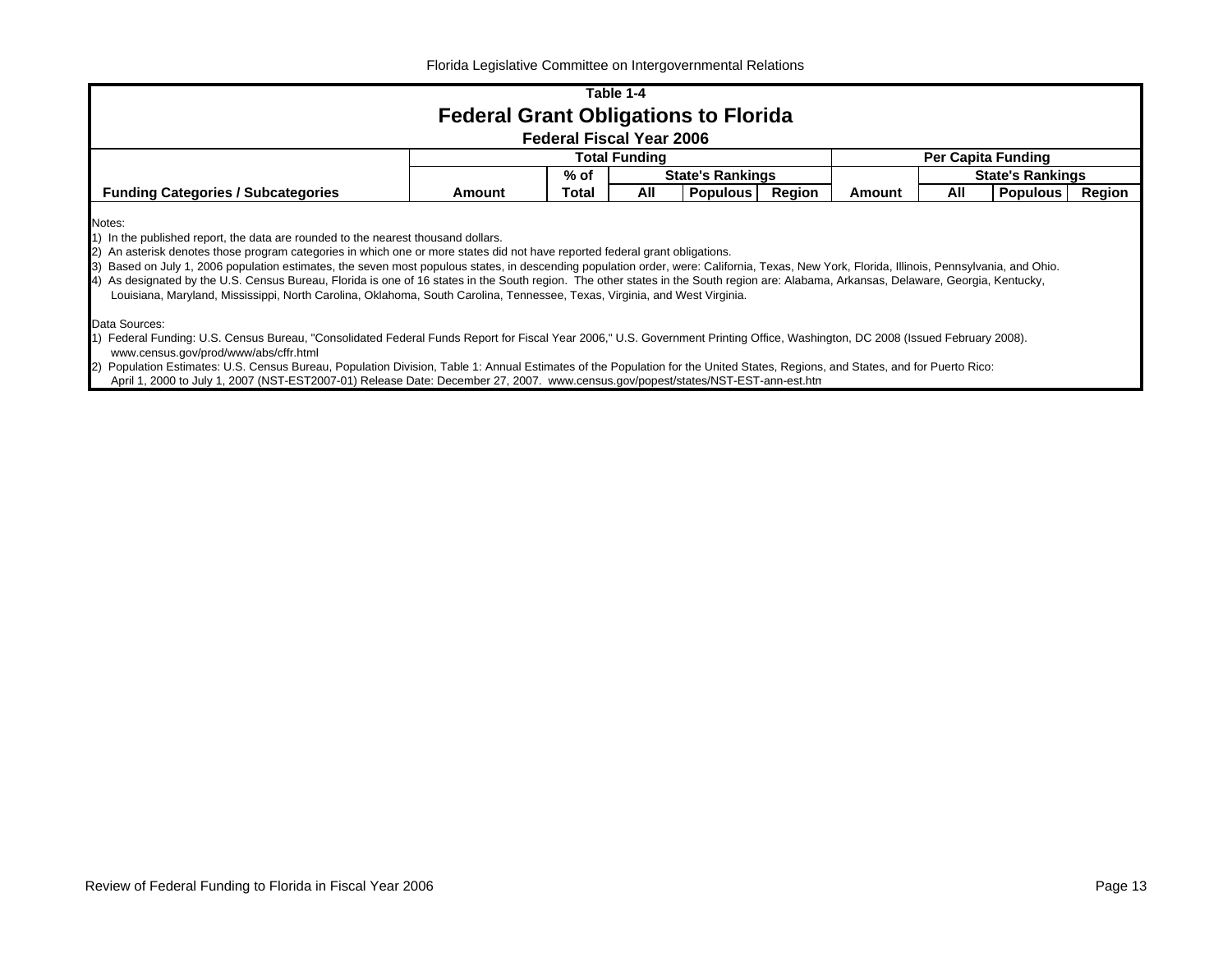Table 1-4

# Federal Grant Obligations to Florida

### Federal Fiscal Year 2006

| Funding Categories / Subcategories | Total Funding | | | | | Per Capita Funding | | | |
|---|---|---|---|---|---|---|---|---|---|
| | | % of | State's Rankings | | | | State's Rankings | | |
| | Amount | Total | All | Populous | Region | Amount | All | Populous | Region |

Notes:

1) In the published report, the data are rounded to the nearest thousand dollars.
2) An asterisk denotes those program categories in which one or more states did not have reported federal grant obligations.
3) Based on July 1, 2006 population estimates, the seven most populous states, in descending population order, were: California, Texas, New York, Florida, Illinois, Pennsylvania, and Ohio.
4) As designated by the U.S. Census Bureau, Florida is one of 16 states in the South region. The other states in the South region are: Alabama, Arkansas, Delaware, Georgia, Kentucky, Louisiana, Maryland, Mississippi, North Carolina, Oklahoma, South Carolina, Tennessee, Texas, Virginia, and West Virginia.

Data Sources:

1) Federal Funding: U.S. Census Bureau, "Consolidated Federal Funds Report for Fiscal Year 2006," U.S. Government Printing Office, Washington, DC 2008 (Issued February 2008). www.census.gov/prod/www/abs/cffr.html
2) Population Estimates: U.S. Census Bureau, Population Division, Table 1: Annual Estimates of the Population for the United States, Regions, and States, and for Puerto Rico: April 1, 2000 to July 1, 2007 (NST-EST2007-01) Release Date: December 27, 2007. www.census.gov/popest/states/NST-EST-ann-est.htm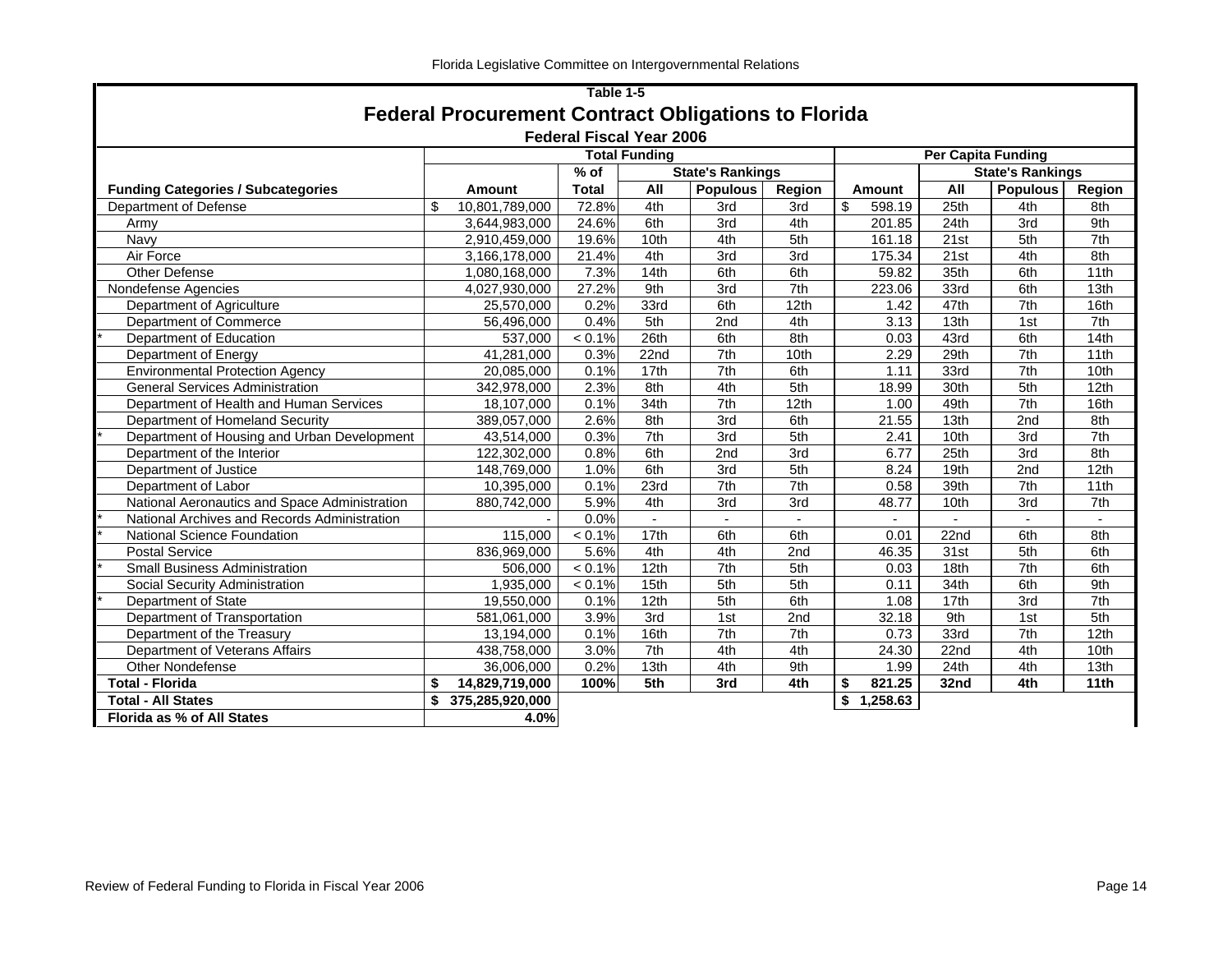Table 1-5

## Federal Procurement Contract Obligations to Florida

### Federal Fiscal Year 2006

| | Total Funding | | | | | Per Capita Funding | | | |
|---|---|---|---|---|---|---|---|---|---|
| | | % of | State's Rankings | | | | State's Rankings | | |
| **Funding Categories / Subcategories** | **Amount** | **Total** | **All** | **Populous** | **Region** | **Amount** | **All** | **Populous** | **Region** |
| Department of Defense | $ 10,801,789,000 | 72.8% | 4th | 3rd | 3rd | $ 598.19 | 25th | 4th | 8th |
| Army | 3,644,983,000 | 24.6% | 6th | 3rd | 4th | 201.85 | 24th | 3rd | 9th |
| Navy | 2,910,459,000 | 19.6% | 10th | 4th | 5th | 161.18 | 21st | 5th | 7th |
| Air Force | 3,166,178,000 | 21.4% | 4th | 3rd | 3rd | 175.34 | 21st | 4th | 8th |
| Other Defense | 1,080,168,000 | 7.3% | 14th | 6th | 6th | 59.82 | 35th | 6th | 11th |
| Nondefense Agencies | 4,027,930,000 | 27.2% | 9th | 3rd | 7th | 223.06 | 33rd | 6th | 13th |
| Department of Agriculture | 25,570,000 | 0.2% | 33rd | 6th | 12th | 1.42 | 47th | 7th | 16th |
| Department of Commerce | 56,496,000 | 0.4% | 5th | 2nd | 4th | 3.13 | 13th | 1st | 7th |
| * Department of Education | 537,000 | < 0.1% | 26th | 6th | 8th | 0.03 | 43rd | 6th | 14th |
| Department of Energy | 41,281,000 | 0.3% | 22nd | 7th | 10th | 2.29 | 29th | 7th | 11th |
| Environmental Protection Agency | 20,085,000 | 0.1% | 17th | 7th | 6th | 1.11 | 33rd | 7th | 10th |
| General Services Administration | 342,978,000 | 2.3% | 8th | 4th | 5th | 18.99 | 30th | 5th | 12th |
| Department of Health and Human Services | 18,107,000 | 0.1% | 34th | 7th | 12th | 1.00 | 49th | 7th | 16th |
| Department of Homeland Security | 389,057,000 | 2.6% | 8th | 3rd | 6th | 21.55 | 13th | 2nd | 8th |
| * Department of Housing and Urban Development | 43,514,000 | 0.3% | 7th | 3rd | 5th | 2.41 | 10th | 3rd | 7th |
| Department of the Interior | 122,302,000 | 0.8% | 6th | 2nd | 3rd | 6.77 | 25th | 3rd | 8th |
| Department of Justice | 148,769,000 | 1.0% | 6th | 3rd | 5th | 8.24 | 19th | 2nd | 12th |
| Department of Labor | 10,395,000 | 0.1% | 23rd | 7th | 7th | 0.58 | 39th | 7th | 11th |
| National Aeronautics and Space Administration | 880,742,000 | 5.9% | 4th | 3rd | 3rd | 48.77 | 10th | 3rd | 7th |
| * National Archives and Records Administration | - | 0.0% | - | - | - | - | - | - | - |
| * National Science Foundation | 115,000 | < 0.1% | 17th | 6th | 6th | 0.01 | 22nd | 6th | 8th |
| Postal Service | 836,969,000 | 5.6% | 4th | 4th | 2nd | 46.35 | 31st | 5th | 6th |
| * Small Business Administration | 506,000 | < 0.1% | 12th | 7th | 5th | 0.03 | 18th | 7th | 6th |
| Social Security Administration | 1,935,000 | < 0.1% | 15th | 5th | 5th | 0.11 | 34th | 6th | 9th |
| * Department of State | 19,550,000 | 0.1% | 12th | 5th | 6th | 1.08 | 17th | 3rd | 7th |
| Department of Transportation | 581,061,000 | 3.9% | 3rd | 1st | 2nd | 32.18 | 9th | 1st | 5th |
| Department of the Treasury | 13,194,000 | 0.1% | 16th | 7th | 7th | 0.73 | 33rd | 7th | 12th |
| Department of Veterans Affairs | 438,758,000 | 3.0% | 7th | 4th | 4th | 24.30 | 22nd | 4th | 10th |
| Other Nondefense | 36,006,000 | 0.2% | 13th | 4th | 9th | 1.99 | 24th | 4th | 13th |
| **Total - Florida** | **$ 14,829,719,000** | **100%** | **5th** | **3rd** | **4th** | **$ 821.25** | **32nd** | **4th** | **11th** |
| **Total - All States** | **$ 375,285,920,000** | | | | | **$ 1,258.63** | | | |
| **Florida as % of All States** | **4.0%** | | | | | | | | |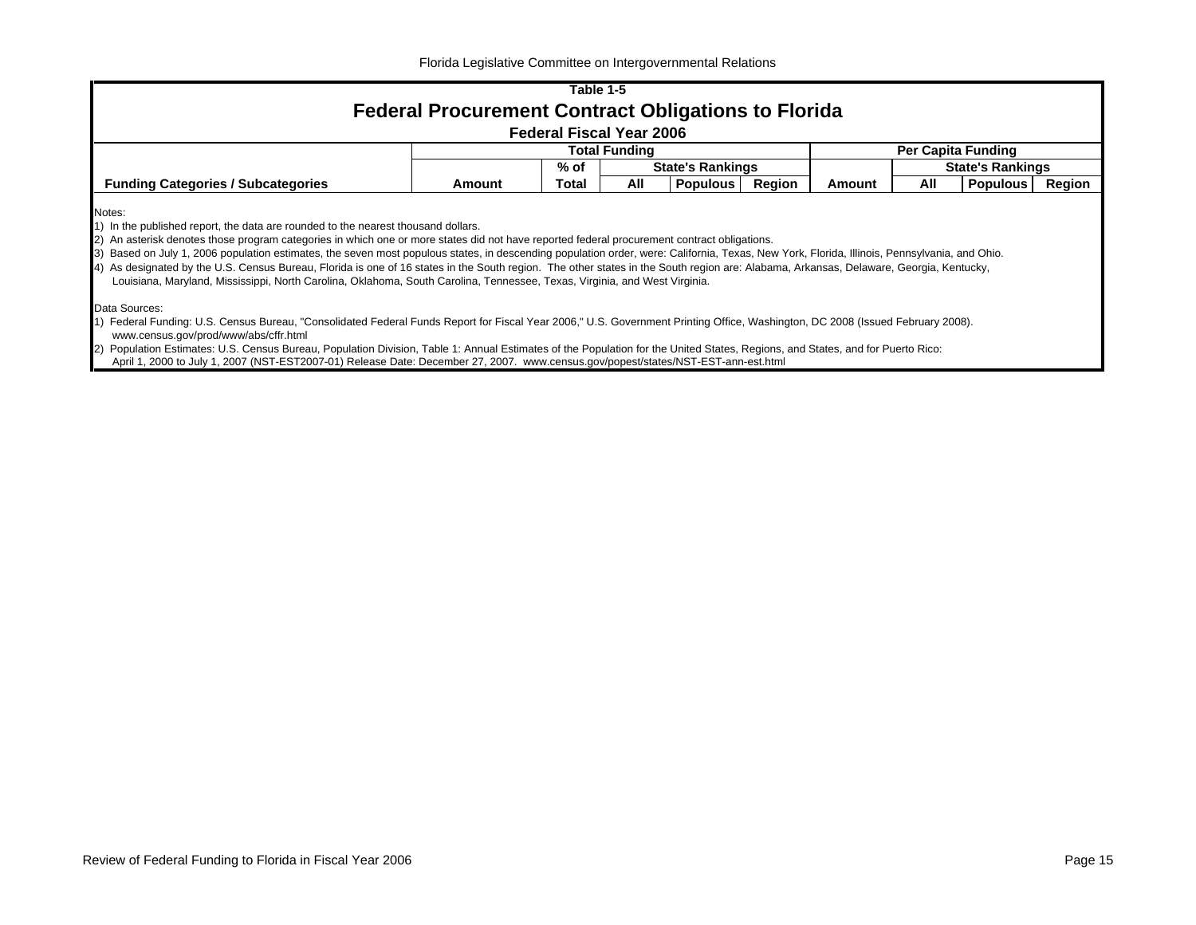## Table 1-5

# Federal Procurement Contract Obligations to Florida

### Federal Fiscal Year 2006

| Funding Categories / Subcategories | Total Funding | | | | | Per Capita Funding | | | |
|---|---|---|---|---|---|---|---|---|---|
| | | % of | State's Rankings | | | | State's Rankings | | |
| | Amount | Total | All | Populous | Region | Amount | All | Populous | Region |

Notes:

1) In the published report, the data are rounded to the nearest thousand dollars.
2) An asterisk denotes those program categories in which one or more states did not have reported federal procurement contract obligations.
3) Based on July 1, 2006 population estimates, the seven most populous states, in descending population order, were: California, Texas, New York, Florida, Illinois, Pennsylvania, and Ohio.
4) As designated by the U.S. Census Bureau, Florida is one of 16 states in the South region. The other states in the South region are: Alabama, Arkansas, Delaware, Georgia, Kentucky, Louisiana, Maryland, Mississippi, North Carolina, Oklahoma, South Carolina, Tennessee, Texas, Virginia, and West Virginia.

Data Sources:

1) Federal Funding: U.S. Census Bureau, "Consolidated Federal Funds Report for Fiscal Year 2006," U.S. Government Printing Office, Washington, DC 2008 (Issued February 2008). www.census.gov/prod/www/abs/cffr.html
2) Population Estimates: U.S. Census Bureau, Population Division, Table 1: Annual Estimates of the Population for the United States, Regions, and States, and for Puerto Rico: April 1, 2000 to July 1, 2007 (NST-EST2007-01) Release Date: December 27, 2007. www.census.gov/popest/states/NST-EST-ann-est.html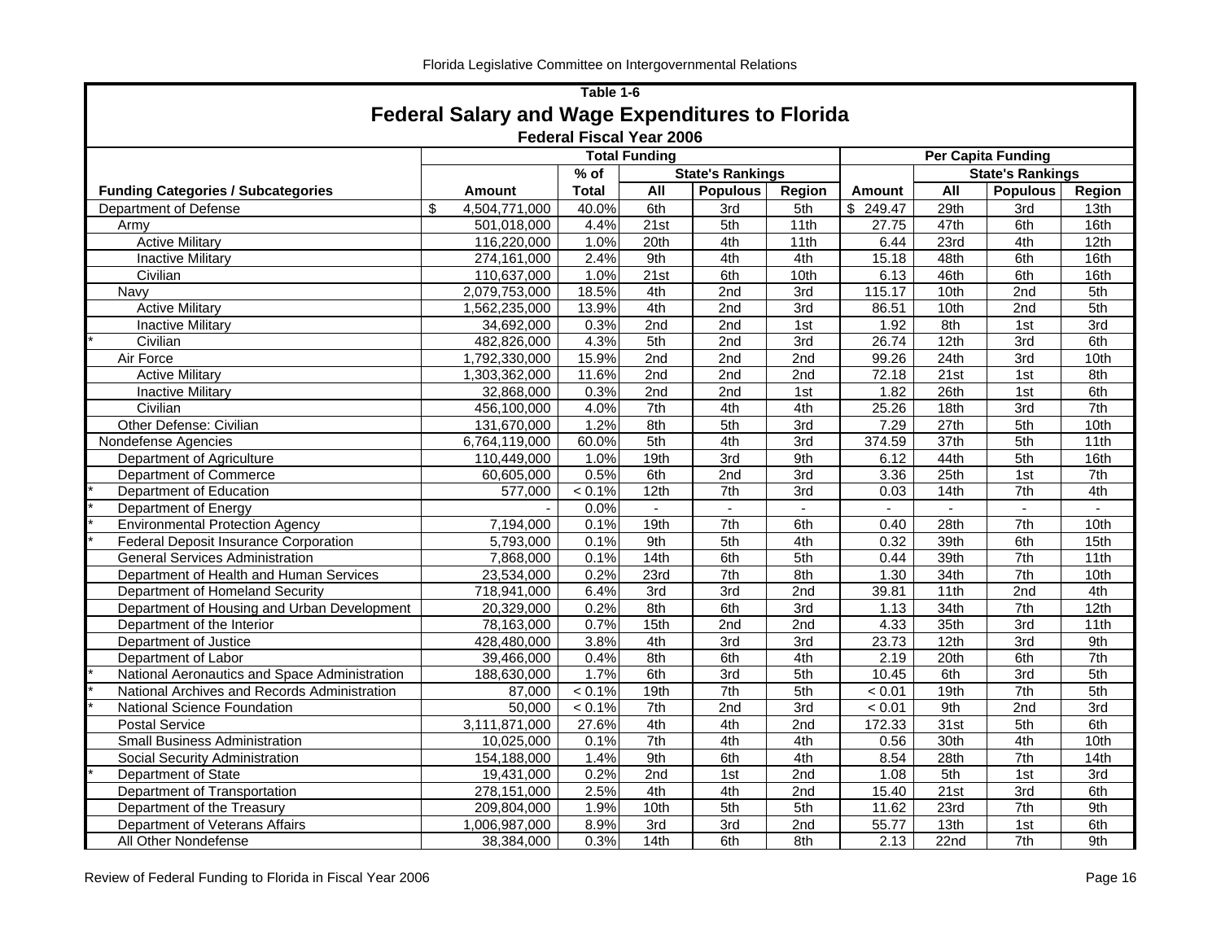**Table 1-6**

## Federal Salary and Wage Expenditures to Florida

**Federal Fiscal Year 2006**

| Funding Categories / Subcategories | Total Funding | | | | | Per Capita Funding | | | |
|---|---|---|---|---|---|---|---|---|---|
| | | % of | State's Rankings | | | | State's Rankings | | |
| | Amount | Total | All | Populous | Region | Amount | All | Populous | Region |
| Department of Defense | $ 4,504,771,000 | 40.0% | 6th | 3rd | 5th | $ 249.47 | 29th | 3rd | 13th |
| Army | 501,018,000 | 4.4% | 21st | 5th | 11th | 27.75 | 47th | 6th | 16th |
| Active Military | 116,220,000 | 1.0% | 20th | 4th | 11th | 6.44 | 23rd | 4th | 12th |
| Inactive Military | 274,161,000 | 2.4% | 9th | 4th | 4th | 15.18 | 48th | 6th | 16th |
| Civilian | 110,637,000 | 1.0% | 21st | 6th | 10th | 6.13 | 46th | 6th | 16th |
| Navy | 2,079,753,000 | 18.5% | 4th | 2nd | 3rd | 115.17 | 10th | 2nd | 5th |
| Active Military | 1,562,235,000 | 13.9% | 4th | 2nd | 3rd | 86.51 | 10th | 2nd | 5th |
| Inactive Military | 34,692,000 | 0.3% | 2nd | 2nd | 1st | 1.92 | 8th | 1st | 3rd |
| * Civilian | 482,826,000 | 4.3% | 5th | 2nd | 3rd | 26.74 | 12th | 3rd | 6th |
| Air Force | 1,792,330,000 | 15.9% | 2nd | 2nd | 2nd | 99.26 | 24th | 3rd | 10th |
| Active Military | 1,303,362,000 | 11.6% | 2nd | 2nd | 2nd | 72.18 | 21st | 1st | 8th |
| Inactive Military | 32,868,000 | 0.3% | 2nd | 2nd | 1st | 1.82 | 26th | 1st | 6th |
| Civilian | 456,100,000 | 4.0% | 7th | 4th | 4th | 25.26 | 18th | 3rd | 7th |
| Other Defense: Civilian | 131,670,000 | 1.2% | 8th | 5th | 3rd | 7.29 | 27th | 5th | 10th |
| Nondefense Agencies | 6,764,119,000 | 60.0% | 5th | 4th | 3rd | 374.59 | 37th | 5th | 11th |
| Department of Agriculture | 110,449,000 | 1.0% | 19th | 3rd | 9th | 6.12 | 44th | 5th | 16th |
| Department of Commerce | 60,605,000 | 0.5% | 6th | 2nd | 3rd | 3.36 | 25th | 1st | 7th |
| * Department of Education | 577,000 | < 0.1% | 12th | 7th | 3rd | 0.03 | 14th | 7th | 4th |
| * Department of Energy | - | 0.0% | - | - | - | - | - | - | - |
| * Environmental Protection Agency | 7,194,000 | 0.1% | 19th | 7th | 6th | 0.40 | 28th | 7th | 10th |
| * Federal Deposit Insurance Corporation | 5,793,000 | 0.1% | 9th | 5th | 4th | 0.32 | 39th | 6th | 15th |
| General Services Administration | 7,868,000 | 0.1% | 14th | 6th | 5th | 0.44 | 39th | 7th | 11th |
| Department of Health and Human Services | 23,534,000 | 0.2% | 23rd | 7th | 8th | 1.30 | 34th | 7th | 10th |
| Department of Homeland Security | 718,941,000 | 6.4% | 3rd | 3rd | 2nd | 39.81 | 11th | 2nd | 4th |
| Department of Housing and Urban Development | 20,329,000 | 0.2% | 8th | 6th | 3rd | 1.13 | 34th | 7th | 12th |
| Department of the Interior | 78,163,000 | 0.7% | 15th | 2nd | 2nd | 4.33 | 35th | 3rd | 11th |
| Department of Justice | 428,480,000 | 3.8% | 4th | 3rd | 3rd | 23.73 | 12th | 3rd | 9th |
| Department of Labor | 39,466,000 | 0.4% | 8th | 6th | 4th | 2.19 | 20th | 6th | 7th |
| * National Aeronautics and Space Administration | 188,630,000 | 1.7% | 6th | 3rd | 5th | 10.45 | 6th | 3rd | 5th |
| * National Archives and Records Administration | 87,000 | < 0.1% | 19th | 7th | 5th | < 0.01 | 19th | 7th | 5th |
| * National Science Foundation | 50,000 | < 0.1% | 7th | 2nd | 3rd | < 0.01 | 9th | 2nd | 3rd |
| Postal Service | 3,111,871,000 | 27.6% | 4th | 4th | 2nd | 172.33 | 31st | 5th | 6th |
| Small Business Administration | 10,025,000 | 0.1% | 7th | 4th | 4th | 0.56 | 30th | 4th | 10th |
| Social Security Administration | 154,188,000 | 1.4% | 9th | 6th | 4th | 8.54 | 28th | 7th | 14th |
| * Department of State | 19,431,000 | 0.2% | 2nd | 1st | 2nd | 1.08 | 5th | 1st | 3rd |
| Department of Transportation | 278,151,000 | 2.5% | 4th | 4th | 2nd | 15.40 | 21st | 3rd | 6th |
| Department of the Treasury | 209,804,000 | 1.9% | 10th | 5th | 5th | 11.62 | 23rd | 7th | 9th |
| Department of Veterans Affairs | 1,006,987,000 | 8.9% | 3rd | 3rd | 2nd | 55.77 | 13th | 1st | 6th |
| All Other Nondefense | 38,384,000 | 0.3% | 14th | 6th | 8th | 2.13 | 22nd | 7th | 9th |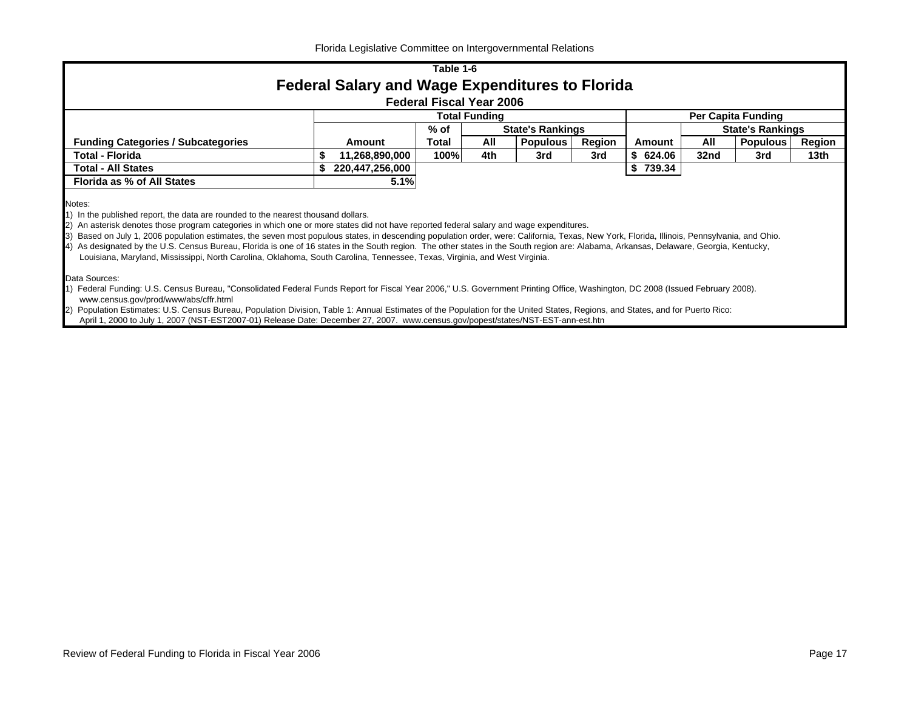## Table 1-6

# Federal Salary and Wage Expenditures to Florida

### Federal Fiscal Year 2006

| | Total Funding | | | | | Per Capita Funding | | | |
|---|---|---|---|---|---|---|---|---|---|
| | | % of | State's Rankings | | | | State's Rankings | | |
| **Funding Categories / Subcategories** | **Amount** | **Total** | **All** | **Populous** | **Region** | **Amount** | **All** | **Populous** | **Region** |
| **Total - Florida** | **$ 11,268,890,000** | **100%** | **4th** | **3rd** | **3rd** | **$ 624.06** | **32nd** | **3rd** | **13th** |
| **Total - All States** | **$ 220,447,256,000** | | | | | **$ 739.34** | | | |
| **Florida as % of All States** | **5.1%** | | | | | | | | |

Notes:

1) In the published report, the data are rounded to the nearest thousand dollars.
2) An asterisk denotes those program categories in which one or more states did not have reported federal salary and wage expenditures.
3) Based on July 1, 2006 population estimates, the seven most populous states, in descending population order, were: California, Texas, New York, Florida, Illinois, Pennsylvania, and Ohio.
4) As designated by the U.S. Census Bureau, Florida is one of 16 states in the South region. The other states in the South region are: Alabama, Arkansas, Delaware, Georgia, Kentucky, Louisiana, Maryland, Mississippi, North Carolina, Oklahoma, South Carolina, Tennessee, Texas, Virginia, and West Virginia.

Data Sources:

1) Federal Funding: U.S. Census Bureau, "Consolidated Federal Funds Report for Fiscal Year 2006," U.S. Government Printing Office, Washington, DC 2008 (Issued February 2008). www.census.gov/prod/www/abs/cffr.html
2) Population Estimates: U.S. Census Bureau, Population Division, Table 1: Annual Estimates of the Population for the United States, Regions, and States, and for Puerto Rico: April 1, 2000 to July 1, 2007 (NST-EST2007-01) Release Date: December 27, 2007. www.census.gov/popest/states/NST-EST-ann-est.htm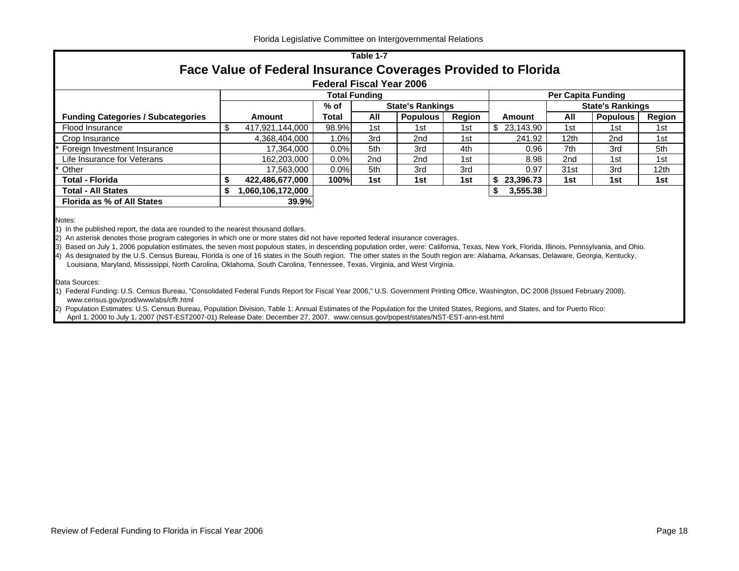Table 1-7

# Face Value of Federal Insurance Coverages Provided to Florida

## Federal Fiscal Year 2006

| Funding Categories / Subcategories | Total Funding | | | | | Per Capita Funding | | | |
|---|---|---|---|---|---|---|---|---|---|
| | | % of | State's Rankings | | | | State's Rankings | | |
| | Amount | Total | All | Populous | Region | Amount | All | Populous | Region |
| Flood Insurance | $ 417,921,144,000 | 98.9% | 1st | 1st | 1st | $ 23,143.90 | 1st | 1st | 1st |
| Crop Insurance | 4,368,404,000 | 1.0% | 3rd | 2nd | 1st | 241.92 | 12th | 2nd | 1st |
| * Foreign Investment Insurance | 17,364,000 | 0.0% | 5th | 3rd | 4th | 0.96 | 7th | 3rd | 5th |
| Life Insurance for Veterans | 162,203,000 | 0.0% | 2nd | 2nd | 1st | 8.98 | 2nd | 1st | 1st |
| * Other | 17,563,000 | 0.0% | 5th | 3rd | 3rd | 0.97 | 31st | 3rd | 12th |
| **Total - Florida** | **$ 422,486,677,000** | **100%** | **1st** | **1st** | **1st** | **$ 23,396.73** | **1st** | **1st** | **1st** |
| **Total - All States** | **$ 1,060,106,172,000** | | | | | **$ 3,555.38** | | | |
| **Florida as % of All States** | **39.9%** | | | | | | | | |

Notes:
1) In the published report, the data are rounded to the nearest thousand dollars.
2) An asterisk denotes those program categories in which one or more states did not have reported federal insurance coverages.
3) Based on July 1, 2006 population estimates, the seven most populous states, in descending population order, were: California, Texas, New York, Florida, Illinois, Pennsylvania, and Ohio.
4) As designated by the U.S. Census Bureau, Florida is one of 16 states in the South region. The other states in the South region are: Alabama, Arkansas, Delaware, Georgia, Kentucky, Louisiana, Maryland, Mississippi, North Carolina, Oklahoma, South Carolina, Tennessee, Texas, Virginia, and West Virginia.

Data Sources:
1) Federal Funding: U.S. Census Bureau, "Consolidated Federal Funds Report for Fiscal Year 2006," U.S. Government Printing Office, Washington, DC 2008 (Issued February 2008). www.census.gov/prod/www/abs/cffr.html
2) Population Estimates: U.S. Census Bureau, Population Division, Table 1: Annual Estimates of the Population for the United States, Regions, and States, and for Puerto Rico: April 1, 2000 to July 1, 2007 (NST-EST2007-01) Release Date: December 27, 2007. www.census.gov/popest/states/NST-EST-ann-est.html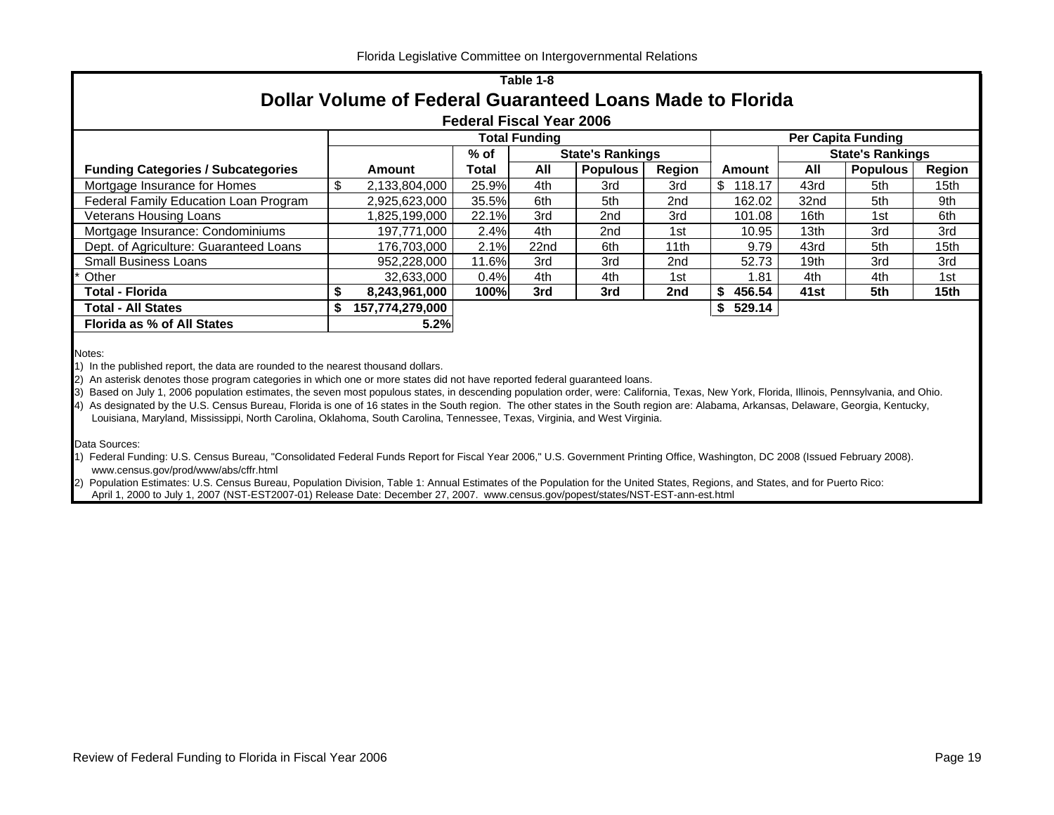Table 1-8

# Dollar Volume of Federal Guaranteed Loans Made to Florida

## Federal Fiscal Year 2006

| Funding Categories / Subcategories | Total Funding | | | | | Per Capita Funding | | | |
|---|---|---|---|---|---|---|---|---|---|
| | | % of | State's Rankings | | | | State's Rankings | | |
| | Amount | Total | All | Populous | Region | Amount | All | Populous | Region |
| Mortgage Insurance for Homes | $ 2,133,804,000 | 25.9% | 4th | 3rd | 3rd | $ 118.17 | 43rd | 5th | 15th |
| Federal Family Education Loan Program | 2,925,623,000 | 35.5% | 6th | 5th | 2nd | 162.02 | 32nd | 5th | 9th |
| Veterans Housing Loans | 1,825,199,000 | 22.1% | 3rd | 2nd | 3rd | 101.08 | 16th | 1st | 6th |
| Mortgage Insurance: Condominiums | 197,771,000 | 2.4% | 4th | 2nd | 1st | 10.95 | 13th | 3rd | 3rd |
| Dept. of Agriculture: Guaranteed Loans | 176,703,000 | 2.1% | 22nd | 6th | 11th | 9.79 | 43rd | 5th | 15th |
| Small Business Loans | 952,228,000 | 11.6% | 3rd | 3rd | 2nd | 52.73 | 19th | 3rd | 3rd |
| * Other | 32,633,000 | 0.4% | 4th | 4th | 1st | 1.81 | 4th | 4th | 1st |
| **Total - Florida** | **$ 8,243,961,000** | **100%** | **3rd** | **3rd** | **2nd** | **$ 456.54** | **41st** | **5th** | **15th** |
| **Total - All States** | **$ 157,774,279,000** | | | | | **$ 529.14** | | | |
| **Florida as % of All States** | **5.2%** | | | | | | | | |

Notes:

1) In the published report, the data are rounded to the nearest thousand dollars.
2) An asterisk denotes those program categories in which one or more states did not have reported federal guaranteed loans.
3) Based on July 1, 2006 population estimates, the seven most populous states, in descending population order, were: California, Texas, New York, Florida, Illinois, Pennsylvania, and Ohio.
4) As designated by the U.S. Census Bureau, Florida is one of 16 states in the South region. The other states in the South region are: Alabama, Arkansas, Delaware, Georgia, Kentucky, Louisiana, Maryland, Mississippi, North Carolina, Oklahoma, South Carolina, Tennessee, Texas, Virginia, and West Virginia.

Data Sources:

1) Federal Funding: U.S. Census Bureau, "Consolidated Federal Funds Report for Fiscal Year 2006," U.S. Government Printing Office, Washington, DC 2008 (Issued February 2008). www.census.gov/prod/www/abs/cffr.html
2) Population Estimates: U.S. Census Bureau, Population Division, Table 1: Annual Estimates of the Population for the United States, Regions, and States, and for Puerto Rico: April 1, 2000 to July 1, 2007 (NST-EST2007-01) Release Date: December 27, 2007. www.census.gov/popest/states/NST-EST-ann-est.html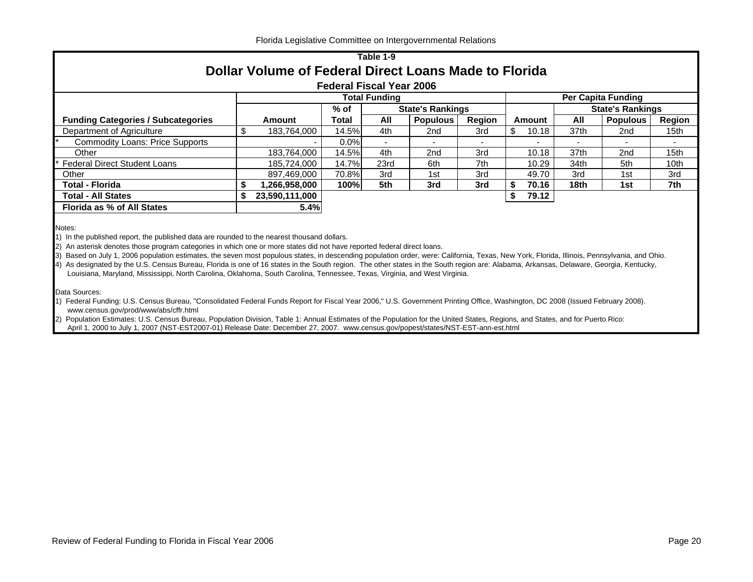**Table 1-9**

# Dollar Volume of Federal Direct Loans Made to Florida

### Federal Fiscal Year 2006

| Funding Categories / Subcategories | Total Funding | | | | | Per Capita Funding | | | |
|---|---|---|---|---|---|---|---|---|---|
| | | % of | State's Rankings | | | | State's Rankings | | |
| | Amount | Total | All | Populous | Region | Amount | All | Populous | Region |
| Department of Agriculture | $ 183,764,000 | 14.5% | 4th | 2nd | 3rd | $ 10.18 | 37th | 2nd | 15th |
| * Commodity Loans: Price Supports | - | 0.0% | - | - | - | - | - | - | - |
| Other | 183,764,000 | 14.5% | 4th | 2nd | 3rd | 10.18 | 37th | 2nd | 15th |
| * Federal Direct Student Loans | 185,724,000 | 14.7% | 23rd | 6th | 7th | 10.29 | 34th | 5th | 10th |
| Other | 897,469,000 | 70.8% | 3rd | 1st | 3rd | 49.70 | 3rd | 1st | 3rd |
| **Total - Florida** | **$ 1,266,958,000** | **100%** | **5th** | **3rd** | **3rd** | **$ 70.16** | **18th** | **1st** | **7th** |
| **Total - All States** | **$ 23,590,111,000** | | | | | **$ 79.12** | | | |
| **Florida as % of All States** | **5.4%** | | | | | | | | |

Notes:

1) In the published report, the published data are rounded to the nearest thousand dollars.
2) An asterisk denotes those program categories in which one or more states did not have reported federal direct loans.
3) Based on July 1, 2006 population estimates, the seven most populous states, in descending population order, were: California, Texas, New York, Florida, Illinois, Pennsylvania, and Ohio.
4) As designated by the U.S. Census Bureau, Florida is one of 16 states in the South region. The other states in the South region are: Alabama, Arkansas, Delaware, Georgia, Kentucky, Louisiana, Maryland, Mississippi, North Carolina, Oklahoma, South Carolina, Tennessee, Texas, Virginia, and West Virginia.

Data Sources:

1) Federal Funding: U.S. Census Bureau, "Consolidated Federal Funds Report for Fiscal Year 2006," U.S. Government Printing Office, Washington, DC 2008 (Issued February 2008). www.census.gov/prod/www/abs/cffr.html
2) Population Estimates: U.S. Census Bureau, Population Division, Table 1: Annual Estimates of the Population for the United States, Regions, and States, and for Puerto Rico: April 1, 2000 to July 1, 2007 (NST-EST2007-01) Release Date: December 27, 2007. www.census.gov/popest/states/NST-EST-ann-est.html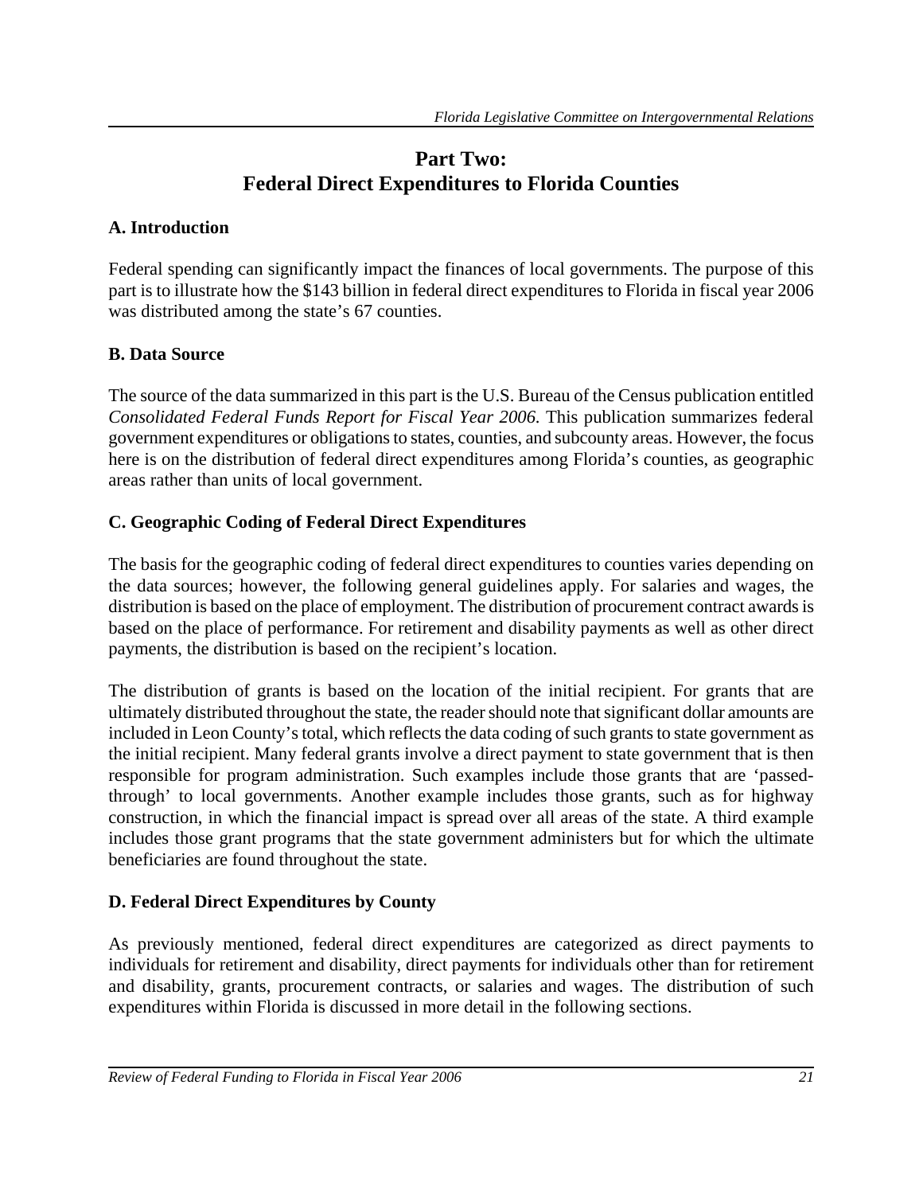# Part Two: Federal Direct Expenditures to Florida Counties

## A. Introduction

Federal spending can significantly impact the finances of local governments. The purpose of this part is to illustrate how the $143 billion in federal direct expenditures to Florida in fiscal year 2006 was distributed among the state's 67 counties.

## B. Data Source

The source of the data summarized in this part is the U.S. Bureau of the Census publication entitled *Consolidated Federal Funds Report for Fiscal Year 2006.* This publication summarizes federal government expenditures or obligations to states, counties, and subcounty areas. However, the focus here is on the distribution of federal direct expenditures among Florida's counties, as geographic areas rather than units of local government.

## C. Geographic Coding of Federal Direct Expenditures

The basis for the geographic coding of federal direct expenditures to counties varies depending on the data sources; however, the following general guidelines apply. For salaries and wages, the distribution is based on the place of employment. The distribution of procurement contract awards is based on the place of performance. For retirement and disability payments as well as other direct payments, the distribution is based on the recipient's location.

The distribution of grants is based on the location of the initial recipient. For grants that are ultimately distributed throughout the state, the reader should note that significant dollar amounts are included in Leon County's total, which reflects the data coding of such grants to state government as the initial recipient. Many federal grants involve a direct payment to state government that is then responsible for program administration. Such examples include those grants that are 'passed-through' to local governments. Another example includes those grants, such as for highway construction, in which the financial impact is spread over all areas of the state. A third example includes those grant programs that the state government administers but for which the ultimate beneficiaries are found throughout the state.

## D. Federal Direct Expenditures by County

As previously mentioned, federal direct expenditures are categorized as direct payments to individuals for retirement and disability, direct payments for individuals other than for retirement and disability, grants, procurement contracts, or salaries and wages. The distribution of such expenditures within Florida is discussed in more detail in the following sections.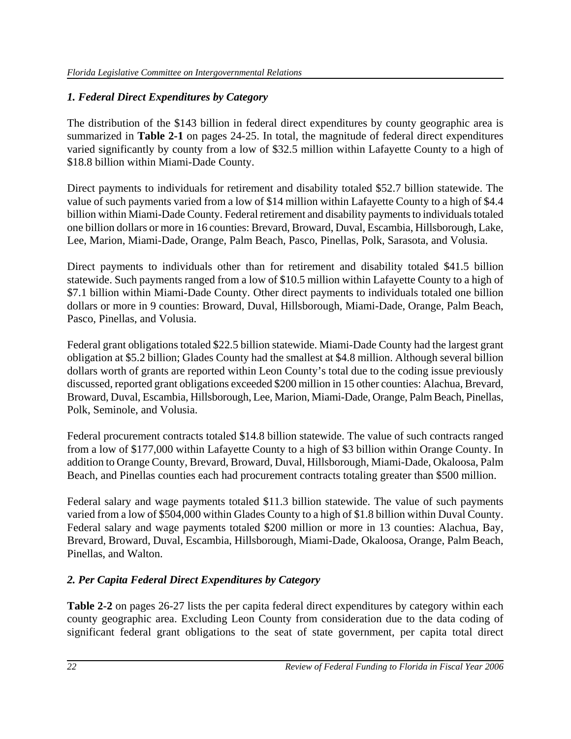### *1. Federal Direct Expenditures by Category*

The distribution of the $143 billion in federal direct expenditures by county geographic area is summarized in **Table 2-1** on pages 24-25. In total, the magnitude of federal direct expenditures varied significantly by county from a low of $32.5 million within Lafayette County to a high of $18.8 billion within Miami-Dade County.

Direct payments to individuals for retirement and disability totaled $52.7 billion statewide. The value of such payments varied from a low of $14 million within Lafayette County to a high of $4.4 billion within Miami-Dade County. Federal retirement and disability payments to individuals totaled one billion dollars or more in 16 counties: Brevard, Broward, Duval, Escambia, Hillsborough, Lake, Lee, Marion, Miami-Dade, Orange, Palm Beach, Pasco, Pinellas, Polk, Sarasota, and Volusia.

Direct payments to individuals other than for retirement and disability totaled $41.5 billion statewide. Such payments ranged from a low of $10.5 million within Lafayette County to a high of $7.1 billion within Miami-Dade County. Other direct payments to individuals totaled one billion dollars or more in 9 counties: Broward, Duval, Hillsborough, Miami-Dade, Orange, Palm Beach, Pasco, Pinellas, and Volusia.

Federal grant obligations totaled $22.5 billion statewide. Miami-Dade County had the largest grant obligation at $5.2 billion; Glades County had the smallest at $4.8 million. Although several billion dollars worth of grants are reported within Leon County's total due to the coding issue previously discussed, reported grant obligations exceeded $200 million in 15 other counties: Alachua, Brevard, Broward, Duval, Escambia, Hillsborough, Lee, Marion, Miami-Dade, Orange, Palm Beach, Pinellas, Polk, Seminole, and Volusia.

Federal procurement contracts totaled $14.8 billion statewide. The value of such contracts ranged from a low of $177,000 within Lafayette County to a high of $3 billion within Orange County. In addition to Orange County, Brevard, Broward, Duval, Hillsborough, Miami-Dade, Okaloosa, Palm Beach, and Pinellas counties each had procurement contracts totaling greater than $500 million.

Federal salary and wage payments totaled $11.3 billion statewide. The value of such payments varied from a low of $504,000 within Glades County to a high of $1.8 billion within Duval County. Federal salary and wage payments totaled $200 million or more in 13 counties: Alachua, Bay, Brevard, Broward, Duval, Escambia, Hillsborough, Miami-Dade, Okaloosa, Orange, Palm Beach, Pinellas, and Walton.

### *2. Per Capita Federal Direct Expenditures by Category*

**Table 2-2** on pages 26-27 lists the per capita federal direct expenditures by category within each county geographic area. Excluding Leon County from consideration due to the data coding of significant federal grant obligations to the seat of state government, per capita total direct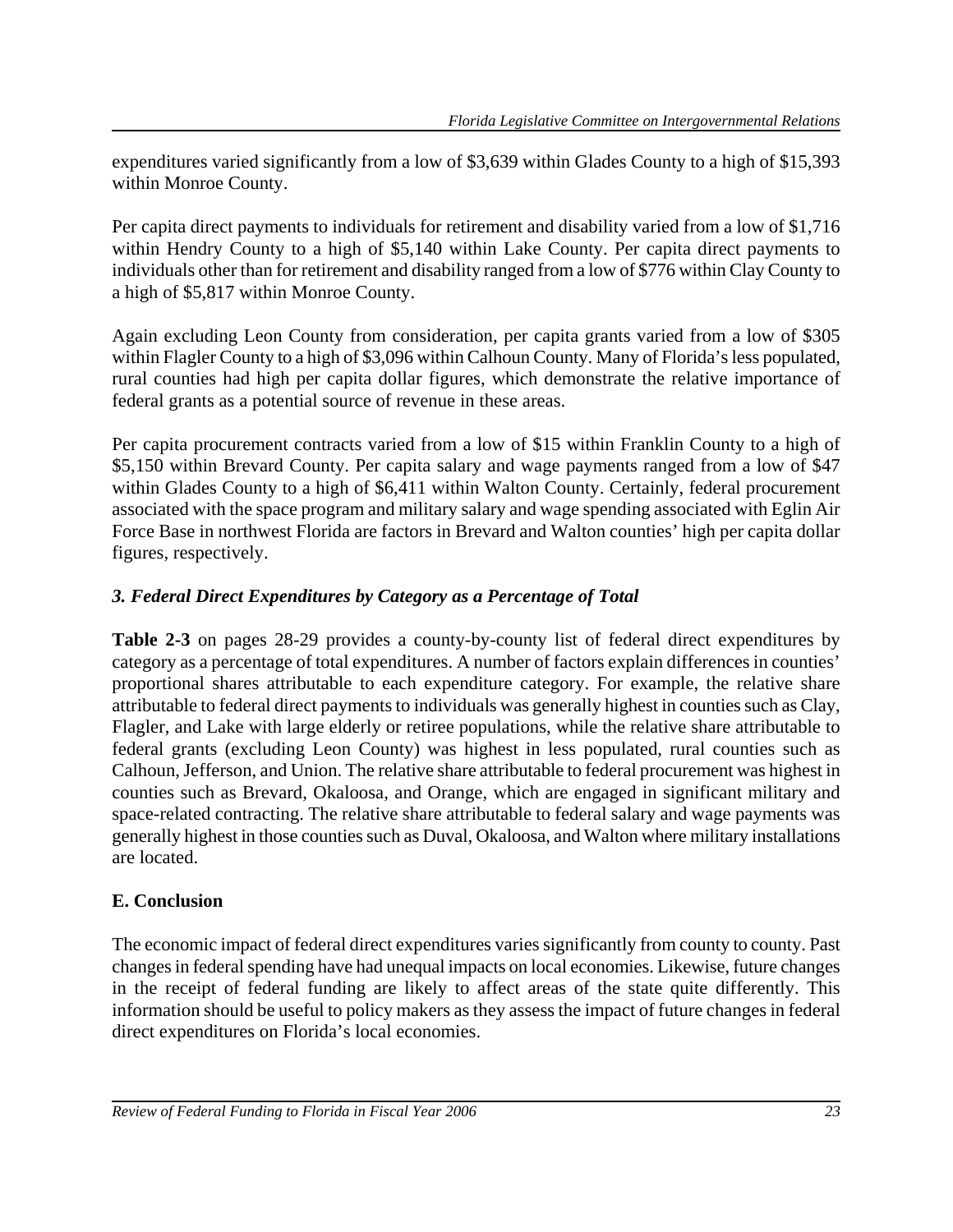expenditures varied significantly from a low of $3,639 within Glades County to a high of $15,393 within Monroe County.

Per capita direct payments to individuals for retirement and disability varied from a low of $1,716 within Hendry County to a high of $5,140 within Lake County. Per capita direct payments to individuals other than for retirement and disability ranged from a low of $776 within Clay County to a high of $5,817 within Monroe County.

Again excluding Leon County from consideration, per capita grants varied from a low of $305 within Flagler County to a high of $3,096 within Calhoun County. Many of Florida's less populated, rural counties had high per capita dollar figures, which demonstrate the relative importance of federal grants as a potential source of revenue in these areas.

Per capita procurement contracts varied from a low of $15 within Franklin County to a high of $5,150 within Brevard County. Per capita salary and wage payments ranged from a low of $47 within Glades County to a high of $6,411 within Walton County. Certainly, federal procurement associated with the space program and military salary and wage spending associated with Eglin Air Force Base in northwest Florida are factors in Brevard and Walton counties' high per capita dollar figures, respectively.

### *3. Federal Direct Expenditures by Category as a Percentage of Total*

**Table 2-3** on pages 28-29 provides a county-by-county list of federal direct expenditures by category as a percentage of total expenditures. A number of factors explain differences in counties' proportional shares attributable to each expenditure category. For example, the relative share attributable to federal direct payments to individuals was generally highest in counties such as Clay, Flagler, and Lake with large elderly or retiree populations, while the relative share attributable to federal grants (excluding Leon County) was highest in less populated, rural counties such as Calhoun, Jefferson, and Union. The relative share attributable to federal procurement was highest in counties such as Brevard, Okaloosa, and Orange, which are engaged in significant military and space-related contracting. The relative share attributable to federal salary and wage payments was generally highest in those counties such as Duval, Okaloosa, and Walton where military installations are located.

## E. Conclusion

The economic impact of federal direct expenditures varies significantly from county to county. Past changes in federal spending have had unequal impacts on local economies. Likewise, future changes in the receipt of federal funding are likely to affect areas of the state quite differently. This information should be useful to policy makers as they assess the impact of future changes in federal direct expenditures on Florida's local economies.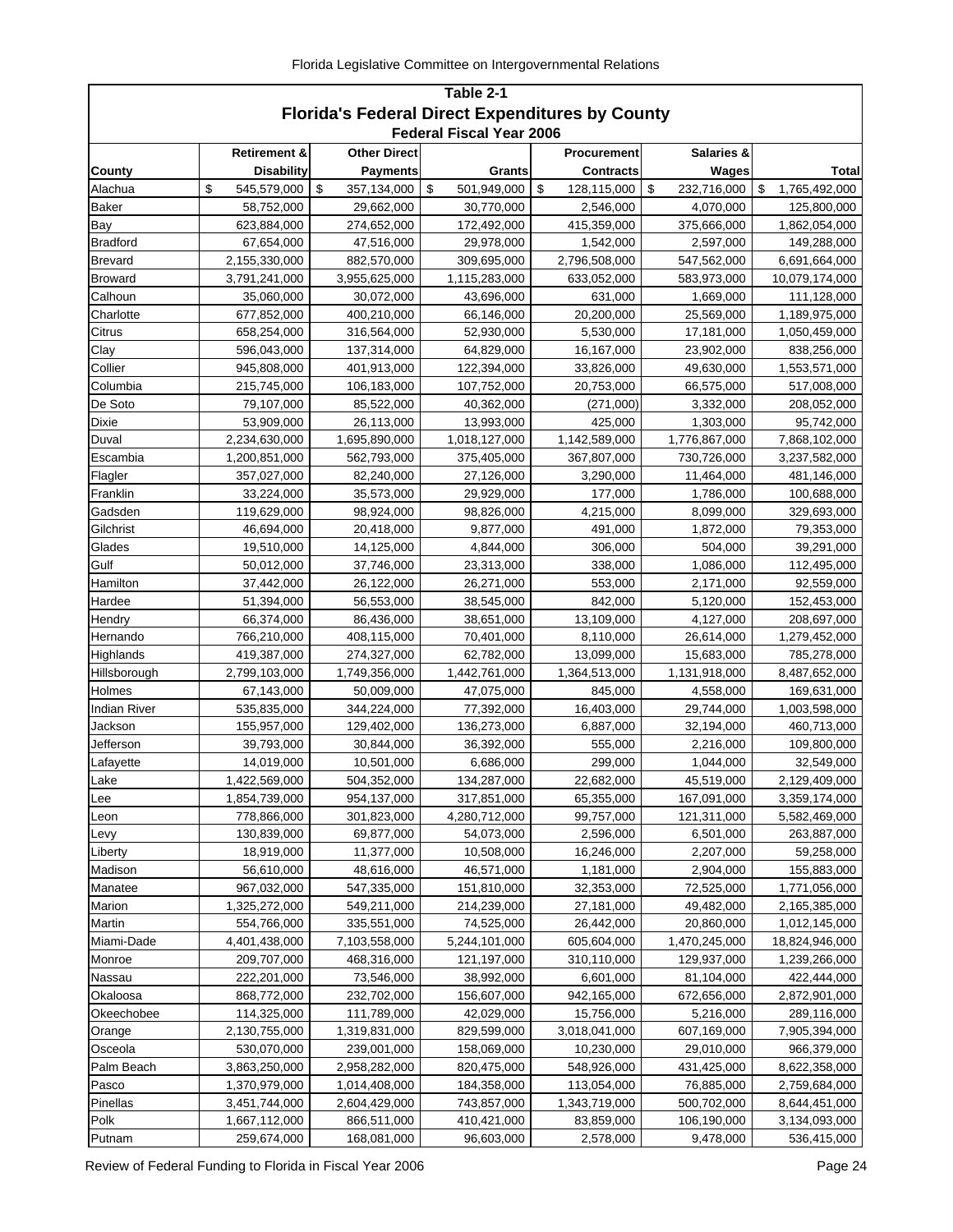## Table 2-1

## Florida's Federal Direct Expenditures by County

### Federal Fiscal Year 2006

| County | Retirement & Disability | Other Direct Payments | Grants | Procurement Contracts | Salaries & Wages | Total |
|---|---|---|---|---|---|---|
| Alachua | $ 545,579,000 | $ 357,134,000 | $ 501,949,000 | $ 128,115,000 | $ 232,716,000 | $ 1,765,492,000 |
| Baker | 58,752,000 | 29,662,000 | 30,770,000 | 2,546,000 | 4,070,000 | 125,800,000 |
| Bay | 623,884,000 | 274,652,000 | 172,492,000 | 415,359,000 | 375,666,000 | 1,862,054,000 |
| Bradford | 67,654,000 | 47,516,000 | 29,978,000 | 1,542,000 | 2,597,000 | 149,288,000 |
| Brevard | 2,155,330,000 | 882,570,000 | 309,695,000 | 2,796,508,000 | 547,562,000 | 6,691,664,000 |
| Broward | 3,791,241,000 | 3,955,625,000 | 1,115,283,000 | 633,052,000 | 583,973,000 | 10,079,174,000 |
| Calhoun | 35,060,000 | 30,072,000 | 43,696,000 | 631,000 | 1,669,000 | 111,128,000 |
| Charlotte | 677,852,000 | 400,210,000 | 66,146,000 | 20,200,000 | 25,569,000 | 1,189,975,000 |
| Citrus | 658,254,000 | 316,564,000 | 52,930,000 | 5,530,000 | 17,181,000 | 1,050,459,000 |
| Clay | 596,043,000 | 137,314,000 | 64,829,000 | 16,167,000 | 23,902,000 | 838,256,000 |
| Collier | 945,808,000 | 401,913,000 | 122,394,000 | 33,826,000 | 49,630,000 | 1,553,571,000 |
| Columbia | 215,745,000 | 106,183,000 | 107,752,000 | 20,753,000 | 66,575,000 | 517,008,000 |
| De Soto | 79,107,000 | 85,522,000 | 40,362,000 | (271,000) | 3,332,000 | 208,052,000 |
| Dixie | 53,909,000 | 26,113,000 | 13,993,000 | 425,000 | 1,303,000 | 95,742,000 |
| Duval | 2,234,630,000 | 1,695,890,000 | 1,018,127,000 | 1,142,589,000 | 1,776,867,000 | 7,868,102,000 |
| Escambia | 1,200,851,000 | 562,793,000 | 375,405,000 | 367,807,000 | 730,726,000 | 3,237,582,000 |
| Flagler | 357,027,000 | 82,240,000 | 27,126,000 | 3,290,000 | 11,464,000 | 481,146,000 |
| Franklin | 33,224,000 | 35,573,000 | 29,929,000 | 177,000 | 1,786,000 | 100,688,000 |
| Gadsden | 119,629,000 | 98,924,000 | 98,826,000 | 4,215,000 | 8,099,000 | 329,693,000 |
| Gilchrist | 46,694,000 | 20,418,000 | 9,877,000 | 491,000 | 1,872,000 | 79,353,000 |
| Glades | 19,510,000 | 14,125,000 | 4,844,000 | 306,000 | 504,000 | 39,291,000 |
| Gulf | 50,012,000 | 37,746,000 | 23,313,000 | 338,000 | 1,086,000 | 112,495,000 |
| Hamilton | 37,442,000 | 26,122,000 | 26,271,000 | 553,000 | 2,171,000 | 92,559,000 |
| Hardee | 51,394,000 | 56,553,000 | 38,545,000 | 842,000 | 5,120,000 | 152,453,000 |
| Hendry | 66,374,000 | 86,436,000 | 38,651,000 | 13,109,000 | 4,127,000 | 208,697,000 |
| Hernando | 766,210,000 | 408,115,000 | 70,401,000 | 8,110,000 | 26,614,000 | 1,279,452,000 |
| Highlands | 419,387,000 | 274,327,000 | 62,782,000 | 13,099,000 | 15,683,000 | 785,278,000 |
| Hillsborough | 2,799,103,000 | 1,749,356,000 | 1,442,761,000 | 1,364,513,000 | 1,131,918,000 | 8,487,652,000 |
| Holmes | 67,143,000 | 50,009,000 | 47,075,000 | 845,000 | 4,558,000 | 169,631,000 |
| Indian River | 535,835,000 | 344,224,000 | 77,392,000 | 16,403,000 | 29,744,000 | 1,003,598,000 |
| Jackson | 155,957,000 | 129,402,000 | 136,273,000 | 6,887,000 | 32,194,000 | 460,713,000 |
| Jefferson | 39,793,000 | 30,844,000 | 36,392,000 | 555,000 | 2,216,000 | 109,800,000 |
| Lafayette | 14,019,000 | 10,501,000 | 6,686,000 | 299,000 | 1,044,000 | 32,549,000 |
| Lake | 1,422,569,000 | 504,352,000 | 134,287,000 | 22,682,000 | 45,519,000 | 2,129,409,000 |
| Lee | 1,854,739,000 | 954,137,000 | 317,851,000 | 65,355,000 | 167,091,000 | 3,359,174,000 |
| Leon | 778,866,000 | 301,823,000 | 4,280,712,000 | 99,757,000 | 121,311,000 | 5,582,469,000 |
| Levy | 130,839,000 | 69,877,000 | 54,073,000 | 2,596,000 | 6,501,000 | 263,887,000 |
| Liberty | 18,919,000 | 11,377,000 | 10,508,000 | 16,246,000 | 2,207,000 | 59,258,000 |
| Madison | 56,610,000 | 48,616,000 | 46,571,000 | 1,181,000 | 2,904,000 | 155,883,000 |
| Manatee | 967,032,000 | 547,335,000 | 151,810,000 | 32,353,000 | 72,525,000 | 1,771,056,000 |
| Marion | 1,325,272,000 | 549,211,000 | 214,239,000 | 27,181,000 | 49,482,000 | 2,165,385,000 |
| Martin | 554,766,000 | 335,551,000 | 74,525,000 | 26,442,000 | 20,860,000 | 1,012,145,000 |
| Miami-Dade | 4,401,438,000 | 7,103,558,000 | 5,244,101,000 | 605,604,000 | 1,470,245,000 | 18,824,946,000 |
| Monroe | 209,707,000 | 468,316,000 | 121,197,000 | 310,110,000 | 129,937,000 | 1,239,266,000 |
| Nassau | 222,201,000 | 73,546,000 | 38,992,000 | 6,601,000 | 81,104,000 | 422,444,000 |
| Okaloosa | 868,772,000 | 232,702,000 | 156,607,000 | 942,165,000 | 672,656,000 | 2,872,901,000 |
| Okeechobee | 114,325,000 | 111,789,000 | 42,029,000 | 15,756,000 | 5,216,000 | 289,116,000 |
| Orange | 2,130,755,000 | 1,319,831,000 | 829,599,000 | 3,018,041,000 | 607,169,000 | 7,905,394,000 |
| Osceola | 530,070,000 | 239,001,000 | 158,069,000 | 10,230,000 | 29,010,000 | 966,379,000 |
| Palm Beach | 3,863,250,000 | 2,958,282,000 | 820,475,000 | 548,926,000 | 431,425,000 | 8,622,358,000 |
| Pasco | 1,370,979,000 | 1,014,408,000 | 184,358,000 | 113,054,000 | 76,885,000 | 2,759,684,000 |
| Pinellas | 3,451,744,000 | 2,604,429,000 | 743,857,000 | 1,343,719,000 | 500,702,000 | 8,644,451,000 |
| Polk | 1,667,112,000 | 866,511,000 | 410,421,000 | 83,859,000 | 106,190,000 | 3,134,093,000 |
| Putnam | 259,674,000 | 168,081,000 | 96,603,000 | 2,578,000 | 9,478,000 | 536,415,000 |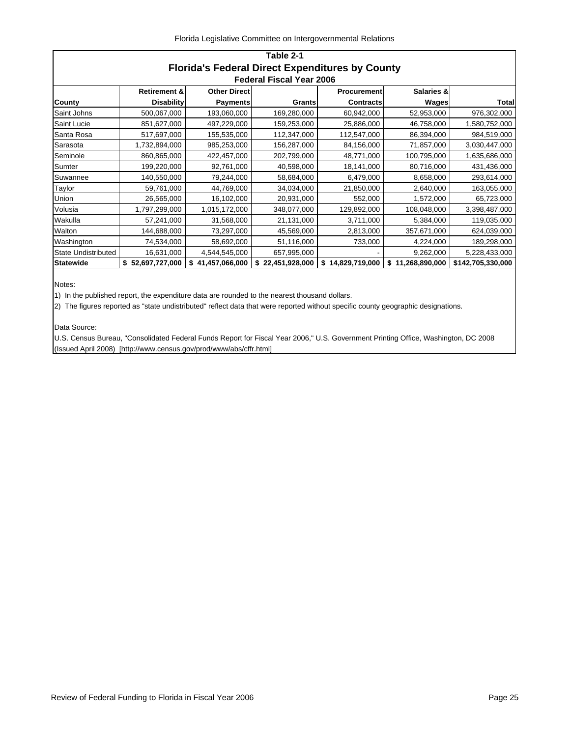**Table 2-1**

**Florida's Federal Direct Expenditures by County**

**Federal Fiscal Year 2006**

| County | Retirement & Disability | Other Direct Payments | Grants | Procurement Contracts | Salaries & Wages | Total |
|---|---|---|---|---|---|---|
| Saint Johns | 500,067,000 | 193,060,000 | 169,280,000 | 60,942,000 | 52,953,000 | 976,302,000 |
| Saint Lucie | 851,627,000 | 497,229,000 | 159,253,000 | 25,886,000 | 46,758,000 | 1,580,752,000 |
| Santa Rosa | 517,697,000 | 155,535,000 | 112,347,000 | 112,547,000 | 86,394,000 | 984,519,000 |
| Sarasota | 1,732,894,000 | 985,253,000 | 156,287,000 | 84,156,000 | 71,857,000 | 3,030,447,000 |
| Seminole | 860,865,000 | 422,457,000 | 202,799,000 | 48,771,000 | 100,795,000 | 1,635,686,000 |
| Sumter | 199,220,000 | 92,761,000 | 40,598,000 | 18,141,000 | 80,716,000 | 431,436,000 |
| Suwannee | 140,550,000 | 79,244,000 | 58,684,000 | 6,479,000 | 8,658,000 | 293,614,000 |
| Taylor | 59,761,000 | 44,769,000 | 34,034,000 | 21,850,000 | 2,640,000 | 163,055,000 |
| Union | 26,565,000 | 16,102,000 | 20,931,000 | 552,000 | 1,572,000 | 65,723,000 |
| Volusia | 1,797,299,000 | 1,015,172,000 | 348,077,000 | 129,892,000 | 108,048,000 | 3,398,487,000 |
| Wakulla | 57,241,000 | 31,568,000 | 21,131,000 | 3,711,000 | 5,384,000 | 119,035,000 |
| Walton | 144,688,000 | 73,297,000 | 45,569,000 | 2,813,000 | 357,671,000 | 624,039,000 |
| Washington | 74,534,000 | 58,692,000 | 51,116,000 | 733,000 | 4,224,000 | 189,298,000 |
| State Undistributed | 16,631,000 | 4,544,545,000 | 657,995,000 | - | 9,262,000 | 5,228,433,000 |
| **Statewide** | **$ 52,697,727,000** | **$ 41,457,066,000** | **$ 22,451,928,000** | **$ 14,829,719,000** | **$ 11,268,890,000** | **$142,705,330,000** |

Notes:

1) In the published report, the expenditure data are rounded to the nearest thousand dollars.

2) The figures reported as "state undistributed" reflect data that were reported without specific county geographic designations.

Data Source:

U.S. Census Bureau, "Consolidated Federal Funds Report for Fiscal Year 2006," U.S. Government Printing Office, Washington, DC 2008 (Issued April 2008) [http://www.census.gov/prod/www/abs/cffr.html]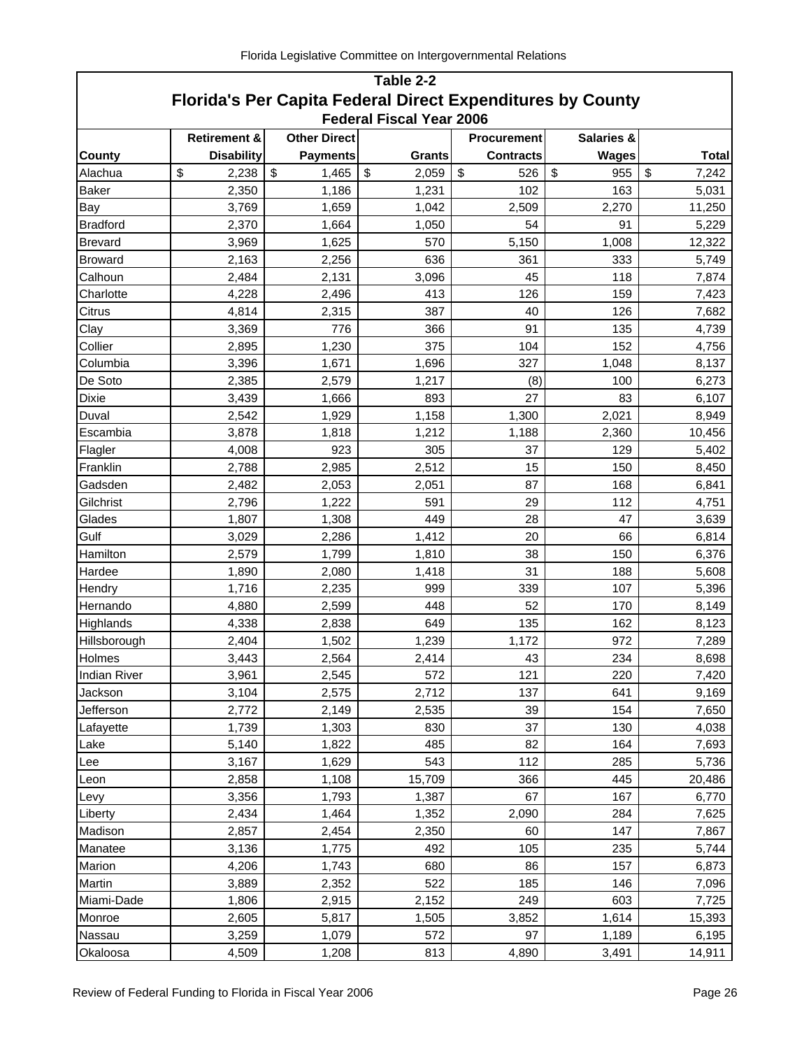**Table 2-2**

# Florida's Per Capita Federal Direct Expenditures by County

**Federal Fiscal Year 2006**

| County | Retirement & Disability | Other Direct Payments | Grants | Procurement Contracts | Salaries & Wages | Total |
|---|---|---|---|---|---|---|
| Alachua | $ 2,238 | $ 1,465 | $ 2,059 | $ 526 | $ 955 | $ 7,242 |
| Baker | 2,350 | 1,186 | 1,231 | 102 | 163 | 5,031 |
| Bay | 3,769 | 1,659 | 1,042 | 2,509 | 2,270 | 11,250 |
| Bradford | 2,370 | 1,664 | 1,050 | 54 | 91 | 5,229 |
| Brevard | 3,969 | 1,625 | 570 | 5,150 | 1,008 | 12,322 |
| Broward | 2,163 | 2,256 | 636 | 361 | 333 | 5,749 |
| Calhoun | 2,484 | 2,131 | 3,096 | 45 | 118 | 7,874 |
| Charlotte | 4,228 | 2,496 | 413 | 126 | 159 | 7,423 |
| Citrus | 4,814 | 2,315 | 387 | 40 | 126 | 7,682 |
| Clay | 3,369 | 776 | 366 | 91 | 135 | 4,739 |
| Collier | 2,895 | 1,230 | 375 | 104 | 152 | 4,756 |
| Columbia | 3,396 | 1,671 | 1,696 | 327 | 1,048 | 8,137 |
| De Soto | 2,385 | 2,579 | 1,217 | (8) | 100 | 6,273 |
| Dixie | 3,439 | 1,666 | 893 | 27 | 83 | 6,107 |
| Duval | 2,542 | 1,929 | 1,158 | 1,300 | 2,021 | 8,949 |
| Escambia | 3,878 | 1,818 | 1,212 | 1,188 | 2,360 | 10,456 |
| Flagler | 4,008 | 923 | 305 | 37 | 129 | 5,402 |
| Franklin | 2,788 | 2,985 | 2,512 | 15 | 150 | 8,450 |
| Gadsden | 2,482 | 2,053 | 2,051 | 87 | 168 | 6,841 |
| Gilchrist | 2,796 | 1,222 | 591 | 29 | 112 | 4,751 |
| Glades | 1,807 | 1,308 | 449 | 28 | 47 | 3,639 |
| Gulf | 3,029 | 2,286 | 1,412 | 20 | 66 | 6,814 |
| Hamilton | 2,579 | 1,799 | 1,810 | 38 | 150 | 6,376 |
| Hardee | 1,890 | 2,080 | 1,418 | 31 | 188 | 5,608 |
| Hendry | 1,716 | 2,235 | 999 | 339 | 107 | 5,396 |
| Hernando | 4,880 | 2,599 | 448 | 52 | 170 | 8,149 |
| Highlands | 4,338 | 2,838 | 649 | 135 | 162 | 8,123 |
| Hillsborough | 2,404 | 1,502 | 1,239 | 1,172 | 972 | 7,289 |
| Holmes | 3,443 | 2,564 | 2,414 | 43 | 234 | 8,698 |
| Indian River | 3,961 | 2,545 | 572 | 121 | 220 | 7,420 |
| Jackson | 3,104 | 2,575 | 2,712 | 137 | 641 | 9,169 |
| Jefferson | 2,772 | 2,149 | 2,535 | 39 | 154 | 7,650 |
| Lafayette | 1,739 | 1,303 | 830 | 37 | 130 | 4,038 |
| Lake | 5,140 | 1,822 | 485 | 82 | 164 | 7,693 |
| Lee | 3,167 | 1,629 | 543 | 112 | 285 | 5,736 |
| Leon | 2,858 | 1,108 | 15,709 | 366 | 445 | 20,486 |
| Levy | 3,356 | 1,793 | 1,387 | 67 | 167 | 6,770 |
| Liberty | 2,434 | 1,464 | 1,352 | 2,090 | 284 | 7,625 |
| Madison | 2,857 | 2,454 | 2,350 | 60 | 147 | 7,867 |
| Manatee | 3,136 | 1,775 | 492 | 105 | 235 | 5,744 |
| Marion | 4,206 | 1,743 | 680 | 86 | 157 | 6,873 |
| Martin | 3,889 | 2,352 | 522 | 185 | 146 | 7,096 |
| Miami-Dade | 1,806 | 2,915 | 2,152 | 249 | 603 | 7,725 |
| Monroe | 2,605 | 5,817 | 1,505 | 3,852 | 1,614 | 15,393 |
| Nassau | 3,259 | 1,079 | 572 | 97 | 1,189 | 6,195 |
| Okaloosa | 4,509 | 1,208 | 813 | 4,890 | 3,491 | 14,911 |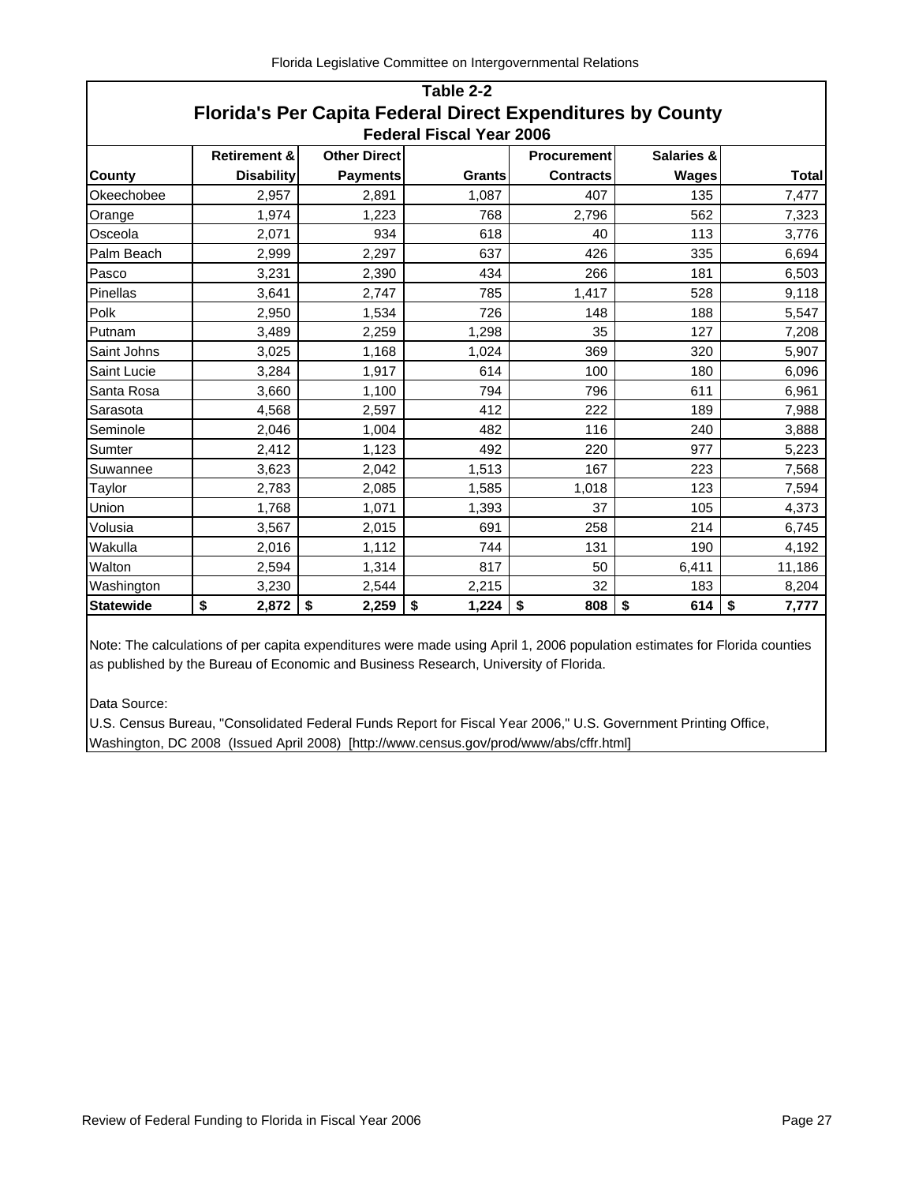# Table 2-2
## Florida's Per Capita Federal Direct Expenditures by County
### Federal Fiscal Year 2006

| County | Retirement & Disability | Other Direct Payments | Grants | Procurement Contracts | Salaries & Wages | Total |
|---|---|---|---|---|---|---|
| Okeechobee | 2,957 | 2,891 | 1,087 | 407 | 135 | 7,477 |
| Orange | 1,974 | 1,223 | 768 | 2,796 | 562 | 7,323 |
| Osceola | 2,071 | 934 | 618 | 40 | 113 | 3,776 |
| Palm Beach | 2,999 | 2,297 | 637 | 426 | 335 | 6,694 |
| Pasco | 3,231 | 2,390 | 434 | 266 | 181 | 6,503 |
| Pinellas | 3,641 | 2,747 | 785 | 1,417 | 528 | 9,118 |
| Polk | 2,950 | 1,534 | 726 | 148 | 188 | 5,547 |
| Putnam | 3,489 | 2,259 | 1,298 | 35 | 127 | 7,208 |
| Saint Johns | 3,025 | 1,168 | 1,024 | 369 | 320 | 5,907 |
| Saint Lucie | 3,284 | 1,917 | 614 | 100 | 180 | 6,096 |
| Santa Rosa | 3,660 | 1,100 | 794 | 796 | 611 | 6,961 |
| Sarasota | 4,568 | 2,597 | 412 | 222 | 189 | 7,988 |
| Seminole | 2,046 | 1,004 | 482 | 116 | 240 | 3,888 |
| Sumter | 2,412 | 1,123 | 492 | 220 | 977 | 5,223 |
| Suwannee | 3,623 | 2,042 | 1,513 | 167 | 223 | 7,568 |
| Taylor | 2,783 | 2,085 | 1,585 | 1,018 | 123 | 7,594 |
| Union | 1,768 | 1,071 | 1,393 | 37 | 105 | 4,373 |
| Volusia | 3,567 | 2,015 | 691 | 258 | 214 | 6,745 |
| Wakulla | 2,016 | 1,112 | 744 | 131 | 190 | 4,192 |
| Walton | 2,594 | 1,314 | 817 | 50 | 6,411 | 11,186 |
| Washington | 3,230 | 2,544 | 2,215 | 32 | 183 | 8,204 |
| **Statewide** | **$ 2,872** | **$ 2,259** | **$ 1,224** | **$ 808** | **$ 614** | **$ 7,777** |

Note: The calculations of per capita expenditures were made using April 1, 2006 population estimates for Florida counties as published by the Bureau of Economic and Business Research, University of Florida.

Data Source:
U.S. Census Bureau, "Consolidated Federal Funds Report for Fiscal Year 2006," U.S. Government Printing Office, Washington, DC 2008 (Issued April 2008) [http://www.census.gov/prod/www/abs/cffr.html]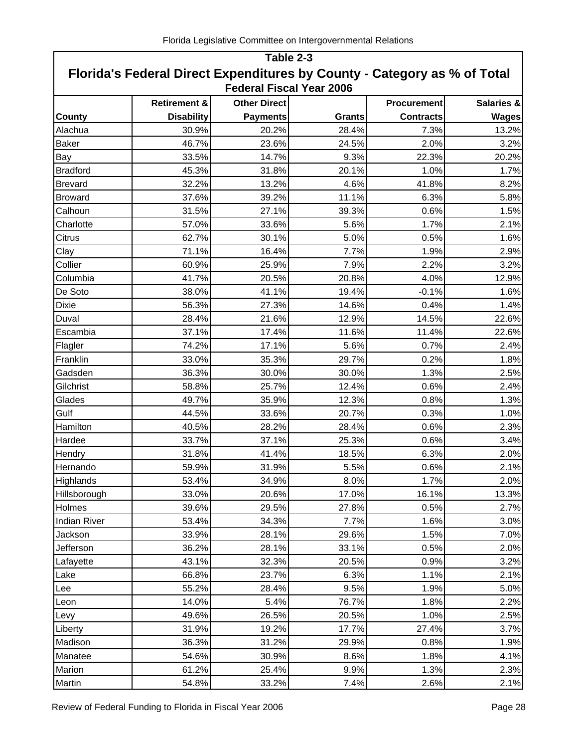## Table 2-3

## Florida's Federal Direct Expenditures by County - Category as % of Total

### Federal Fiscal Year 2006

| County | Retirement & Disability | Other Direct Payments | Grants | Procurement Contracts | Salaries & Wages |
|---|---|---|---|---|---|
| Alachua | 30.9% | 20.2% | 28.4% | 7.3% | 13.2% |
| Baker | 46.7% | 23.6% | 24.5% | 2.0% | 3.2% |
| Bay | 33.5% | 14.7% | 9.3% | 22.3% | 20.2% |
| Bradford | 45.3% | 31.8% | 20.1% | 1.0% | 1.7% |
| Brevard | 32.2% | 13.2% | 4.6% | 41.8% | 8.2% |
| Broward | 37.6% | 39.2% | 11.1% | 6.3% | 5.8% |
| Calhoun | 31.5% | 27.1% | 39.3% | 0.6% | 1.5% |
| Charlotte | 57.0% | 33.6% | 5.6% | 1.7% | 2.1% |
| Citrus | 62.7% | 30.1% | 5.0% | 0.5% | 1.6% |
| Clay | 71.1% | 16.4% | 7.7% | 1.9% | 2.9% |
| Collier | 60.9% | 25.9% | 7.9% | 2.2% | 3.2% |
| Columbia | 41.7% | 20.5% | 20.8% | 4.0% | 12.9% |
| De Soto | 38.0% | 41.1% | 19.4% | -0.1% | 1.6% |
| Dixie | 56.3% | 27.3% | 14.6% | 0.4% | 1.4% |
| Duval | 28.4% | 21.6% | 12.9% | 14.5% | 22.6% |
| Escambia | 37.1% | 17.4% | 11.6% | 11.4% | 22.6% |
| Flagler | 74.2% | 17.1% | 5.6% | 0.7% | 2.4% |
| Franklin | 33.0% | 35.3% | 29.7% | 0.2% | 1.8% |
| Gadsden | 36.3% | 30.0% | 30.0% | 1.3% | 2.5% |
| Gilchrist | 58.8% | 25.7% | 12.4% | 0.6% | 2.4% |
| Glades | 49.7% | 35.9% | 12.3% | 0.8% | 1.3% |
| Gulf | 44.5% | 33.6% | 20.7% | 0.3% | 1.0% |
| Hamilton | 40.5% | 28.2% | 28.4% | 0.6% | 2.3% |
| Hardee | 33.7% | 37.1% | 25.3% | 0.6% | 3.4% |
| Hendry | 31.8% | 41.4% | 18.5% | 6.3% | 2.0% |
| Hernando | 59.9% | 31.9% | 5.5% | 0.6% | 2.1% |
| Highlands | 53.4% | 34.9% | 8.0% | 1.7% | 2.0% |
| Hillsborough | 33.0% | 20.6% | 17.0% | 16.1% | 13.3% |
| Holmes | 39.6% | 29.5% | 27.8% | 0.5% | 2.7% |
| Indian River | 53.4% | 34.3% | 7.7% | 1.6% | 3.0% |
| Jackson | 33.9% | 28.1% | 29.6% | 1.5% | 7.0% |
| Jefferson | 36.2% | 28.1% | 33.1% | 0.5% | 2.0% |
| Lafayette | 43.1% | 32.3% | 20.5% | 0.9% | 3.2% |
| Lake | 66.8% | 23.7% | 6.3% | 1.1% | 2.1% |
| Lee | 55.2% | 28.4% | 9.5% | 1.9% | 5.0% |
| Leon | 14.0% | 5.4% | 76.7% | 1.8% | 2.2% |
| Levy | 49.6% | 26.5% | 20.5% | 1.0% | 2.5% |
| Liberty | 31.9% | 19.2% | 17.7% | 27.4% | 3.7% |
| Madison | 36.3% | 31.2% | 29.9% | 0.8% | 1.9% |
| Manatee | 54.6% | 30.9% | 8.6% | 1.8% | 4.1% |
| Marion | 61.2% | 25.4% | 9.9% | 1.3% | 2.3% |
| Martin | 54.8% | 33.2% | 7.4% | 2.6% | 2.1% |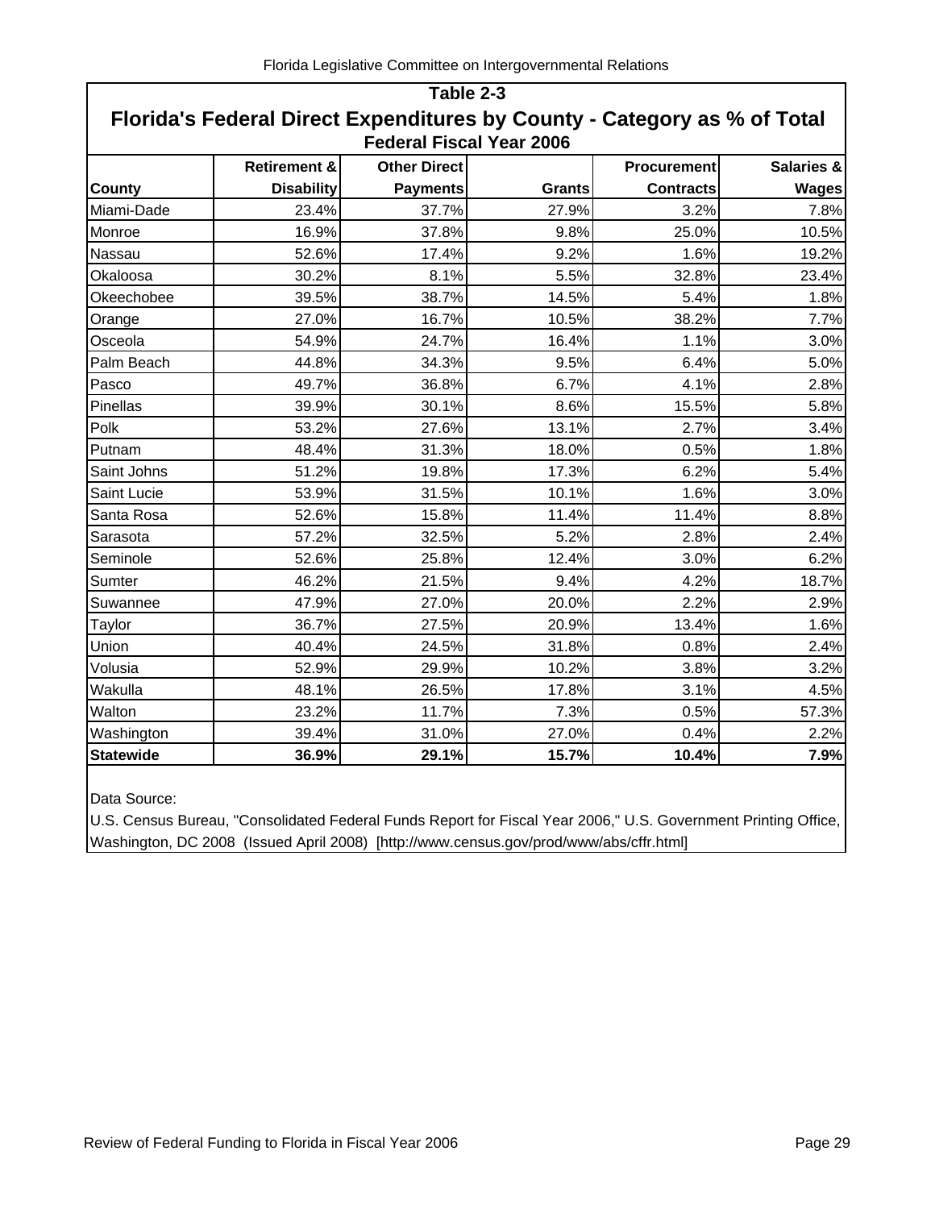## Table 2-3

## Florida's Federal Direct Expenditures by County - Category as % of Total

### Federal Fiscal Year 2006

| County | Retirement & Disability | Other Direct Payments | Grants | Procurement Contracts | Salaries & Wages |
|---|---|---|---|---|---|
| Miami-Dade | 23.4% | 37.7% | 27.9% | 3.2% | 7.8% |
| Monroe | 16.9% | 37.8% | 9.8% | 25.0% | 10.5% |
| Nassau | 52.6% | 17.4% | 9.2% | 1.6% | 19.2% |
| Okaloosa | 30.2% | 8.1% | 5.5% | 32.8% | 23.4% |
| Okeechobee | 39.5% | 38.7% | 14.5% | 5.4% | 1.8% |
| Orange | 27.0% | 16.7% | 10.5% | 38.2% | 7.7% |
| Osceola | 54.9% | 24.7% | 16.4% | 1.1% | 3.0% |
| Palm Beach | 44.8% | 34.3% | 9.5% | 6.4% | 5.0% |
| Pasco | 49.7% | 36.8% | 6.7% | 4.1% | 2.8% |
| Pinellas | 39.9% | 30.1% | 8.6% | 15.5% | 5.8% |
| Polk | 53.2% | 27.6% | 13.1% | 2.7% | 3.4% |
| Putnam | 48.4% | 31.3% | 18.0% | 0.5% | 1.8% |
| Saint Johns | 51.2% | 19.8% | 17.3% | 6.2% | 5.4% |
| Saint Lucie | 53.9% | 31.5% | 10.1% | 1.6% | 3.0% |
| Santa Rosa | 52.6% | 15.8% | 11.4% | 11.4% | 8.8% |
| Sarasota | 57.2% | 32.5% | 5.2% | 2.8% | 2.4% |
| Seminole | 52.6% | 25.8% | 12.4% | 3.0% | 6.2% |
| Sumter | 46.2% | 21.5% | 9.4% | 4.2% | 18.7% |
| Suwannee | 47.9% | 27.0% | 20.0% | 2.2% | 2.9% |
| Taylor | 36.7% | 27.5% | 20.9% | 13.4% | 1.6% |
| Union | 40.4% | 24.5% | 31.8% | 0.8% | 2.4% |
| Volusia | 52.9% | 29.9% | 10.2% | 3.8% | 3.2% |
| Wakulla | 48.1% | 26.5% | 17.8% | 3.1% | 4.5% |
| Walton | 23.2% | 11.7% | 7.3% | 0.5% | 57.3% |
| Washington | 39.4% | 31.0% | 27.0% | 0.4% | 2.2% |
| **Statewide** | **36.9%** | **29.1%** | **15.7%** | **10.4%** | **7.9%** |

Data Source:

U.S. Census Bureau, "Consolidated Federal Funds Report for Fiscal Year 2006," U.S. Government Printing Office, Washington, DC 2008 (Issued April 2008) [http://www.census.gov/prod/www/abs/cffr.html]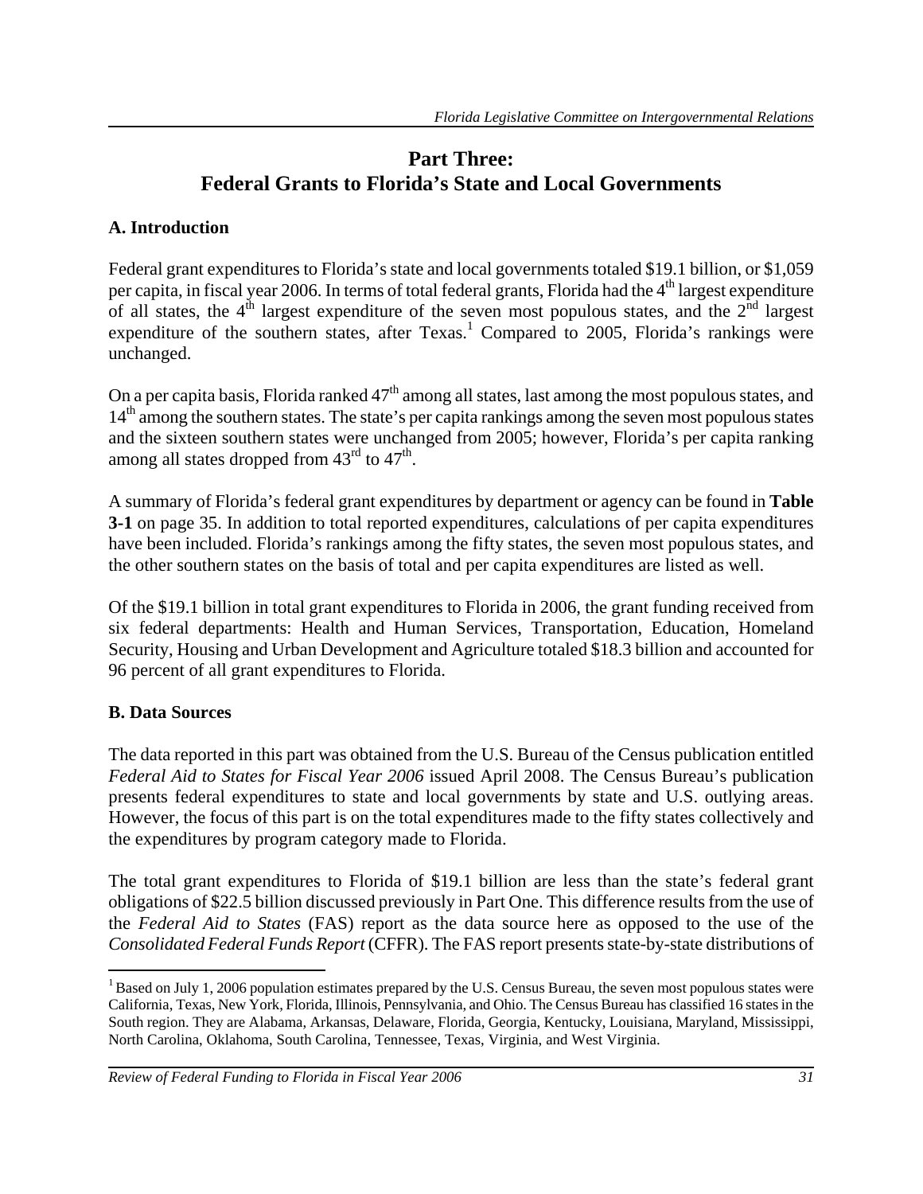# Part Three:
# Federal Grants to Florida's State and Local Governments

## A. Introduction

Federal grant expenditures to Florida's state and local governments totaled $19.1 billion, or $1,059 per capita, in fiscal year 2006. In terms of total federal grants, Florida had the 4th largest expenditure of all states, the 4th largest expenditure of the seven most populous states, and the 2nd largest expenditure of the southern states, after Texas.[1] Compared to 2005, Florida's rankings were unchanged.

On a per capita basis, Florida ranked 47th among all states, last among the most populous states, and 14th among the southern states. The state's per capita rankings among the seven most populous states and the sixteen southern states were unchanged from 2005; however, Florida's per capita ranking among all states dropped from 43rd to 47th.

A summary of Florida's federal grant expenditures by department or agency can be found in **Table 3-1** on page 35. In addition to total reported expenditures, calculations of per capita expenditures have been included. Florida's rankings among the fifty states, the seven most populous states, and the other southern states on the basis of total and per capita expenditures are listed as well.

Of the $19.1 billion in total grant expenditures to Florida in 2006, the grant funding received from six federal departments: Health and Human Services, Transportation, Education, Homeland Security, Housing and Urban Development and Agriculture totaled $18.3 billion and accounted for 96 percent of all grant expenditures to Florida.

## B. Data Sources

The data reported in this part was obtained from the U.S. Bureau of the Census publication entitled *Federal Aid to States for Fiscal Year 2006* issued April 2008. The Census Bureau's publication presents federal expenditures to state and local governments by state and U.S. outlying areas. However, the focus of this part is on the total expenditures made to the fifty states collectively and the expenditures by program category made to Florida.

The total grant expenditures to Florida of $19.1 billion are less than the state's federal grant obligations of $22.5 billion discussed previously in Part One. This difference results from the use of the *Federal Aid to States* (FAS) report as the data source here as opposed to the use of the *Consolidated Federal Funds Report* (CFFR). The FAS report presents state-by-state distributions of

---

[1] Based on July 1, 2006 population estimates prepared by the U.S. Census Bureau, the seven most populous states were California, Texas, New York, Florida, Illinois, Pennsylvania, and Ohio. The Census Bureau has classified 16 states in the South region. They are Alabama, Arkansas, Delaware, Florida, Georgia, Kentucky, Louisiana, Maryland, Mississippi, North Carolina, Oklahoma, South Carolina, Tennessee, Texas, Virginia, and West Virginia.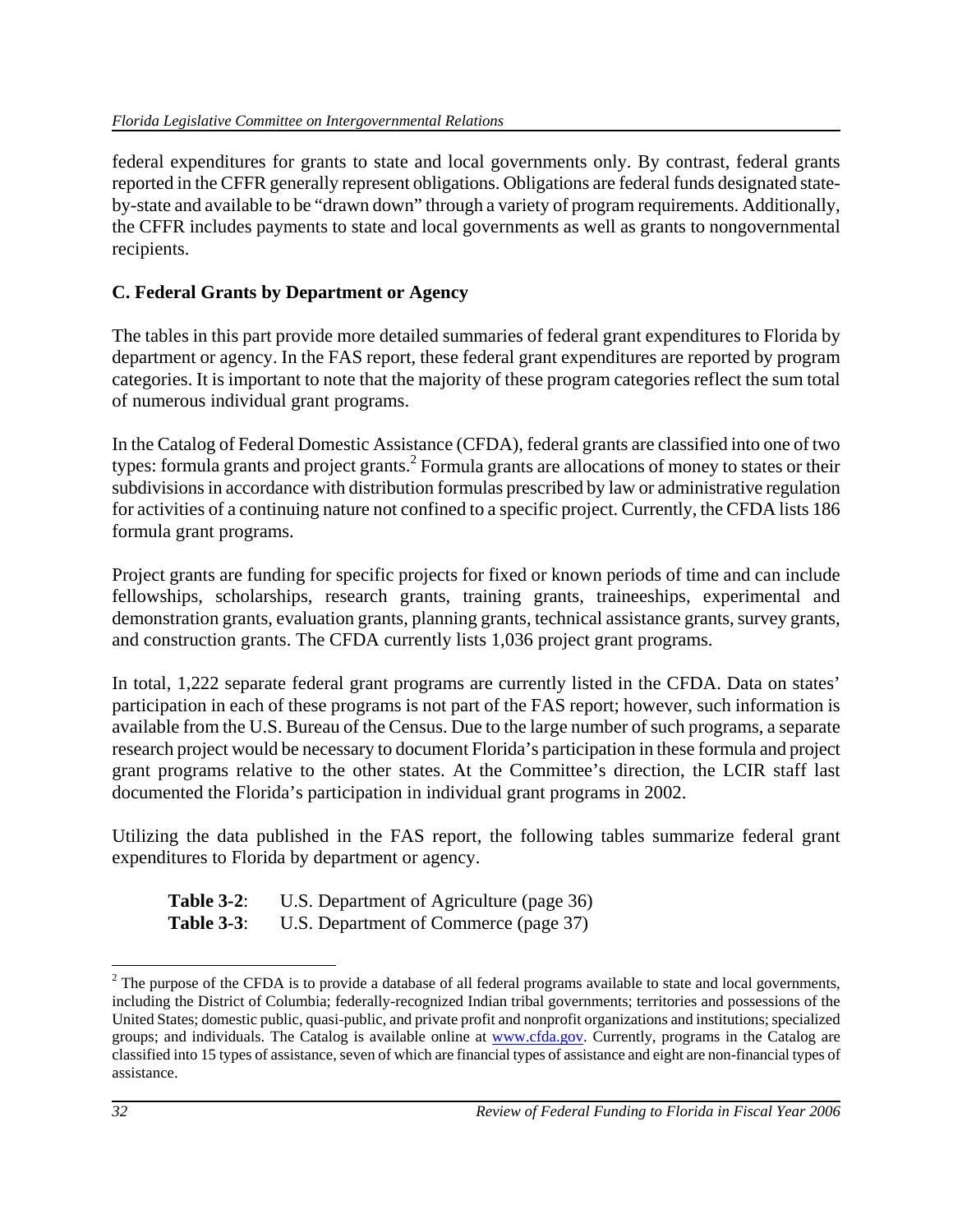federal expenditures for grants to state and local governments only. By contrast, federal grants reported in the CFFR generally represent obligations. Obligations are federal funds designated state-by-state and available to be "drawn down" through a variety of program requirements. Additionally, the CFFR includes payments to state and local governments as well as grants to nongovernmental recipients.

### C. Federal Grants by Department or Agency

The tables in this part provide more detailed summaries of federal grant expenditures to Florida by department or agency. In the FAS report, these federal grant expenditures are reported by program categories. It is important to note that the majority of these program categories reflect the sum total of numerous individual grant programs.

In the Catalog of Federal Domestic Assistance (CFDA), federal grants are classified into one of two types: formula grants and project grants.[2] Formula grants are allocations of money to states or their subdivisions in accordance with distribution formulas prescribed by law or administrative regulation for activities of a continuing nature not confined to a specific project. Currently, the CFDA lists 186 formula grant programs.

Project grants are funding for specific projects for fixed or known periods of time and can include fellowships, scholarships, research grants, training grants, traineeships, experimental and demonstration grants, evaluation grants, planning grants, technical assistance grants, survey grants, and construction grants. The CFDA currently lists 1,036 project grant programs.

In total, 1,222 separate federal grant programs are currently listed in the CFDA. Data on states' participation in each of these programs is not part of the FAS report; however, such information is available from the U.S. Bureau of the Census. Due to the large number of such programs, a separate research project would be necessary to document Florida's participation in these formula and project grant programs relative to the other states. At the Committee's direction, the LCIR staff last documented the Florida's participation in individual grant programs in 2002.

Utilizing the data published in the FAS report, the following tables summarize federal grant expenditures to Florida by department or agency.

**Table 3-2**: U.S. Department of Agriculture (page 36)
**Table 3-3**: U.S. Department of Commerce (page 37)

[2] The purpose of the CFDA is to provide a database of all federal programs available to state and local governments, including the District of Columbia; federally-recognized Indian tribal governments; territories and possessions of the United States; domestic public, quasi-public, and private profit and nonprofit organizations and institutions; specialized groups; and individuals. The Catalog is available online at www.cfda.gov. Currently, programs in the Catalog are classified into 15 types of assistance, seven of which are financial types of assistance and eight are non-financial types of assistance.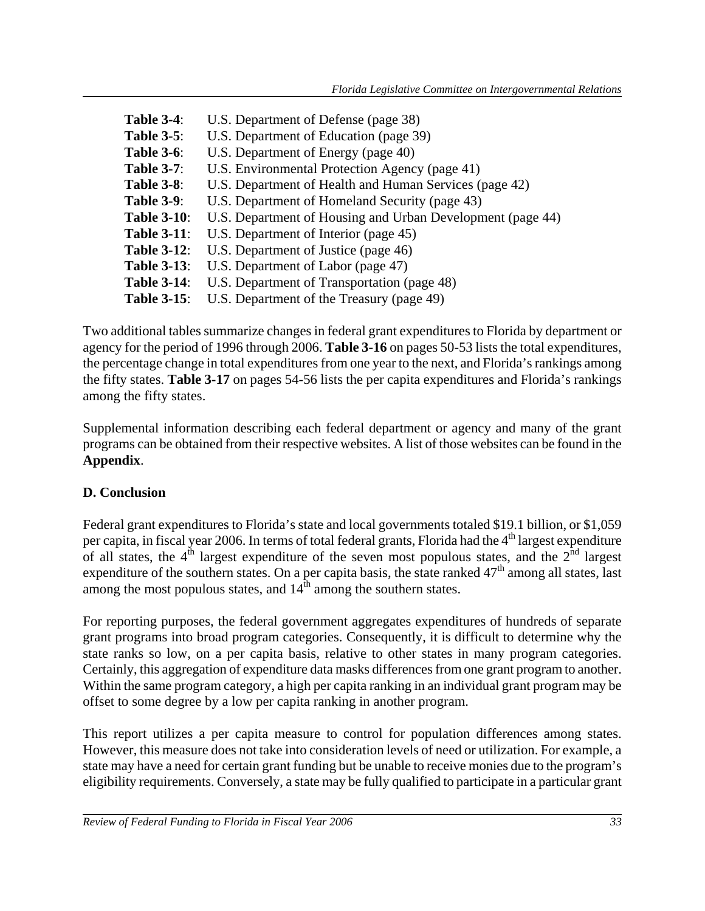**Table 3-4**: U.S. Department of Defense (page 38)
**Table 3-5**: U.S. Department of Education (page 39)
**Table 3-6**: U.S. Department of Energy (page 40)
**Table 3-7**: U.S. Environmental Protection Agency (page 41)
**Table 3-8**: U.S. Department of Health and Human Services (page 42)
**Table 3-9**: U.S. Department of Homeland Security (page 43)
**Table 3-10**: U.S. Department of Housing and Urban Development (page 44)
**Table 3-11**: U.S. Department of Interior (page 45)
**Table 3-12**: U.S. Department of Justice (page 46)
**Table 3-13**: U.S. Department of Labor (page 47)
**Table 3-14**: U.S. Department of Transportation (page 48)
**Table 3-15**: U.S. Department of the Treasury (page 49)

Two additional tables summarize changes in federal grant expenditures to Florida by department or agency for the period of 1996 through 2006. **Table 3-16** on pages 50-53 lists the total expenditures, the percentage change in total expenditures from one year to the next, and Florida's rankings among the fifty states. **Table 3-17** on pages 54-56 lists the per capita expenditures and Florida's rankings among the fifty states.

Supplemental information describing each federal department or agency and many of the grant programs can be obtained from their respective websites. A list of those websites can be found in the **Appendix**.

**D. Conclusion**

Federal grant expenditures to Florida's state and local governments totaled $19.1 billion, or $1,059 per capita, in fiscal year 2006. In terms of total federal grants, Florida had the 4th largest expenditure of all states, the 4th largest expenditure of the seven most populous states, and the 2nd largest expenditure of the southern states. On a per capita basis, the state ranked 47th among all states, last among the most populous states, and 14th among the southern states.

For reporting purposes, the federal government aggregates expenditures of hundreds of separate grant programs into broad program categories. Consequently, it is difficult to determine why the state ranks so low, on a per capita basis, relative to other states in many program categories. Certainly, this aggregation of expenditure data masks differences from one grant program to another. Within the same program category, a high per capita ranking in an individual grant program may be offset to some degree by a low per capita ranking in another program.

This report utilizes a per capita measure to control for population differences among states. However, this measure does not take into consideration levels of need or utilization. For example, a state may have a need for certain grant funding but be unable to receive monies due to the program's eligibility requirements. Conversely, a state may be fully qualified to participate in a particular grant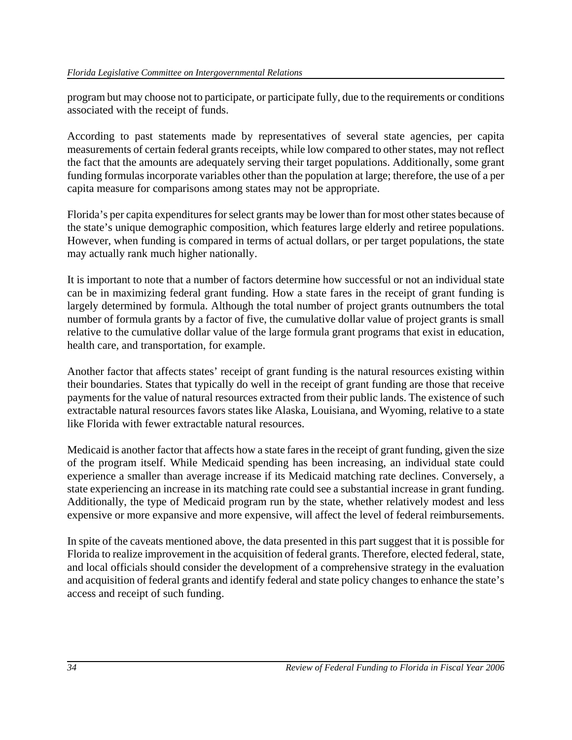program but may choose not to participate, or participate fully, due to the requirements or conditions associated with the receipt of funds.

According to past statements made by representatives of several state agencies, per capita measurements of certain federal grants receipts, while low compared to other states, may not reflect the fact that the amounts are adequately serving their target populations. Additionally, some grant funding formulas incorporate variables other than the population at large; therefore, the use of a per capita measure for comparisons among states may not be appropriate.

Florida's per capita expenditures for select grants may be lower than for most other states because of the state's unique demographic composition, which features large elderly and retiree populations. However, when funding is compared in terms of actual dollars, or per target populations, the state may actually rank much higher nationally.

It is important to note that a number of factors determine how successful or not an individual state can be in maximizing federal grant funding. How a state fares in the receipt of grant funding is largely determined by formula. Although the total number of project grants outnumbers the total number of formula grants by a factor of five, the cumulative dollar value of project grants is small relative to the cumulative dollar value of the large formula grant programs that exist in education, health care, and transportation, for example.

Another factor that affects states' receipt of grant funding is the natural resources existing within their boundaries. States that typically do well in the receipt of grant funding are those that receive payments for the value of natural resources extracted from their public lands. The existence of such extractable natural resources favors states like Alaska, Louisiana, and Wyoming, relative to a state like Florida with fewer extractable natural resources.

Medicaid is another factor that affects how a state fares in the receipt of grant funding, given the size of the program itself. While Medicaid spending has been increasing, an individual state could experience a smaller than average increase if its Medicaid matching rate declines. Conversely, a state experiencing an increase in its matching rate could see a substantial increase in grant funding. Additionally, the type of Medicaid program run by the state, whether relatively modest and less expensive or more expansive and more expensive, will affect the level of federal reimbursements.

In spite of the caveats mentioned above, the data presented in this part suggest that it is possible for Florida to realize improvement in the acquisition of federal grants. Therefore, elected federal, state, and local officials should consider the development of a comprehensive strategy in the evaluation and acquisition of federal grants and identify federal and state policy changes to enhance the state's access and receipt of such funding.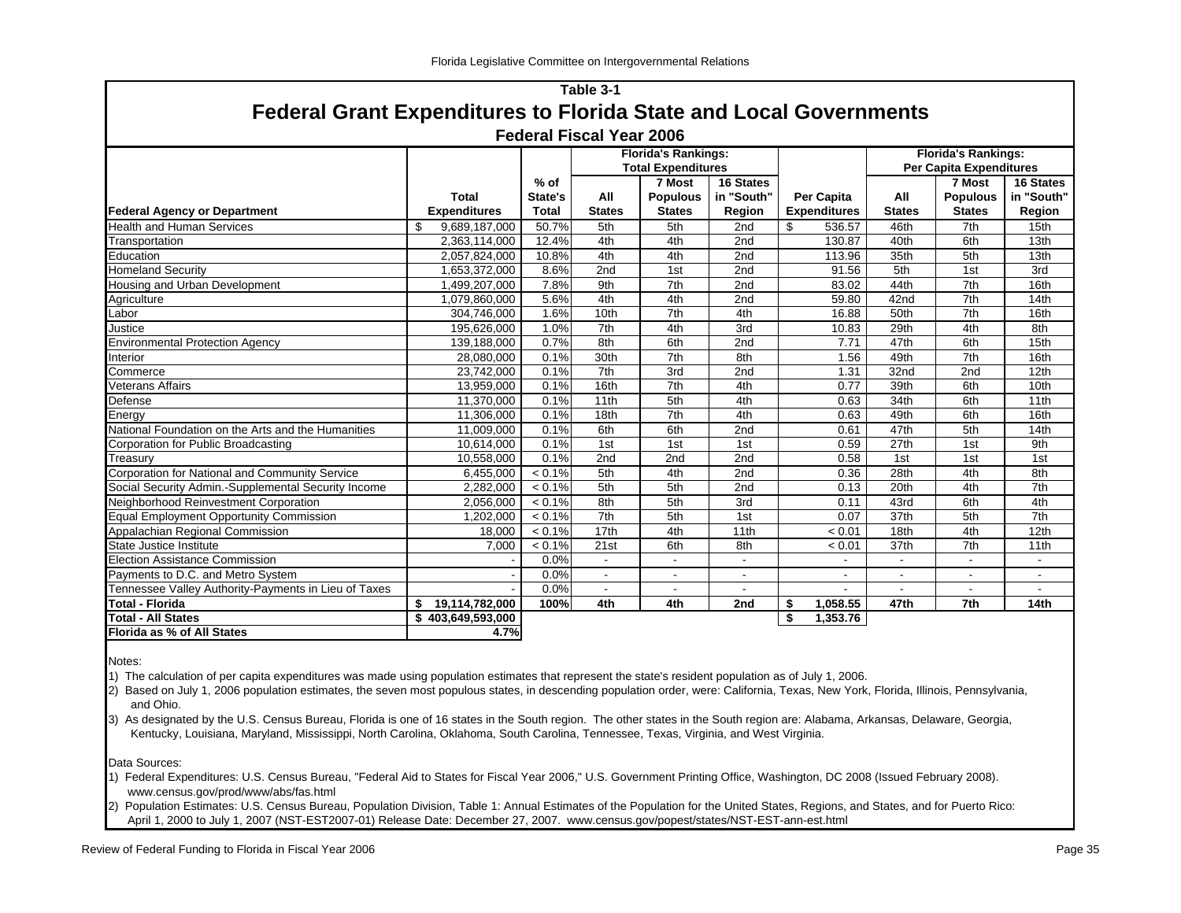## Table 3-1

# Federal Grant Expenditures to Florida State and Local Governments

### Federal Fiscal Year 2006

| Federal Agency or Department | Total Expenditures | % of State's Total | Florida's Rankings: Total Expenditures | | | Per Capita Expenditures | Florida's Rankings: Per Capita Expenditures | | |
|---|---|---|---|---|---|---|---|---|---|
| | | | All States | 7 Most Populous States | 16 States in "South" Region | | All States | 7 Most Populous States | 16 States in "South" Region |
| Health and Human Services | $ 9,689,187,000 | 50.7% | 5th | 5th | 2nd | $ 536.57 | 46th | 7th | 15th |
| Transportation | 2,363,114,000 | 12.4% | 4th | 4th | 2nd | 130.87 | 40th | 6th | 13th |
| Education | 2,057,824,000 | 10.8% | 4th | 4th | 2nd | 113.96 | 35th | 5th | 13th |
| Homeland Security | 1,653,372,000 | 8.6% | 2nd | 1st | 2nd | 91.56 | 5th | 1st | 3rd |
| Housing and Urban Development | 1,499,207,000 | 7.8% | 9th | 7th | 2nd | 83.02 | 44th | 7th | 16th |
| Agriculture | 1,079,860,000 | 5.6% | 4th | 4th | 2nd | 59.80 | 42nd | 7th | 14th |
| Labor | 304,746,000 | 1.6% | 10th | 7th | 4th | 16.88 | 50th | 7th | 16th |
| Justice | 195,626,000 | 1.0% | 7th | 4th | 3rd | 10.83 | 29th | 4th | 8th |
| Environmental Protection Agency | 139,188,000 | 0.7% | 8th | 6th | 2nd | 7.71 | 47th | 6th | 15th |
| Interior | 28,080,000 | 0.1% | 30th | 7th | 8th | 1.56 | 49th | 7th | 16th |
| Commerce | 23,742,000 | 0.1% | 7th | 3rd | 2nd | 1.31 | 32nd | 2nd | 12th |
| Veterans Affairs | 13,959,000 | 0.1% | 16th | 7th | 4th | 0.77 | 39th | 6th | 10th |
| Defense | 11,370,000 | 0.1% | 11th | 5th | 4th | 0.63 | 34th | 6th | 11th |
| Energy | 11,306,000 | 0.1% | 18th | 7th | 4th | 0.63 | 49th | 6th | 16th |
| National Foundation on the Arts and the Humanities | 11,009,000 | 0.1% | 6th | 6th | 2nd | 0.61 | 47th | 5th | 14th |
| Corporation for Public Broadcasting | 10,614,000 | 0.1% | 1st | 1st | 1st | 0.59 | 27th | 1st | 9th |
| Treasury | 10,558,000 | 0.1% | 2nd | 2nd | 2nd | 0.58 | 1st | 1st | 1st |
| Corporation for National and Community Service | 6,455,000 | < 0.1% | 5th | 4th | 2nd | 0.36 | 28th | 4th | 8th |
| Social Security Admin.-Supplemental Security Income | 2,282,000 | < 0.1% | 5th | 5th | 2nd | 0.13 | 20th | 4th | 7th |
| Neighborhood Reinvestment Corporation | 2,056,000 | < 0.1% | 8th | 5th | 3rd | 0.11 | 43rd | 6th | 4th |
| Equal Employment Opportunity Commission | 1,202,000 | < 0.1% | 7th | 5th | 1st | 0.07 | 37th | 5th | 7th |
| Appalachian Regional Commission | 18,000 | < 0.1% | 17th | 4th | 11th | < 0.01 | 18th | 4th | 12th |
| State Justice Institute | 7,000 | < 0.1% | 21st | 6th | 8th | < 0.01 | 37th | 7th | 11th |
| Election Assistance Commission | - | 0.0% | - | - | - | - | - | - | - |
| Payments to D.C. and Metro System | - | 0.0% | - | - | - | - | - | - | - |
| Tennessee Valley Authority-Payments in Lieu of Taxes | - | 0.0% | - | - | - | - | - | - | - |
| **Total - Florida** | **$ 19,114,782,000** | **100%** | **4th** | **4th** | **2nd** | **$ 1,058.55** | **47th** | **7th** | **14th** |
| **Total - All States** | **$ 403,649,593,000** | | | | | **$ 1,353.76** | | | |
| **Florida as % of All States** | **4.7%** | | | | | | | | |

Notes:

1) The calculation of per capita expenditures was made using population estimates that represent the state's resident population as of July 1, 2006.

2) Based on July 1, 2006 population estimates, the seven most populous states, in descending population order, were: California, Texas, New York, Florida, Illinois, Pennsylvania, and Ohio.

3) As designated by the U.S. Census Bureau, Florida is one of 16 states in the South region. The other states in the South region are: Alabama, Arkansas, Delaware, Georgia, Kentucky, Louisiana, Maryland, Mississippi, North Carolina, Oklahoma, South Carolina, Tennessee, Texas, Virginia, and West Virginia.

Data Sources:

1) Federal Expenditures: U.S. Census Bureau, "Federal Aid to States for Fiscal Year 2006," U.S. Government Printing Office, Washington, DC 2008 (Issued February 2008). www.census.gov/prod/www/abs/fas.html

2) Population Estimates: U.S. Census Bureau, Population Division, Table 1: Annual Estimates of the Population for the United States, Regions, and States, and for Puerto Rico: April 1, 2000 to July 1, 2007 (NST-EST2007-01) Release Date: December 27, 2007. www.census.gov/popest/states/NST-EST-ann-est.html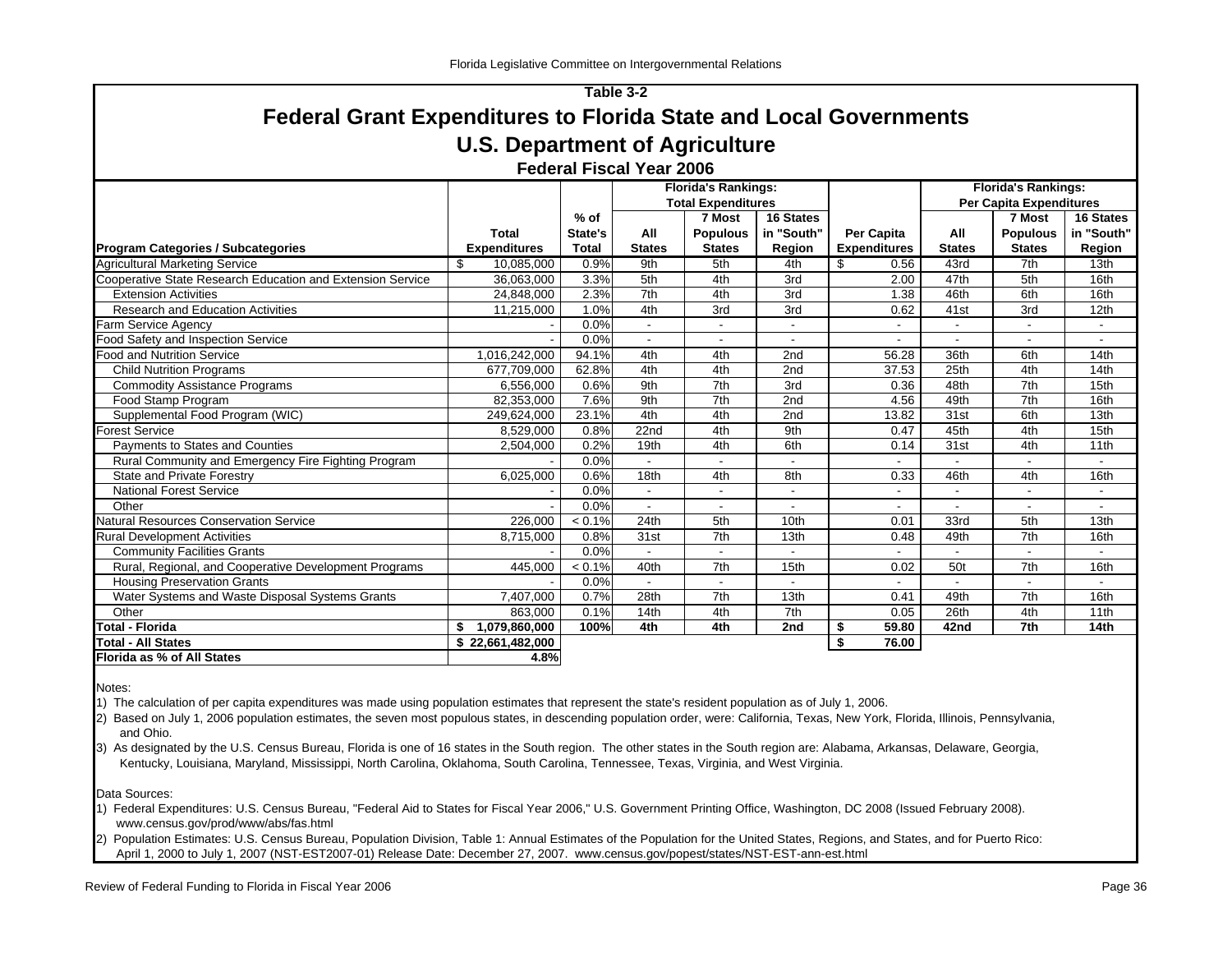Table 3-2

# Federal Grant Expenditures to Florida State and Local Governments

## U.S. Department of Agriculture

### Federal Fiscal Year 2006

| | | | Florida's Rankings: Total Expenditures | | | | Florida's Rankings: Per Capita Expenditures | | |
|---|---|---|---|---|---|---|---|---|---|
| Program Categories / Subcategories | Total Expenditures | % of State's Total | All States | 7 Most Populous States | 16 States in "South" Region | Per Capita Expenditures | All States | 7 Most Populous States | 16 States in "South" Region |
| Agricultural Marketing Service | $ 10,085,000 | 0.9% | 9th | 5th | 4th | $ 0.56 | 43rd | 7th | 13th |
| Cooperative State Research Education and Extension Service | 36,063,000 | 3.3% | 5th | 4th | 3rd | 2.00 | 47th | 5th | 16th |
| Extension Activities | 24,848,000 | 2.3% | 7th | 4th | 3rd | 1.38 | 46th | 6th | 16th |
| Research and Education Activities | 11,215,000 | 1.0% | 4th | 3rd | 3rd | 0.62 | 41st | 3rd | 12th |
| Farm Service Agency | - | 0.0% | - | - | - | - | - | - | - |
| Food Safety and Inspection Service | - | 0.0% | - | - | - | - | - | - | - |
| Food and Nutrition Service | 1,016,242,000 | 94.1% | 4th | 4th | 2nd | 56.28 | 36th | 6th | 14th |
| Child Nutrition Programs | 677,709,000 | 62.8% | 4th | 4th | 2nd | 37.53 | 25th | 4th | 14th |
| Commodity Assistance Programs | 6,556,000 | 0.6% | 9th | 7th | 3rd | 0.36 | 48th | 7th | 15th |
| Food Stamp Program | 82,353,000 | 7.6% | 9th | 7th | 2nd | 4.56 | 49th | 7th | 16th |
| Supplemental Food Program (WIC) | 249,624,000 | 23.1% | 4th | 4th | 2nd | 13.82 | 31st | 6th | 13th |
| Forest Service | 8,529,000 | 0.8% | 22nd | 4th | 9th | 0.47 | 45th | 4th | 15th |
| Payments to States and Counties | 2,504,000 | 0.2% | 19th | 4th | 6th | 0.14 | 31st | 4th | 11th |
| Rural Community and Emergency Fire Fighting Program | - | 0.0% | - | - | - | - | - | - | - |
| State and Private Forestry | 6,025,000 | 0.6% | 18th | 4th | 8th | 0.33 | 46th | 4th | 16th |
| National Forest Service | - | 0.0% | - | - | - | - | - | - | - |
| Other | - | 0.0% | - | - | - | - | - | - | - |
| Natural Resources Conservation Service | 226,000 | < 0.1% | 24th | 5th | 10th | 0.01 | 33rd | 5th | 13th |
| Rural Development Activities | 8,715,000 | 0.8% | 31st | 7th | 13th | 0.48 | 49th | 7th | 16th |
| Community Facilities Grants | - | 0.0% | - | - | - | - | - | - | - |
| Rural, Regional, and Cooperative Development Programs | 445,000 | < 0.1% | 40th | 7th | 15th | 0.02 | 50t | 7th | 16th |
| Housing Preservation Grants | - | 0.0% | - | - | - | - | - | - | - |
| Water Systems and Waste Disposal Systems Grants | 7,407,000 | 0.7% | 28th | 7th | 13th | 0.41 | 49th | 7th | 16th |
| Other | 863,000 | 0.1% | 14th | 4th | 7th | 0.05 | 26th | 4th | 11th |
| **Total - Florida** | **$ 1,079,860,000** | **100%** | **4th** | **4th** | **2nd** | **$ 59.80** | **42nd** | **7th** | **14th** |
| **Total - All States** | **$ 22,661,482,000** | | | | | **$ 76.00** | | | |
| **Florida as % of All States** | **4.8%** | | | | | | | | |

Notes:

1) The calculation of per capita expenditures was made using population estimates that represent the state's resident population as of July 1, 2006.

2) Based on July 1, 2006 population estimates, the seven most populous states, in descending population order, were: California, Texas, New York, Florida, Illinois, Pennsylvania, and Ohio.

3) As designated by the U.S. Census Bureau, Florida is one of 16 states in the South region. The other states in the South region are: Alabama, Arkansas, Delaware, Georgia, Kentucky, Louisiana, Maryland, Mississippi, North Carolina, Oklahoma, South Carolina, Tennessee, Texas, Virginia, and West Virginia.

Data Sources:

1) Federal Expenditures: U.S. Census Bureau, "Federal Aid to States for Fiscal Year 2006," U.S. Government Printing Office, Washington, DC 2008 (Issued February 2008). www.census.gov/prod/www/abs/fas.html

2) Population Estimates: U.S. Census Bureau, Population Division, Table 1: Annual Estimates of the Population for the United States, Regions, and States, and for Puerto Rico: April 1, 2000 to July 1, 2007 (NST-EST2007-01) Release Date: December 27, 2007. www.census.gov/popest/states/NST-EST-ann-est.html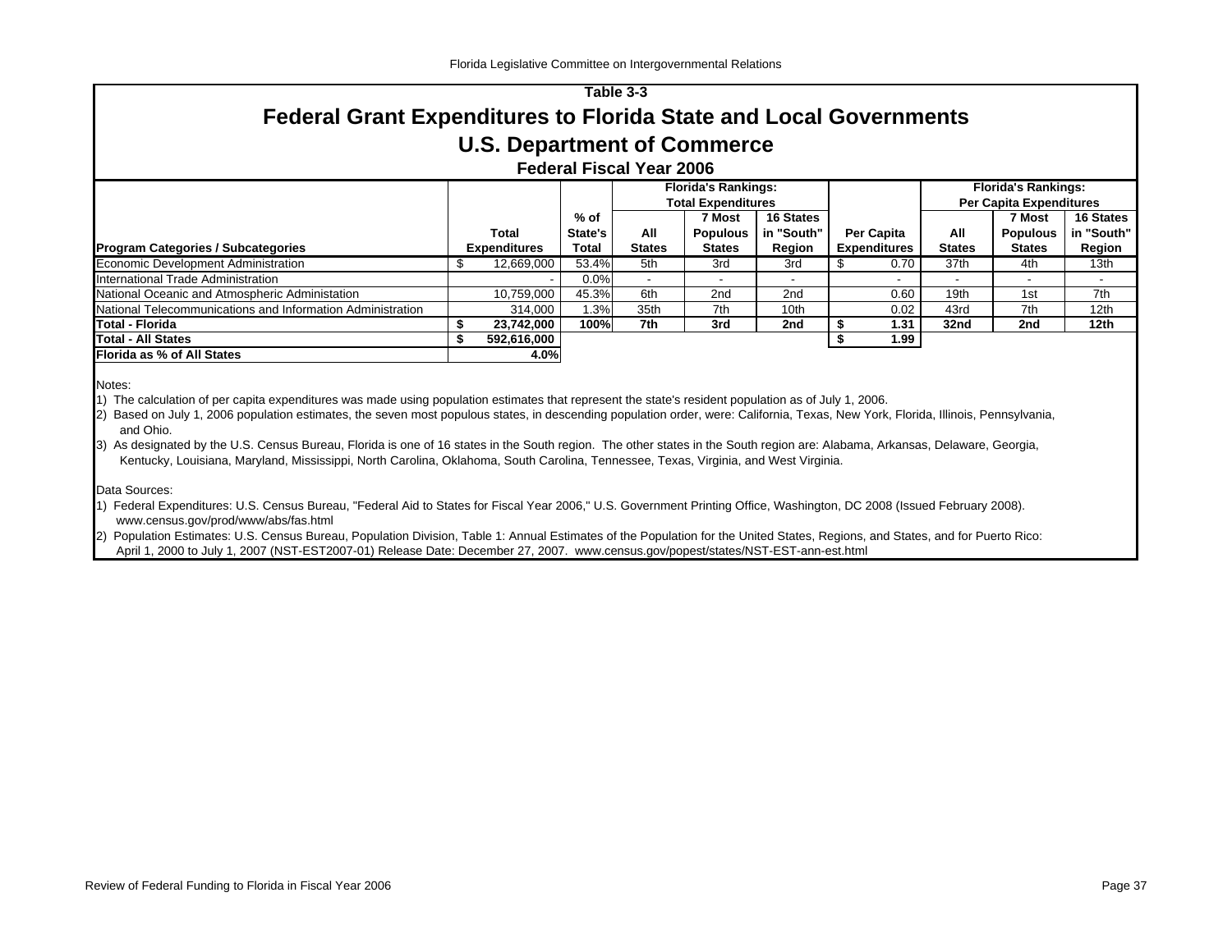## Table 3-3

# Federal Grant Expenditures to Florida State and Local Governments

## U.S. Department of Commerce

### Federal Fiscal Year 2006

| Program Categories / Subcategories | Total Expenditures | % of State's Total | Florida's Rankings: Total Expenditures — All States | 7 Most Populous States | 16 States in "South" Region | Per Capita Expenditures | Florida's Rankings: Per Capita Expenditures — All States | 7 Most Populous States | 16 States in "South" Region |
|---|---|---|---|---|---|---|---|---|---|
| Economic Development Administration | $ 12,669,000 | 53.4% | 5th | 3rd | 3rd | $ 0.70 | 37th | 4th | 13th |
| International Trade Administration | - | 0.0% | - | - | - | - | - | - | - |
| National Oceanic and Atmospheric Administation | 10,759,000 | 45.3% | 6th | 2nd | 2nd | 0.60 | 19th | 1st | 7th |
| National Telecommunications and Information Administration | 314,000 | 1.3% | 35th | 7th | 10th | 0.02 | 43rd | 7th | 12th |
| **Total - Florida** | **$ 23,742,000** | **100%** | **7th** | **3rd** | **2nd** | **$ 1.31** | **32nd** | **2nd** | **12th** |
| **Total - All States** | **$ 592,616,000** | | | | | **$ 1.99** | | | |
| **Florida as % of All States** | **4.0%** | | | | | | | | |

Notes:

1) The calculation of per capita expenditures was made using population estimates that represent the state's resident population as of July 1, 2006.

2) Based on July 1, 2006 population estimates, the seven most populous states, in descending population order, were: California, Texas, New York, Florida, Illinois, Pennsylvania, and Ohio.

3) As designated by the U.S. Census Bureau, Florida is one of 16 states in the South region. The other states in the South region are: Alabama, Arkansas, Delaware, Georgia, Kentucky, Louisiana, Maryland, Mississippi, North Carolina, Oklahoma, South Carolina, Tennessee, Texas, Virginia, and West Virginia.

Data Sources:

1) Federal Expenditures: U.S. Census Bureau, "Federal Aid to States for Fiscal Year 2006," U.S. Government Printing Office, Washington, DC 2008 (Issued February 2008). www.census.gov/prod/www/abs/fas.html

2) Population Estimates: U.S. Census Bureau, Population Division, Table 1: Annual Estimates of the Population for the United States, Regions, and States, and for Puerto Rico: April 1, 2000 to July 1, 2007 (NST-EST2007-01) Release Date: December 27, 2007. www.census.gov/popest/states/NST-EST-ann-est.html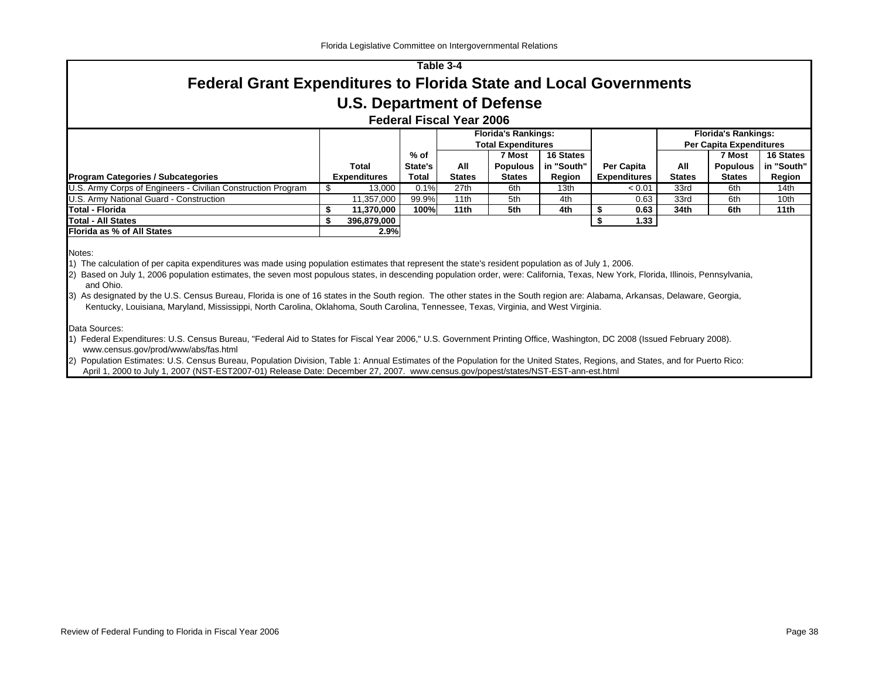Table 3-4

# Federal Grant Expenditures to Florida State and Local Governments

## U.S. Department of Defense

### Federal Fiscal Year 2006

| Program Categories / Subcategories | Total Expenditures | % of State's Total | Florida's Rankings: Total Expenditures — All States | 7 Most Populous States | 16 States in "South" Region | Per Capita Expenditures | Florida's Rankings: Per Capita Expenditures — All States | 7 Most Populous States | 16 States in "South" Region |
|---|---|---|---|---|---|---|---|---|---|
| U.S. Army Corps of Engineers - Civilian Construction Program | $ 13,000 | 0.1% | 27th | 6th | 13th | < 0.01 | 33rd | 6th | 14th |
| U.S. Army National Guard - Construction | 11,357,000 | 99.9% | 11th | 5th | 4th | 0.63 | 33rd | 6th | 10th |
| **Total - Florida** | **$ 11,370,000** | **100%** | **11th** | **5th** | **4th** | **$ 0.63** | **34th** | **6th** | **11th** |
| **Total - All States** | **$ 396,879,000** | | | | | **$ 1.33** | | | |
| **Florida as % of All States** | **2.9%** | | | | | | | | |

Notes:

1) The calculation of per capita expenditures was made using population estimates that represent the state's resident population as of July 1, 2006.

2) Based on July 1, 2006 population estimates, the seven most populous states, in descending population order, were: California, Texas, New York, Florida, Illinois, Pennsylvania, and Ohio.

3) As designated by the U.S. Census Bureau, Florida is one of 16 states in the South region. The other states in the South region are: Alabama, Arkansas, Delaware, Georgia, Kentucky, Louisiana, Maryland, Mississippi, North Carolina, Oklahoma, South Carolina, Tennessee, Texas, Virginia, and West Virginia.

Data Sources:

1) Federal Expenditures: U.S. Census Bureau, "Federal Aid to States for Fiscal Year 2006," U.S. Government Printing Office, Washington, DC 2008 (Issued February 2008). www.census.gov/prod/www/abs/fas.html

2) Population Estimates: U.S. Census Bureau, Population Division, Table 1: Annual Estimates of the Population for the United States, Regions, and States, and for Puerto Rico: April 1, 2000 to July 1, 2007 (NST-EST2007-01) Release Date: December 27, 2007. www.census.gov/popest/states/NST-EST-ann-est.html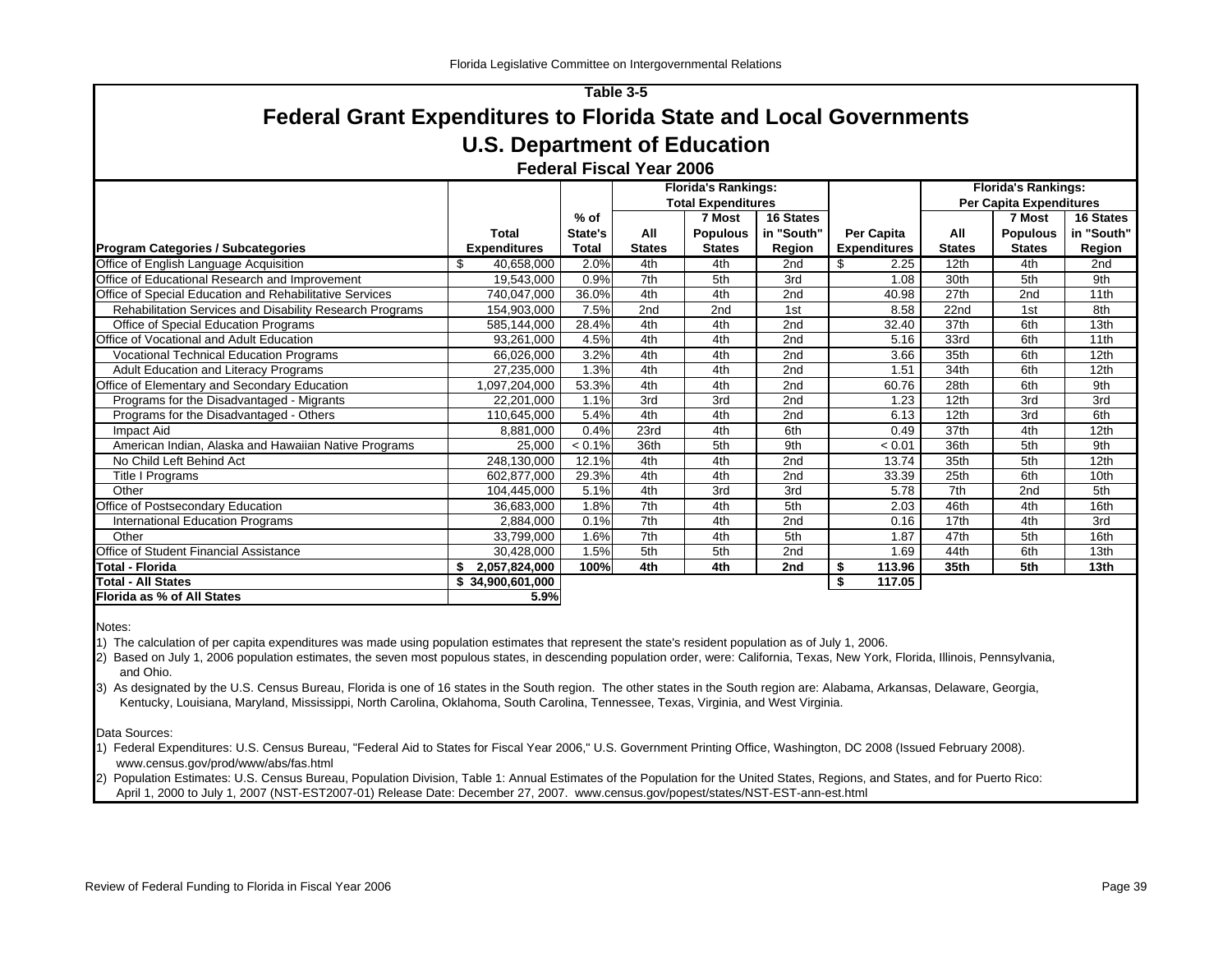Table 3-5

# Federal Grant Expenditures to Florida State and Local Governments

## U.S. Department of Education

### Federal Fiscal Year 2006

| Program Categories / Subcategories | Total Expenditures | % of State's Total | Florida's Rankings: Total Expenditures — All States | 7 Most Populous States | 16 States in "South" Region | Per Capita Expenditures | Florida's Rankings: Per Capita Expenditures — All States | 7 Most Populous States | 16 States in "South" Region |
|---|---|---|---|---|---|---|---|---|---|
| Office of English Language Acquisition | $ 40,658,000 | 2.0% | 4th | 4th | 2nd | $ 2.25 | 12th | 4th | 2nd |
| Office of Educational Research and Improvement | 19,543,000 | 0.9% | 7th | 5th | 3rd | 1.08 | 30th | 5th | 9th |
| Office of Special Education and Rehabilitative Services | 740,047,000 | 36.0% | 4th | 4th | 2nd | 40.98 | 27th | 2nd | 11th |
| Rehabilitation Services and Disability Research Programs | 154,903,000 | 7.5% | 2nd | 2nd | 1st | 8.58 | 22nd | 1st | 8th |
| Office of Special Education Programs | 585,144,000 | 28.4% | 4th | 4th | 2nd | 32.40 | 37th | 6th | 13th |
| Office of Vocational and Adult Education | 93,261,000 | 4.5% | 4th | 4th | 2nd | 5.16 | 33rd | 6th | 11th |
| Vocational Technical Education Programs | 66,026,000 | 3.2% | 4th | 4th | 2nd | 3.66 | 35th | 6th | 12th |
| Adult Education and Literacy Programs | 27,235,000 | 1.3% | 4th | 4th | 2nd | 1.51 | 34th | 6th | 12th |
| Office of Elementary and Secondary Education | 1,097,204,000 | 53.3% | 4th | 4th | 2nd | 60.76 | 28th | 6th | 9th |
| Programs for the Disadvantaged - Migrants | 22,201,000 | 1.1% | 3rd | 3rd | 2nd | 1.23 | 12th | 3rd | 3rd |
| Programs for the Disadvantaged - Others | 110,645,000 | 5.4% | 4th | 4th | 2nd | 6.13 | 12th | 3rd | 6th |
| Impact Aid | 8,881,000 | 0.4% | 23rd | 4th | 6th | 0.49 | 37th | 4th | 12th |
| American Indian, Alaska and Hawaiian Native Programs | 25,000 | < 0.1% | 36th | 5th | 9th | < 0.01 | 36th | 5th | 9th |
| No Child Left Behind Act | 248,130,000 | 12.1% | 4th | 4th | 2nd | 13.74 | 35th | 5th | 12th |
| Title I Programs | 602,877,000 | 29.3% | 4th | 4th | 2nd | 33.39 | 25th | 6th | 10th |
| Other | 104,445,000 | 5.1% | 4th | 3rd | 3rd | 5.78 | 7th | 2nd | 5th |
| Office of Postsecondary Education | 36,683,000 | 1.8% | 7th | 4th | 5th | 2.03 | 46th | 4th | 16th |
| International Education Programs | 2,884,000 | 0.1% | 7th | 4th | 2nd | 0.16 | 17th | 4th | 3rd |
| Other | 33,799,000 | 1.6% | 7th | 4th | 5th | 1.87 | 47th | 5th | 16th |
| Office of Student Financial Assistance | 30,428,000 | 1.5% | 5th | 5th | 2nd | 1.69 | 44th | 6th | 13th |
| **Total - Florida** | **$ 2,057,824,000** | **100%** | **4th** | **4th** | **2nd** | **$ 113.96** | **35th** | **5th** | **13th** |
| **Total - All States** | **$ 34,900,601,000** | | | | | **$ 117.05** | | | |
| **Florida as % of All States** | **5.9%** | | | | | | | | |

Notes:

1) The calculation of per capita expenditures was made using population estimates that represent the state's resident population as of July 1, 2006.

2) Based on July 1, 2006 population estimates, the seven most populous states, in descending population order, were: California, Texas, New York, Florida, Illinois, Pennsylvania, and Ohio.

3) As designated by the U.S. Census Bureau, Florida is one of 16 states in the South region. The other states in the South region are: Alabama, Arkansas, Delaware, Georgia, Kentucky, Louisiana, Maryland, Mississippi, North Carolina, Oklahoma, South Carolina, Tennessee, Texas, Virginia, and West Virginia.

Data Sources:

1) Federal Expenditures: U.S. Census Bureau, "Federal Aid to States for Fiscal Year 2006," U.S. Government Printing Office, Washington, DC 2008 (Issued February 2008). www.census.gov/prod/www/abs/fas.html

2) Population Estimates: U.S. Census Bureau, Population Division, Table 1: Annual Estimates of the Population for the United States, Regions, and States, and for Puerto Rico: April 1, 2000 to July 1, 2007 (NST-EST2007-01) Release Date: December 27, 2007. www.census.gov/popest/states/NST-EST-ann-est.html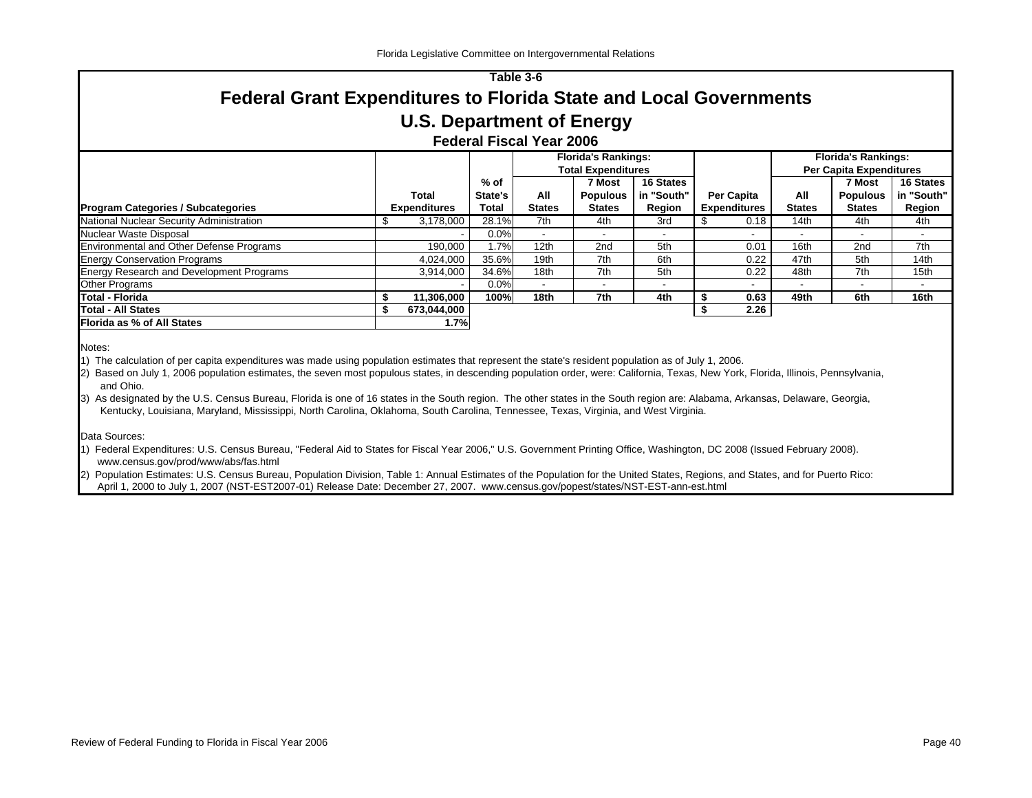Table 3-6

# Federal Grant Expenditures to Florida State and Local Governments

## U.S. Department of Energy

### Federal Fiscal Year 2006

| Program Categories / Subcategories | Total Expenditures | % of State's Total | Florida's Rankings: Total Expenditures: All States | 7 Most Populous States | 16 States in "South" Region | Per Capita Expenditures | Florida's Rankings: Per Capita Expenditures: All States | 7 Most Populous States | 16 States in "South" Region |
|---|---|---|---|---|---|---|---|---|---|
| National Nuclear Security Administration | $ 3,178,000 | 28.1% | 7th | 4th | 3rd | $ 0.18 | 14th | 4th | 4th |
| Nuclear Waste Disposal | - | 0.0% | - | - | - | - | - | - | - |
| Environmental and Other Defense Programs | 190,000 | 1.7% | 12th | 2nd | 5th | 0.01 | 16th | 2nd | 7th |
| Energy Conservation Programs | 4,024,000 | 35.6% | 19th | 7th | 6th | 0.22 | 47th | 5th | 14th |
| Energy Research and Development Programs | 3,914,000 | 34.6% | 18th | 7th | 5th | 0.22 | 48th | 7th | 15th |
| Other Programs | - | 0.0% | - | - | - | - | - | - | - |
| **Total - Florida** | **$ 11,306,000** | **100%** | **18th** | **7th** | **4th** | **$ 0.63** | **49th** | **6th** | **16th** |
| **Total - All States** | **$ 673,044,000** | | | | | **$ 2.26** | | | |
| **Florida as % of All States** | **1.7%** | | | | | | | | |

Notes:

1) The calculation of per capita expenditures was made using population estimates that represent the state's resident population as of July 1, 2006.

2) Based on July 1, 2006 population estimates, the seven most populous states, in descending population order, were: California, Texas, New York, Florida, Illinois, Pennsylvania, and Ohio.

3) As designated by the U.S. Census Bureau, Florida is one of 16 states in the South region. The other states in the South region are: Alabama, Arkansas, Delaware, Georgia, Kentucky, Louisiana, Maryland, Mississippi, North Carolina, Oklahoma, South Carolina, Tennessee, Texas, Virginia, and West Virginia.

Data Sources:

1) Federal Expenditures: U.S. Census Bureau, "Federal Aid to States for Fiscal Year 2006," U.S. Government Printing Office, Washington, DC 2008 (Issued February 2008). www.census.gov/prod/www/abs/fas.html

2) Population Estimates: U.S. Census Bureau, Population Division, Table 1: Annual Estimates of the Population for the United States, Regions, and States, and for Puerto Rico: April 1, 2000 to July 1, 2007 (NST-EST2007-01) Release Date: December 27, 2007. www.census.gov/popest/states/NST-EST-ann-est.html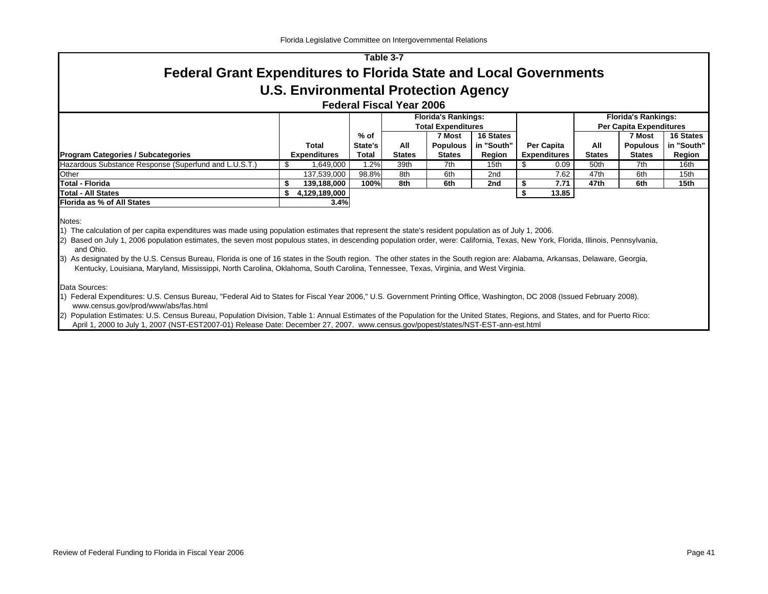## Table 3-7

# Federal Grant Expenditures to Florida State and Local Governments

## U.S. Environmental Protection Agency

### Federal Fiscal Year 2006

| Program Categories / Subcategories | Total Expenditures | % of State's Total | Florida's Rankings: Total Expenditures: All States | 7 Most Populous States | 16 States in "South" Region | Per Capita Expenditures | Florida's Rankings: Per Capita Expenditures: All States | 7 Most Populous States | 16 States in "South" Region |
|---|---|---|---|---|---|---|---|---|---|
| Hazardous Substance Response (Superfund and L.U.S.T.) | $ 1,649,000 | 1.2% | 39th | 7th | 15th | $ 0.09 | 50th | 7th | 16th |
| Other | 137,539,000 | 98.8% | 8th | 6th | 2nd | 7.62 | 47th | 6th | 15th |
| **Total - Florida** | **$ 139,188,000** | **100%** | **8th** | **6th** | **2nd** | **$ 7.71** | **47th** | **6th** | **15th** |
| **Total - All States** | **$ 4,129,189,000** | | | | | **$ 13.85** | | | |
| **Florida as % of All States** | **3.4%** | | | | | | | | |

Notes:

1) The calculation of per capita expenditures was made using population estimates that represent the state's resident population as of July 1, 2006.

2) Based on July 1, 2006 population estimates, the seven most populous states, in descending population order, were: California, Texas, New York, Florida, Illinois, Pennsylvania, and Ohio.

3) As designated by the U.S. Census Bureau, Florida is one of 16 states in the South region. The other states in the South region are: Alabama, Arkansas, Delaware, Georgia, Kentucky, Louisiana, Maryland, Mississippi, North Carolina, Oklahoma, South Carolina, Tennessee, Texas, Virginia, and West Virginia.

Data Sources:

1) Federal Expenditures: U.S. Census Bureau, "Federal Aid to States for Fiscal Year 2006," U.S. Government Printing Office, Washington, DC 2008 (Issued February 2008). www.census.gov/prod/www/abs/fas.html

2) Population Estimates: U.S. Census Bureau, Population Division, Table 1: Annual Estimates of the Population for the United States, Regions, and States, and for Puerto Rico: April 1, 2000 to July 1, 2007 (NST-EST2007-01) Release Date: December 27, 2007. www.census.gov/popest/states/NST-EST-ann-est.html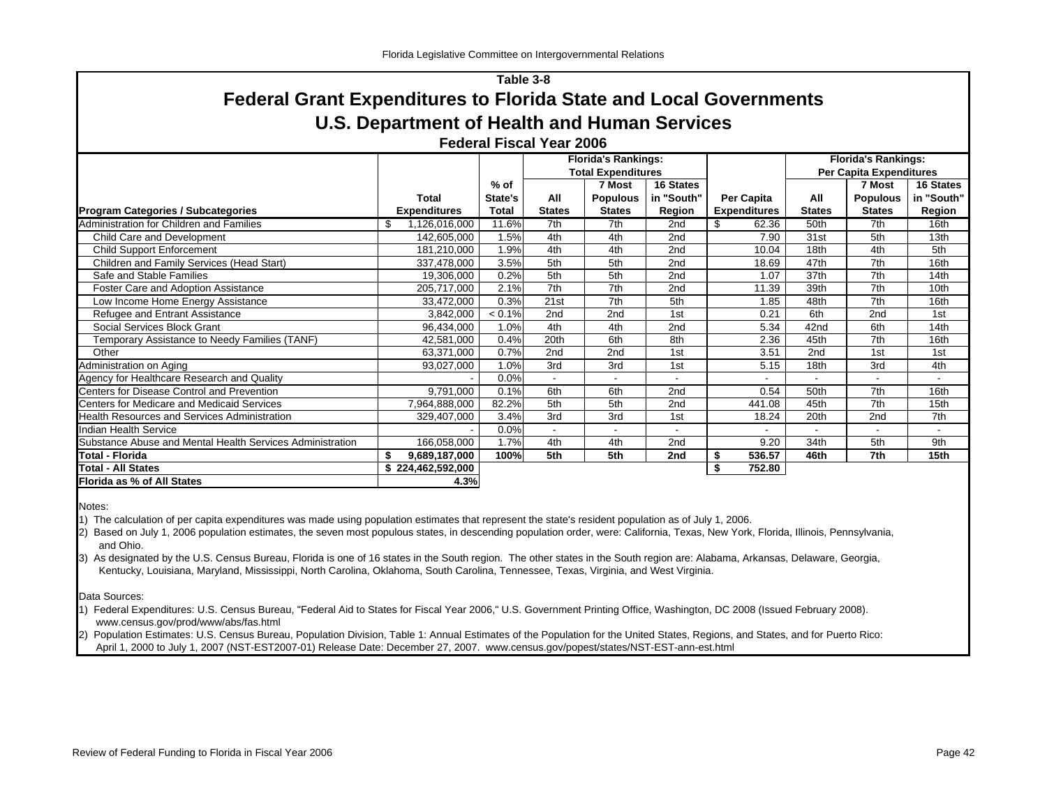Table 3-8

# Federal Grant Expenditures to Florida State and Local Governments

## U.S. Department of Health and Human Services

### Federal Fiscal Year 2006

| Program Categories / Subcategories | Total Expenditures | % of State's Total | Florida's Rankings: Total Expenditures | | | Per Capita Expenditures | Florida's Rankings: Per Capita Expenditures | | |
|---|---|---|---|---|---|---|---|---|---|
| | | | All States | 7 Most Populous States | 16 States in "South" Region | | All States | 7 Most Populous States | 16 States in "South" Region |
| Administration for Children and Families | $ 1,126,016,000 | 11.6% | 7th | 7th | 2nd | $ 62.36 | 50th | 7th | 16th |
| Child Care and Development | 142,605,000 | 1.5% | 4th | 4th | 2nd | 7.90 | 31st | 5th | 13th |
| Child Support Enforcement | 181,210,000 | 1.9% | 4th | 4th | 2nd | 10.04 | 18th | 4th | 5th |
| Children and Family Services (Head Start) | 337,478,000 | 3.5% | 5th | 5th | 2nd | 18.69 | 47th | 7th | 16th |
| Safe and Stable Families | 19,306,000 | 0.2% | 5th | 5th | 2nd | 1.07 | 37th | 7th | 14th |
| Foster Care and Adoption Assistance | 205,717,000 | 2.1% | 7th | 7th | 2nd | 11.39 | 39th | 7th | 10th |
| Low Income Home Energy Assistance | 33,472,000 | 0.3% | 21st | 7th | 5th | 1.85 | 48th | 7th | 16th |
| Refugee and Entrant Assistance | 3,842,000 | < 0.1% | 2nd | 2nd | 1st | 0.21 | 6th | 2nd | 1st |
| Social Services Block Grant | 96,434,000 | 1.0% | 4th | 4th | 2nd | 5.34 | 42nd | 6th | 14th |
| Temporary Assistance to Needy Families (TANF) | 42,581,000 | 0.4% | 20th | 6th | 8th | 2.36 | 45th | 7th | 16th |
| Other | 63,371,000 | 0.7% | 2nd | 2nd | 1st | 3.51 | 2nd | 1st | 1st |
| Administration on Aging | 93,027,000 | 1.0% | 3rd | 3rd | 1st | 5.15 | 18th | 3rd | 4th |
| Agency for Healthcare Research and Quality | - | 0.0% | - | - | - | - | - | - | - |
| Centers for Disease Control and Prevention | 9,791,000 | 0.1% | 6th | 6th | 2nd | 0.54 | 50th | 7th | 16th |
| Centers for Medicare and Medicaid Services | 7,964,888,000 | 82.2% | 5th | 5th | 2nd | 441.08 | 45th | 7th | 15th |
| Health Resources and Services Administration | 329,407,000 | 3.4% | 3rd | 3rd | 1st | 18.24 | 20th | 2nd | 7th |
| Indian Health Service | - | 0.0% | - | - | - | - | - | - | - |
| Substance Abuse and Mental Health Services Administration | 166,058,000 | 1.7% | 4th | 4th | 2nd | 9.20 | 34th | 5th | 9th |
| **Total - Florida** | **$ 9,689,187,000** | **100%** | **5th** | **5th** | **2nd** | **$ 536.57** | **46th** | **7th** | **15th** |
| **Total - All States** | **$ 224,462,592,000** | | | | | **$ 752.80** | | | |
| **Florida as % of All States** | **4.3%** | | | | | | | | |

Notes:

1) The calculation of per capita expenditures was made using population estimates that represent the state's resident population as of July 1, 2006.

2) Based on July 1, 2006 population estimates, the seven most populous states, in descending population order, were: California, Texas, New York, Florida, Illinois, Pennsylvania, and Ohio.

3) As designated by the U.S. Census Bureau, Florida is one of 16 states in the South region. The other states in the South region are: Alabama, Arkansas, Delaware, Georgia, Kentucky, Louisiana, Maryland, Mississippi, North Carolina, Oklahoma, South Carolina, Tennessee, Texas, Virginia, and West Virginia.

Data Sources:

1) Federal Expenditures: U.S. Census Bureau, "Federal Aid to States for Fiscal Year 2006," U.S. Government Printing Office, Washington, DC 2008 (Issued February 2008). www.census.gov/prod/www/abs/fas.html

2) Population Estimates: U.S. Census Bureau, Population Division, Table 1: Annual Estimates of the Population for the United States, Regions, and States, and for Puerto Rico: April 1, 2000 to July 1, 2007 (NST-EST2007-01) Release Date: December 27, 2007. www.census.gov/popest/states/NST-EST-ann-est.html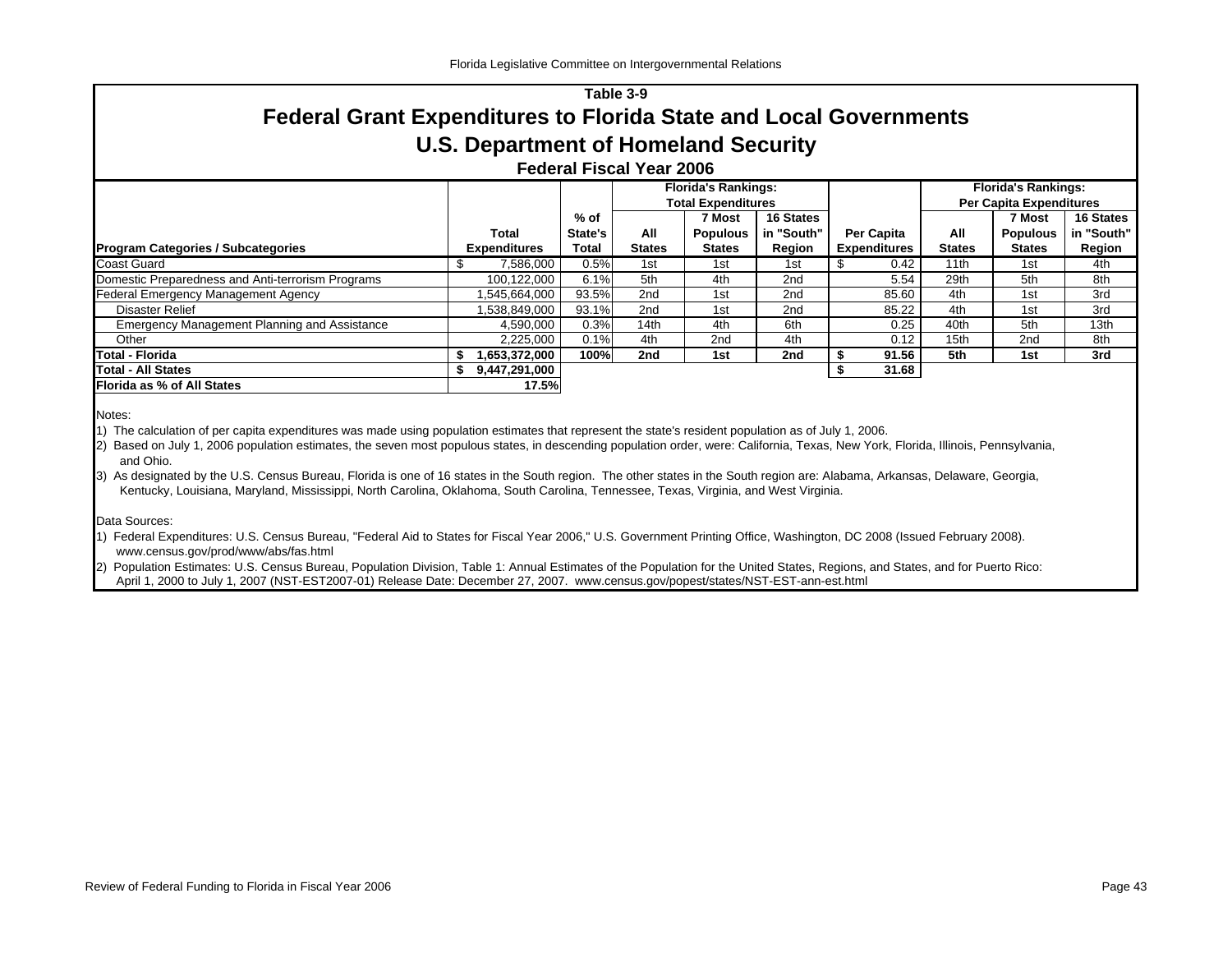Table 3-9

# Federal Grant Expenditures to Florida State and Local Governments

## U.S. Department of Homeland Security

### Federal Fiscal Year 2006

| Program Categories / Subcategories | Total Expenditures | % of State's Total | Florida's Rankings: Total Expenditures: All States | 7 Most Populous States | 16 States in "South" Region | Per Capita Expenditures | Florida's Rankings: Per Capita Expenditures: All States | 7 Most Populous States | 16 States in "South" Region |
|---|---|---|---|---|---|---|---|---|---|
| Coast Guard | $ 7,586,000 | 0.5% | 1st | 1st | 1st | $ 0.42 | 11th | 1st | 4th |
| Domestic Preparedness and Anti-terrorism Programs | 100,122,000 | 6.1% | 5th | 4th | 2nd | 5.54 | 29th | 5th | 8th |
| Federal Emergency Management Agency | 1,545,664,000 | 93.5% | 2nd | 1st | 2nd | 85.60 | 4th | 1st | 3rd |
| Disaster Relief | 1,538,849,000 | 93.1% | 2nd | 1st | 2nd | 85.22 | 4th | 1st | 3rd |
| Emergency Management Planning and Assistance | 4,590,000 | 0.3% | 14th | 4th | 6th | 0.25 | 40th | 5th | 13th |
| Other | 2,225,000 | 0.1% | 4th | 2nd | 4th | 0.12 | 15th | 2nd | 8th |
| **Total - Florida** | **$ 1,653,372,000** | **100%** | **2nd** | **1st** | **2nd** | **$ 91.56** | **5th** | **1st** | **3rd** |
| **Total - All States** | **$ 9,447,291,000** | | | | | **$ 31.68** | | | |
| **Florida as % of All States** | **17.5%** | | | | | | | | |

Notes:

1) The calculation of per capita expenditures was made using population estimates that represent the state's resident population as of July 1, 2006.

2) Based on July 1, 2006 population estimates, the seven most populous states, in descending population order, were: California, Texas, New York, Florida, Illinois, Pennsylvania, and Ohio.

3) As designated by the U.S. Census Bureau, Florida is one of 16 states in the South region. The other states in the South region are: Alabama, Arkansas, Delaware, Georgia, Kentucky, Louisiana, Maryland, Mississippi, North Carolina, Oklahoma, South Carolina, Tennessee, Texas, Virginia, and West Virginia.

Data Sources:

1) Federal Expenditures: U.S. Census Bureau, "Federal Aid to States for Fiscal Year 2006," U.S. Government Printing Office, Washington, DC 2008 (Issued February 2008). www.census.gov/prod/www/abs/fas.html

2) Population Estimates: U.S. Census Bureau, Population Division, Table 1: Annual Estimates of the Population for the United States, Regions, and States, and for Puerto Rico: April 1, 2000 to July 1, 2007 (NST-EST2007-01) Release Date: December 27, 2007. www.census.gov/popest/states/NST-EST-ann-est.html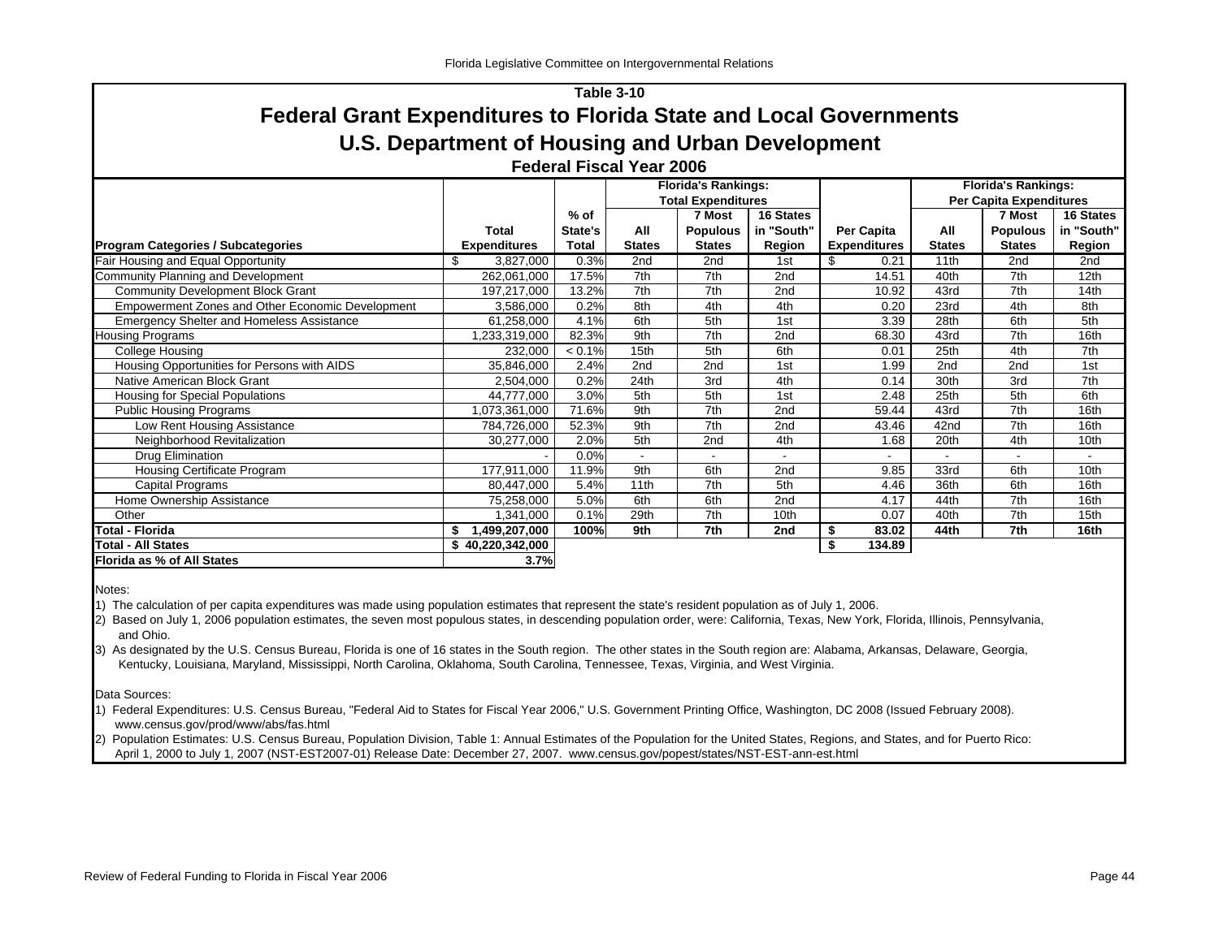Table 3-10

# Federal Grant Expenditures to Florida State and Local Governments

## U.S. Department of Housing and Urban Development

### Federal Fiscal Year 2006

| Program Categories / Subcategories | Total Expenditures | % of State's Total | Florida's Rankings: Total Expenditures | | | Per Capita Expenditures | Florida's Rankings: Per Capita Expenditures | | |
|---|---|---|---|---|---|---|---|---|---|
| | | | All States | 7 Most Populous States | 16 States in "South" Region | | All States | 7 Most Populous States | 16 States in "South" Region |
| Fair Housing and Equal Opportunity | $ 3,827,000 | 0.3% | 2nd | 2nd | 1st | $ 0.21 | 11th | 2nd | 2nd |
| Community Planning and Development | 262,061,000 | 17.5% | 7th | 7th | 2nd | 14.51 | 40th | 7th | 12th |
| Community Development Block Grant | 197,217,000 | 13.2% | 7th | 7th | 2nd | 10.92 | 43rd | 7th | 14th |
| Empowerment Zones and Other Economic Development | 3,586,000 | 0.2% | 8th | 4th | 4th | 0.20 | 23rd | 4th | 8th |
| Emergency Shelter and Homeless Assistance | 61,258,000 | 4.1% | 6th | 5th | 1st | 3.39 | 28th | 6th | 5th |
| Housing Programs | 1,233,319,000 | 82.3% | 9th | 7th | 2nd | 68.30 | 43rd | 7th | 16th |
| College Housing | 232,000 | < 0.1% | 15th | 5th | 6th | 0.01 | 25th | 4th | 7th |
| Housing Opportunities for Persons with AIDS | 35,846,000 | 2.4% | 2nd | 2nd | 1st | 1.99 | 2nd | 2nd | 1st |
| Native American Block Grant | 2,504,000 | 0.2% | 24th | 3rd | 4th | 0.14 | 30th | 3rd | 7th |
| Housing for Special Populations | 44,777,000 | 3.0% | 5th | 5th | 1st | 2.48 | 25th | 5th | 6th |
| Public Housing Programs | 1,073,361,000 | 71.6% | 9th | 7th | 2nd | 59.44 | 43rd | 7th | 16th |
| Low Rent Housing Assistance | 784,726,000 | 52.3% | 9th | 7th | 2nd | 43.46 | 42nd | 7th | 16th |
| Neighborhood Revitalization | 30,277,000 | 2.0% | 5th | 2nd | 4th | 1.68 | 20th | 4th | 10th |
| Drug Elimination | - | 0.0% | - | - | - | - | - | - | - |
| Housing Certificate Program | 177,911,000 | 11.9% | 9th | 6th | 2nd | 9.85 | 33rd | 6th | 10th |
| Capital Programs | 80,447,000 | 5.4% | 11th | 7th | 5th | 4.46 | 36th | 6th | 16th |
| Home Ownership Assistance | 75,258,000 | 5.0% | 6th | 6th | 2nd | 4.17 | 44th | 7th | 16th |
| Other | 1,341,000 | 0.1% | 29th | 7th | 10th | 0.07 | 40th | 7th | 15th |
| **Total - Florida** | **$ 1,499,207,000** | **100%** | **9th** | **7th** | **2nd** | **$ 83.02** | **44th** | **7th** | **16th** |
| **Total - All States** | **$ 40,220,342,000** | | | | | **$ 134.89** | | | |
| **Florida as % of All States** | **3.7%** | | | | | | | | |

Notes:

1) The calculation of per capita expenditures was made using population estimates that represent the state's resident population as of July 1, 2006.

2) Based on July 1, 2006 population estimates, the seven most populous states, in descending population order, were: California, Texas, New York, Florida, Illinois, Pennsylvania, and Ohio.

3) As designated by the U.S. Census Bureau, Florida is one of 16 states in the South region. The other states in the South region are: Alabama, Arkansas, Delaware, Georgia, Kentucky, Louisiana, Maryland, Mississippi, North Carolina, Oklahoma, South Carolina, Tennessee, Texas, Virginia, and West Virginia.

Data Sources:

1) Federal Expenditures: U.S. Census Bureau, "Federal Aid to States for Fiscal Year 2006," U.S. Government Printing Office, Washington, DC 2008 (Issued February 2008). www.census.gov/prod/www/abs/fas.html

2) Population Estimates: U.S. Census Bureau, Population Division, Table 1: Annual Estimates of the Population for the United States, Regions, and States, and for Puerto Rico: April 1, 2000 to July 1, 2007 (NST-EST2007-01) Release Date: December 27, 2007. www.census.gov/popest/states/NST-EST-ann-est.html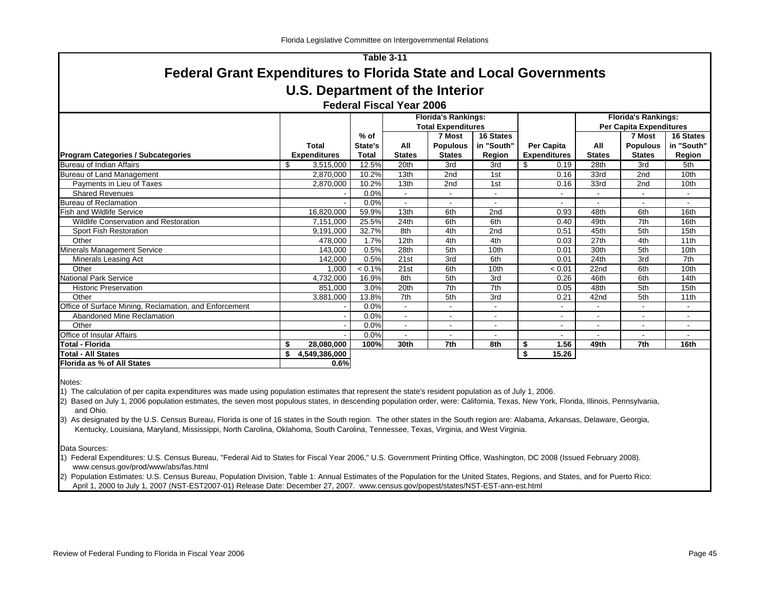## Table 3-11

# Federal Grant Expenditures to Florida State and Local Governments

## U.S. Department of the Interior

### Federal Fiscal Year 2006

| Program Categories / Subcategories | Total Expenditures | % of State's Total | Florida's Rankings: Total Expenditures — All States | 7 Most Populous States | 16 States in "South" Region | Per Capita Expenditures | Florida's Rankings: Per Capita Expenditures — All States | 7 Most Populous States | 16 States in "South" Region |
|---|---|---|---|---|---|---|---|---|---|
| Bureau of Indian Affairs | $ 3,515,000 | 12.5% | 20th | 3rd | 3rd | $ 0.19 | 28th | 3rd | 5th |
| Bureau of Land Management | 2,870,000 | 10.2% | 13th | 2nd | 1st | 0.16 | 33rd | 2nd | 10th |
| Payments in Lieu of Taxes | 2,870,000 | 10.2% | 13th | 2nd | 1st | 0.16 | 33rd | 2nd | 10th |
| Shared Revenues | - | 0.0% | - | - | - | - | - | - | - |
| Bureau of Reclamation | - | 0.0% | - | - | - | - | - | - | - |
| Fish and Wildlife Service | 16,820,000 | 59.9% | 13th | 6th | 2nd | 0.93 | 48th | 6th | 16th |
| Wildlife Conservation and Restoration | 7,151,000 | 25.5% | 24th | 6th | 6th | 0.40 | 49th | 7th | 16th |
| Sport Fish Restoration | 9,191,000 | 32.7% | 8th | 4th | 2nd | 0.51 | 45th | 5th | 15th |
| Other | 478,000 | 1.7% | 12th | 4th | 4th | 0.03 | 27th | 4th | 11th |
| Minerals Management Service | 143,000 | 0.5% | 28th | 5th | 10th | 0.01 | 30th | 5th | 10th |
| Minerals Leasing Act | 142,000 | 0.5% | 21st | 3rd | 6th | 0.01 | 24th | 3rd | 7th |
| Other | 1,000 | < 0.1% | 21st | 6th | 10th | < 0.01 | 22nd | 6th | 10th |
| National Park Service | 4,732,000 | 16.9% | 8th | 5th | 3rd | 0.26 | 46th | 6th | 14th |
| Historic Preservation | 851,000 | 3.0% | 20th | 7th | 7th | 0.05 | 48th | 5th | 15th |
| Other | 3,881,000 | 13.8% | 7th | 5th | 3rd | 0.21 | 42nd | 5th | 11th |
| Office of Surface Mining, Reclamation, and Enforcement | - | 0.0% | - | - | - | - | - | - | - |
| Abandoned Mine Reclamation | - | 0.0% | - | - | - | - | - | - | - |
| Other | - | 0.0% | - | - | - | - | - | - | - |
| Office of Insular Affairs | - | 0.0% | - | - | - | - | - | - | - |
| **Total - Florida** | **$ 28,080,000** | **100%** | **30th** | **7th** | **8th** | **$ 1.56** | **49th** | **7th** | **16th** |
| **Total - All States** | **$ 4,549,386,000** | | | | | **$ 15.26** | | | |
| **Florida as % of All States** | **0.6%** | | | | | | | | |

Notes:

1) The calculation of per capita expenditures was made using population estimates that represent the state's resident population as of July 1, 2006.

2) Based on July 1, 2006 population estimates, the seven most populous states, in descending population order, were: California, Texas, New York, Florida, Illinois, Pennsylvania, and Ohio.

3) As designated by the U.S. Census Bureau, Florida is one of 16 states in the South region. The other states in the South region are: Alabama, Arkansas, Delaware, Georgia, Kentucky, Louisiana, Maryland, Mississippi, North Carolina, Oklahoma, South Carolina, Tennessee, Texas, Virginia, and West Virginia.

Data Sources:

1) Federal Expenditures: U.S. Census Bureau, "Federal Aid to States for Fiscal Year 2006," U.S. Government Printing Office, Washington, DC 2008 (Issued February 2008). www.census.gov/prod/www/abs/fas.html

2) Population Estimates: U.S. Census Bureau, Population Division, Table 1: Annual Estimates of the Population for the United States, Regions, and States, and for Puerto Rico: April 1, 2000 to July 1, 2007 (NST-EST2007-01) Release Date: December 27, 2007. www.census.gov/popest/states/NST-EST-ann-est.html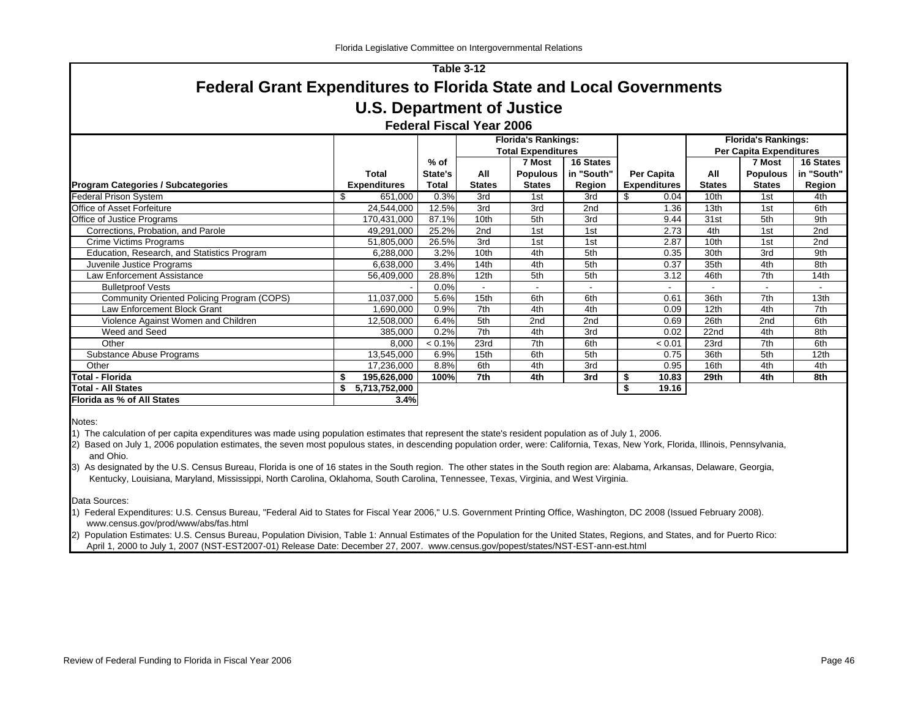Table 3-12

# Federal Grant Expenditures to Florida State and Local Governments

## U.S. Department of Justice

### Federal Fiscal Year 2006

| Program Categories / Subcategories | Total Expenditures | % of State's Total | Florida's Rankings: Total Expenditures All States | 7 Most Populous States | 16 States in "South" Region | Per Capita Expenditures | Florida's Rankings: Per Capita Expenditures All States | 7 Most Populous States | 16 States in "South" Region |
|---|---|---|---|---|---|---|---|---|---|
| Federal Prison System | $ 651,000 | 0.3% | 3rd | 1st | 3rd | $ 0.04 | 10th | 1st | 4th |
| Office of Asset Forfeiture | 24,544,000 | 12.5% | 3rd | 3rd | 2nd | 1.36 | 13th | 1st | 6th |
| Office of Justice Programs | 170,431,000 | 87.1% | 10th | 5th | 3rd | 9.44 | 31st | 5th | 9th |
| Corrections, Probation, and Parole | 49,291,000 | 25.2% | 2nd | 1st | 1st | 2.73 | 4th | 1st | 2nd |
| Crime Victims Programs | 51,805,000 | 26.5% | 3rd | 1st | 1st | 2.87 | 10th | 1st | 2nd |
| Education, Research, and Statistics Program | 6,288,000 | 3.2% | 10th | 4th | 5th | 0.35 | 30th | 3rd | 9th |
| Juvenile Justice Programs | 6,638,000 | 3.4% | 14th | 4th | 5th | 0.37 | 35th | 4th | 8th |
| Law Enforcement Assistance | 56,409,000 | 28.8% | 12th | 5th | 5th | 3.12 | 46th | 7th | 14th |
| Bulletproof Vests | - | 0.0% | - | - | - | - | - | - | - |
| Community Oriented Policing Program (COPS) | 11,037,000 | 5.6% | 15th | 6th | 6th | 0.61 | 36th | 7th | 13th |
| Law Enforcement Block Grant | 1,690,000 | 0.9% | 7th | 4th | 4th | 0.09 | 12th | 4th | 7th |
| Violence Against Women and Children | 12,508,000 | 6.4% | 5th | 2nd | 2nd | 0.69 | 26th | 2nd | 6th |
| Weed and Seed | 385,000 | 0.2% | 7th | 4th | 3rd | 0.02 | 22nd | 4th | 8th |
| Other | 8,000 | < 0.1% | 23rd | 7th | 6th | < 0.01 | 23rd | 7th | 6th |
| Substance Abuse Programs | 13,545,000 | 6.9% | 15th | 6th | 5th | 0.75 | 36th | 5th | 12th |
| Other | 17,236,000 | 8.8% | 6th | 4th | 3rd | 0.95 | 16th | 4th | 4th |
| **Total - Florida** | **$ 195,626,000** | **100%** | **7th** | **4th** | **3rd** | **$ 10.83** | **29th** | **4th** | **8th** |
| **Total - All States** | **$ 5,713,752,000** | | | | | **$ 19.16** | | | |
| **Florida as % of All States** | **3.4%** | | | | | | | | |

Notes:

1) The calculation of per capita expenditures was made using population estimates that represent the state's resident population as of July 1, 2006.

2) Based on July 1, 2006 population estimates, the seven most populous states, in descending population order, were: California, Texas, New York, Florida, Illinois, Pennsylvania, and Ohio.

3) As designated by the U.S. Census Bureau, Florida is one of 16 states in the South region. The other states in the South region are: Alabama, Arkansas, Delaware, Georgia, Kentucky, Louisiana, Maryland, Mississippi, North Carolina, Oklahoma, South Carolina, Tennessee, Texas, Virginia, and West Virginia.

Data Sources:

1) Federal Expenditures: U.S. Census Bureau, "Federal Aid to States for Fiscal Year 2006," U.S. Government Printing Office, Washington, DC 2008 (Issued February 2008). www.census.gov/prod/www/abs/fas.html

2) Population Estimates: U.S. Census Bureau, Population Division, Table 1: Annual Estimates of the Population for the United States, Regions, and States, and for Puerto Rico: April 1, 2000 to July 1, 2007 (NST-EST2007-01) Release Date: December 27, 2007. www.census.gov/popest/states/NST-EST-ann-est.html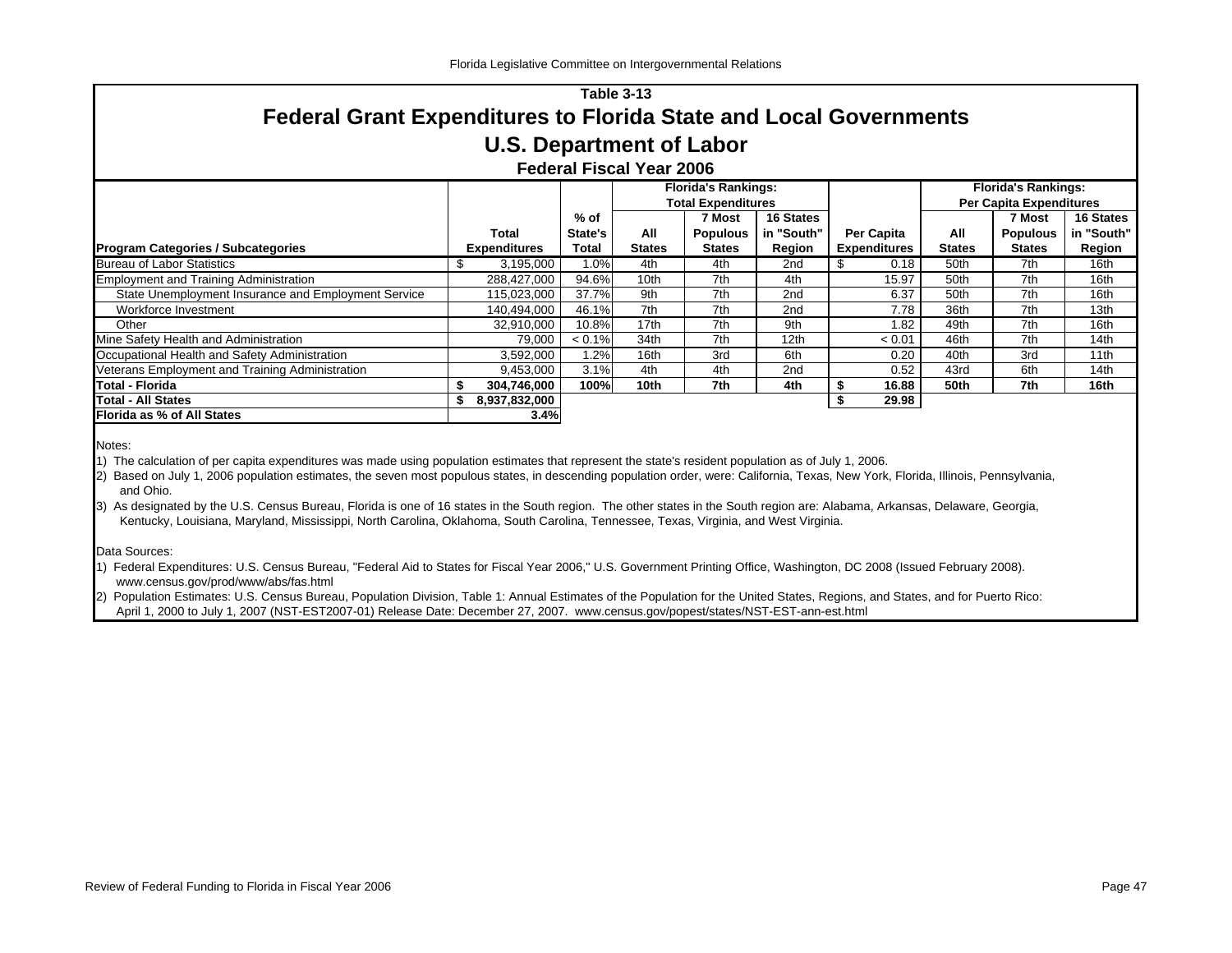# Table 3-13

## Federal Grant Expenditures to Florida State and Local Governments

## U.S. Department of Labor

### Federal Fiscal Year 2006

| Program Categories / Subcategories | Total Expenditures | % of State's Total | Florida's Rankings: Total Expenditures - All States | 7 Most Populous States | 16 States in "South" Region | Per Capita Expenditures | Florida's Rankings: Per Capita Expenditures - All States | 7 Most Populous States | 16 States in "South" Region |
|---|---|---|---|---|---|---|---|---|---|
| Bureau of Labor Statistics | $ 3,195,000 | 1.0% | 4th | 4th | 2nd | $ 0.18 | 50th | 7th | 16th |
| Employment and Training Administration | 288,427,000 | 94.6% | 10th | 7th | 4th | 15.97 | 50th | 7th | 16th |
| State Unemployment Insurance and Employment Service | 115,023,000 | 37.7% | 9th | 7th | 2nd | 6.37 | 50th | 7th | 16th |
| Workforce Investment | 140,494,000 | 46.1% | 7th | 7th | 2nd | 7.78 | 36th | 7th | 13th |
| Other | 32,910,000 | 10.8% | 17th | 7th | 9th | 1.82 | 49th | 7th | 16th |
| Mine Safety Health and Administration | 79,000 | < 0.1% | 34th | 7th | 12th | < 0.01 | 46th | 7th | 14th |
| Occupational Health and Safety Administration | 3,592,000 | 1.2% | 16th | 3rd | 6th | 0.20 | 40th | 3rd | 11th |
| Veterans Employment and Training Administration | 9,453,000 | 3.1% | 4th | 4th | 2nd | 0.52 | 43rd | 6th | 14th |
| **Total - Florida** | **$ 304,746,000** | **100%** | **10th** | **7th** | **4th** | **$ 16.88** | **50th** | **7th** | **16th** |
| **Total - All States** | **$ 8,937,832,000** | | | | | **$ 29.98** | | | |
| **Florida as % of All States** | **3.4%** | | | | | | | | |

Notes:

1) The calculation of per capita expenditures was made using population estimates that represent the state's resident population as of July 1, 2006.

2) Based on July 1, 2006 population estimates, the seven most populous states, in descending population order, were: California, Texas, New York, Florida, Illinois, Pennsylvania, and Ohio.

3) As designated by the U.S. Census Bureau, Florida is one of 16 states in the South region. The other states in the South region are: Alabama, Arkansas, Delaware, Georgia, Kentucky, Louisiana, Maryland, Mississippi, North Carolina, Oklahoma, South Carolina, Tennessee, Texas, Virginia, and West Virginia.

Data Sources:

1) Federal Expenditures: U.S. Census Bureau, "Federal Aid to States for Fiscal Year 2006," U.S. Government Printing Office, Washington, DC 2008 (Issued February 2008). www.census.gov/prod/www/abs/fas.html

2) Population Estimates: U.S. Census Bureau, Population Division, Table 1: Annual Estimates of the Population for the United States, Regions, and States, and for Puerto Rico: April 1, 2000 to July 1, 2007 (NST-EST2007-01) Release Date: December 27, 2007. www.census.gov/popest/states/NST-EST-ann-est.html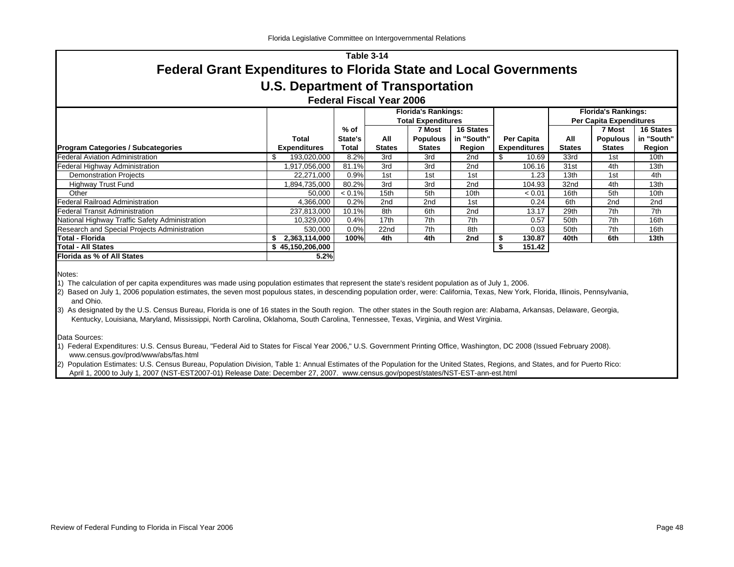## Table 3-14

# Federal Grant Expenditures to Florida State and Local Governments

# U.S. Department of Transportation

### Federal Fiscal Year 2006

| Program Categories / Subcategories | Total Expenditures | % of State's Total | Florida's Rankings: Total Expenditures | | | Per Capita Expenditures | Florida's Rankings: Per Capita Expenditures | | |
|---|---|---|---|---|---|---|---|---|---|
| | | | All States | 7 Most Populous States | 16 States in "South" Region | | All States | 7 Most Populous States | 16 States in "South" Region |
| Federal Aviation Administration | $ 193,020,000 | 8.2% | 3rd | 3rd | 2nd | $ 10.69 | 33rd | 1st | 10th |
| Federal Highway Administration | 1,917,056,000 | 81.1% | 3rd | 3rd | 2nd | 106.16 | 31st | 4th | 13th |
| Demonstration Projects | 22,271,000 | 0.9% | 1st | 1st | 1st | 1.23 | 13th | 1st | 4th |
| Highway Trust Fund | 1,894,735,000 | 80.2% | 3rd | 3rd | 2nd | 104.93 | 32nd | 4th | 13th |
| Other | 50,000 | < 0.1% | 15th | 5th | 10th | < 0.01 | 16th | 5th | 10th |
| Federal Railroad Administration | 4,366,000 | 0.2% | 2nd | 2nd | 1st | 0.24 | 6th | 2nd | 2nd |
| Federal Transit Administration | 237,813,000 | 10.1% | 8th | 6th | 2nd | 13.17 | 29th | 7th | 7th |
| National Highway Traffic Safety Administration | 10,329,000 | 0.4% | 17th | 7th | 7th | 0.57 | 50th | 7th | 16th |
| Research and Special Projects Administration | 530,000 | 0.0% | 22nd | 7th | 8th | 0.03 | 50th | 7th | 16th |
| **Total - Florida** | **$ 2,363,114,000** | **100%** | **4th** | **4th** | **2nd** | **$ 130.87** | **40th** | **6th** | **13th** |
| **Total - All States** | **$ 45,150,206,000** | | | | | **$ 151.42** | | | |
| **Florida as % of All States** | **5.2%** | | | | | | | | |

Notes:

1) The calculation of per capita expenditures was made using population estimates that represent the state's resident population as of July 1, 2006.

2) Based on July 1, 2006 population estimates, the seven most populous states, in descending population order, were: California, Texas, New York, Florida, Illinois, Pennsylvania, and Ohio.

3) As designated by the U.S. Census Bureau, Florida is one of 16 states in the South region. The other states in the South region are: Alabama, Arkansas, Delaware, Georgia, Kentucky, Louisiana, Maryland, Mississippi, North Carolina, Oklahoma, South Carolina, Tennessee, Texas, Virginia, and West Virginia.

Data Sources:

1) Federal Expenditures: U.S. Census Bureau, "Federal Aid to States for Fiscal Year 2006," U.S. Government Printing Office, Washington, DC 2008 (Issued February 2008). www.census.gov/prod/www/abs/fas.html

2) Population Estimates: U.S. Census Bureau, Population Division, Table 1: Annual Estimates of the Population for the United States, Regions, and States, and for Puerto Rico: April 1, 2000 to July 1, 2007 (NST-EST2007-01) Release Date: December 27, 2007. www.census.gov/popest/states/NST-EST-ann-est.html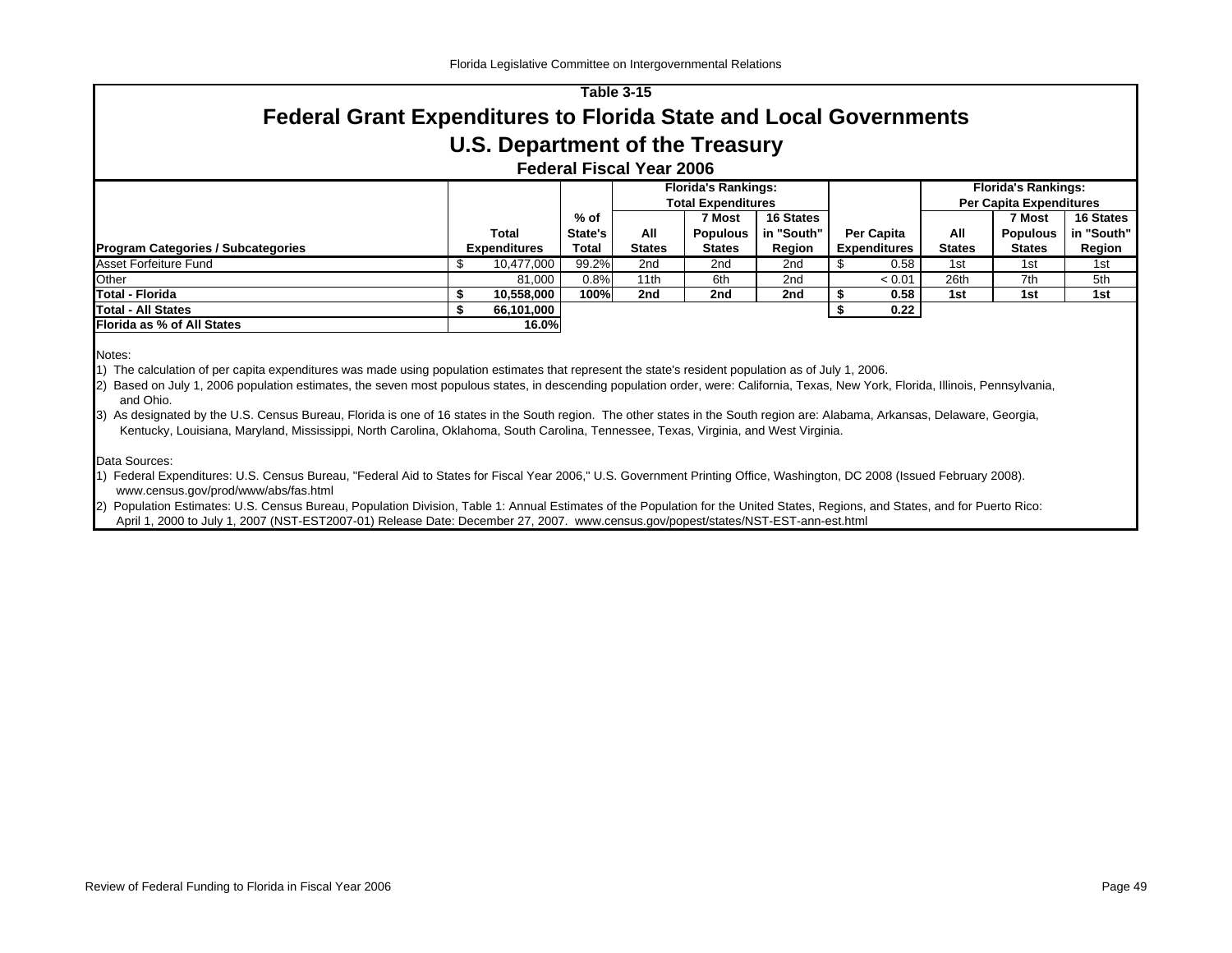# Table 3-15

## Federal Grant Expenditures to Florida State and Local Governments

## U.S. Department of the Treasury

### Federal Fiscal Year 2006

| Program Categories / Subcategories | Total Expenditures | % of State's Total | Florida's Rankings: Total Expenditures — All States | 7 Most Populous States | 16 States in "South" Region | Per Capita Expenditures | Florida's Rankings: Per Capita Expenditures — All States | 7 Most Populous States | 16 States in "South" Region |
|---|---|---|---|---|---|---|---|---|---|
| Asset Forfeiture Fund | $ 10,477,000 | 99.2% | 2nd | 2nd | 2nd | $ 0.58 | 1st | 1st | 1st |
| Other | 81,000 | 0.8% | 11th | 6th | 2nd | < 0.01 | 26th | 7th | 5th |
| **Total - Florida** | **$ 10,558,000** | **100%** | **2nd** | **2nd** | **2nd** | **$ 0.58** | **1st** | **1st** | **1st** |
| **Total - All States** | **$ 66,101,000** | | | | | **$ 0.22** | | | |
| **Florida as % of All States** | **16.0%** | | | | | | | | |

Notes:

1) The calculation of per capita expenditures was made using population estimates that represent the state's resident population as of July 1, 2006.

2) Based on July 1, 2006 population estimates, the seven most populous states, in descending population order, were: California, Texas, New York, Florida, Illinois, Pennsylvania, and Ohio.

3) As designated by the U.S. Census Bureau, Florida is one of 16 states in the South region. The other states in the South region are: Alabama, Arkansas, Delaware, Georgia, Kentucky, Louisiana, Maryland, Mississippi, North Carolina, Oklahoma, South Carolina, Tennessee, Texas, Virginia, and West Virginia.

Data Sources:

1) Federal Expenditures: U.S. Census Bureau, "Federal Aid to States for Fiscal Year 2006," U.S. Government Printing Office, Washington, DC 2008 (Issued February 2008). www.census.gov/prod/www/abs/fas.html

2) Population Estimates: U.S. Census Bureau, Population Division, Table 1: Annual Estimates of the Population for the United States, Regions, and States, and for Puerto Rico: April 1, 2000 to July 1, 2007 (NST-EST2007-01) Release Date: December 27, 2007. www.census.gov/popest/states/NST-EST-ann-est.html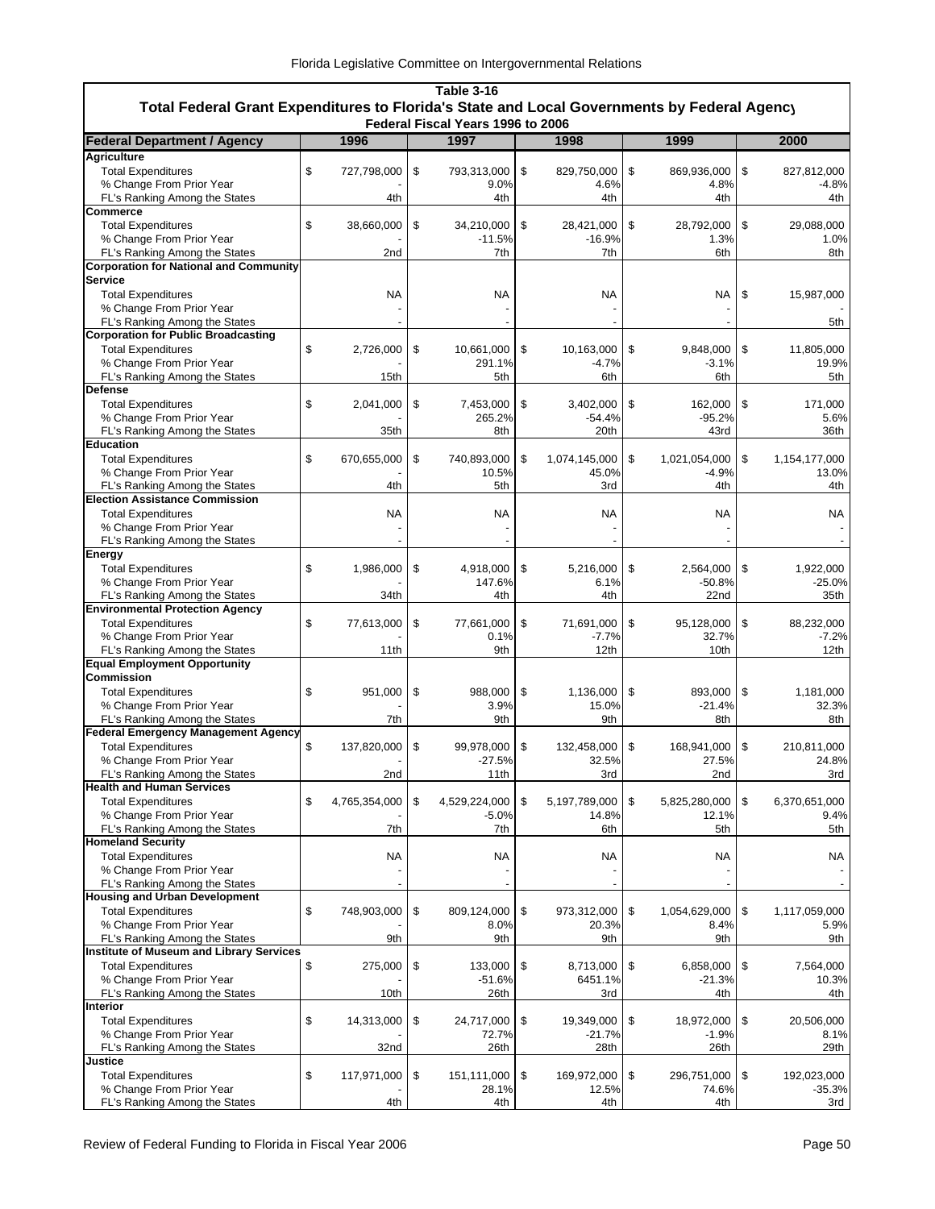**Table 3-16**

**Total Federal Grant Expenditures to Florida's State and Local Governments by Federal Agency**

**Federal Fiscal Years 1996 to 2006**

| Federal Department / Agency | 1996 | 1997 | 1998 | 1999 | 2000 |
|---|---|---|---|---|---|
| **Agriculture** | | | | | |
| Total Expenditures | $ 727,798,000 | $ 793,313,000 | $ 829,750,000 | $ 869,936,000 | $ 827,812,000 |
| % Change From Prior Year | - | 9.0% | 4.6% | 4.8% | -4.8% |
| FL's Ranking Among the States | 4th | 4th | 4th | 4th | 4th |
| **Commerce** | | | | | |
| Total Expenditures | $ 38,660,000 | $ 34,210,000 | $ 28,421,000 | $ 28,792,000 | $ 29,088,000 |
| % Change From Prior Year | - | -11.5% | -16.9% | 1.3% | 1.0% |
| FL's Ranking Among the States | 2nd | 7th | 7th | 6th | 8th |
| **Corporation for National and Community Service** | | | | | |
| Total Expenditures | NA | NA | NA | NA | $ 15,987,000 |
| % Change From Prior Year | - | - | - | - | - |
| FL's Ranking Among the States | - | - | - | - | 5th |
| **Corporation for Public Broadcasting** | | | | | |
| Total Expenditures | $ 2,726,000 | $ 10,661,000 | $ 10,163,000 | $ 9,848,000 | $ 11,805,000 |
| % Change From Prior Year | - | 291.1% | -4.7% | -3.1% | 19.9% |
| FL's Ranking Among the States | 15th | 5th | 6th | 6th | 5th |
| **Defense** | | | | | |
| Total Expenditures | $ 2,041,000 | $ 7,453,000 | $ 3,402,000 | $ 162,000 | $ 171,000 |
| % Change From Prior Year | - | 265.2% | -54.4% | -95.2% | 5.6% |
| FL's Ranking Among the States | 35th | 8th | 20th | 43rd | 36th |
| **Education** | | | | | |
| Total Expenditures | $ 670,655,000 | $ 740,893,000 | $ 1,074,145,000 | $ 1,021,054,000 | $ 1,154,177,000 |
| % Change From Prior Year | - | 10.5% | 45.0% | -4.9% | 13.0% |
| FL's Ranking Among the States | 4th | 5th | 3rd | 4th | 4th |
| **Election Assistance Commission** | | | | | |
| Total Expenditures | NA | NA | NA | NA | NA |
| % Change From Prior Year | - | - | - | - | - |
| FL's Ranking Among the States | - | - | - | - | - |
| **Energy** | | | | | |
| Total Expenditures | $ 1,986,000 | $ 4,918,000 | $ 5,216,000 | $ 2,564,000 | $ 1,922,000 |
| % Change From Prior Year | - | 147.6% | 6.1% | -50.8% | -25.0% |
| FL's Ranking Among the States | 34th | 4th | 4th | 22nd | 35th |
| **Environmental Protection Agency** | | | | | |
| Total Expenditures | $ 77,613,000 | $ 77,661,000 | $ 71,691,000 | $ 95,128,000 | $ 88,232,000 |
| % Change From Prior Year | - | 0.1% | -7.7% | 32.7% | -7.2% |
| FL's Ranking Among the States | 11th | 9th | 12th | 10th | 12th |
| **Equal Employment Opportunity Commission** | | | | | |
| Total Expenditures | $ 951,000 | $ 988,000 | $ 1,136,000 | $ 893,000 | $ 1,181,000 |
| % Change From Prior Year | - | 3.9% | 15.0% | -21.4% | 32.3% |
| FL's Ranking Among the States | 7th | 9th | 9th | 8th | 8th |
| **Federal Emergency Management Agency** | | | | | |
| Total Expenditures | $ 137,820,000 | $ 99,978,000 | $ 132,458,000 | $ 168,941,000 | $ 210,811,000 |
| % Change From Prior Year | - | -27.5% | 32.5% | 27.5% | 24.8% |
| FL's Ranking Among the States | 2nd | 11th | 3rd | 2nd | 3rd |
| **Health and Human Services** | | | | | |
| Total Expenditures | $ 4,765,354,000 | $ 4,529,224,000 | $ 5,197,789,000 | $ 5,825,280,000 | $ 6,370,651,000 |
| % Change From Prior Year | - | -5.0% | 14.8% | 12.1% | 9.4% |
| FL's Ranking Among the States | 7th | 7th | 6th | 5th | 5th |
| **Homeland Security** | | | | | |
| Total Expenditures | NA | NA | NA | NA | NA |
| % Change From Prior Year | - | - | - | - | - |
| FL's Ranking Among the States | - | - | - | - | - |
| **Housing and Urban Development** | | | | | |
| Total Expenditures | $ 748,903,000 | $ 809,124,000 | $ 973,312,000 | $ 1,054,629,000 | $ 1,117,059,000 |
| % Change From Prior Year | - | 8.0% | 20.3% | 8.4% | 5.9% |
| FL's Ranking Among the States | 9th | 9th | 9th | 9th | 9th |
| **Institute of Museum and Library Services** | | | | | |
| Total Expenditures | $ 275,000 | $ 133,000 | $ 8,713,000 | $ 6,858,000 | $ 7,564,000 |
| % Change From Prior Year | - | -51.6% | 6451.1% | -21.3% | 10.3% |
| FL's Ranking Among the States | 10th | 26th | 3rd | 4th | 4th |
| **Interior** | | | | | |
| Total Expenditures | $ 14,313,000 | $ 24,717,000 | $ 19,349,000 | $ 18,972,000 | $ 20,506,000 |
| % Change From Prior Year | - | 72.7% | -21.7% | -1.9% | 8.1% |
| FL's Ranking Among the States | 32nd | 26th | 28th | 26th | 29th |
| **Justice** | | | | | |
| Total Expenditures | $ 117,971,000 | $ 151,111,000 | $ 169,972,000 | $ 296,751,000 | $ 192,023,000 |
| % Change From Prior Year | - | 28.1% | 12.5% | 74.6% | -35.3% |
| FL's Ranking Among the States | 4th | 4th | 4th | 4th | 3rd |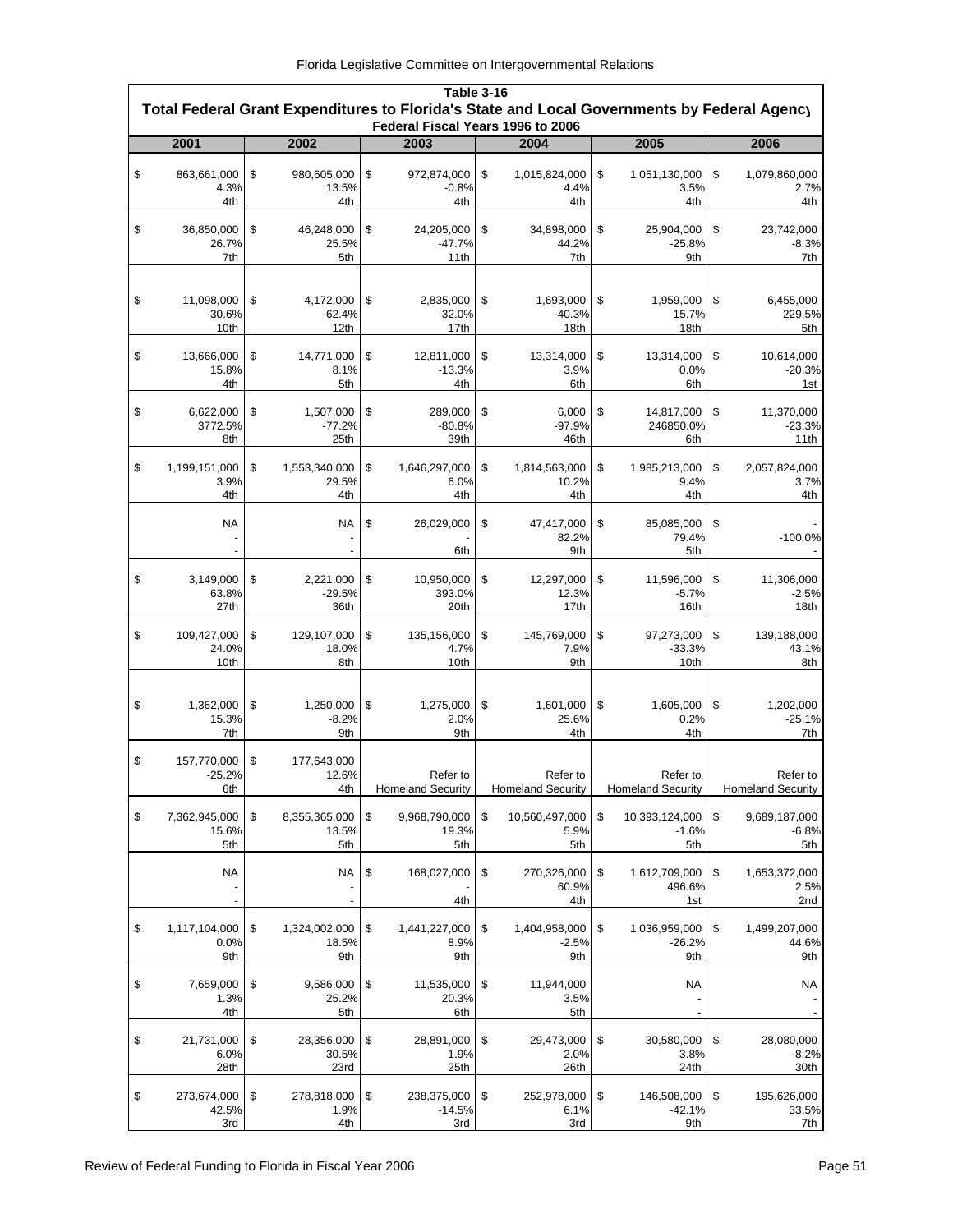**Table 3-16**

**Total Federal Grant Expenditures to Florida's State and Local Governments by Federal Agency**

**Federal Fiscal Years 1996 to 2006**

| 2001 | 2002 | 2003 | 2004 | 2005 | 2006 |
|---|---|---|---|---|---|
| $ 863,661,000 | $ 980,605,000 | $ 972,874,000 | $ 1,015,824,000 | $ 1,051,130,000 | $ 1,079,860,000 |
| 4.3% | 13.5% | -0.8% | 4.4% | 3.5% | 2.7% |
| 4th | 4th | 4th | 4th | 4th | 4th |
| $ 36,850,000 | $ 46,248,000 | $ 24,205,000 | $ 34,898,000 | $ 25,904,000 | $ 23,742,000 |
| 26.7% | 25.5% | -47.7% | 44.2% | -25.8% | -8.3% |
| 7th | 5th | 11th | 7th | 9th | 7th |
| $ 11,098,000 | $ 4,172,000 | $ 2,835,000 | $ 1,693,000 | $ 1,959,000 | $ 6,455,000 |
| -30.6% | -62.4% | -32.0% | -40.3% | 15.7% | 229.5% |
| 10th | 12th | 17th | 18th | 18th | 5th |
| $ 13,666,000 | $ 14,771,000 | $ 12,811,000 | $ 13,314,000 | $ 13,314,000 | $ 10,614,000 |
| 15.8% | 8.1% | -13.3% | 3.9% | 0.0% | -20.3% |
| 4th | 5th | 4th | 6th | 6th | 1st |
| $ 6,622,000 | $ 1,507,000 | $ 289,000 | $ 6,000 | $ 14,817,000 | $ 11,370,000 |
| 3772.5% | -77.2% | -80.8% | -97.9% | 246850.0% | -23.3% |
| 8th | 25th | 39th | 46th | 6th | 11th |
| $ 1,199,151,000 | $ 1,553,340,000 | $ 1,646,297,000 | $ 1,814,563,000 | $ 1,985,213,000 | $ 2,057,824,000 |
| 3.9% | 29.5% | 6.0% | 10.2% | 9.4% | 3.7% |
| 4th | 4th | 4th | 4th | 4th | 4th |
| NA | NA | $ 26,029,000 | $ 47,417,000 | $ 85,085,000 | $ - |
| - | - | - | 82.2% | 79.4% | -100.0% |
| - | - | 6th | 9th | 5th | - |
| $ 3,149,000 | $ 2,221,000 | $ 10,950,000 | $ 12,297,000 | $ 11,596,000 | $ 11,306,000 |
| 63.8% | -29.5% | 393.0% | 12.3% | -5.7% | -2.5% |
| 27th | 36th | 20th | 17th | 16th | 18th |
| $ 109,427,000 | $ 129,107,000 | $ 135,156,000 | $ 145,769,000 | $ 97,273,000 | $ 139,188,000 |
| 24.0% | 18.0% | 4.7% | 7.9% | -33.3% | 43.1% |
| 10th | 8th | 10th | 9th | 10th | 8th |
| $ 1,362,000 | $ 1,250,000 | $ 1,275,000 | $ 1,601,000 | $ 1,605,000 | $ 1,202,000 |
| 15.3% | -8.2% | 2.0% | 25.6% | 0.2% | -25.1% |
| 7th | 9th | 9th | 4th | 4th | 7th |
| $ 157,770,000 | $ 177,643,000 | | | | |
| -25.2% | 12.6% | Refer to Homeland Security | Refer to Homeland Security | Refer to Homeland Security | Refer to Homeland Security |
| 6th | 4th | | | | |
| $ 7,362,945,000 | $ 8,355,365,000 | $ 9,968,790,000 | $ 10,560,497,000 | $ 10,393,124,000 | $ 9,689,187,000 |
| 15.6% | 13.5% | 19.3% | 5.9% | -1.6% | -6.8% |
| 5th | 5th | 5th | 5th | 5th | 5th |
| NA | NA | $ 168,027,000 | $ 270,326,000 | $ 1,612,709,000 | $ 1,653,372,000 |
| - | - | - | 60.9% | 496.6% | 2.5% |
| - | - | 4th | 4th | 1st | 2nd |
| $ 1,117,104,000 | $ 1,324,002,000 | $ 1,441,227,000 | $ 1,404,958,000 | $ 1,036,959,000 | $ 1,499,207,000 |
| 0.0% | 18.5% | 8.9% | -2.5% | -26.2% | 44.6% |
| 9th | 9th | 9th | 9th | 9th | 9th |
| $ 7,659,000 | $ 9,586,000 | $ 11,535,000 | $ 11,944,000 | NA | NA |
| 1.3% | 25.2% | 20.3% | 3.5% | - | - |
| 4th | 5th | 6th | 5th | - | - |
| $ 21,731,000 | $ 28,356,000 | $ 28,891,000 | $ 29,473,000 | $ 30,580,000 | $ 28,080,000 |
| 6.0% | 30.5% | 1.9% | 2.0% | 3.8% | -8.2% |
| 28th | 23rd | 25th | 26th | 24th | 30th |
| $ 273,674,000 | $ 278,818,000 | $ 238,375,000 | $ 252,978,000 | $ 146,508,000 | $ 195,626,000 |
| 42.5% | 1.9% | -14.5% | 6.1% | -42.1% | 33.5% |
| 3rd | 4th | 3rd | 3rd | 9th | 7th |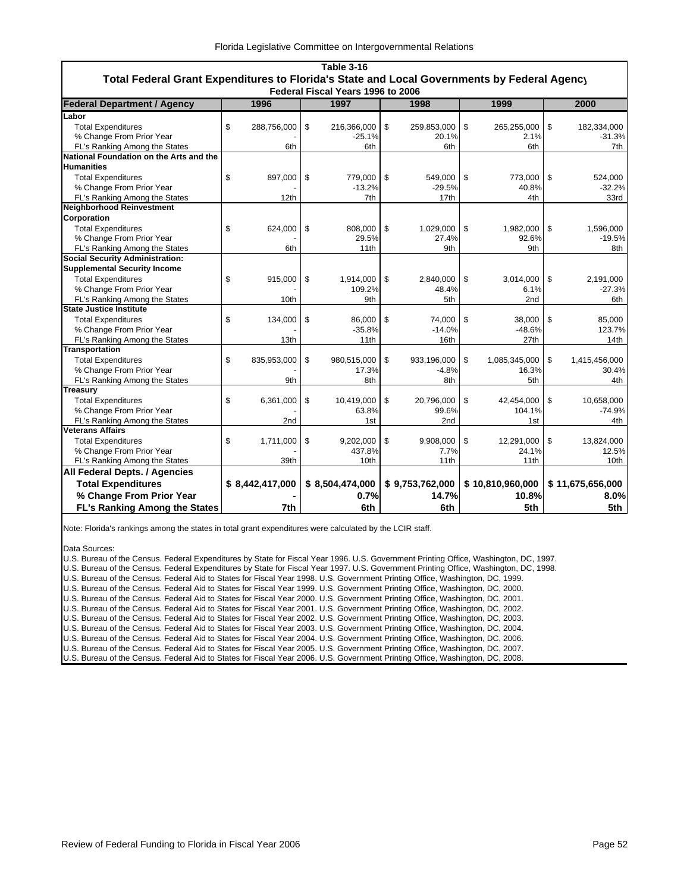**Table 3-16**
**Total Federal Grant Expenditures to Florida's State and Local Governments by Federal Agency**
**Federal Fiscal Years 1996 to 2006**

| Federal Department / Agency | 1996 | 1997 | 1998 | 1999 | 2000 |
|---|---|---|---|---|---|
| **Labor** | | | | | |
| Total Expenditures | $ 288,756,000 | $ 216,366,000 | $ 259,853,000 | $ 265,255,000 | $ 182,334,000 |
| % Change From Prior Year | - | -25.1% | 20.1% | 2.1% | -31.3% |
| FL's Ranking Among the States | 6th | 6th | 6th | 6th | 7th |
| **National Foundation on the Arts and the Humanities** | | | | | |
| Total Expenditures | $ 897,000 | $ 779,000 | $ 549,000 | $ 773,000 | $ 524,000 |
| % Change From Prior Year | - | -13.2% | -29.5% | 40.8% | -32.2% |
| FL's Ranking Among the States | 12th | 7th | 17th | 4th | 33rd |
| **Neighborhood Reinvestment Corporation** | | | | | |
| Total Expenditures | $ 624,000 | $ 808,000 | $ 1,029,000 | $ 1,982,000 | $ 1,596,000 |
| % Change From Prior Year | - | 29.5% | 27.4% | 92.6% | -19.5% |
| FL's Ranking Among the States | 6th | 11th | 9th | 9th | 8th |
| **Social Security Administration: Supplemental Security Income** | | | | | |
| Total Expenditures | $ 915,000 | $ 1,914,000 | $ 2,840,000 | $ 3,014,000 | $ 2,191,000 |
| % Change From Prior Year | - | 109.2% | 48.4% | 6.1% | -27.3% |
| FL's Ranking Among the States | 10th | 9th | 5th | 2nd | 6th |
| **State Justice Institute** | | | | | |
| Total Expenditures | $ 134,000 | $ 86,000 | $ 74,000 | $ 38,000 | $ 85,000 |
| % Change From Prior Year | - | -35.8% | -14.0% | -48.6% | 123.7% |
| FL's Ranking Among the States | 13th | 11th | 16th | 27th | 14th |
| **Transportation** | | | | | |
| Total Expenditures | $ 835,953,000 | $ 980,515,000 | $ 933,196,000 | $ 1,085,345,000 | $ 1,415,456,000 |
| % Change From Prior Year | - | 17.3% | -4.8% | 16.3% | 30.4% |
| FL's Ranking Among the States | 9th | 8th | 8th | 5th | 4th |
| **Treasury** | | | | | |
| Total Expenditures | $ 6,361,000 | $ 10,419,000 | $ 20,796,000 | $ 42,454,000 | $ 10,658,000 |
| % Change From Prior Year | - | 63.8% | 99.6% | 104.1% | -74.9% |
| FL's Ranking Among the States | 2nd | 1st | 2nd | 1st | 4th |
| **Veterans Affairs** | | | | | |
| Total Expenditures | $ 1,711,000 | $ 9,202,000 | $ 9,908,000 | $ 12,291,000 | $ 13,824,000 |
| % Change From Prior Year | - | 437.8% | 7.7% | 24.1% | 12.5% |
| FL's Ranking Among the States | 39th | 10th | 11th | 11th | 10th |
| **All Federal Depts. / Agencies** | | | | | |
| **Total Expenditures** | **$ 8,442,417,000** | **$ 8,504,474,000** | **$ 9,753,762,000** | **$ 10,810,960,000** | **$ 11,675,656,000** |
| **% Change From Prior Year** | **-** | **0.7%** | **14.7%** | **10.8%** | **8.0%** |
| **FL's Ranking Among the States** | **7th** | **6th** | **6th** | **5th** | **5th** |

Note: Florida's rankings among the states in total grant expenditures were calculated by the LCIR staff.

Data Sources:
U.S. Bureau of the Census. Federal Expenditures by State for Fiscal Year 1996. U.S. Government Printing Office, Washington, DC, 1997.
U.S. Bureau of the Census. Federal Expenditures by State for Fiscal Year 1997. U.S. Government Printing Office, Washington, DC, 1998.
U.S. Bureau of the Census. Federal Aid to States for Fiscal Year 1998. U.S. Government Printing Office, Washington, DC, 1999.
U.S. Bureau of the Census. Federal Aid to States for Fiscal Year 1999. U.S. Government Printing Office, Washington, DC, 2000.
U.S. Bureau of the Census. Federal Aid to States for Fiscal Year 2000. U.S. Government Printing Office, Washington, DC, 2001.
U.S. Bureau of the Census. Federal Aid to States for Fiscal Year 2001. U.S. Government Printing Office, Washington, DC, 2002.
U.S. Bureau of the Census. Federal Aid to States for Fiscal Year 2002. U.S. Government Printing Office, Washington, DC, 2003.
U.S. Bureau of the Census. Federal Aid to States for Fiscal Year 2003. U.S. Government Printing Office, Washington, DC, 2004.
U.S. Bureau of the Census. Federal Aid to States for Fiscal Year 2004. U.S. Government Printing Office, Washington, DC, 2006.
U.S. Bureau of the Census. Federal Aid to States for Fiscal Year 2005. U.S. Government Printing Office, Washington, DC, 2007.
U.S. Bureau of the Census. Federal Aid to States for Fiscal Year 2006. U.S. Government Printing Office, Washington, DC, 2008.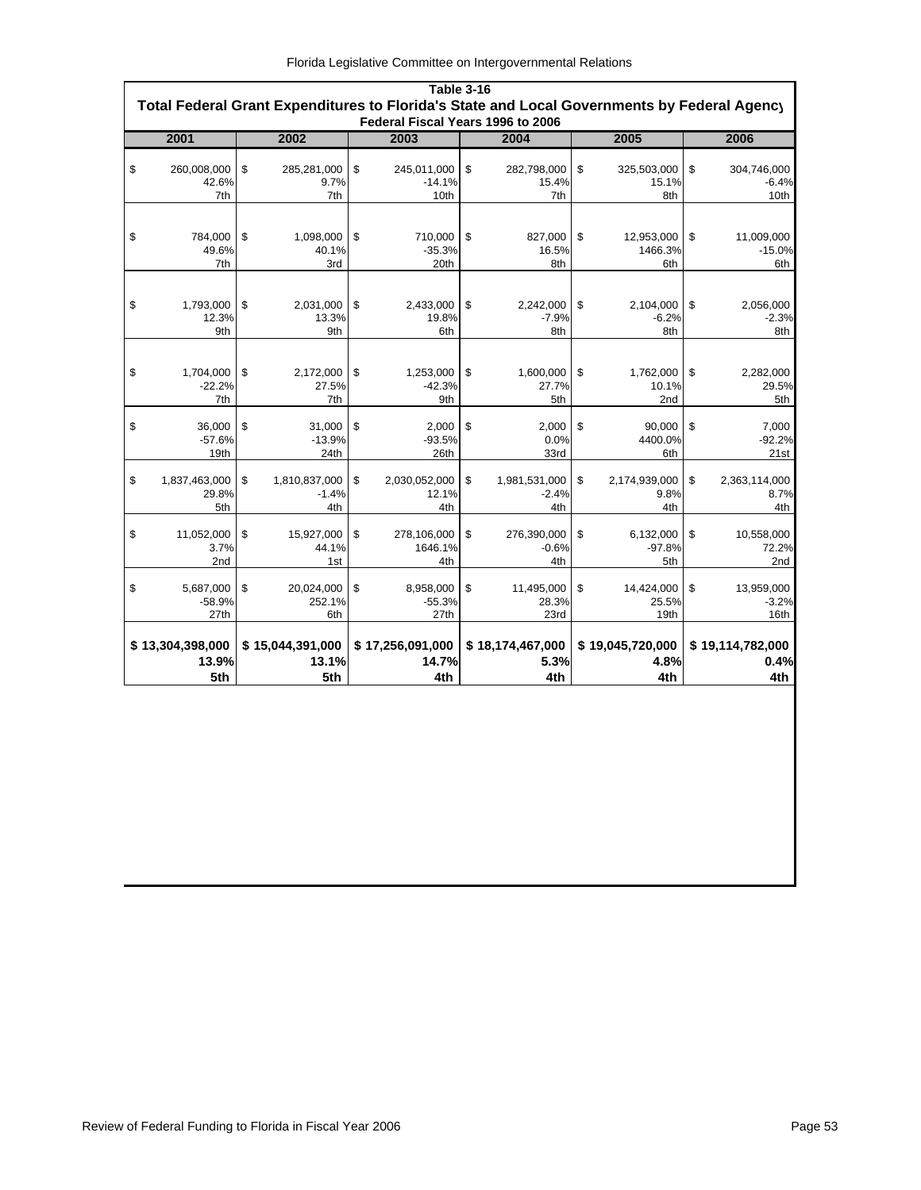**Table 3-16**

**Total Federal Grant Expenditures to Florida's State and Local Governments by Federal Agency**

**Federal Fiscal Years 1996 to 2006**

| 2001 | 2002 | 2003 | 2004 | 2005 | 2006 |
|---|---|---|---|---|---|
| $ 260,008,000 | $ 285,281,000 | $ 245,011,000 | $ 282,798,000 | $ 325,503,000 | $ 304,746,000 |
| 42.6% | 9.7% | -14.1% | 15.4% | 15.1% | -6.4% |
| 7th | 7th | 10th | 7th | 8th | 10th |
| $ 784,000 | $ 1,098,000 | $ 710,000 | $ 827,000 | $ 12,953,000 | $ 11,009,000 |
| 49.6% | 40.1% | -35.3% | 16.5% | 1466.3% | -15.0% |
| 7th | 3rd | 20th | 8th | 6th | 6th |
| $ 1,793,000 | $ 2,031,000 | $ 2,433,000 | $ 2,242,000 | $ 2,104,000 | $ 2,056,000 |
| 12.3% | 13.3% | 19.8% | -7.9% | -6.2% | -2.3% |
| 9th | 9th | 6th | 8th | 8th | 8th |
| $ 1,704,000 | $ 2,172,000 | $ 1,253,000 | $ 1,600,000 | $ 1,762,000 | $ 2,282,000 |
| -22.2% | 27.5% | -42.3% | 27.7% | 10.1% | 29.5% |
| 7th | 7th | 9th | 5th | 2nd | 5th |
| $ 36,000 | $ 31,000 | $ 2,000 | $ 2,000 | $ 90,000 | $ 7,000 |
| -57.6% | -13.9% | -93.5% | 0.0% | 4400.0% | -92.2% |
| 19th | 24th | 26th | 33rd | 6th | 21st |
| $ 1,837,463,000 | $ 1,810,837,000 | $ 2,030,052,000 | $ 1,981,531,000 | $ 2,174,939,000 | $ 2,363,114,000 |
| 29.8% | -1.4% | 12.1% | -2.4% | 9.8% | 8.7% |
| 5th | 4th | 4th | 4th | 4th | 4th |
| $ 11,052,000 | $ 15,927,000 | $ 278,106,000 | $ 276,390,000 | $ 6,132,000 | $ 10,558,000 |
| 3.7% | 44.1% | 1646.1% | -0.6% | -97.8% | 72.2% |
| 2nd | 1st | 4th | 4th | 5th | 2nd |
| $ 5,687,000 | $ 20,024,000 | $ 8,958,000 | $ 11,495,000 | $ 14,424,000 | $ 13,959,000 |
| -58.9% | 252.1% | -55.3% | 28.3% | 25.5% | -3.2% |
| 27th | 6th | 27th | 23rd | 19th | 16th |
| **$ 13,304,398,000** | **$ 15,044,391,000** | **$ 17,256,091,000** | **$ 18,174,467,000** | **$ 19,045,720,000** | **$ 19,114,782,000** |
| **13.9%** | **13.1%** | **14.7%** | **5.3%** | **4.8%** | **0.4%** |
| **5th** | **5th** | **4th** | **4th** | **4th** | **4th** |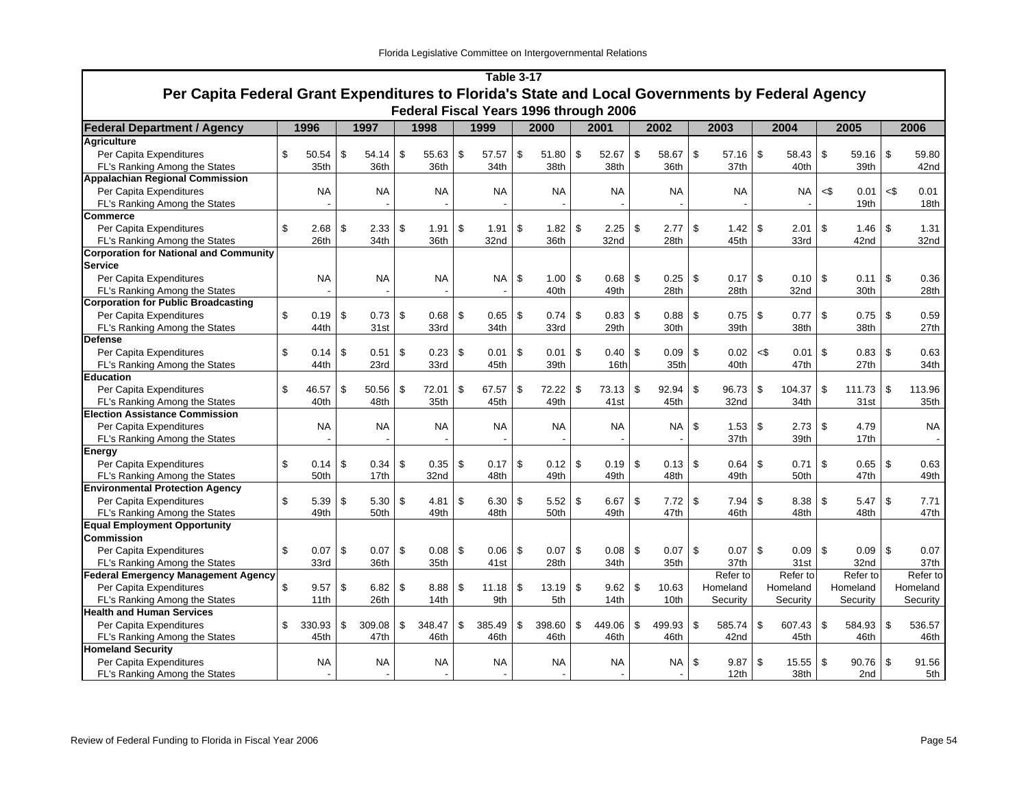# Table 3-17

## Per Capita Federal Grant Expenditures to Florida's State and Local Governments by Federal Agency

### Federal Fiscal Years 1996 through 2006

| Federal Department / Agency | 1996 | 1997 | 1998 | 1999 | 2000 | 2001 | 2002 | 2003 | 2004 | 2005 | 2006 |
|---|---|---|---|---|---|---|---|---|---|---|---|
| **Agriculture** | | | | | | | | | | | |
| Per Capita Expenditures | $ 50.54 | $ 54.14 | $ 55.63 | $ 57.57 | $ 51.80 | $ 52.67 | $ 58.67 | $ 57.16 | $ 58.43 | $ 59.16 | $ 59.80 |
| FL's Ranking Among the States | 35th | 36th | 36th | 34th | 38th | 38th | 36th | 37th | 40th | 39th | 42nd |
| **Appalachian Regional Commission** | | | | | | | | | | | |
| Per Capita Expenditures | NA | NA | NA | NA | NA | NA | NA | NA | NA | <$ 0.01 | <$ 0.01 |
| FL's Ranking Among the States | - | - | - | - | - | - | - | - | - | 19th | 18th |
| **Commerce** | | | | | | | | | | | |
| Per Capita Expenditures | $ 2.68 | $ 2.33 | $ 1.91 | $ 1.91 | $ 1.82 | $ 2.25 | $ 2.77 | $ 1.42 | $ 2.01 | $ 1.46 | $ 1.31 |
| FL's Ranking Among the States | 26th | 34th | 36th | 32nd | 36th | 32nd | 28th | 45th | 33rd | 42nd | 32nd |
| **Corporation for National and Community Service** | | | | | | | | | | | |
| Per Capita Expenditures | NA | NA | NA | NA | $ 1.00 | $ 0.68 | $ 0.25 | $ 0.17 | $ 0.10 | $ 0.11 | $ 0.36 |
| FL's Ranking Among the States | - | - | - | - | 40th | 49th | 28th | 28th | 32nd | 30th | 28th |
| **Corporation for Public Broadcasting** | | | | | | | | | | | |
| Per Capita Expenditures | $ 0.19 | $ 0.73 | $ 0.68 | $ 0.65 | $ 0.74 | $ 0.83 | $ 0.88 | $ 0.75 | $ 0.77 | $ 0.75 | $ 0.59 |
| FL's Ranking Among the States | 44th | 31st | 33rd | 34th | 33rd | 29th | 30th | 39th | 38th | 38th | 27th |
| **Defense** | | | | | | | | | | | |
| Per Capita Expenditures | $ 0.14 | $ 0.51 | $ 0.23 | $ 0.01 | $ 0.01 | $ 0.40 | $ 0.09 | $ 0.02 | <$ 0.01 | $ 0.83 | $ 0.63 |
| FL's Ranking Among the States | 44th | 23rd | 33rd | 45th | 39th | 16th | 35th | 40th | 47th | 27th | 34th |
| **Education** | | | | | | | | | | | |
| Per Capita Expenditures | $ 46.57 | $ 50.56 | $ 72.01 | $ 67.57 | $ 72.22 | $ 73.13 | $ 92.94 | $ 96.73 | $ 104.37 | $ 111.73 | $ 113.96 |
| FL's Ranking Among the States | 40th | 48th | 35th | 45th | 49th | 41st | 45th | 32nd | 34th | 31st | 35th |
| **Election Assistance Commission** | | | | | | | | | | | |
| Per Capita Expenditures | NA | NA | NA | NA | NA | NA | NA | $ 1.53 | $ 2.73 | $ 4.79 | NA |
| FL's Ranking Among the States | - | - | - | - | - | - | - | 37th | 39th | 17th | - |
| **Energy** | | | | | | | | | | | |
| Per Capita Expenditures | $ 0.14 | $ 0.34 | $ 0.35 | $ 0.17 | $ 0.12 | $ 0.19 | $ 0.13 | $ 0.64 | $ 0.71 | $ 0.65 | $ 0.63 |
| FL's Ranking Among the States | 50th | 17th | 32nd | 48th | 49th | 49th | 48th | 49th | 50th | 47th | 49th |
| **Environmental Protection Agency** | | | | | | | | | | | |
| Per Capita Expenditures | $ 5.39 | $ 5.30 | $ 4.81 | $ 6.30 | $ 5.52 | $ 6.67 | $ 7.72 | $ 7.94 | $ 8.38 | $ 5.47 | $ 7.71 |
| FL's Ranking Among the States | 49th | 50th | 49th | 48th | 50th | 49th | 47th | 46th | 48th | 48th | 47th |
| **Equal Employment Opportunity Commission** | | | | | | | | | | | |
| Per Capita Expenditures | $ 0.07 | $ 0.07 | $ 0.08 | $ 0.06 | $ 0.07 | $ 0.08 | $ 0.07 | $ 0.07 | $ 0.09 | $ 0.09 | $ 0.07 |
| FL's Ranking Among the States | 33rd | 36th | 35th | 41st | 28th | 34th | 35th | 37th | 31st | 32nd | 37th |
| **Federal Emergency Management Agency** | | | | | | | | Refer to | Refer to | Refer to | Refer to |
| Per Capita Expenditures | $ 9.57 | $ 6.82 | $ 8.88 | $ 11.18 | $ 13.19 | $ 9.62 | $ 10.63 | Homeland | Homeland | Homeland | Homeland |
| FL's Ranking Among the States | 11th | 26th | 14th | 9th | 5th | 14th | 10th | Security | Security | Security | Security |
| **Health and Human Services** | | | | | | | | | | | |
| Per Capita Expenditures | $ 330.93 | $ 309.08 | $ 348.47 | $ 385.49 | $ 398.60 | $ 449.06 | $ 499.93 | $ 585.74 | $ 607.43 | $ 584.93 | $ 536.57 |
| FL's Ranking Among the States | 45th | 47th | 46th | 46th | 46th | 46th | 46th | 42nd | 45th | 46th | 46th |
| **Homeland Security** | | | | | | | | | | | |
| Per Capita Expenditures | NA | NA | NA | NA | NA | NA | NA | $ 9.87 | $ 15.55 | $ 90.76 | $ 91.56 |
| FL's Ranking Among the States | - | - | - | - | - | - | - | 12th | 38th | 2nd | 5th |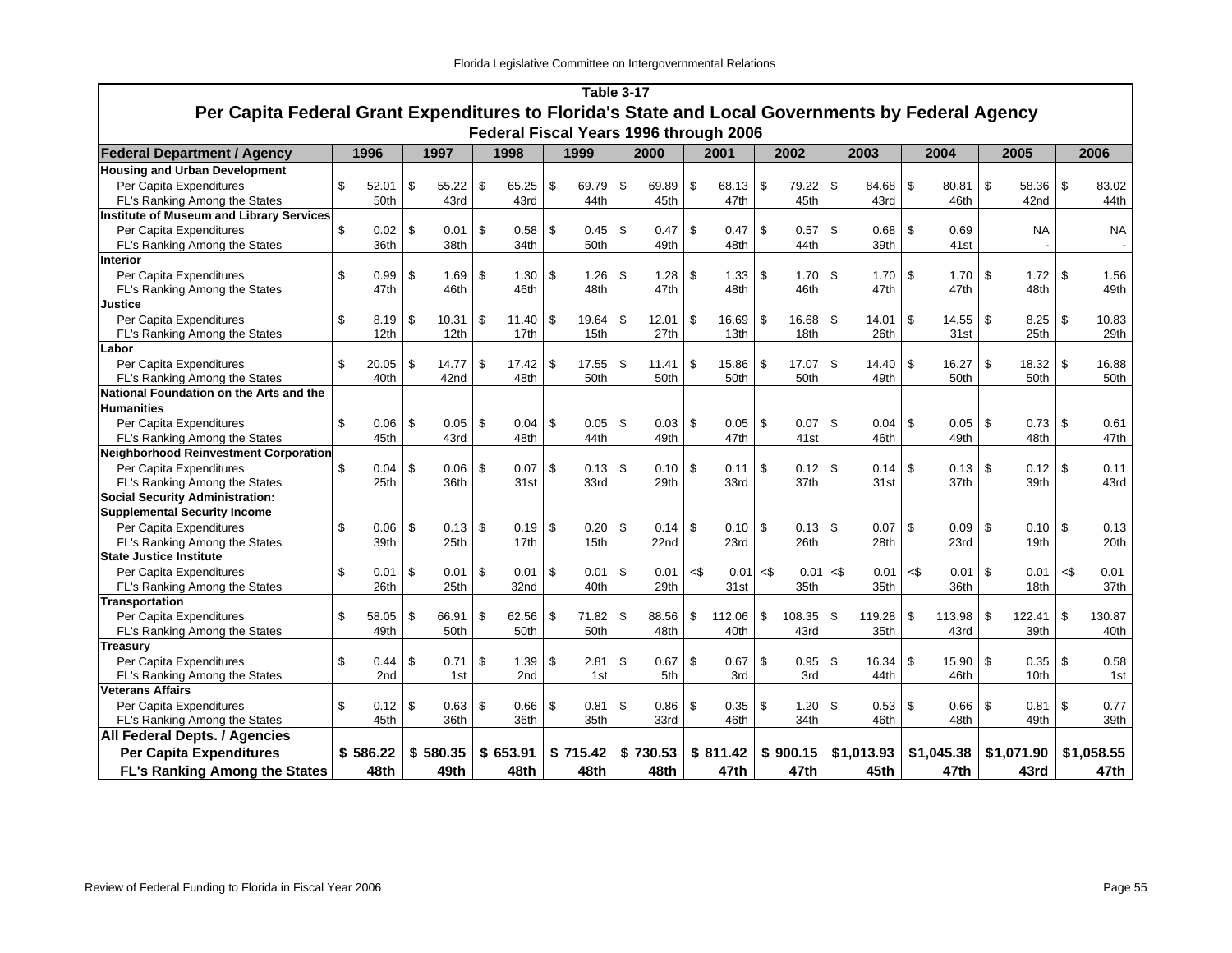## Table 3-17

## Per Capita Federal Grant Expenditures to Florida's State and Local Governments by Federal Agency

### Federal Fiscal Years 1996 through 2006

| Federal Department / Agency | 1996 | 1997 | 1998 | 1999 | 2000 | 2001 | 2002 | 2003 | 2004 | 2005 | 2006 |
|---|---|---|---|---|---|---|---|---|---|---|---|
| **Housing and Urban Development** | | | | | | | | | | | |
| Per Capita Expenditures | $ 52.01 | $ 55.22 | $ 65.25 | $ 69.79 | $ 69.89 | $ 68.13 | $ 79.22 | $ 84.68 | $ 80.81 | $ 58.36 | $ 83.02 |
| FL's Ranking Among the States | 50th | 43rd | 43rd | 44th | 45th | 47th | 45th | 43rd | 46th | 42nd | 44th |
| **Institute of Museum and Library Services** | | | | | | | | | | | |
| Per Capita Expenditures | $ 0.02 | $ 0.01 | $ 0.58 | $ 0.45 | $ 0.47 | $ 0.47 | $ 0.57 | $ 0.68 | $ 0.69 | NA | NA |
| FL's Ranking Among the States | 36th | 38th | 34th | 50th | 49th | 48th | 44th | 39th | 41st | - | - |
| **Interior** | | | | | | | | | | | |
| Per Capita Expenditures | $ 0.99 | $ 1.69 | $ 1.30 | $ 1.26 | $ 1.28 | $ 1.33 | $ 1.70 | $ 1.70 | $ 1.70 | $ 1.72 | $ 1.56 |
| FL's Ranking Among the States | 47th | 46th | 46th | 48th | 47th | 48th | 46th | 47th | 47th | 48th | 49th |
| **Justice** | | | | | | | | | | | |
| Per Capita Expenditures | $ 8.19 | $ 10.31 | $ 11.40 | $ 19.64 | $ 12.01 | $ 16.69 | $ 16.68 | $ 14.01 | $ 14.55 | $ 8.25 | $ 10.83 |
| FL's Ranking Among the States | 12th | 12th | 17th | 15th | 27th | 13th | 18th | 26th | 31st | 25th | 29th |
| **Labor** | | | | | | | | | | | |
| Per Capita Expenditures | $ 20.05 | $ 14.77 | $ 17.42 | $ 17.55 | $ 11.41 | $ 15.86 | $ 17.07 | $ 14.40 | $ 16.27 | $ 18.32 | $ 16.88 |
| FL's Ranking Among the States | 40th | 42nd | 48th | 50th | 50th | 50th | 50th | 49th | 50th | 50th | 50th |
| **National Foundation on the Arts and the Humanities** | | | | | | | | | | | |
| Per Capita Expenditures | $ 0.06 | $ 0.05 | $ 0.04 | $ 0.05 | $ 0.03 | $ 0.05 | $ 0.07 | $ 0.04 | $ 0.05 | $ 0.73 | $ 0.61 |
| FL's Ranking Among the States | 45th | 43rd | 48th | 44th | 49th | 47th | 41st | 46th | 49th | 48th | 47th |
| **Neighborhood Reinvestment Corporation** | | | | | | | | | | | |
| Per Capita Expenditures | $ 0.04 | $ 0.06 | $ 0.07 | $ 0.13 | $ 0.10 | $ 0.11 | $ 0.12 | $ 0.14 | $ 0.13 | $ 0.12 | $ 0.11 |
| FL's Ranking Among the States | 25th | 36th | 31st | 33rd | 29th | 33rd | 37th | 31st | 37th | 39th | 43rd |
| **Social Security Administration: Supplemental Security Income** | | | | | | | | | | | |
| Per Capita Expenditures | $ 0.06 | $ 0.13 | $ 0.19 | $ 0.20 | $ 0.14 | $ 0.10 | $ 0.13 | $ 0.07 | $ 0.09 | $ 0.10 | $ 0.13 |
| FL's Ranking Among the States | 39th | 25th | 17th | 15th | 22nd | 23rd | 26th | 28th | 23rd | 19th | 20th |
| **State Justice Institute** | | | | | | | | | | | |
| Per Capita Expenditures | $ 0.01 | $ 0.01 | $ 0.01 | $ 0.01 | $ 0.01 | <$ 0.01 | <$ 0.01 | <$ 0.01 | <$ 0.01 | $ 0.01 | <$ 0.01 |
| FL's Ranking Among the States | 26th | 25th | 32nd | 40th | 29th | 31st | 35th | 35th | 36th | 18th | 37th |
| **Transportation** | | | | | | | | | | | |
| Per Capita Expenditures | $ 58.05 | $ 66.91 | $ 62.56 | $ 71.82 | $ 88.56 | $ 112.06 | $ 108.35 | $ 119.28 | $ 113.98 | $ 122.41 | $ 130.87 |
| FL's Ranking Among the States | 49th | 50th | 50th | 50th | 48th | 40th | 43rd | 35th | 43rd | 39th | 40th |
| **Treasury** | | | | | | | | | | | |
| Per Capita Expenditures | $ 0.44 | $ 0.71 | $ 1.39 | $ 2.81 | $ 0.67 | $ 0.67 | $ 0.95 | $ 16.34 | $ 15.90 | $ 0.35 | $ 0.58 |
| FL's Ranking Among the States | 2nd | 1st | 2nd | 1st | 5th | 3rd | 3rd | 44th | 46th | 10th | 1st |
| **Veterans Affairs** | | | | | | | | | | | |
| Per Capita Expenditures | $ 0.12 | $ 0.63 | $ 0.66 | $ 0.81 | $ 0.86 | $ 0.35 | $ 1.20 | $ 0.53 | $ 0.66 | $ 0.81 | $ 0.77 |
| FL's Ranking Among the States | 45th | 36th | 36th | 35th | 33rd | 46th | 34th | 46th | 48th | 49th | 39th |
| **All Federal Depts. / Agencies** | | | | | | | | | | | |
| **Per Capita Expenditures** | **$ 586.22** | **$ 580.35** | **$ 653.91** | **$ 715.42** | **$ 730.53** | **$ 811.42** | **$ 900.15** | **$1,013.93** | **$1,045.38** | **$1,071.90** | **$1,058.55** |
| **FL's Ranking Among the States** | **48th** | **49th** | **48th** | **48th** | **48th** | **47th** | **47th** | **45th** | **47th** | **43rd** | **47th** |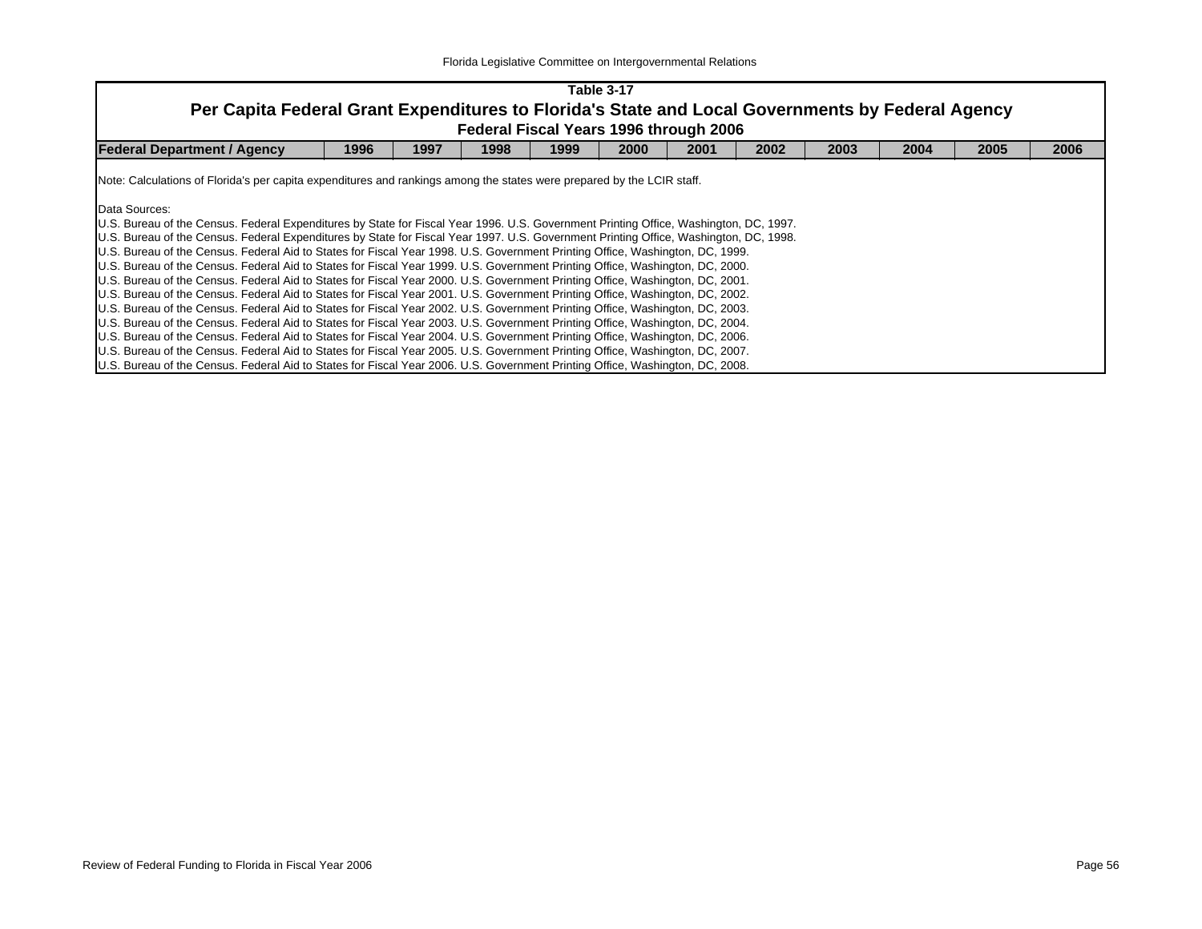**Table 3-17**

## Per Capita Federal Grant Expenditures to Florida's State and Local Governments by Federal Agency

**Federal Fiscal Years 1996 through 2006**

| Federal Department / Agency | 1996 | 1997 | 1998 | 1999 | 2000 | 2001 | 2002 | 2003 | 2004 | 2005 | 2006 |
|---|---|---|---|---|---|---|---|---|---|---|---|

Note: Calculations of Florida's per capita expenditures and rankings among the states were prepared by the LCIR staff.

Data Sources:
U.S. Bureau of the Census. Federal Expenditures by State for Fiscal Year 1996. U.S. Government Printing Office, Washington, DC, 1997.
U.S. Bureau of the Census. Federal Expenditures by State for Fiscal Year 1997. U.S. Government Printing Office, Washington, DC, 1998.
U.S. Bureau of the Census. Federal Aid to States for Fiscal Year 1998. U.S. Government Printing Office, Washington, DC, 1999.
U.S. Bureau of the Census. Federal Aid to States for Fiscal Year 1999. U.S. Government Printing Office, Washington, DC, 2000.
U.S. Bureau of the Census. Federal Aid to States for Fiscal Year 2000. U.S. Government Printing Office, Washington, DC, 2001.
U.S. Bureau of the Census. Federal Aid to States for Fiscal Year 2001. U.S. Government Printing Office, Washington, DC, 2002.
U.S. Bureau of the Census. Federal Aid to States for Fiscal Year 2002. U.S. Government Printing Office, Washington, DC, 2003.
U.S. Bureau of the Census. Federal Aid to States for Fiscal Year 2003. U.S. Government Printing Office, Washington, DC, 2004.
U.S. Bureau of the Census. Federal Aid to States for Fiscal Year 2004. U.S. Government Printing Office, Washington, DC, 2006.
U.S. Bureau of the Census. Federal Aid to States for Fiscal Year 2005. U.S. Government Printing Office, Washington, DC, 2007.
U.S. Bureau of the Census. Federal Aid to States for Fiscal Year 2006. U.S. Government Printing Office, Washington, DC, 2008.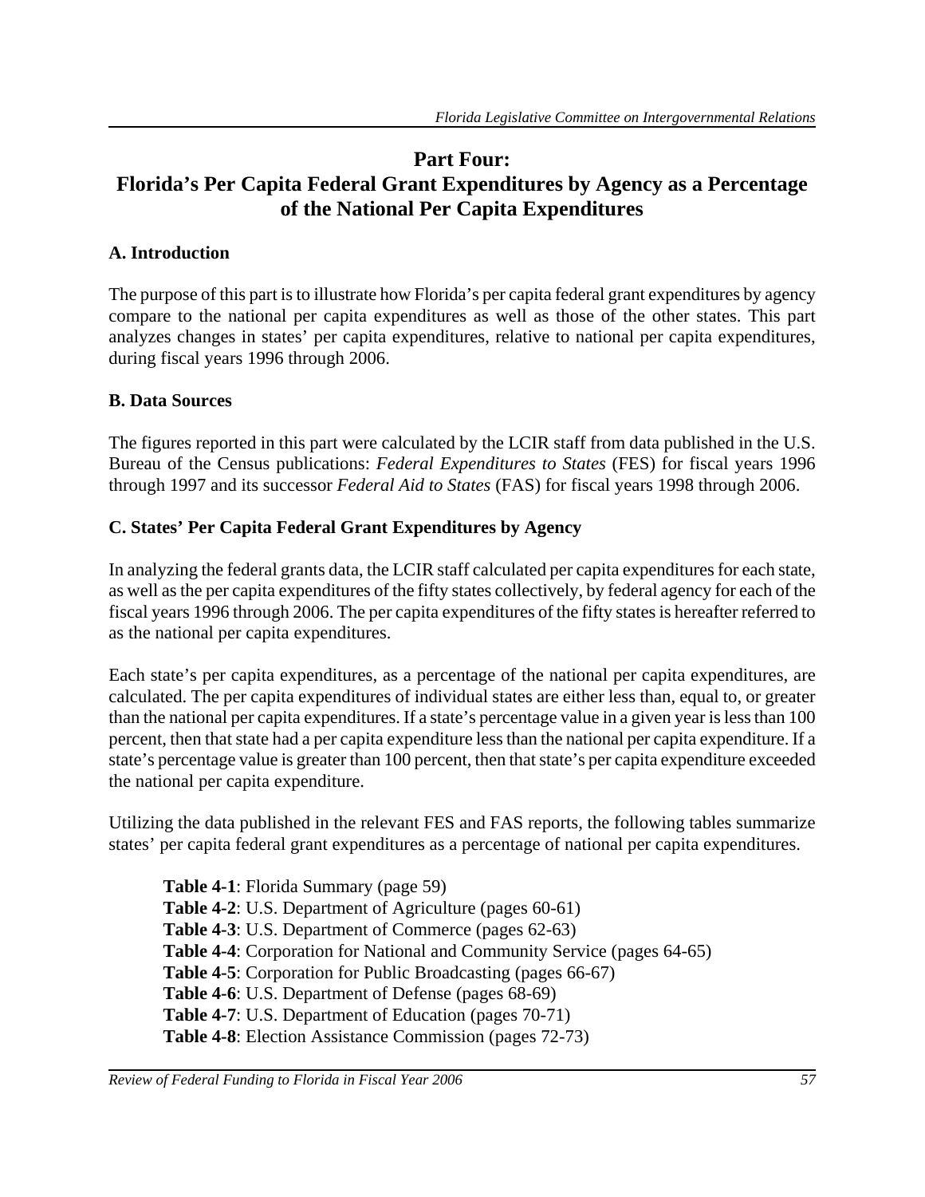# Part Four: Florida's Per Capita Federal Grant Expenditures by Agency as a Percentage of the National Per Capita Expenditures

## A. Introduction

The purpose of this part is to illustrate how Florida's per capita federal grant expenditures by agency compare to the national per capita expenditures as well as those of the other states. This part analyzes changes in states' per capita expenditures, relative to national per capita expenditures, during fiscal years 1996 through 2006.

## B. Data Sources

The figures reported in this part were calculated by the LCIR staff from data published in the U.S. Bureau of the Census publications: *Federal Expenditures to States* (FES) for fiscal years 1996 through 1997 and its successor *Federal Aid to States* (FAS) for fiscal years 1998 through 2006.

## C. States' Per Capita Federal Grant Expenditures by Agency

In analyzing the federal grants data, the LCIR staff calculated per capita expenditures for each state, as well as the per capita expenditures of the fifty states collectively, by federal agency for each of the fiscal years 1996 through 2006. The per capita expenditures of the fifty states is hereafter referred to as the national per capita expenditures.

Each state's per capita expenditures, as a percentage of the national per capita expenditures, are calculated. The per capita expenditures of individual states are either less than, equal to, or greater than the national per capita expenditures. If a state's percentage value in a given year is less than 100 percent, then that state had a per capita expenditure less than the national per capita expenditure. If a state's percentage value is greater than 100 percent, then that state's per capita expenditure exceeded the national per capita expenditure.

Utilizing the data published in the relevant FES and FAS reports, the following tables summarize states' per capita federal grant expenditures as a percentage of national per capita expenditures.

- **Table 4-1**: Florida Summary (page 59)
- **Table 4-2**: U.S. Department of Agriculture (pages 60-61)
- **Table 4-3**: U.S. Department of Commerce (pages 62-63)
- **Table 4-4**: Corporation for National and Community Service (pages 64-65)
- **Table 4-5**: Corporation for Public Broadcasting (pages 66-67)
- **Table 4-6**: U.S. Department of Defense (pages 68-69)
- **Table 4-7**: U.S. Department of Education (pages 70-71)
- **Table 4-8**: Election Assistance Commission (pages 72-73)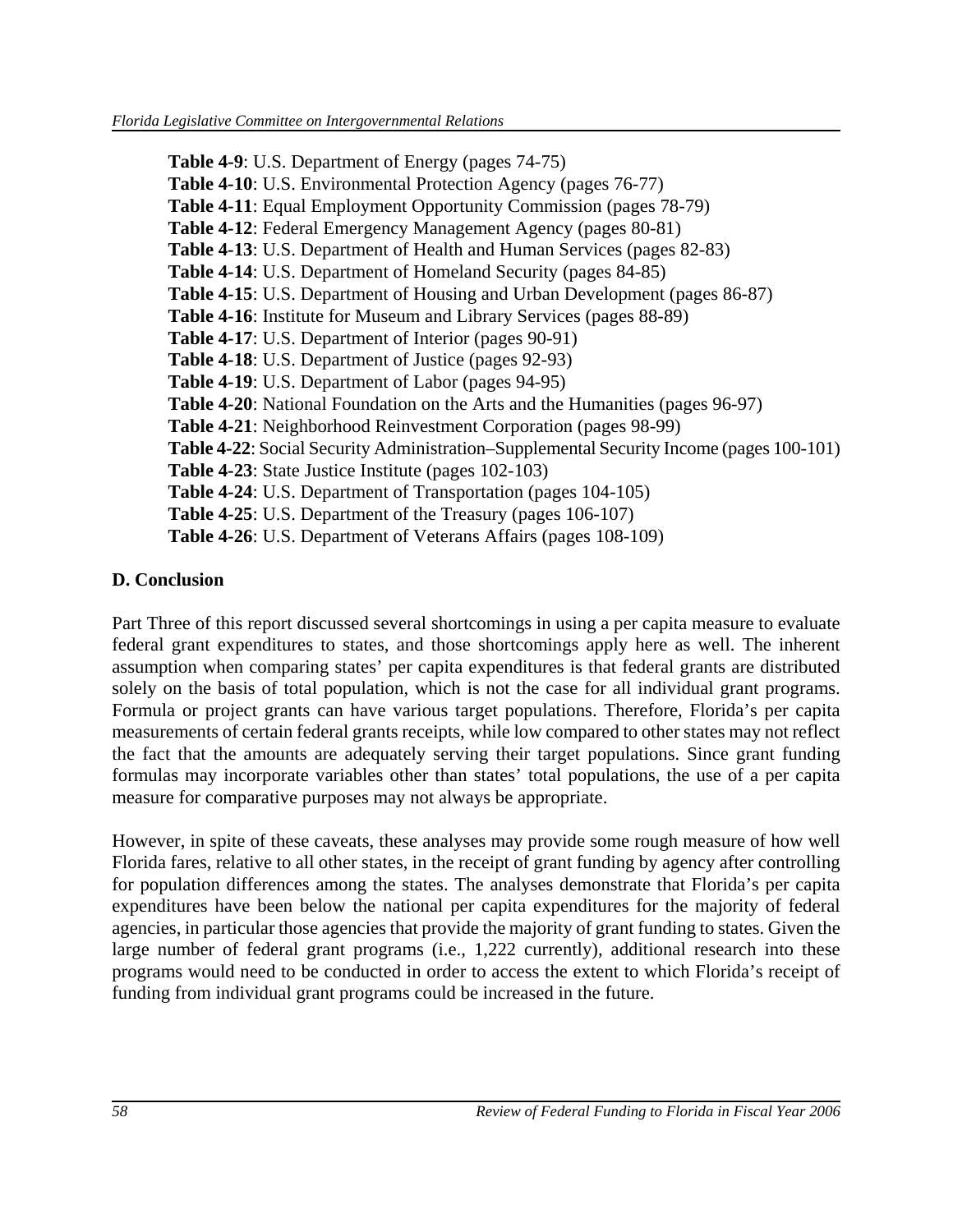**Table 4-9**: U.S. Department of Energy (pages 74-75)
**Table 4-10**: U.S. Environmental Protection Agency (pages 76-77)
**Table 4-11**: Equal Employment Opportunity Commission (pages 78-79)
**Table 4-12**: Federal Emergency Management Agency (pages 80-81)
**Table 4-13**: U.S. Department of Health and Human Services (pages 82-83)
**Table 4-14**: U.S. Department of Homeland Security (pages 84-85)
**Table 4-15**: U.S. Department of Housing and Urban Development (pages 86-87)
**Table 4-16**: Institute for Museum and Library Services (pages 88-89)
**Table 4-17**: U.S. Department of Interior (pages 90-91)
**Table 4-18**: U.S. Department of Justice (pages 92-93)
**Table 4-19**: U.S. Department of Labor (pages 94-95)
**Table 4-20**: National Foundation on the Arts and the Humanities (pages 96-97)
**Table 4-21**: Neighborhood Reinvestment Corporation (pages 98-99)
**Table 4-22**: Social Security Administration–Supplemental Security Income (pages 100-101)
**Table 4-23**: State Justice Institute (pages 102-103)
**Table 4-24**: U.S. Department of Transportation (pages 104-105)
**Table 4-25**: U.S. Department of the Treasury (pages 106-107)
**Table 4-26**: U.S. Department of Veterans Affairs (pages 108-109)

## D. Conclusion

Part Three of this report discussed several shortcomings in using a per capita measure to evaluate federal grant expenditures to states, and those shortcomings apply here as well. The inherent assumption when comparing states' per capita expenditures is that federal grants are distributed solely on the basis of total population, which is not the case for all individual grant programs. Formula or project grants can have various target populations. Therefore, Florida's per capita measurements of certain federal grants receipts, while low compared to other states may not reflect the fact that the amounts are adequately serving their target populations. Since grant funding formulas may incorporate variables other than states' total populations, the use of a per capita measure for comparative purposes may not always be appropriate.

However, in spite of these caveats, these analyses may provide some rough measure of how well Florida fares, relative to all other states, in the receipt of grant funding by agency after controlling for population differences among the states. The analyses demonstrate that Florida's per capita expenditures have been below the national per capita expenditures for the majority of federal agencies, in particular those agencies that provide the majority of grant funding to states. Given the large number of federal grant programs (i.e., 1,222 currently), additional research into these programs would need to be conducted in order to access the extent to which Florida's receipt of funding from individual grant programs could be increased in the future.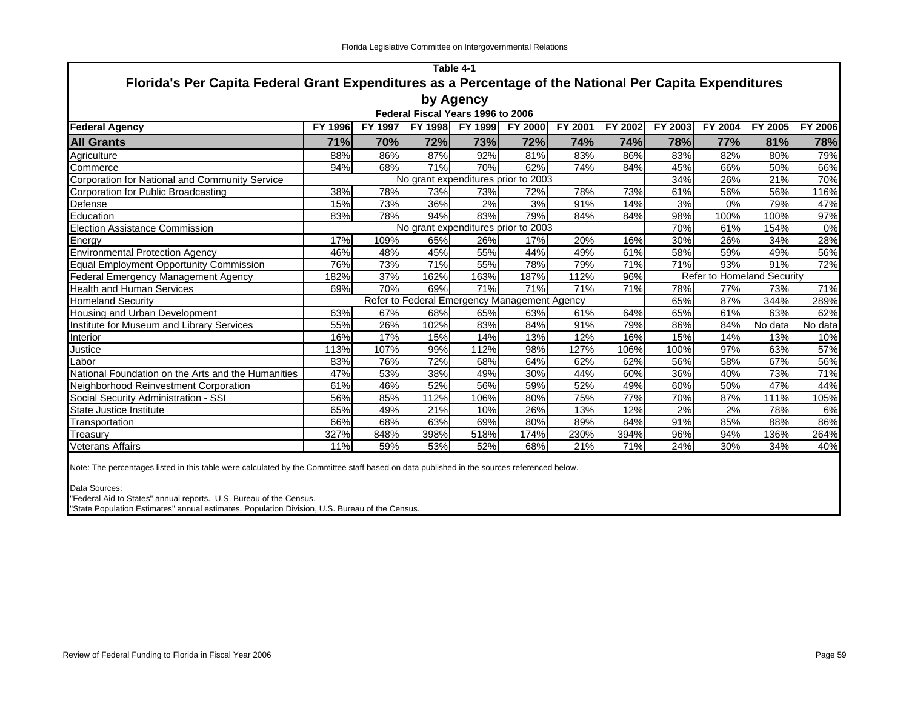## Table 4-1

# Florida's Per Capita Federal Grant Expenditures as a Percentage of the National Per Capita Expenditures by Agency

### Federal Fiscal Years 1996 to 2006

| Federal Agency | FY 1996 | FY 1997 | FY 1998 | FY 1999 | FY 2000 | FY 2001 | FY 2002 | FY 2003 | FY 2004 | FY 2005 | FY 2006 |
|---|---|---|---|---|---|---|---|---|---|---|---|
| **All Grants** | **71%** | **70%** | **72%** | **73%** | **72%** | **74%** | **74%** | **78%** | **77%** | **81%** | **78%** |
| Agriculture | 88% | 86% | 87% | 92% | 81% | 83% | 86% | 83% | 82% | 80% | 79% |
| Commerce | 94% | 68% | 71% | 70% | 62% | 74% | 84% | 45% | 66% | 50% | 66% |
| Corporation for National and Community Service | No grant expenditures prior to 2003 | | | | | | | 34% | 26% | 21% | 70% |
| Corporation for Public Broadcasting | 38% | 78% | 73% | 73% | 72% | 78% | 73% | 61% | 56% | 56% | 116% |
| Defense | 15% | 73% | 36% | 2% | 3% | 91% | 14% | 3% | 0% | 79% | 47% |
| Education | 83% | 78% | 94% | 83% | 79% | 84% | 84% | 98% | 100% | 100% | 97% |
| Election Assistance Commission | No grant expenditures prior to 2003 | | | | | | | 70% | 61% | 154% | 0% |
| Energy | 17% | 109% | 65% | 26% | 17% | 20% | 16% | 30% | 26% | 34% | 28% |
| Environmental Protection Agency | 46% | 48% | 45% | 55% | 44% | 49% | 61% | 58% | 59% | 49% | 56% |
| Equal Employment Opportunity Commission | 76% | 73% | 71% | 55% | 78% | 79% | 71% | 71% | 93% | 91% | 72% |
| Federal Emergency Management Agency | 182% | 37% | 162% | 163% | 187% | 112% | 96% | Refer to Homeland Security | | | |
| Health and Human Services | 69% | 70% | 69% | 71% | 71% | 71% | 71% | 78% | 77% | 73% | 71% |
| Homeland Security | Refer to Federal Emergency Management Agency | | | | | | | 65% | 87% | 344% | 289% |
| Housing and Urban Development | 63% | 67% | 68% | 65% | 63% | 61% | 64% | 65% | 61% | 63% | 62% |
| Institute for Museum and Library Services | 55% | 26% | 102% | 83% | 84% | 91% | 79% | 86% | 84% | No data | No data |
| Interior | 16% | 17% | 15% | 14% | 13% | 12% | 16% | 15% | 14% | 13% | 10% |
| Justice | 113% | 107% | 99% | 112% | 98% | 127% | 106% | 100% | 97% | 63% | 57% |
| Labor | 83% | 76% | 72% | 68% | 64% | 62% | 62% | 56% | 58% | 67% | 56% |
| National Foundation on the Arts and the Humanities | 47% | 53% | 38% | 49% | 30% | 44% | 60% | 36% | 40% | 73% | 71% |
| Neighborhood Reinvestment Corporation | 61% | 46% | 52% | 56% | 59% | 52% | 49% | 60% | 50% | 47% | 44% |
| Social Security Administration - SSI | 56% | 85% | 112% | 106% | 80% | 75% | 77% | 70% | 87% | 111% | 105% |
| State Justice Institute | 65% | 49% | 21% | 10% | 26% | 13% | 12% | 2% | 2% | 78% | 6% |
| Transportation | 66% | 68% | 63% | 69% | 80% | 89% | 84% | 91% | 85% | 88% | 86% |
| Treasury | 327% | 848% | 398% | 518% | 174% | 230% | 394% | 96% | 94% | 136% | 264% |
| Veterans Affairs | 11% | 59% | 53% | 52% | 68% | 21% | 71% | 24% | 30% | 34% | 40% |

Note: The percentages listed in this table were calculated by the Committee staff based on data published in the sources referenced below.

Data Sources:
"Federal Aid to States" annual reports. U.S. Bureau of the Census.
"State Population Estimates" annual estimates, Population Division, U.S. Bureau of the Census.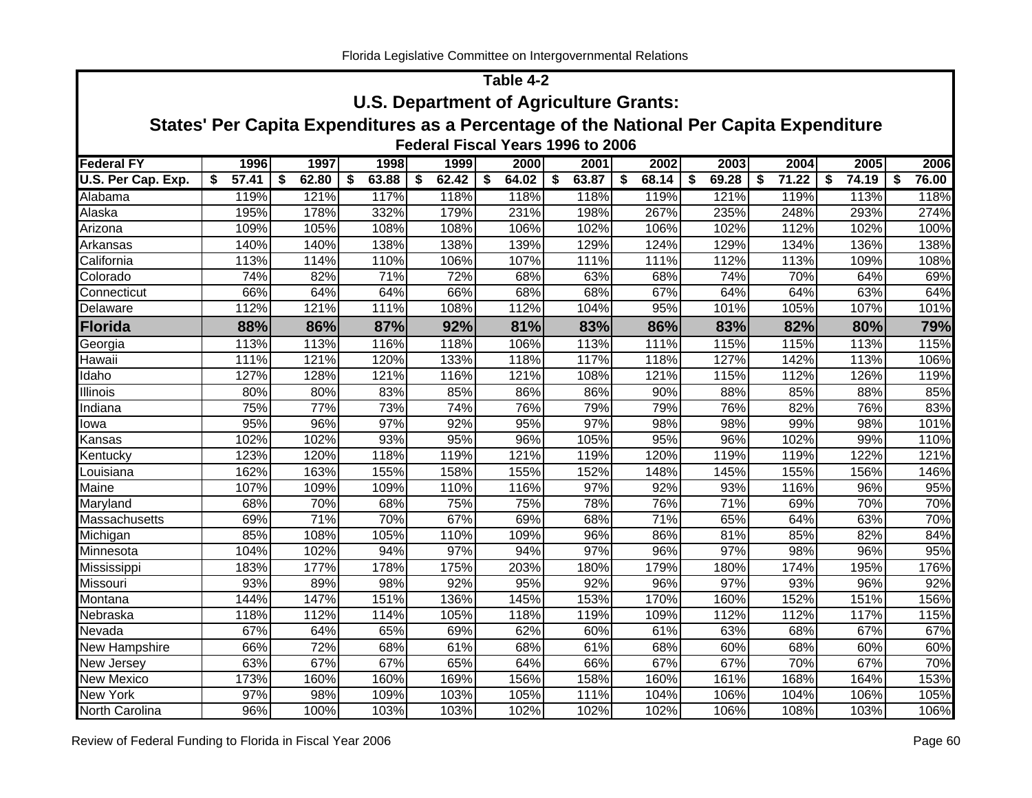## Table 4-2

### U.S. Department of Agriculture Grants:

### States' Per Capita Expenditures as a Percentage of the National Per Capita Expenditure

#### Federal Fiscal Years 1996 to 2006

| Federal FY | 1996 | 1997 | 1998 | 1999 | 2000 | 2001 | 2002 | 2003 | 2004 | 2005 | 2006 |
|---|---|---|---|---|---|---|---|---|---|---|---|
| U.S. Per Cap. Exp. | $ 57.41 | $ 62.80 | $ 63.88 | $ 62.42 | $ 64.02 | $ 63.87 | $ 68.14 | $ 69.28 | $ 71.22 | $ 74.19 | $ 76.00 |
| Alabama | 119% | 121% | 117% | 118% | 118% | 118% | 119% | 121% | 119% | 113% | 118% |
| Alaska | 195% | 178% | 332% | 179% | 231% | 198% | 267% | 235% | 248% | 293% | 274% |
| Arizona | 109% | 105% | 108% | 108% | 106% | 102% | 106% | 102% | 112% | 102% | 100% |
| Arkansas | 140% | 140% | 138% | 138% | 139% | 129% | 124% | 129% | 134% | 136% | 138% |
| California | 113% | 114% | 110% | 106% | 107% | 111% | 111% | 112% | 113% | 109% | 108% |
| Colorado | 74% | 82% | 71% | 72% | 68% | 63% | 68% | 74% | 70% | 64% | 69% |
| Connecticut | 66% | 64% | 64% | 66% | 68% | 68% | 67% | 64% | 64% | 63% | 64% |
| Delaware | 112% | 121% | 111% | 108% | 112% | 104% | 95% | 101% | 105% | 107% | 101% |
| **Florida** | **88%** | **86%** | **87%** | **92%** | **81%** | **83%** | **86%** | **83%** | **82%** | **80%** | **79%** |
| Georgia | 113% | 113% | 116% | 118% | 106% | 113% | 111% | 115% | 115% | 113% | 115% |
| Hawaii | 111% | 121% | 120% | 133% | 118% | 117% | 118% | 127% | 142% | 113% | 106% |
| Idaho | 127% | 128% | 121% | 116% | 121% | 108% | 121% | 115% | 112% | 126% | 119% |
| Illinois | 80% | 80% | 83% | 85% | 86% | 86% | 90% | 88% | 85% | 88% | 85% |
| Indiana | 75% | 77% | 73% | 74% | 76% | 79% | 79% | 76% | 82% | 76% | 83% |
| Iowa | 95% | 96% | 97% | 92% | 95% | 97% | 98% | 98% | 99% | 98% | 101% |
| Kansas | 102% | 102% | 93% | 95% | 96% | 105% | 95% | 96% | 102% | 99% | 110% |
| Kentucky | 123% | 120% | 118% | 119% | 121% | 119% | 120% | 119% | 119% | 122% | 121% |
| Louisiana | 162% | 163% | 155% | 158% | 155% | 152% | 148% | 145% | 155% | 156% | 146% |
| Maine | 107% | 109% | 109% | 110% | 116% | 97% | 92% | 93% | 116% | 96% | 95% |
| Maryland | 68% | 70% | 68% | 75% | 75% | 78% | 76% | 71% | 69% | 70% | 70% |
| Massachusetts | 69% | 71% | 70% | 67% | 69% | 68% | 71% | 65% | 64% | 63% | 70% |
| Michigan | 85% | 108% | 105% | 110% | 109% | 96% | 86% | 81% | 85% | 82% | 84% |
| Minnesota | 104% | 102% | 94% | 97% | 94% | 97% | 96% | 97% | 98% | 96% | 95% |
| Mississippi | 183% | 177% | 178% | 175% | 203% | 180% | 179% | 180% | 174% | 195% | 176% |
| Missouri | 93% | 89% | 98% | 92% | 95% | 92% | 96% | 97% | 93% | 96% | 92% |
| Montana | 144% | 147% | 151% | 136% | 145% | 153% | 170% | 160% | 152% | 151% | 156% |
| Nebraska | 118% | 112% | 114% | 105% | 118% | 119% | 109% | 112% | 112% | 117% | 115% |
| Nevada | 67% | 64% | 65% | 69% | 62% | 60% | 61% | 63% | 68% | 67% | 67% |
| New Hampshire | 66% | 72% | 68% | 61% | 68% | 61% | 68% | 60% | 68% | 60% | 60% |
| New Jersey | 63% | 67% | 67% | 65% | 64% | 66% | 67% | 67% | 70% | 67% | 70% |
| New Mexico | 173% | 160% | 160% | 169% | 156% | 158% | 160% | 161% | 168% | 164% | 153% |
| New York | 97% | 98% | 109% | 103% | 105% | 111% | 104% | 106% | 104% | 106% | 105% |
| North Carolina | 96% | 100% | 103% | 103% | 102% | 102% | 102% | 106% | 108% | 103% | 106% |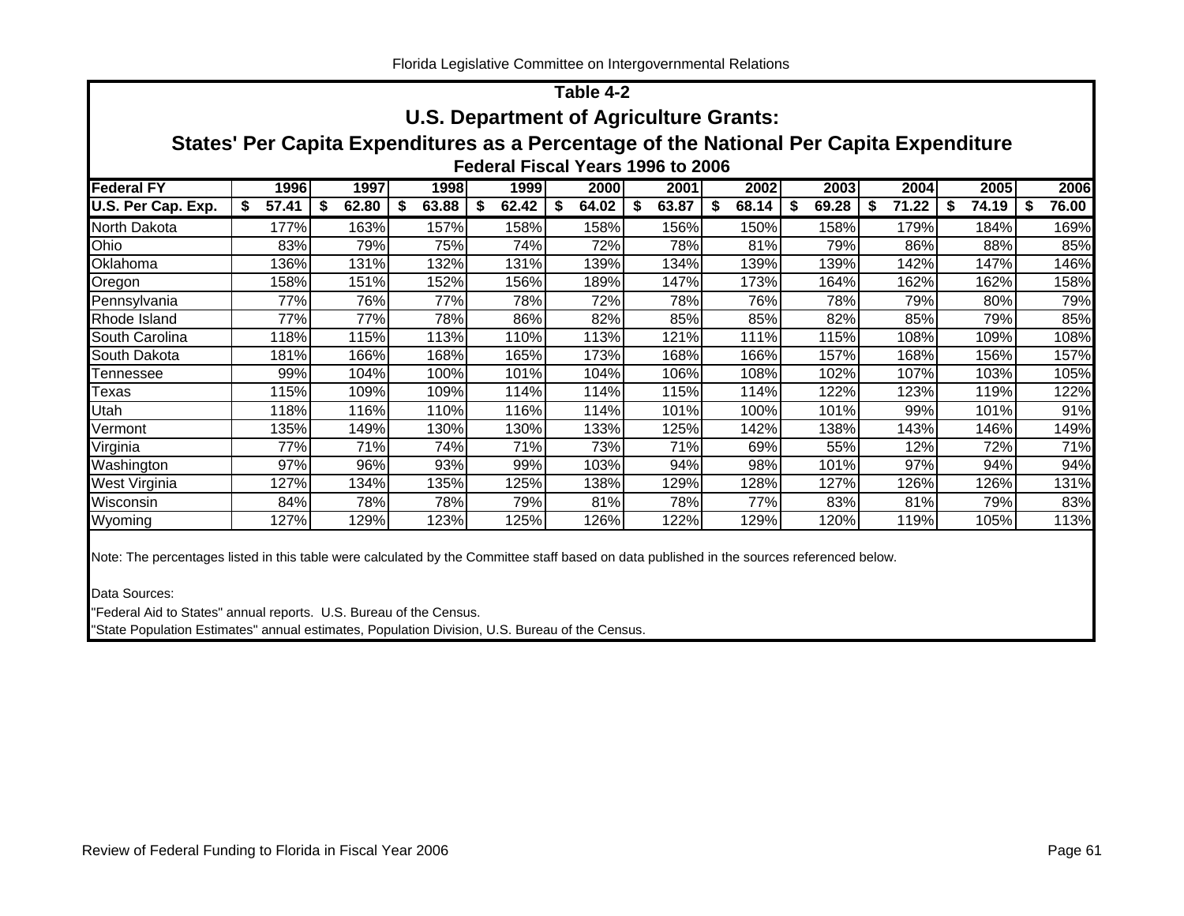### Table 4-2

## U.S. Department of Agriculture Grants:

## States' Per Capita Expenditures as a Percentage of the National Per Capita Expenditure

### Federal Fiscal Years 1996 to 2006

| Federal FY | 1996 | 1997 | 1998 | 1999 | 2000 | 2001 | 2002 | 2003 | 2004 | 2005 | 2006 |
|---|---|---|---|---|---|---|---|---|---|---|---|
| U.S. Per Cap. Exp. | $ 57.41 | $ 62.80 | $ 63.88 | $ 62.42 | $ 64.02 | $ 63.87 | $ 68.14 | $ 69.28 | $ 71.22 | $ 74.19 | $ 76.00 |
| North Dakota | 177% | 163% | 157% | 158% | 158% | 156% | 150% | 158% | 179% | 184% | 169% |
| Ohio | 83% | 79% | 75% | 74% | 72% | 78% | 81% | 79% | 86% | 88% | 85% |
| Oklahoma | 136% | 131% | 132% | 131% | 139% | 134% | 139% | 139% | 142% | 147% | 146% |
| Oregon | 158% | 151% | 152% | 156% | 189% | 147% | 173% | 164% | 162% | 162% | 158% |
| Pennsylvania | 77% | 76% | 77% | 78% | 72% | 78% | 76% | 78% | 79% | 80% | 79% |
| Rhode Island | 77% | 77% | 78% | 86% | 82% | 85% | 85% | 82% | 85% | 79% | 85% |
| South Carolina | 118% | 115% | 113% | 110% | 113% | 121% | 111% | 115% | 108% | 109% | 108% |
| South Dakota | 181% | 166% | 168% | 165% | 173% | 168% | 166% | 157% | 168% | 156% | 157% |
| Tennessee | 99% | 104% | 100% | 101% | 104% | 106% | 108% | 102% | 107% | 103% | 105% |
| Texas | 115% | 109% | 109% | 114% | 114% | 115% | 114% | 122% | 123% | 119% | 122% |
| Utah | 118% | 116% | 110% | 116% | 114% | 101% | 100% | 101% | 99% | 101% | 91% |
| Vermont | 135% | 149% | 130% | 130% | 133% | 125% | 142% | 138% | 143% | 146% | 149% |
| Virginia | 77% | 71% | 74% | 71% | 73% | 71% | 69% | 55% | 12% | 72% | 71% |
| Washington | 97% | 96% | 93% | 99% | 103% | 94% | 98% | 101% | 97% | 94% | 94% |
| West Virginia | 127% | 134% | 135% | 125% | 138% | 129% | 128% | 127% | 126% | 126% | 131% |
| Wisconsin | 84% | 78% | 78% | 79% | 81% | 78% | 77% | 83% | 81% | 79% | 83% |
| Wyoming | 127% | 129% | 123% | 125% | 126% | 122% | 129% | 120% | 119% | 105% | 113% |

Note: The percentages listed in this table were calculated by the Committee staff based on data published in the sources referenced below.

Data Sources:

"Federal Aid to States" annual reports. U.S. Bureau of the Census.

"State Population Estimates" annual estimates, Population Division, U.S. Bureau of the Census.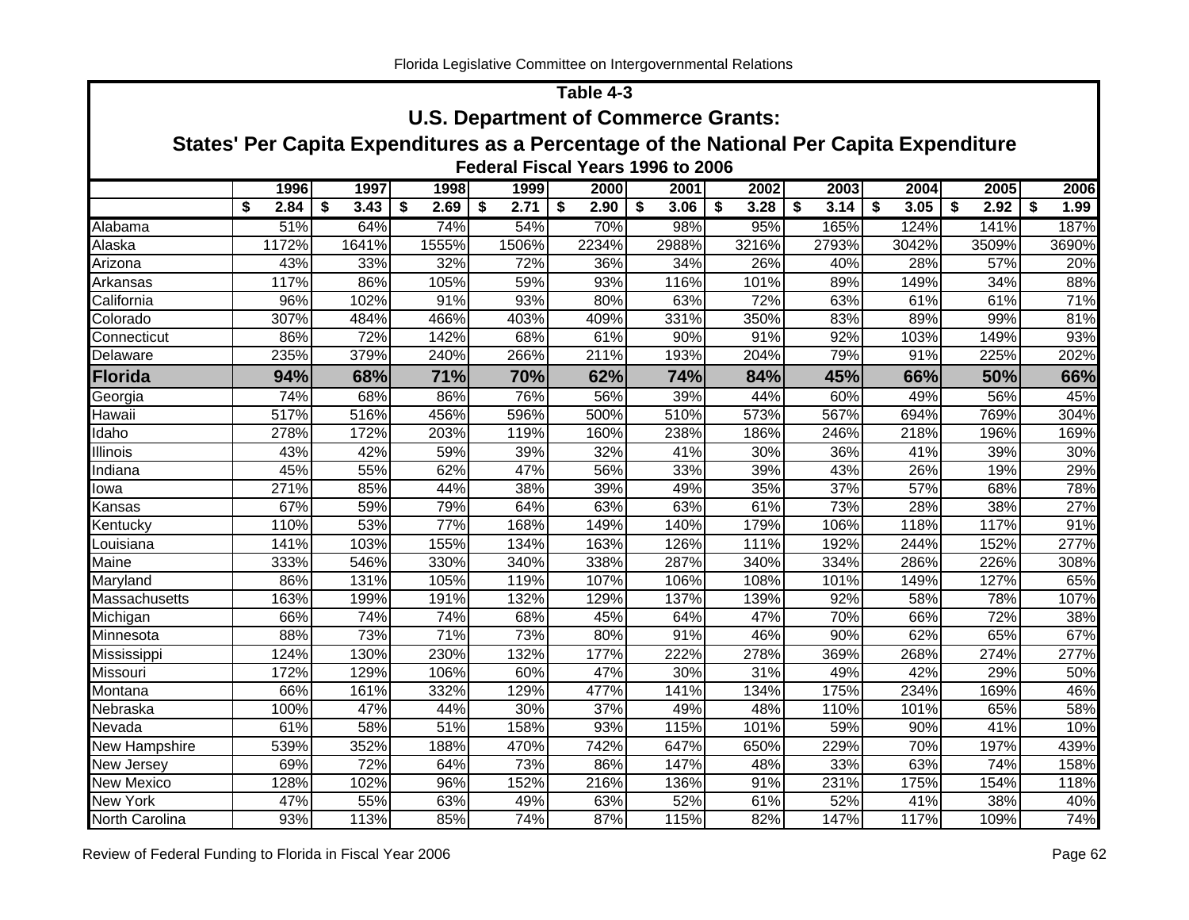## Table 4-3

### U.S. Department of Commerce Grants:

### States' Per Capita Expenditures as a Percentage of the National Per Capita Expenditure

#### Federal Fiscal Years 1996 to 2006

| | 1996 | 1997 | 1998 | 1999 | 2000 | 2001 | 2002 | 2003 | 2004 | 2005 | 2006 |
|---|---|---|---|---|---|---|---|---|---|---|---|
| | $ 2.84 | $ 3.43 | $ 2.69 | $ 2.71 | $ 2.90 | $ 3.06 | $ 3.28 | $ 3.14 | $ 3.05 | $ 2.92 | $ 1.99 |
| Alabama | 51% | 64% | 74% | 54% | 70% | 98% | 95% | 165% | 124% | 141% | 187% |
| Alaska | 1172% | 1641% | 1555% | 1506% | 2234% | 2988% | 3216% | 2793% | 3042% | 3509% | 3690% |
| Arizona | 43% | 33% | 32% | 72% | 36% | 34% | 26% | 40% | 28% | 57% | 20% |
| Arkansas | 117% | 86% | 105% | 59% | 93% | 116% | 101% | 89% | 149% | 34% | 88% |
| California | 96% | 102% | 91% | 93% | 80% | 63% | 72% | 63% | 61% | 61% | 71% |
| Colorado | 307% | 484% | 466% | 403% | 409% | 331% | 350% | 83% | 89% | 99% | 81% |
| Connecticut | 86% | 72% | 142% | 68% | 61% | 90% | 91% | 92% | 103% | 149% | 93% |
| Delaware | 235% | 379% | 240% | 266% | 211% | 193% | 204% | 79% | 91% | 225% | 202% |
| **Florida** | **94%** | **68%** | **71%** | **70%** | **62%** | **74%** | **84%** | **45%** | **66%** | **50%** | **66%** |
| Georgia | 74% | 68% | 86% | 76% | 56% | 39% | 44% | 60% | 49% | 56% | 45% |
| Hawaii | 517% | 516% | 456% | 596% | 500% | 510% | 573% | 567% | 694% | 769% | 304% |
| Idaho | 278% | 172% | 203% | 119% | 160% | 238% | 186% | 246% | 218% | 196% | 169% |
| Illinois | 43% | 42% | 59% | 39% | 32% | 41% | 30% | 36% | 41% | 39% | 30% |
| Indiana | 45% | 55% | 62% | 47% | 56% | 33% | 39% | 43% | 26% | 19% | 29% |
| Iowa | 271% | 85% | 44% | 38% | 39% | 49% | 35% | 37% | 57% | 68% | 78% |
| Kansas | 67% | 59% | 79% | 64% | 63% | 63% | 61% | 73% | 28% | 38% | 27% |
| Kentucky | 110% | 53% | 77% | 168% | 149% | 140% | 179% | 106% | 118% | 117% | 91% |
| Louisiana | 141% | 103% | 155% | 134% | 163% | 126% | 111% | 192% | 244% | 152% | 277% |
| Maine | 333% | 546% | 330% | 340% | 338% | 287% | 340% | 334% | 286% | 226% | 308% |
| Maryland | 86% | 131% | 105% | 119% | 107% | 106% | 108% | 101% | 149% | 127% | 65% |
| Massachusetts | 163% | 199% | 191% | 132% | 129% | 137% | 139% | 92% | 58% | 78% | 107% |
| Michigan | 66% | 74% | 74% | 68% | 45% | 64% | 47% | 70% | 66% | 72% | 38% |
| Minnesota | 88% | 73% | 71% | 73% | 80% | 91% | 46% | 90% | 62% | 65% | 67% |
| Mississippi | 124% | 130% | 230% | 132% | 177% | 222% | 278% | 369% | 268% | 274% | 277% |
| Missouri | 172% | 129% | 106% | 60% | 47% | 30% | 31% | 49% | 42% | 29% | 50% |
| Montana | 66% | 161% | 332% | 129% | 477% | 141% | 134% | 175% | 234% | 169% | 46% |
| Nebraska | 100% | 47% | 44% | 30% | 37% | 49% | 48% | 110% | 101% | 65% | 58% |
| Nevada | 61% | 58% | 51% | 158% | 93% | 115% | 101% | 59% | 90% | 41% | 10% |
| New Hampshire | 539% | 352% | 188% | 470% | 742% | 647% | 650% | 229% | 70% | 197% | 439% |
| New Jersey | 69% | 72% | 64% | 73% | 86% | 147% | 48% | 33% | 63% | 74% | 158% |
| New Mexico | 128% | 102% | 96% | 152% | 216% | 136% | 91% | 231% | 175% | 154% | 118% |
| New York | 47% | 55% | 63% | 49% | 63% | 52% | 61% | 52% | 41% | 38% | 40% |
| North Carolina | 93% | 113% | 85% | 74% | 87% | 115% | 82% | 147% | 117% | 109% | 74% |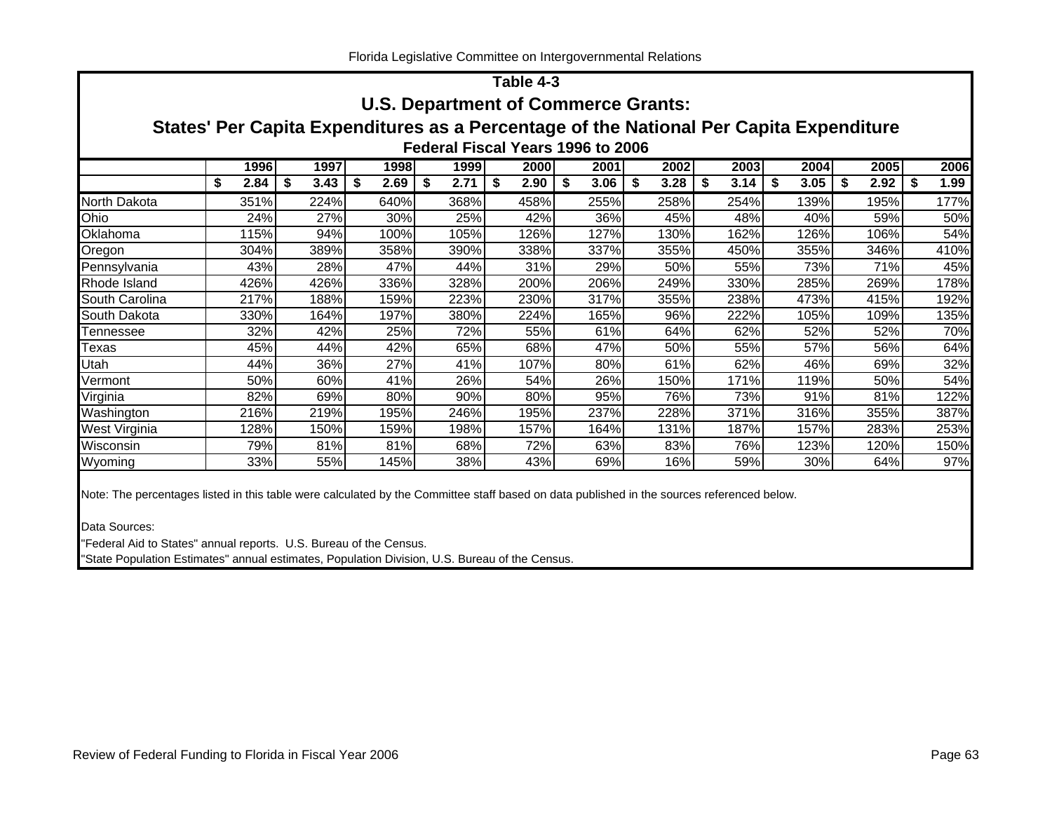## Table 4-3
## U.S. Department of Commerce Grants:
## States' Per Capita Expenditures as a Percentage of the National Per Capita Expenditure
### Federal Fiscal Years 1996 to 2006

| | 1996 | 1997 | 1998 | 1999 | 2000 | 2001 | 2002 | 2003 | 2004 | 2005 | 2006 |
|---|---|---|---|---|---|---|---|---|---|---|---|
| | $ 2.84 | $ 3.43 | $ 2.69 | $ 2.71 | $ 2.90 | $ 3.06 | $ 3.28 | $ 3.14 | $ 3.05 | $ 2.92 | $ 1.99 |
| North Dakota | 351% | 224% | 640% | 368% | 458% | 255% | 258% | 254% | 139% | 195% | 177% |
| Ohio | 24% | 27% | 30% | 25% | 42% | 36% | 45% | 48% | 40% | 59% | 50% |
| Oklahoma | 115% | 94% | 100% | 105% | 126% | 127% | 130% | 162% | 126% | 106% | 54% |
| Oregon | 304% | 389% | 358% | 390% | 338% | 337% | 355% | 450% | 355% | 346% | 410% |
| Pennsylvania | 43% | 28% | 47% | 44% | 31% | 29% | 50% | 55% | 73% | 71% | 45% |
| Rhode Island | 426% | 426% | 336% | 328% | 200% | 206% | 249% | 330% | 285% | 269% | 178% |
| South Carolina | 217% | 188% | 159% | 223% | 230% | 317% | 355% | 238% | 473% | 415% | 192% |
| South Dakota | 330% | 164% | 197% | 380% | 224% | 165% | 96% | 222% | 105% | 109% | 135% |
| Tennessee | 32% | 42% | 25% | 72% | 55% | 61% | 64% | 62% | 52% | 52% | 70% |
| Texas | 45% | 44% | 42% | 65% | 68% | 47% | 50% | 55% | 57% | 56% | 64% |
| Utah | 44% | 36% | 27% | 41% | 107% | 80% | 61% | 62% | 46% | 69% | 32% |
| Vermont | 50% | 60% | 41% | 26% | 54% | 26% | 150% | 171% | 119% | 50% | 54% |
| Virginia | 82% | 69% | 80% | 90% | 80% | 95% | 76% | 73% | 91% | 81% | 122% |
| Washington | 216% | 219% | 195% | 246% | 195% | 237% | 228% | 371% | 316% | 355% | 387% |
| West Virginia | 128% | 150% | 159% | 198% | 157% | 164% | 131% | 187% | 157% | 283% | 253% |
| Wisconsin | 79% | 81% | 81% | 68% | 72% | 63% | 83% | 76% | 123% | 120% | 150% |
| Wyoming | 33% | 55% | 145% | 38% | 43% | 69% | 16% | 59% | 30% | 64% | 97% |

Note: The percentages listed in this table were calculated by the Committee staff based on data published in the sources referenced below.

Data Sources:

"Federal Aid to States" annual reports. U.S. Bureau of the Census.

"State Population Estimates" annual estimates, Population Division, U.S. Bureau of the Census.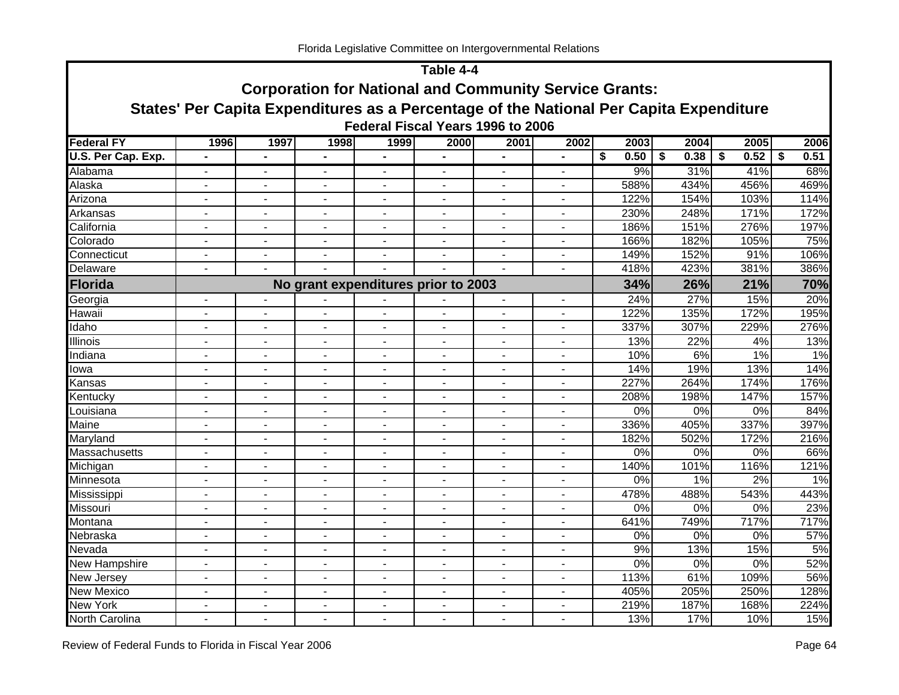Table 4-4

## Corporation for National and Community Service Grants:

## States' Per Capita Expenditures as a Percentage of the National Per Capita Expenditure

### Federal Fiscal Years 1996 to 2006

| Federal FY | 1996 | 1997 | 1998 | 1999 | 2000 | 2001 | 2002 | 2003 | 2004 | 2005 | 2006 |
|---|---|---|---|---|---|---|---|---|---|---|---|
| U.S. Per Cap. Exp. | - | - | - | - | - | - | - | $ 0.50 | $ 0.38 | $ 0.52 | $ 0.51 |
| Alabama | - | - | - | - | - | - | - | 9% | 31% | 41% | 68% |
| Alaska | - | - | - | - | - | - | - | 588% | 434% | 456% | 469% |
| Arizona | - | - | - | - | - | - | - | 122% | 154% | 103% | 114% |
| Arkansas | - | - | - | - | - | - | - | 230% | 248% | 171% | 172% |
| California | - | - | - | - | - | - | - | 186% | 151% | 276% | 197% |
| Colorado | - | - | - | - | - | - | - | 166% | 182% | 105% | 75% |
| Connecticut | - | - | - | - | - | - | - | 149% | 152% | 91% | 106% |
| Delaware | - | - | - | - | - | - | - | 418% | 423% | 381% | 386% |
| **Florida** | **No grant expenditures prior to 2003** | | | | | | | **34%** | **26%** | **21%** | **70%** |
| Georgia | - | - | - | - | - | - | - | 24% | 27% | 15% | 20% |
| Hawaii | - | - | - | - | - | - | - | 122% | 135% | 172% | 195% |
| Idaho | - | - | - | - | - | - | - | 337% | 307% | 229% | 276% |
| Illinois | - | - | - | - | - | - | - | 13% | 22% | 4% | 13% |
| Indiana | - | - | - | - | - | - | - | 10% | 6% | 1% | 1% |
| Iowa | - | - | - | - | - | - | - | 14% | 19% | 13% | 14% |
| Kansas | - | - | - | - | - | - | - | 227% | 264% | 174% | 176% |
| Kentucky | - | - | - | - | - | - | - | 208% | 198% | 147% | 157% |
| Louisiana | - | - | - | - | - | - | - | 0% | 0% | 0% | 84% |
| Maine | - | - | - | - | - | - | - | 336% | 405% | 337% | 397% |
| Maryland | - | - | - | - | - | - | - | 182% | 502% | 172% | 216% |
| Massachusetts | - | - | - | - | - | - | - | 0% | 0% | 0% | 66% |
| Michigan | - | - | - | - | - | - | - | 140% | 101% | 116% | 121% |
| Minnesota | - | - | - | - | - | - | - | 0% | 1% | 2% | 1% |
| Mississippi | - | - | - | - | - | - | - | 478% | 488% | 543% | 443% |
| Missouri | - | - | - | - | - | - | - | 0% | 0% | 0% | 23% |
| Montana | - | - | - | - | - | - | - | 641% | 749% | 717% | 717% |
| Nebraska | - | - | - | - | - | - | - | 0% | 0% | 0% | 57% |
| Nevada | - | - | - | - | - | - | - | 9% | 13% | 15% | 5% |
| New Hampshire | - | - | - | - | - | - | - | 0% | 0% | 0% | 52% |
| New Jersey | - | - | - | - | - | - | - | 113% | 61% | 109% | 56% |
| New Mexico | - | - | - | - | - | - | - | 405% | 205% | 250% | 128% |
| New York | - | - | - | - | - | - | - | 219% | 187% | 168% | 224% |
| North Carolina | - | - | - | - | - | - | - | 13% | 17% | 10% | 15% |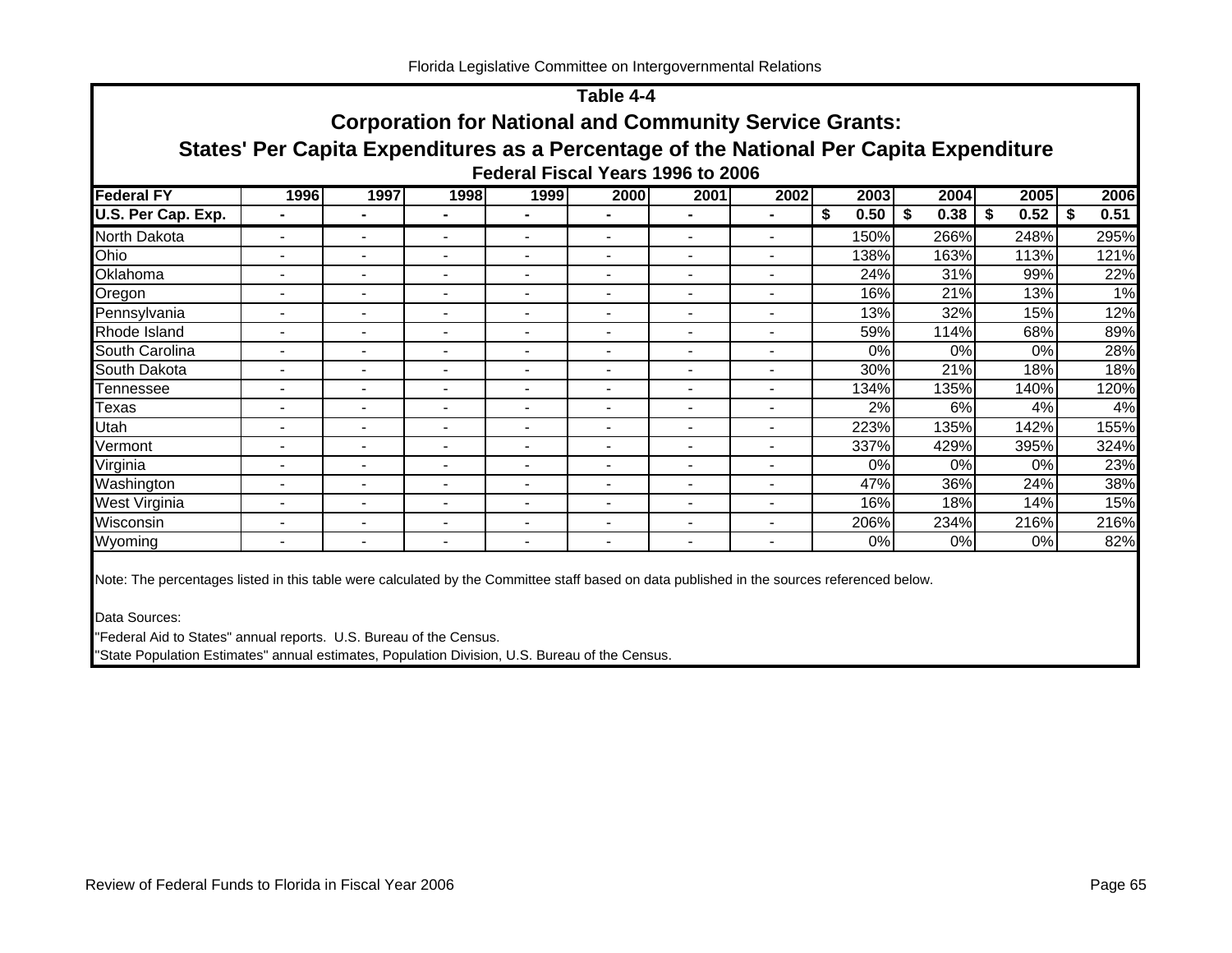# Table 4-4

## Corporation for National and Community Service Grants:

## States' Per Capita Expenditures as a Percentage of the National Per Capita Expenditure

### Federal Fiscal Years 1996 to 2006

| Federal FY | 1996 | 1997 | 1998 | 1999 | 2000 | 2001 | 2002 | 2003 | 2004 | 2005 | 2006 |
|---|---|---|---|---|---|---|---|---|---|---|---|
| **U.S. Per Cap. Exp.** | **-** | **-** | **-** | **-** | **-** | **-** | **-** | **$ 0.50** | **$ 0.38** | **$ 0.52** | **$ 0.51** |
| North Dakota | - | - | - | - | - | - | - | 150% | 266% | 248% | 295% |
| Ohio | - | - | - | - | - | - | - | 138% | 163% | 113% | 121% |
| Oklahoma | - | - | - | - | - | - | - | 24% | 31% | 99% | 22% |
| Oregon | - | - | - | - | - | - | - | 16% | 21% | 13% | 1% |
| Pennsylvania | - | - | - | - | - | - | - | 13% | 32% | 15% | 12% |
| Rhode Island | - | - | - | - | - | - | - | 59% | 114% | 68% | 89% |
| South Carolina | - | - | - | - | - | - | - | 0% | 0% | 0% | 28% |
| South Dakota | - | - | - | - | - | - | - | 30% | 21% | 18% | 18% |
| Tennessee | - | - | - | - | - | - | - | 134% | 135% | 140% | 120% |
| Texas | - | - | - | - | - | - | - | 2% | 6% | 4% | 4% |
| Utah | - | - | - | - | - | - | - | 223% | 135% | 142% | 155% |
| Vermont | - | - | - | - | - | - | - | 337% | 429% | 395% | 324% |
| Virginia | - | - | - | - | - | - | - | 0% | 0% | 0% | 23% |
| Washington | - | - | - | - | - | - | - | 47% | 36% | 24% | 38% |
| West Virginia | - | - | - | - | - | - | - | 16% | 18% | 14% | 15% |
| Wisconsin | - | - | - | - | - | - | - | 206% | 234% | 216% | 216% |
| Wyoming | - | - | - | - | - | - | - | 0% | 0% | 0% | 82% |

Note: The percentages listed in this table were calculated by the Committee staff based on data published in the sources referenced below.

Data Sources:

"Federal Aid to States" annual reports. U.S. Bureau of the Census.

"State Population Estimates" annual estimates, Population Division, U.S. Bureau of the Census.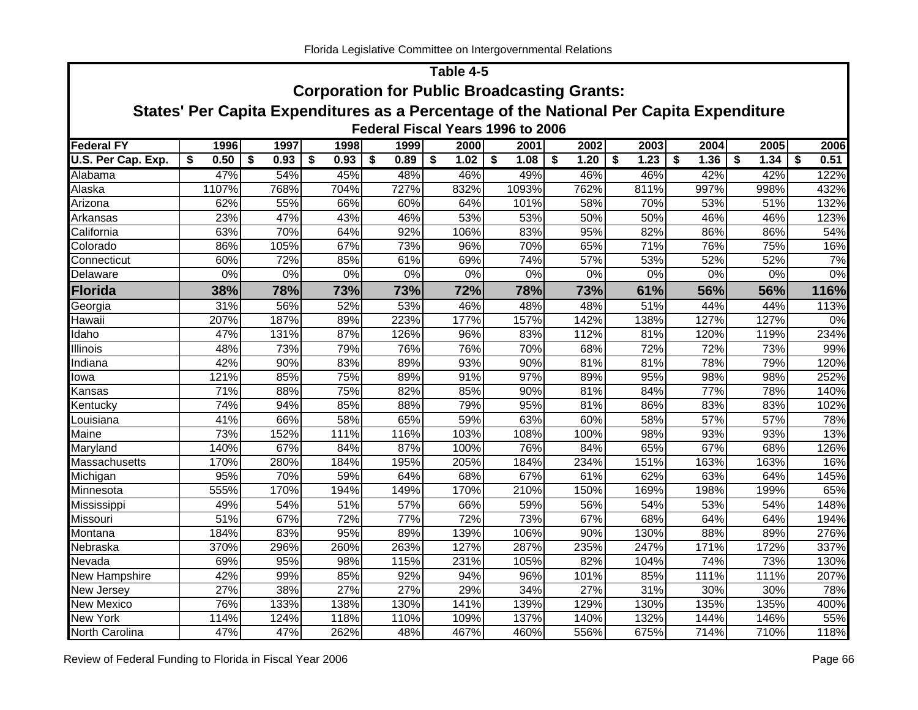## Table 4-5

### Corporation for Public Broadcasting Grants:

### States' Per Capita Expenditures as a Percentage of the National Per Capita Expenditure

#### Federal Fiscal Years 1996 to 2006

| Federal FY | 1996 | 1997 | 1998 | 1999 | 2000 | 2001 | 2002 | 2003 | 2004 | 2005 | 2006 |
|---|---|---|---|---|---|---|---|---|---|---|---|
| **U.S. Per Cap. Exp.** | **$ 0.50** | **$ 0.93** | **$ 0.93** | **$ 0.89** | **$ 1.02** | **$ 1.08** | **$ 1.20** | **$ 1.23** | **$ 1.36** | **$ 1.34** | **$ 0.51** |
| Alabama | 47% | 54% | 45% | 48% | 46% | 49% | 46% | 46% | 42% | 42% | 122% |
| Alaska | 1107% | 768% | 704% | 727% | 832% | 1093% | 762% | 811% | 997% | 998% | 432% |
| Arizona | 62% | 55% | 66% | 60% | 64% | 101% | 58% | 70% | 53% | 51% | 132% |
| Arkansas | 23% | 47% | 43% | 46% | 53% | 53% | 50% | 50% | 46% | 46% | 123% |
| California | 63% | 70% | 64% | 92% | 106% | 83% | 95% | 82% | 86% | 86% | 54% |
| Colorado | 86% | 105% | 67% | 73% | 96% | 70% | 65% | 71% | 76% | 75% | 16% |
| Connecticut | 60% | 72% | 85% | 61% | 69% | 74% | 57% | 53% | 52% | 52% | 7% |
| Delaware | 0% | 0% | 0% | 0% | 0% | 0% | 0% | 0% | 0% | 0% | 0% |
| **Florida** | **38%** | **78%** | **73%** | **73%** | **72%** | **78%** | **73%** | **61%** | **56%** | **56%** | **116%** |
| Georgia | 31% | 56% | 52% | 53% | 46% | 48% | 48% | 51% | 44% | 44% | 113% |
| Hawaii | 207% | 187% | 89% | 223% | 177% | 157% | 142% | 138% | 127% | 127% | 0% |
| Idaho | 47% | 131% | 87% | 126% | 96% | 83% | 112% | 81% | 120% | 119% | 234% |
| Illinois | 48% | 73% | 79% | 76% | 76% | 70% | 68% | 72% | 72% | 73% | 99% |
| Indiana | 42% | 90% | 83% | 89% | 93% | 90% | 81% | 81% | 78% | 79% | 120% |
| Iowa | 121% | 85% | 75% | 89% | 91% | 97% | 89% | 95% | 98% | 98% | 252% |
| Kansas | 71% | 88% | 75% | 82% | 85% | 90% | 81% | 84% | 77% | 78% | 140% |
| Kentucky | 74% | 94% | 85% | 88% | 79% | 95% | 81% | 86% | 83% | 83% | 102% |
| Louisiana | 41% | 66% | 58% | 65% | 59% | 63% | 60% | 58% | 57% | 57% | 78% |
| Maine | 73% | 152% | 111% | 116% | 103% | 108% | 100% | 98% | 93% | 93% | 13% |
| Maryland | 140% | 67% | 84% | 87% | 100% | 76% | 84% | 65% | 67% | 68% | 126% |
| Massachusetts | 170% | 280% | 184% | 195% | 205% | 184% | 234% | 151% | 163% | 163% | 16% |
| Michigan | 95% | 70% | 59% | 64% | 68% | 67% | 61% | 62% | 63% | 64% | 145% |
| Minnesota | 555% | 170% | 194% | 149% | 170% | 210% | 150% | 169% | 198% | 199% | 65% |
| Mississippi | 49% | 54% | 51% | 57% | 66% | 59% | 56% | 54% | 53% | 54% | 148% |
| Missouri | 51% | 67% | 72% | 77% | 72% | 73% | 67% | 68% | 64% | 64% | 194% |
| Montana | 184% | 83% | 95% | 89% | 139% | 106% | 90% | 130% | 88% | 89% | 276% |
| Nebraska | 370% | 296% | 260% | 263% | 127% | 287% | 235% | 247% | 171% | 172% | 337% |
| Nevada | 69% | 95% | 98% | 115% | 231% | 105% | 82% | 104% | 74% | 73% | 130% |
| New Hampshire | 42% | 99% | 85% | 92% | 94% | 96% | 101% | 85% | 111% | 111% | 207% |
| New Jersey | 27% | 38% | 27% | 27% | 29% | 34% | 27% | 31% | 30% | 30% | 78% |
| New Mexico | 76% | 133% | 138% | 130% | 141% | 139% | 129% | 130% | 135% | 135% | 400% |
| New York | 114% | 124% | 118% | 110% | 109% | 137% | 140% | 132% | 144% | 146% | 55% |
| North Carolina | 47% | 47% | 262% | 48% | 467% | 460% | 556% | 675% | 714% | 710% | 118% |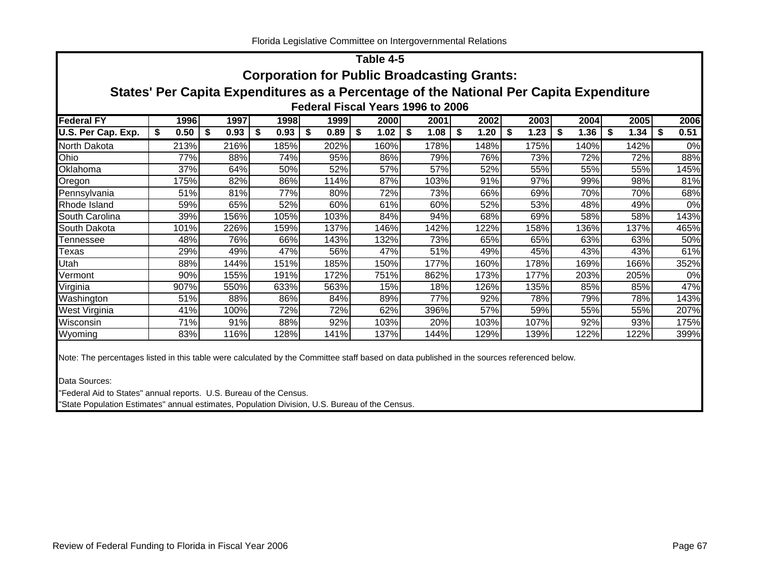## Table 4-5

## Corporation for Public Broadcasting Grants:

## States' Per Capita Expenditures as a Percentage of the National Per Capita Expenditure

### Federal Fiscal Years 1996 to 2006

| Federal FY | 1996 | 1997 | 1998 | 1999 | 2000 | 2001 | 2002 | 2003 | 2004 | 2005 | 2006 |
|---|---|---|---|---|---|---|---|---|---|---|---|
| U.S. Per Cap. Exp. | $ 0.50 | $ 0.93 | $ 0.93 | $ 0.89 | $ 1.02 | $ 1.08 | $ 1.20 | $ 1.23 | $ 1.36 | $ 1.34 | $ 0.51 |
| North Dakota | 213% | 216% | 185% | 202% | 160% | 178% | 148% | 175% | 140% | 142% | 0% |
| Ohio | 77% | 88% | 74% | 95% | 86% | 79% | 76% | 73% | 72% | 72% | 88% |
| Oklahoma | 37% | 64% | 50% | 52% | 57% | 57% | 52% | 55% | 55% | 55% | 145% |
| Oregon | 175% | 82% | 86% | 114% | 87% | 103% | 91% | 97% | 99% | 98% | 81% |
| Pennsylvania | 51% | 81% | 77% | 80% | 72% | 73% | 66% | 69% | 70% | 70% | 68% |
| Rhode Island | 59% | 65% | 52% | 60% | 61% | 60% | 52% | 53% | 48% | 49% | 0% |
| South Carolina | 39% | 156% | 105% | 103% | 84% | 94% | 68% | 69% | 58% | 58% | 143% |
| South Dakota | 101% | 226% | 159% | 137% | 146% | 142% | 122% | 158% | 136% | 137% | 465% |
| Tennessee | 48% | 76% | 66% | 143% | 132% | 73% | 65% | 65% | 63% | 63% | 50% |
| Texas | 29% | 49% | 47% | 56% | 47% | 51% | 49% | 45% | 43% | 43% | 61% |
| Utah | 88% | 144% | 151% | 185% | 150% | 177% | 160% | 178% | 169% | 166% | 352% |
| Vermont | 90% | 155% | 191% | 172% | 751% | 862% | 173% | 177% | 203% | 205% | 0% |
| Virginia | 907% | 550% | 633% | 563% | 15% | 18% | 126% | 135% | 85% | 85% | 47% |
| Washington | 51% | 88% | 86% | 84% | 89% | 77% | 92% | 78% | 79% | 78% | 143% |
| West Virginia | 41% | 100% | 72% | 72% | 62% | 396% | 57% | 59% | 55% | 55% | 207% |
| Wisconsin | 71% | 91% | 88% | 92% | 103% | 20% | 103% | 107% | 92% | 93% | 175% |
| Wyoming | 83% | 116% | 128% | 141% | 137% | 144% | 129% | 139% | 122% | 122% | 399% |

Note: The percentages listed in this table were calculated by the Committee staff based on data published in the sources referenced below.

Data Sources:

"Federal Aid to States" annual reports. U.S. Bureau of the Census.

"State Population Estimates" annual estimates, Population Division, U.S. Bureau of the Census.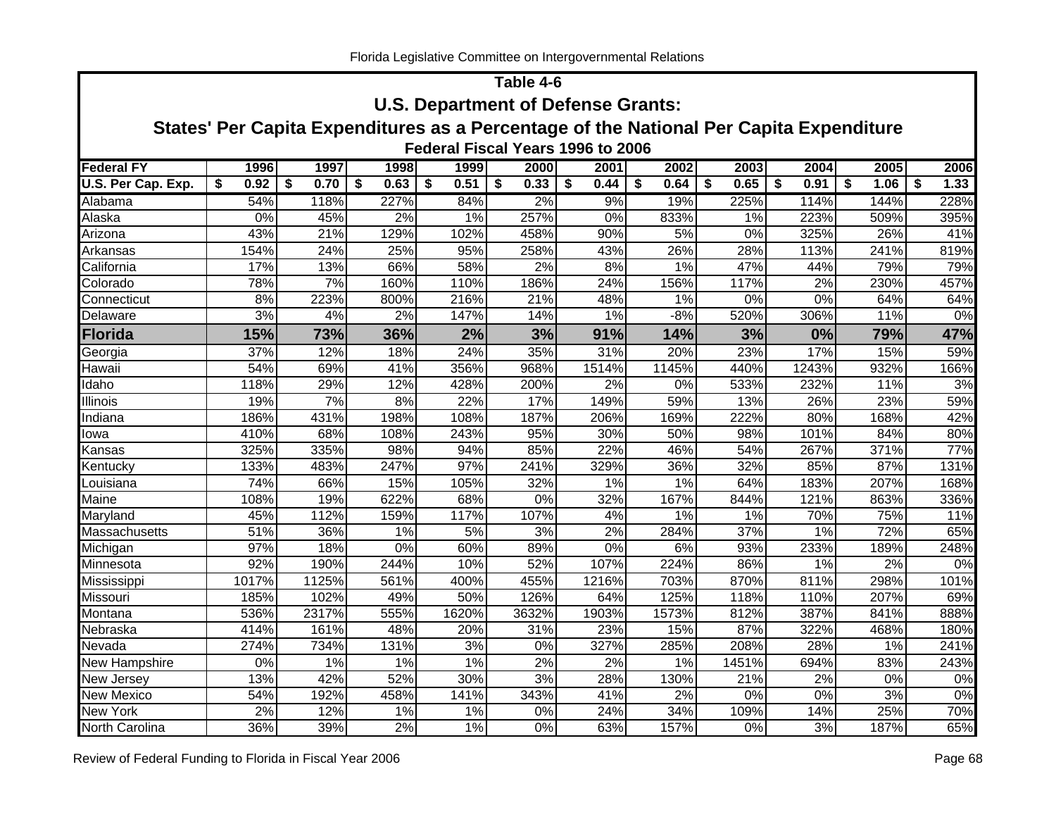## Table 4-6

### U.S. Department of Defense Grants:

### States' Per Capita Expenditures as a Percentage of the National Per Capita Expenditure

#### Federal Fiscal Years 1996 to 2006

| Federal FY | 1996 | 1997 | 1998 | 1999 | 2000 | 2001 | 2002 | 2003 | 2004 | 2005 | 2006 |
|---|---|---|---|---|---|---|---|---|---|---|---|
| **U.S. Per Cap. Exp.** | **$ 0.92** | **$ 0.70** | **$ 0.63** | **$ 0.51** | **$ 0.33** | **$ 0.44** | **$ 0.64** | **$ 0.65** | **$ 0.91** | **$ 1.06** | **$ 1.33** |
| Alabama | 54% | 118% | 227% | 84% | 2% | 9% | 19% | 225% | 114% | 144% | 228% |
| Alaska | 0% | 45% | 2% | 1% | 257% | 0% | 833% | 1% | 223% | 509% | 395% |
| Arizona | 43% | 21% | 129% | 102% | 458% | 90% | 5% | 0% | 325% | 26% | 41% |
| Arkansas | 154% | 24% | 25% | 95% | 258% | 43% | 26% | 28% | 113% | 241% | 819% |
| California | 17% | 13% | 66% | 58% | 2% | 8% | 1% | 47% | 44% | 79% | 79% |
| Colorado | 78% | 7% | 160% | 110% | 186% | 24% | 156% | 117% | 2% | 230% | 457% |
| Connecticut | 8% | 223% | 800% | 216% | 21% | 48% | 1% | 0% | 0% | 64% | 64% |
| Delaware | 3% | 4% | 2% | 147% | 14% | 1% | -8% | 520% | 306% | 11% | 0% |
| **Florida** | **15%** | **73%** | **36%** | **2%** | **3%** | **91%** | **14%** | **3%** | **0%** | **79%** | **47%** |
| Georgia | 37% | 12% | 18% | 24% | 35% | 31% | 20% | 23% | 17% | 15% | 59% |
| Hawaii | 54% | 69% | 41% | 356% | 968% | 1514% | 1145% | 440% | 1243% | 932% | 166% |
| Idaho | 118% | 29% | 12% | 428% | 200% | 2% | 0% | 533% | 232% | 11% | 3% |
| Illinois | 19% | 7% | 8% | 22% | 17% | 149% | 59% | 13% | 26% | 23% | 59% |
| Indiana | 186% | 431% | 198% | 108% | 187% | 206% | 169% | 222% | 80% | 168% | 42% |
| Iowa | 410% | 68% | 108% | 243% | 95% | 30% | 50% | 98% | 101% | 84% | 80% |
| Kansas | 325% | 335% | 98% | 94% | 85% | 22% | 46% | 54% | 267% | 371% | 77% |
| Kentucky | 133% | 483% | 247% | 97% | 241% | 329% | 36% | 32% | 85% | 87% | 131% |
| Louisiana | 74% | 66% | 15% | 105% | 32% | 1% | 1% | 64% | 183% | 207% | 168% |
| Maine | 108% | 19% | 622% | 68% | 0% | 32% | 167% | 844% | 121% | 863% | 336% |
| Maryland | 45% | 112% | 159% | 117% | 107% | 4% | 1% | 1% | 70% | 75% | 11% |
| Massachusetts | 51% | 36% | 1% | 5% | 3% | 2% | 284% | 37% | 1% | 72% | 65% |
| Michigan | 97% | 18% | 0% | 60% | 89% | 0% | 6% | 93% | 233% | 189% | 248% |
| Minnesota | 92% | 190% | 244% | 10% | 52% | 107% | 224% | 86% | 1% | 2% | 0% |
| Mississippi | 1017% | 1125% | 561% | 400% | 455% | 1216% | 703% | 870% | 811% | 298% | 101% |
| Missouri | 185% | 102% | 49% | 50% | 126% | 64% | 125% | 118% | 110% | 207% | 69% |
| Montana | 536% | 2317% | 555% | 1620% | 3632% | 1903% | 1573% | 812% | 387% | 841% | 888% |
| Nebraska | 414% | 161% | 48% | 20% | 31% | 23% | 15% | 87% | 322% | 468% | 180% |
| Nevada | 274% | 734% | 131% | 3% | 0% | 327% | 285% | 208% | 28% | 1% | 241% |
| New Hampshire | 0% | 1% | 1% | 1% | 2% | 2% | 1% | 1451% | 694% | 83% | 243% |
| New Jersey | 13% | 42% | 52% | 30% | 3% | 28% | 130% | 21% | 2% | 0% | 0% |
| New Mexico | 54% | 192% | 458% | 141% | 343% | 41% | 2% | 0% | 0% | 3% | 0% |
| New York | 2% | 12% | 1% | 1% | 0% | 24% | 34% | 109% | 14% | 25% | 70% |
| North Carolina | 36% | 39% | 2% | 1% | 0% | 63% | 157% | 0% | 3% | 187% | 65% |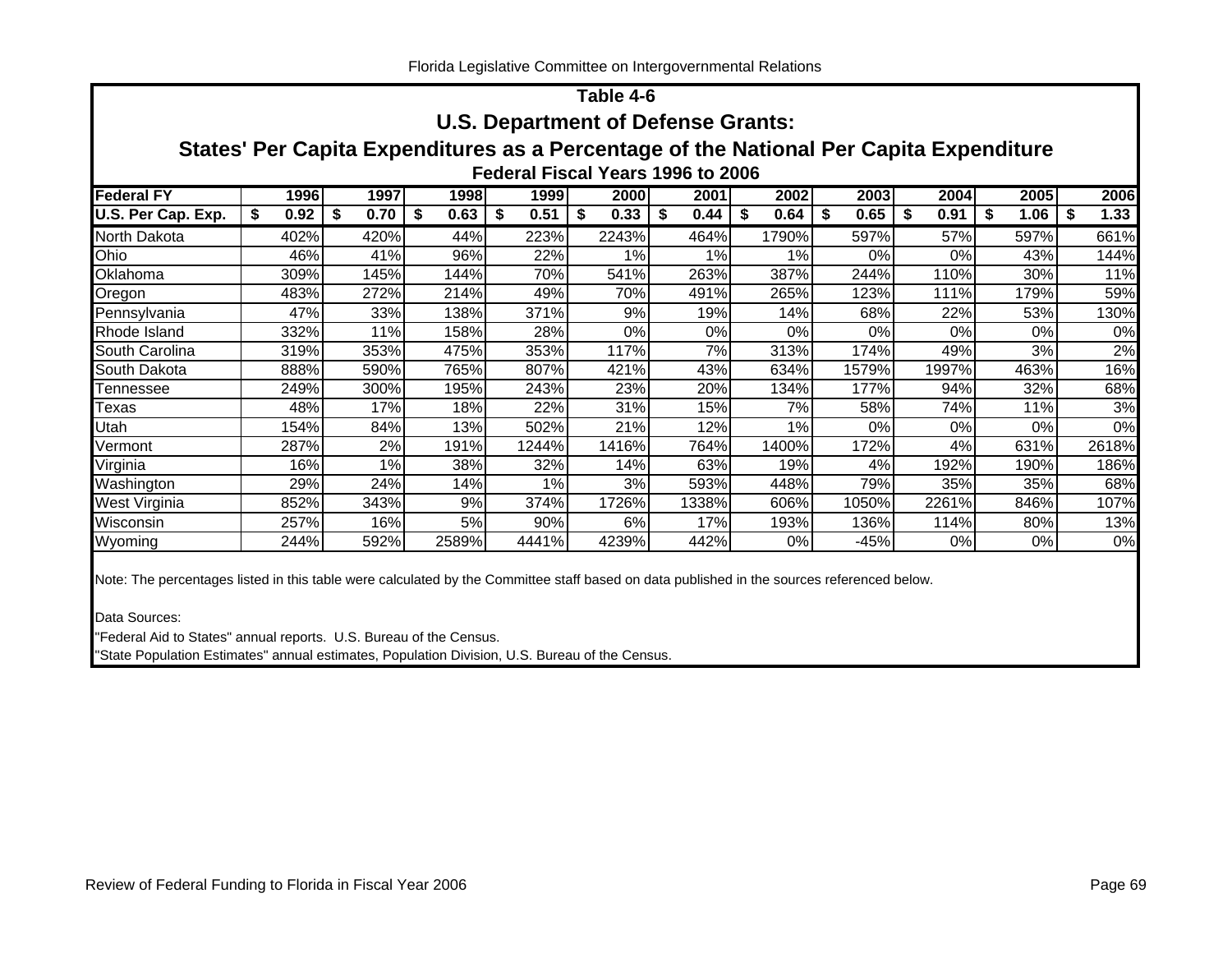## Table 4-6

## U.S. Department of Defense Grants:

## States' Per Capita Expenditures as a Percentage of the National Per Capita Expenditure

### Federal Fiscal Years 1996 to 2006

| Federal FY | 1996 | 1997 | 1998 | 1999 | 2000 | 2001 | 2002 | 2003 | 2004 | 2005 | 2006 |
|---|---|---|---|---|---|---|---|---|---|---|---|
| U.S. Per Cap. Exp. | $ 0.92 | $ 0.70 | $ 0.63 | $ 0.51 | $ 0.33 | $ 0.44 | $ 0.64 | $ 0.65 | $ 0.91 | $ 1.06 | $ 1.33 |
| North Dakota | 402% | 420% | 44% | 223% | 2243% | 464% | 1790% | 597% | 57% | 597% | 661% |
| Ohio | 46% | 41% | 96% | 22% | 1% | 1% | 1% | 0% | 0% | 43% | 144% |
| Oklahoma | 309% | 145% | 144% | 70% | 541% | 263% | 387% | 244% | 110% | 30% | 11% |
| Oregon | 483% | 272% | 214% | 49% | 70% | 491% | 265% | 123% | 111% | 179% | 59% |
| Pennsylvania | 47% | 33% | 138% | 371% | 9% | 19% | 14% | 68% | 22% | 53% | 130% |
| Rhode Island | 332% | 11% | 158% | 28% | 0% | 0% | 0% | 0% | 0% | 0% | 0% |
| South Carolina | 319% | 353% | 475% | 353% | 117% | 7% | 313% | 174% | 49% | 3% | 2% |
| South Dakota | 888% | 590% | 765% | 807% | 421% | 43% | 634% | 1579% | 1997% | 463% | 16% |
| Tennessee | 249% | 300% | 195% | 243% | 23% | 20% | 134% | 177% | 94% | 32% | 68% |
| Texas | 48% | 17% | 18% | 22% | 31% | 15% | 7% | 58% | 74% | 11% | 3% |
| Utah | 154% | 84% | 13% | 502% | 21% | 12% | 1% | 0% | 0% | 0% | 0% |
| Vermont | 287% | 2% | 191% | 1244% | 1416% | 764% | 1400% | 172% | 4% | 631% | 2618% |
| Virginia | 16% | 1% | 38% | 32% | 14% | 63% | 19% | 4% | 192% | 190% | 186% |
| Washington | 29% | 24% | 14% | 1% | 3% | 593% | 448% | 79% | 35% | 35% | 68% |
| West Virginia | 852% | 343% | 9% | 374% | 1726% | 1338% | 606% | 1050% | 2261% | 846% | 107% |
| Wisconsin | 257% | 16% | 5% | 90% | 6% | 17% | 193% | 136% | 114% | 80% | 13% |
| Wyoming | 244% | 592% | 2589% | 4441% | 4239% | 442% | 0% | -45% | 0% | 0% | 0% |

Note: The percentages listed in this table were calculated by the Committee staff based on data published in the sources referenced below.

Data Sources:

"Federal Aid to States" annual reports. U.S. Bureau of the Census.

"State Population Estimates" annual estimates, Population Division, U.S. Bureau of the Census.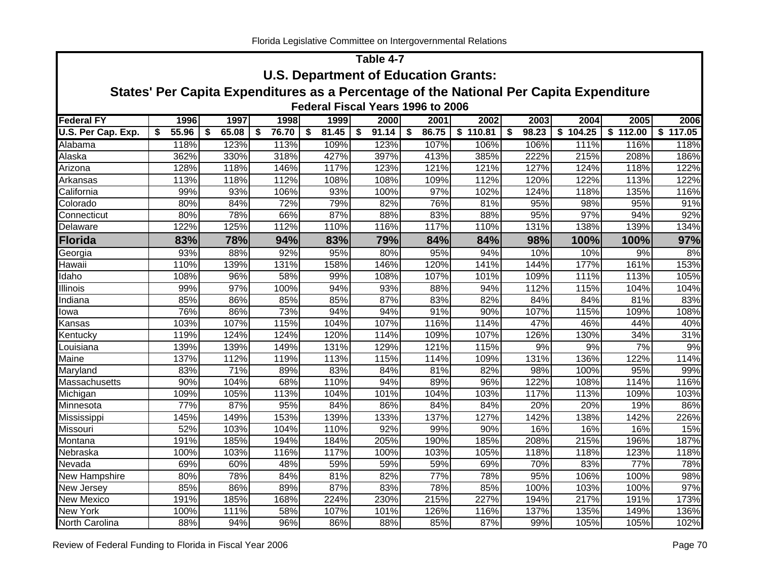## Table 4-7

### U.S. Department of Education Grants:

### States' Per Capita Expenditures as a Percentage of the National Per Capita Expenditure

#### Federal Fiscal Years 1996 to 2006

| Federal FY | 1996 | 1997 | 1998 | 1999 | 2000 | 2001 | 2002 | 2003 | 2004 | 2005 | 2006 |
|---|---|---|---|---|---|---|---|---|---|---|---|
| **U.S. Per Cap. Exp.** | **$ 55.96** | **$ 65.08** | **$ 76.70** | **$ 81.45** | **$ 91.14** | **$ 86.75** | **$ 110.81** | **$ 98.23** | **$ 104.25** | **$ 112.00** | **$ 117.05** |
| Alabama | 118% | 123% | 113% | 109% | 123% | 107% | 106% | 106% | 111% | 116% | 118% |
| Alaska | 362% | 330% | 318% | 427% | 397% | 413% | 385% | 222% | 215% | 208% | 186% |
| Arizona | 128% | 118% | 146% | 117% | 123% | 121% | 121% | 127% | 124% | 118% | 122% |
| Arkansas | 113% | 118% | 112% | 108% | 108% | 109% | 112% | 120% | 122% | 113% | 122% |
| California | 99% | 93% | 106% | 93% | 100% | 97% | 102% | 124% | 118% | 135% | 116% |
| Colorado | 80% | 84% | 72% | 79% | 82% | 76% | 81% | 95% | 98% | 95% | 91% |
| Connecticut | 80% | 78% | 66% | 87% | 88% | 83% | 88% | 95% | 97% | 94% | 92% |
| Delaware | 122% | 125% | 112% | 110% | 116% | 117% | 110% | 131% | 138% | 139% | 134% |
| **Florida** | **83%** | **78%** | **94%** | **83%** | **79%** | **84%** | **84%** | **98%** | **100%** | **100%** | **97%** |
| Georgia | 93% | 88% | 92% | 95% | 80% | 95% | 94% | 10% | 10% | 9% | 8% |
| Hawaii | 110% | 139% | 131% | 158% | 146% | 120% | 141% | 144% | 177% | 161% | 153% |
| Idaho | 108% | 96% | 58% | 99% | 108% | 107% | 101% | 109% | 111% | 113% | 105% |
| Illinois | 99% | 97% | 100% | 94% | 93% | 88% | 94% | 112% | 115% | 104% | 104% |
| Indiana | 85% | 86% | 85% | 85% | 87% | 83% | 82% | 84% | 84% | 81% | 83% |
| Iowa | 76% | 86% | 73% | 94% | 94% | 91% | 90% | 107% | 115% | 109% | 108% |
| Kansas | 103% | 107% | 115% | 104% | 107% | 116% | 114% | 47% | 46% | 44% | 40% |
| Kentucky | 119% | 124% | 124% | 120% | 114% | 109% | 107% | 126% | 130% | 34% | 31% |
| Louisiana | 139% | 139% | 149% | 131% | 129% | 121% | 115% | 9% | 9% | 7% | 9% |
| Maine | 137% | 112% | 119% | 113% | 115% | 114% | 109% | 131% | 136% | 122% | 114% |
| Maryland | 83% | 71% | 89% | 83% | 84% | 81% | 82% | 98% | 100% | 95% | 99% |
| Massachusetts | 90% | 104% | 68% | 110% | 94% | 89% | 96% | 122% | 108% | 114% | 116% |
| Michigan | 109% | 105% | 113% | 104% | 101% | 104% | 103% | 117% | 113% | 109% | 103% |
| Minnesota | 77% | 87% | 95% | 84% | 86% | 84% | 84% | 20% | 20% | 19% | 86% |
| Mississippi | 145% | 149% | 153% | 139% | 133% | 137% | 127% | 142% | 138% | 142% | 226% |
| Missouri | 52% | 103% | 104% | 110% | 92% | 99% | 90% | 16% | 16% | 16% | 15% |
| Montana | 191% | 185% | 194% | 184% | 205% | 190% | 185% | 208% | 215% | 196% | 187% |
| Nebraska | 100% | 103% | 116% | 117% | 100% | 103% | 105% | 118% | 118% | 123% | 118% |
| Nevada | 69% | 60% | 48% | 59% | 59% | 59% | 69% | 70% | 83% | 77% | 78% |
| New Hampshire | 80% | 78% | 84% | 81% | 82% | 77% | 78% | 95% | 106% | 100% | 98% |
| New Jersey | 85% | 86% | 89% | 87% | 83% | 78% | 85% | 100% | 103% | 100% | 97% |
| New Mexico | 191% | 185% | 168% | 224% | 230% | 215% | 227% | 194% | 217% | 191% | 173% |
| New York | 100% | 111% | 58% | 107% | 101% | 126% | 116% | 137% | 135% | 149% | 136% |
| North Carolina | 88% | 94% | 96% | 86% | 88% | 85% | 87% | 99% | 105% | 105% | 102% |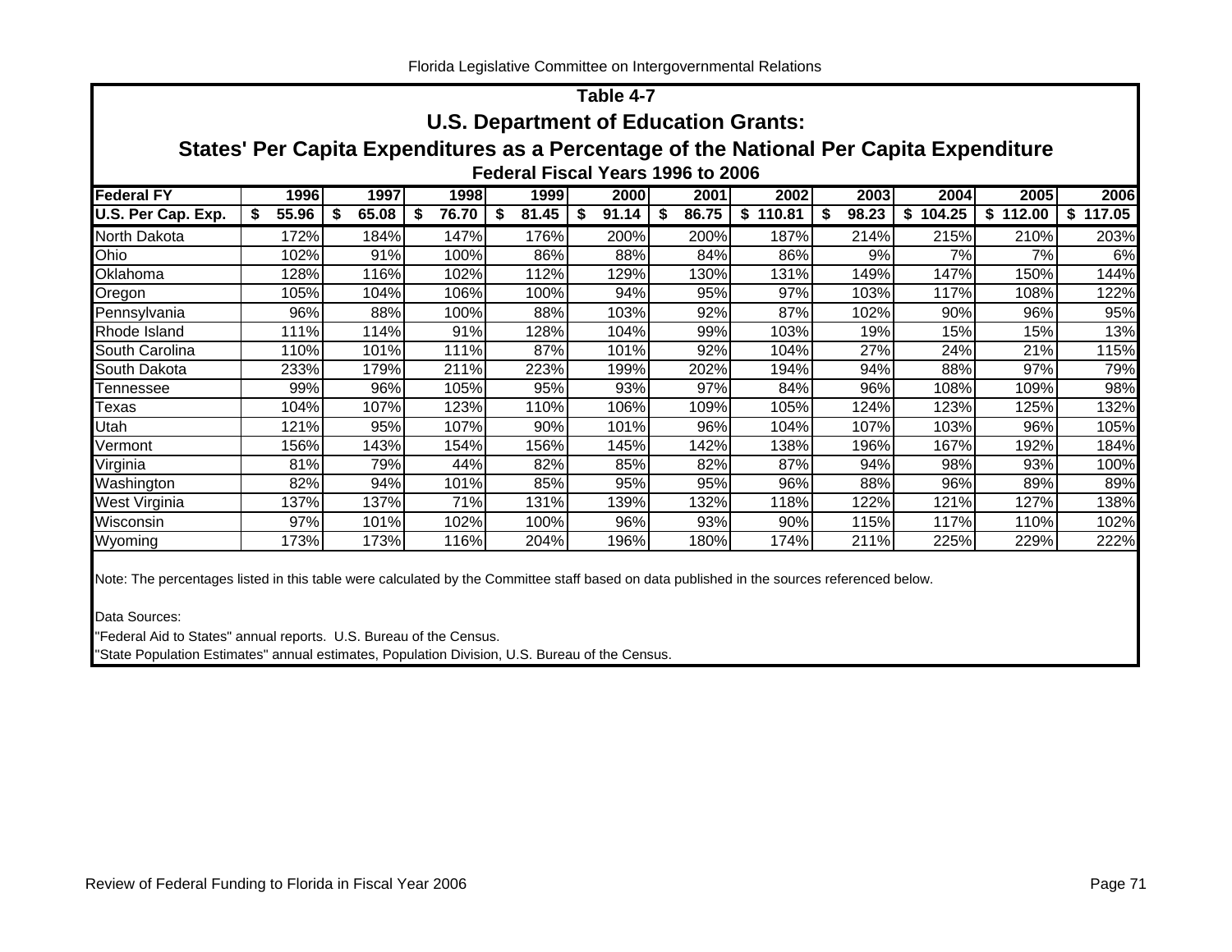## Table 4-7

### U.S. Department of Education Grants:

### States' Per Capita Expenditures as a Percentage of the National Per Capita Expenditure

#### Federal Fiscal Years 1996 to 2006

| Federal FY | 1996 | 1997 | 1998 | 1999 | 2000 | 2001 | 2002 | 2003 | 2004 | 2005 | 2006 |
|---|---|---|---|---|---|---|---|---|---|---|---|
| U.S. Per Cap. Exp. | $ 55.96 | $ 65.08 | $ 76.70 | $ 81.45 | $ 91.14 | $ 86.75 | $ 110.81 | $ 98.23 | $ 104.25 | $ 112.00 | $ 117.05 |
| North Dakota | 172% | 184% | 147% | 176% | 200% | 200% | 187% | 214% | 215% | 210% | 203% |
| Ohio | 102% | 91% | 100% | 86% | 88% | 84% | 86% | 9% | 7% | 7% | 6% |
| Oklahoma | 128% | 116% | 102% | 112% | 129% | 130% | 131% | 149% | 147% | 150% | 144% |
| Oregon | 105% | 104% | 106% | 100% | 94% | 95% | 97% | 103% | 117% | 108% | 122% |
| Pennsylvania | 96% | 88% | 100% | 88% | 103% | 92% | 87% | 102% | 90% | 96% | 95% |
| Rhode Island | 111% | 114% | 91% | 128% | 104% | 99% | 103% | 19% | 15% | 15% | 13% |
| South Carolina | 110% | 101% | 111% | 87% | 101% | 92% | 104% | 27% | 24% | 21% | 115% |
| South Dakota | 233% | 179% | 211% | 223% | 199% | 202% | 194% | 94% | 88% | 97% | 79% |
| Tennessee | 99% | 96% | 105% | 95% | 93% | 97% | 84% | 96% | 108% | 109% | 98% |
| Texas | 104% | 107% | 123% | 110% | 106% | 109% | 105% | 124% | 123% | 125% | 132% |
| Utah | 121% | 95% | 107% | 90% | 101% | 96% | 104% | 107% | 103% | 96% | 105% |
| Vermont | 156% | 143% | 154% | 156% | 145% | 142% | 138% | 196% | 167% | 192% | 184% |
| Virginia | 81% | 79% | 44% | 82% | 85% | 82% | 87% | 94% | 98% | 93% | 100% |
| Washington | 82% | 94% | 101% | 85% | 95% | 95% | 96% | 88% | 96% | 89% | 89% |
| West Virginia | 137% | 137% | 71% | 131% | 139% | 132% | 118% | 122% | 121% | 127% | 138% |
| Wisconsin | 97% | 101% | 102% | 100% | 96% | 93% | 90% | 115% | 117% | 110% | 102% |
| Wyoming | 173% | 173% | 116% | 204% | 196% | 180% | 174% | 211% | 225% | 229% | 222% |

Note: The percentages listed in this table were calculated by the Committee staff based on data published in the sources referenced below.

Data Sources:

"Federal Aid to States" annual reports. U.S. Bureau of the Census.

"State Population Estimates" annual estimates, Population Division, U.S. Bureau of the Census.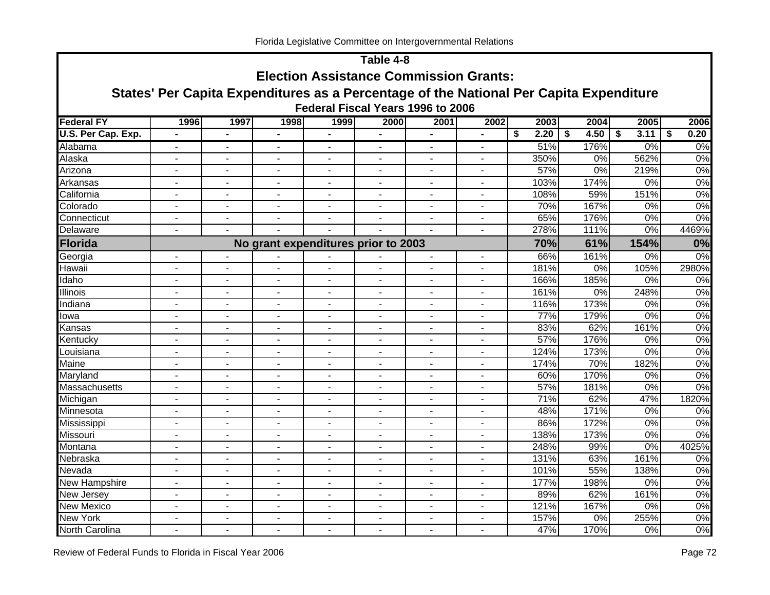## Table 4-8
## Election Assistance Commission Grants:
## States' Per Capita Expenditures as a Percentage of the National Per Capita Expenditure
### Federal Fiscal Years 1996 to 2006

| Federal FY | 1996 | 1997 | 1998 | 1999 | 2000 | 2001 | 2002 | 2003 | 2004 | 2005 | 2006 |
|---|---|---|---|---|---|---|---|---|---|---|---|
| U.S. Per Cap. Exp. | - | - | - | - | - | - | - | $ 2.20 | $ 4.50 | $ 3.11 | $ 0.20 |
| Alabama | - | - | - | - | - | - | - | 51% | 176% | 0% | 0% |
| Alaska | - | - | - | - | - | - | - | 350% | 0% | 562% | 0% |
| Arizona | - | - | - | - | - | - | - | 57% | 0% | 219% | 0% |
| Arkansas | - | - | - | - | - | - | - | 103% | 174% | 0% | 0% |
| California | - | - | - | - | - | - | - | 108% | 59% | 151% | 0% |
| Colorado | - | - | - | - | - | - | - | 70% | 167% | 0% | 0% |
| Connecticut | - | - | - | - | - | - | - | 65% | 176% | 0% | 0% |
| Delaware | - | - | - | - | - | - | - | 278% | 111% | 0% | 4469% |
| **Florida** | **No grant expenditures prior to 2003** | | | | | | | **70%** | **61%** | **154%** | **0%** |
| Georgia | - | - | - | - | - | - | - | 66% | 161% | 0% | 0% |
| Hawaii | - | - | - | - | - | - | - | 181% | 0% | 105% | 2980% |
| Idaho | - | - | - | - | - | - | - | 166% | 185% | 0% | 0% |
| Illinois | - | - | - | - | - | - | - | 161% | 0% | 248% | 0% |
| Indiana | - | - | - | - | - | - | - | 116% | 173% | 0% | 0% |
| Iowa | - | - | - | - | - | - | - | 77% | 179% | 0% | 0% |
| Kansas | - | - | - | - | - | - | - | 83% | 62% | 161% | 0% |
| Kentucky | - | - | - | - | - | - | - | 57% | 176% | 0% | 0% |
| Louisiana | - | - | - | - | - | - | - | 124% | 173% | 0% | 0% |
| Maine | - | - | - | - | - | - | - | 174% | 70% | 182% | 0% |
| Maryland | - | - | - | - | - | - | - | 60% | 170% | 0% | 0% |
| Massachusetts | - | - | - | - | - | - | - | 57% | 181% | 0% | 0% |
| Michigan | - | - | - | - | - | - | - | 71% | 62% | 47% | 1820% |
| Minnesota | - | - | - | - | - | - | - | 48% | 171% | 0% | 0% |
| Mississippi | - | - | - | - | - | - | - | 86% | 172% | 0% | 0% |
| Missouri | - | - | - | - | - | - | - | 138% | 173% | 0% | 0% |
| Montana | - | - | - | - | - | - | - | 248% | 99% | 0% | 4025% |
| Nebraska | - | - | - | - | - | - | - | 131% | 63% | 161% | 0% |
| Nevada | - | - | - | - | - | - | - | 101% | 55% | 138% | 0% |
| New Hampshire | - | - | - | - | - | - | - | 177% | 198% | 0% | 0% |
| New Jersey | - | - | - | - | - | - | - | 89% | 62% | 161% | 0% |
| New Mexico | - | - | - | - | - | - | - | 121% | 167% | 0% | 0% |
| New York | - | - | - | - | - | - | - | 157% | 0% | 255% | 0% |
| North Carolina | - | - | - | - | - | - | - | 47% | 170% | 0% | 0% |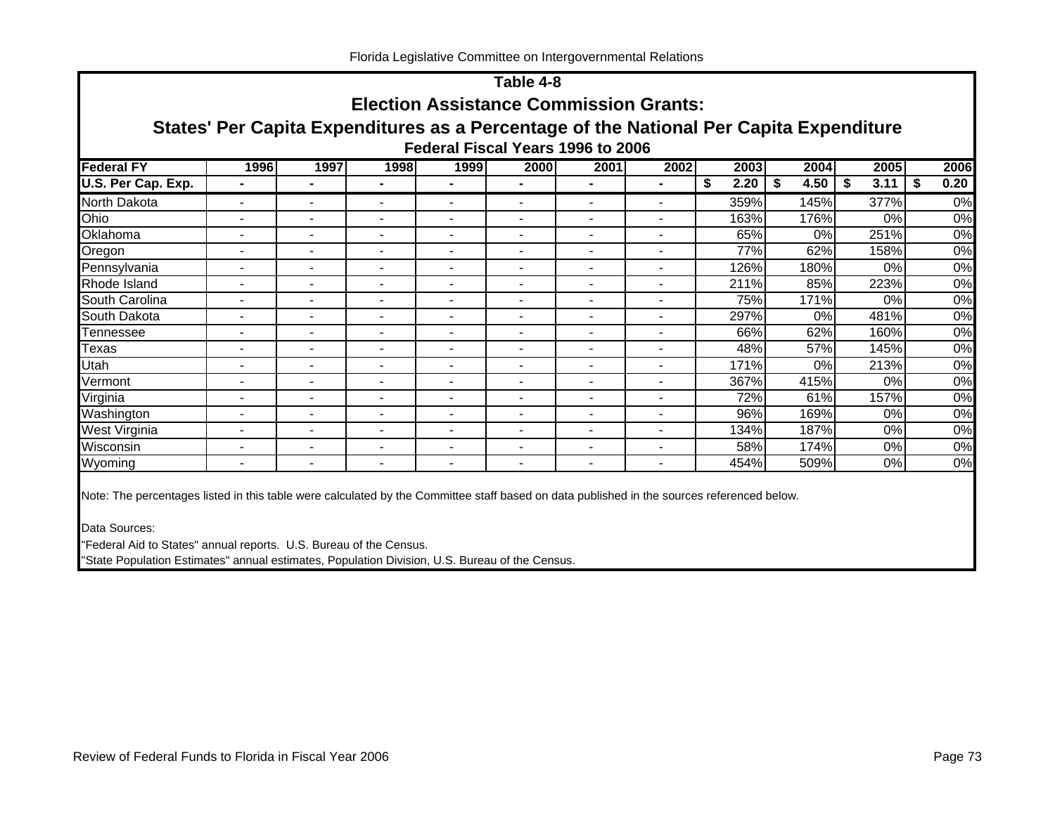# Table 4-8

## Election Assistance Commission Grants:

## States' Per Capita Expenditures as a Percentage of the National Per Capita Expenditure

### Federal Fiscal Years 1996 to 2006

| Federal FY | 1996 | 1997 | 1998 | 1999 | 2000 | 2001 | 2002 | 2003 | 2004 | 2005 | 2006 |
|---|---|---|---|---|---|---|---|---|---|---|---|
| U.S. Per Cap. Exp. | - | - | - | - | - | - | - | $ 2.20 | $ 4.50 | $ 3.11 | $ 0.20 |
| North Dakota | - | - | - | - | - | - | - | 359% | 145% | 377% | 0% |
| Ohio | - | - | - | - | - | - | - | 163% | 176% | 0% | 0% |
| Oklahoma | - | - | - | - | - | - | - | 65% | 0% | 251% | 0% |
| Oregon | - | - | - | - | - | - | - | 77% | 62% | 158% | 0% |
| Pennsylvania | - | - | - | - | - | - | - | 126% | 180% | 0% | 0% |
| Rhode Island | - | - | - | - | - | - | - | 211% | 85% | 223% | 0% |
| South Carolina | - | - | - | - | - | - | - | 75% | 171% | 0% | 0% |
| South Dakota | - | - | - | - | - | - | - | 297% | 0% | 481% | 0% |
| Tennessee | - | - | - | - | - | - | - | 66% | 62% | 160% | 0% |
| Texas | - | - | - | - | - | - | - | 48% | 57% | 145% | 0% |
| Utah | - | - | - | - | - | - | - | 171% | 0% | 213% | 0% |
| Vermont | - | - | - | - | - | - | - | 367% | 415% | 0% | 0% |
| Virginia | - | - | - | - | - | - | - | 72% | 61% | 157% | 0% |
| Washington | - | - | - | - | - | - | - | 96% | 169% | 0% | 0% |
| West Virginia | - | - | - | - | - | - | - | 134% | 187% | 0% | 0% |
| Wisconsin | - | - | - | - | - | - | - | 58% | 174% | 0% | 0% |
| Wyoming | - | - | - | - | - | - | - | 454% | 509% | 0% | 0% |

Note: The percentages listed in this table were calculated by the Committee staff based on data published in the sources referenced below.

Data Sources:

"Federal Aid to States" annual reports. U.S. Bureau of the Census.

"State Population Estimates" annual estimates, Population Division, U.S. Bureau of the Census.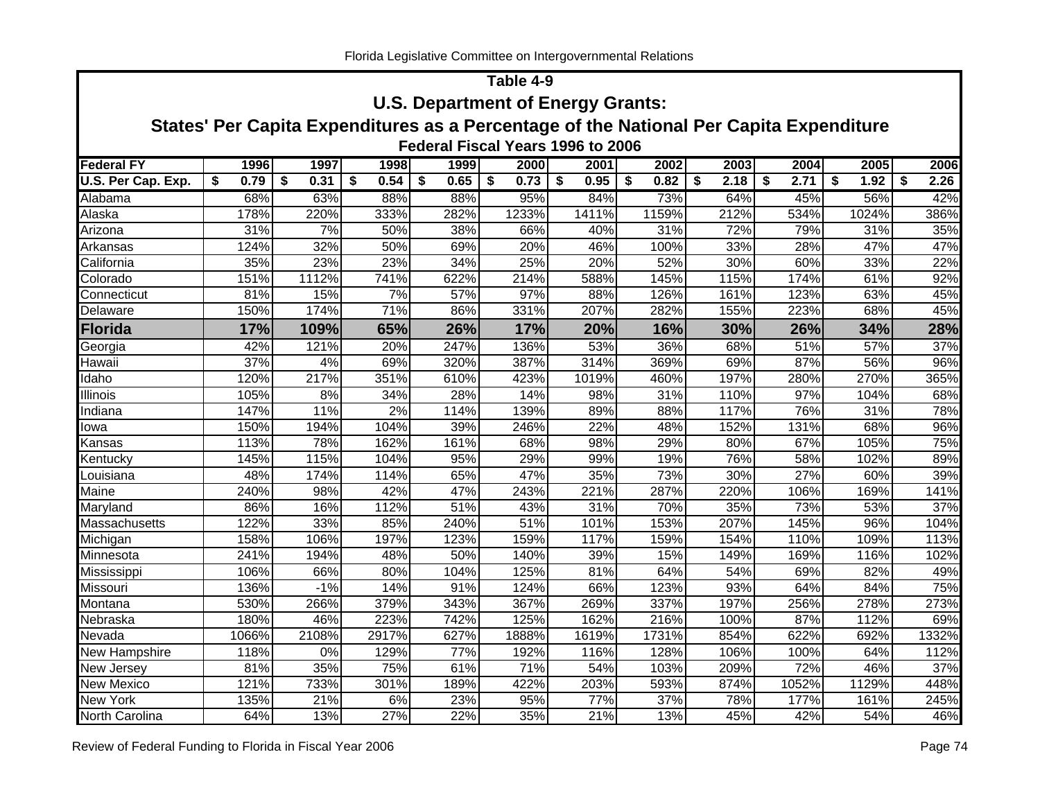## Table 4-9

### U.S. Department of Energy Grants:

### States' Per Capita Expenditures as a Percentage of the National Per Capita Expenditure

#### Federal Fiscal Years 1996 to 2006

| Federal FY | 1996 | 1997 | 1998 | 1999 | 2000 | 2001 | 2002 | 2003 | 2004 | 2005 | 2006 |
|---|---|---|---|---|---|---|---|---|---|---|---|
| **U.S. Per Cap. Exp.** | **$ 0.79** | **$ 0.31** | **$ 0.54** | **$ 0.65** | **$ 0.73** | **$ 0.95** | **$ 0.82** | **$ 2.18** | **$ 2.71** | **$ 1.92** | **$ 2.26** |
| Alabama | 68% | 63% | 88% | 88% | 95% | 84% | 73% | 64% | 45% | 56% | 42% |
| Alaska | 178% | 220% | 333% | 282% | 1233% | 1411% | 1159% | 212% | 534% | 1024% | 386% |
| Arizona | 31% | 7% | 50% | 38% | 66% | 40% | 31% | 72% | 79% | 31% | 35% |
| Arkansas | 124% | 32% | 50% | 69% | 20% | 46% | 100% | 33% | 28% | 47% | 47% |
| California | 35% | 23% | 23% | 34% | 25% | 20% | 52% | 30% | 60% | 33% | 22% |
| Colorado | 151% | 1112% | 741% | 622% | 214% | 588% | 145% | 115% | 174% | 61% | 92% |
| Connecticut | 81% | 15% | 7% | 57% | 97% | 88% | 126% | 161% | 123% | 63% | 45% |
| Delaware | 150% | 174% | 71% | 86% | 331% | 207% | 282% | 155% | 223% | 68% | 45% |
| **Florida** | **17%** | **109%** | **65%** | **26%** | **17%** | **20%** | **16%** | **30%** | **26%** | **34%** | **28%** |
| Georgia | 42% | 121% | 20% | 247% | 136% | 53% | 36% | 68% | 51% | 57% | 37% |
| Hawaii | 37% | 4% | 69% | 320% | 387% | 314% | 369% | 69% | 87% | 56% | 96% |
| Idaho | 120% | 217% | 351% | 610% | 423% | 1019% | 460% | 197% | 280% | 270% | 365% |
| Illinois | 105% | 8% | 34% | 28% | 14% | 98% | 31% | 110% | 97% | 104% | 68% |
| Indiana | 147% | 11% | 2% | 114% | 139% | 89% | 88% | 117% | 76% | 31% | 78% |
| Iowa | 150% | 194% | 104% | 39% | 246% | 22% | 48% | 152% | 131% | 68% | 96% |
| Kansas | 113% | 78% | 162% | 161% | 68% | 98% | 29% | 80% | 67% | 105% | 75% |
| Kentucky | 145% | 115% | 104% | 95% | 29% | 99% | 19% | 76% | 58% | 102% | 89% |
| Louisiana | 48% | 174% | 114% | 65% | 47% | 35% | 73% | 30% | 27% | 60% | 39% |
| Maine | 240% | 98% | 42% | 47% | 243% | 221% | 287% | 220% | 106% | 169% | 141% |
| Maryland | 86% | 16% | 112% | 51% | 43% | 31% | 70% | 35% | 73% | 53% | 37% |
| Massachusetts | 122% | 33% | 85% | 240% | 51% | 101% | 153% | 207% | 145% | 96% | 104% |
| Michigan | 158% | 106% | 197% | 123% | 159% | 117% | 159% | 154% | 110% | 109% | 113% |
| Minnesota | 241% | 194% | 48% | 50% | 140% | 39% | 15% | 149% | 169% | 116% | 102% |
| Mississippi | 106% | 66% | 80% | 104% | 125% | 81% | 64% | 54% | 69% | 82% | 49% |
| Missouri | 136% | -1% | 14% | 91% | 124% | 66% | 123% | 93% | 64% | 84% | 75% |
| Montana | 530% | 266% | 379% | 343% | 367% | 269% | 337% | 197% | 256% | 278% | 273% |
| Nebraska | 180% | 46% | 223% | 742% | 125% | 162% | 216% | 100% | 87% | 112% | 69% |
| Nevada | 1066% | 2108% | 2917% | 627% | 1888% | 1619% | 1731% | 854% | 622% | 692% | 1332% |
| New Hampshire | 118% | 0% | 129% | 77% | 192% | 116% | 128% | 106% | 100% | 64% | 112% |
| New Jersey | 81% | 35% | 75% | 61% | 71% | 54% | 103% | 209% | 72% | 46% | 37% |
| New Mexico | 121% | 733% | 301% | 189% | 422% | 203% | 593% | 874% | 1052% | 1129% | 448% |
| New York | 135% | 21% | 6% | 23% | 95% | 77% | 37% | 78% | 177% | 161% | 245% |
| North Carolina | 64% | 13% | 27% | 22% | 35% | 21% | 13% | 45% | 42% | 54% | 46% |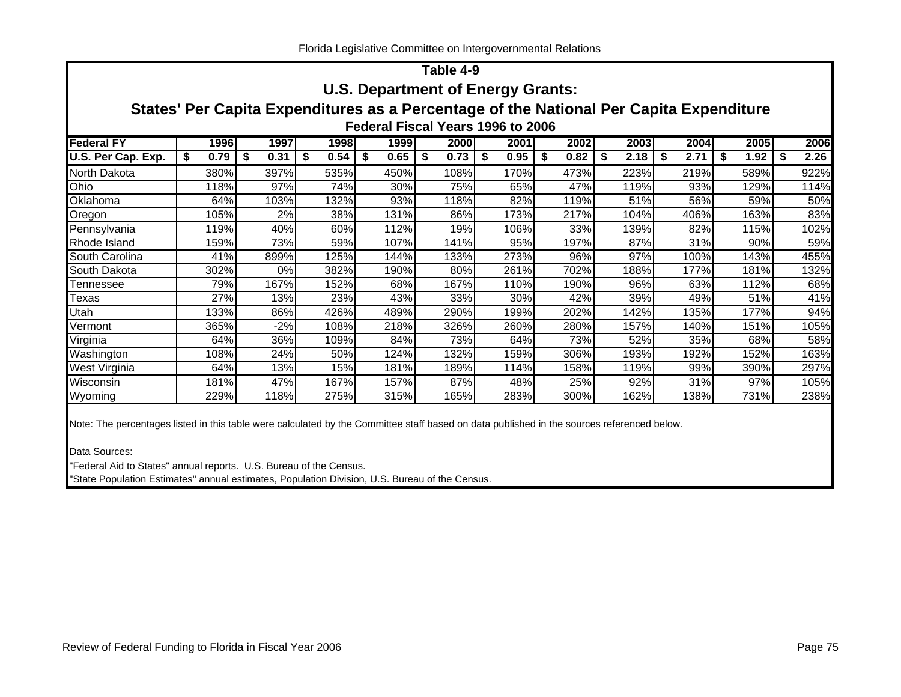## Table 4-9

## U.S. Department of Energy Grants:

## States' Per Capita Expenditures as a Percentage of the National Per Capita Expenditure

### Federal Fiscal Years 1996 to 2006

| Federal FY | 1996 | 1997 | 1998 | 1999 | 2000 | 2001 | 2002 | 2003 | 2004 | 2005 | 2006 |
|---|---|---|---|---|---|---|---|---|---|---|---|
| **U.S. Per Cap. Exp.** | **$ 0.79** | **$ 0.31** | **$ 0.54** | **$ 0.65** | **$ 0.73** | **$ 0.95** | **$ 0.82** | **$ 2.18** | **$ 2.71** | **$ 1.92** | **$ 2.26** |
| North Dakota | 380% | 397% | 535% | 450% | 108% | 170% | 473% | 223% | 219% | 589% | 922% |
| Ohio | 118% | 97% | 74% | 30% | 75% | 65% | 47% | 119% | 93% | 129% | 114% |
| Oklahoma | 64% | 103% | 132% | 93% | 118% | 82% | 119% | 51% | 56% | 59% | 50% |
| Oregon | 105% | 2% | 38% | 131% | 86% | 173% | 217% | 104% | 406% | 163% | 83% |
| Pennsylvania | 119% | 40% | 60% | 112% | 19% | 106% | 33% | 139% | 82% | 115% | 102% |
| Rhode Island | 159% | 73% | 59% | 107% | 141% | 95% | 197% | 87% | 31% | 90% | 59% |
| South Carolina | 41% | 899% | 125% | 144% | 133% | 273% | 96% | 97% | 100% | 143% | 455% |
| South Dakota | 302% | 0% | 382% | 190% | 80% | 261% | 702% | 188% | 177% | 181% | 132% |
| Tennessee | 79% | 167% | 152% | 68% | 167% | 110% | 190% | 96% | 63% | 112% | 68% |
| Texas | 27% | 13% | 23% | 43% | 33% | 30% | 42% | 39% | 49% | 51% | 41% |
| Utah | 133% | 86% | 426% | 489% | 290% | 199% | 202% | 142% | 135% | 177% | 94% |
| Vermont | 365% | -2% | 108% | 218% | 326% | 260% | 280% | 157% | 140% | 151% | 105% |
| Virginia | 64% | 36% | 109% | 84% | 73% | 64% | 73% | 52% | 35% | 68% | 58% |
| Washington | 108% | 24% | 50% | 124% | 132% | 159% | 306% | 193% | 192% | 152% | 163% |
| West Virginia | 64% | 13% | 15% | 181% | 189% | 114% | 158% | 119% | 99% | 390% | 297% |
| Wisconsin | 181% | 47% | 167% | 157% | 87% | 48% | 25% | 92% | 31% | 97% | 105% |
| Wyoming | 229% | 118% | 275% | 315% | 165% | 283% | 300% | 162% | 138% | 731% | 238% |

Note: The percentages listed in this table were calculated by the Committee staff based on data published in the sources referenced below.

Data Sources:

"Federal Aid to States" annual reports. U.S. Bureau of the Census.

"State Population Estimates" annual estimates, Population Division, U.S. Bureau of the Census.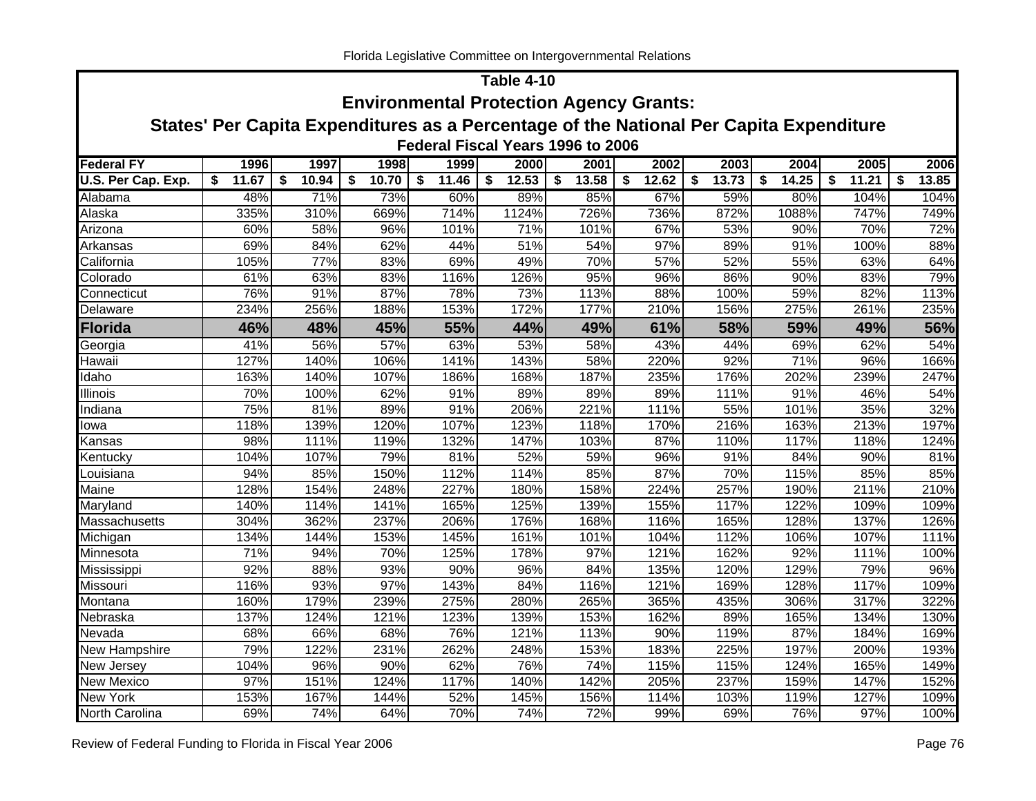## Table 4-10

### Environmental Protection Agency Grants:

### States' Per Capita Expenditures as a Percentage of the National Per Capita Expenditure

#### Federal Fiscal Years 1996 to 2006

| Federal FY | 1996 | 1997 | 1998 | 1999 | 2000 | 2001 | 2002 | 2003 | 2004 | 2005 | 2006 |
|---|---|---|---|---|---|---|---|---|---|---|---|
| U.S. Per Cap. Exp. | $ 11.67 | $ 10.94 | $ 10.70 | $ 11.46 | $ 12.53 | $ 13.58 | $ 12.62 | $ 13.73 | $ 14.25 | $ 11.21 | $ 13.85 |
| Alabama | 48% | 71% | 73% | 60% | 89% | 85% | 67% | 59% | 80% | 104% | 104% |
| Alaska | 335% | 310% | 669% | 714% | 1124% | 726% | 736% | 872% | 1088% | 747% | 749% |
| Arizona | 60% | 58% | 96% | 101% | 71% | 101% | 67% | 53% | 90% | 70% | 72% |
| Arkansas | 69% | 84% | 62% | 44% | 51% | 54% | 97% | 89% | 91% | 100% | 88% |
| California | 105% | 77% | 83% | 69% | 49% | 70% | 57% | 52% | 55% | 63% | 64% |
| Colorado | 61% | 63% | 83% | 116% | 126% | 95% | 96% | 86% | 90% | 83% | 79% |
| Connecticut | 76% | 91% | 87% | 78% | 73% | 113% | 88% | 100% | 59% | 82% | 113% |
| Delaware | 234% | 256% | 188% | 153% | 172% | 177% | 210% | 156% | 275% | 261% | 235% |
| **Florida** | **46%** | **48%** | **45%** | **55%** | **44%** | **49%** | **61%** | **58%** | **59%** | **49%** | **56%** |
| Georgia | 41% | 56% | 57% | 63% | 53% | 58% | 43% | 44% | 69% | 62% | 54% |
| Hawaii | 127% | 140% | 106% | 141% | 143% | 58% | 220% | 92% | 71% | 96% | 166% |
| Idaho | 163% | 140% | 107% | 186% | 168% | 187% | 235% | 176% | 202% | 239% | 247% |
| Illinois | 70% | 100% | 62% | 91% | 89% | 89% | 89% | 111% | 91% | 46% | 54% |
| Indiana | 75% | 81% | 89% | 91% | 206% | 221% | 111% | 55% | 101% | 35% | 32% |
| Iowa | 118% | 139% | 120% | 107% | 123% | 118% | 170% | 216% | 163% | 213% | 197% |
| Kansas | 98% | 111% | 119% | 132% | 147% | 103% | 87% | 110% | 117% | 118% | 124% |
| Kentucky | 104% | 107% | 79% | 81% | 52% | 59% | 96% | 91% | 84% | 90% | 81% |
| Louisiana | 94% | 85% | 150% | 112% | 114% | 85% | 87% | 70% | 115% | 85% | 85% |
| Maine | 128% | 154% | 248% | 227% | 180% | 158% | 224% | 257% | 190% | 211% | 210% |
| Maryland | 140% | 114% | 141% | 165% | 125% | 139% | 155% | 117% | 122% | 109% | 109% |
| Massachusetts | 304% | 362% | 237% | 206% | 176% | 168% | 116% | 165% | 128% | 137% | 126% |
| Michigan | 134% | 144% | 153% | 145% | 161% | 101% | 104% | 112% | 106% | 107% | 111% |
| Minnesota | 71% | 94% | 70% | 125% | 178% | 97% | 121% | 162% | 92% | 111% | 100% |
| Mississippi | 92% | 88% | 93% | 90% | 96% | 84% | 135% | 120% | 129% | 79% | 96% |
| Missouri | 116% | 93% | 97% | 143% | 84% | 116% | 121% | 169% | 128% | 117% | 109% |
| Montana | 160% | 179% | 239% | 275% | 280% | 265% | 365% | 435% | 306% | 317% | 322% |
| Nebraska | 137% | 124% | 121% | 123% | 139% | 153% | 162% | 89% | 165% | 134% | 130% |
| Nevada | 68% | 66% | 68% | 76% | 121% | 113% | 90% | 119% | 87% | 184% | 169% |
| New Hampshire | 79% | 122% | 231% | 262% | 248% | 153% | 183% | 225% | 197% | 200% | 193% |
| New Jersey | 104% | 96% | 90% | 62% | 76% | 74% | 115% | 115% | 124% | 165% | 149% |
| New Mexico | 97% | 151% | 124% | 117% | 140% | 142% | 205% | 237% | 159% | 147% | 152% |
| New York | 153% | 167% | 144% | 52% | 145% | 156% | 114% | 103% | 119% | 127% | 109% |
| North Carolina | 69% | 74% | 64% | 70% | 74% | 72% | 99% | 69% | 76% | 97% | 100% |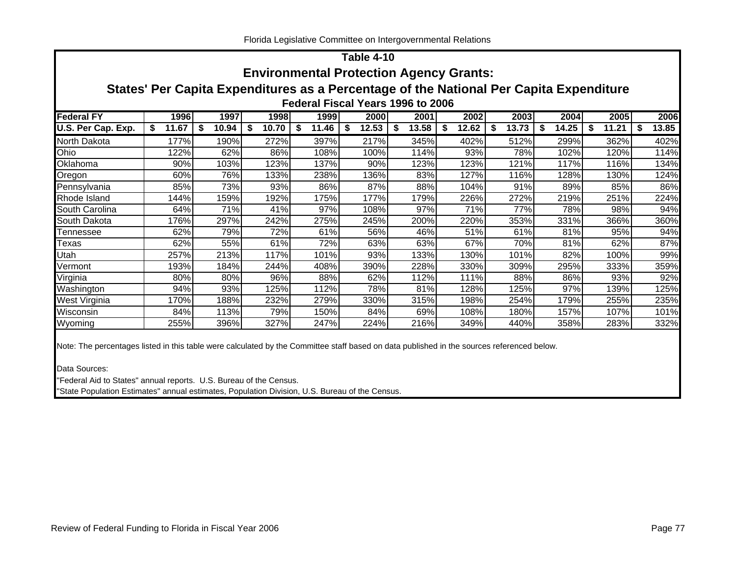## Table 4-10

## Environmental Protection Agency Grants:

## States' Per Capita Expenditures as a Percentage of the National Per Capita Expenditure

### Federal Fiscal Years 1996 to 2006

| Federal FY | 1996 | 1997 | 1998 | 1999 | 2000 | 2001 | 2002 | 2003 | 2004 | 2005 | 2006 |
|---|---|---|---|---|---|---|---|---|---|---|---|
| **U.S. Per Cap. Exp.** | **$ 11.67** | **$ 10.94** | **$ 10.70** | **$ 11.46** | **$ 12.53** | **$ 13.58** | **$ 12.62** | **$ 13.73** | **$ 14.25** | **$ 11.21** | **$ 13.85** |
| North Dakota | 177% | 190% | 272% | 397% | 217% | 345% | 402% | 512% | 299% | 362% | 402% |
| Ohio | 122% | 62% | 86% | 108% | 100% | 114% | 93% | 78% | 102% | 120% | 114% |
| Oklahoma | 90% | 103% | 123% | 137% | 90% | 123% | 123% | 121% | 117% | 116% | 134% |
| Oregon | 60% | 76% | 133% | 238% | 136% | 83% | 127% | 116% | 128% | 130% | 124% |
| Pennsylvania | 85% | 73% | 93% | 86% | 87% | 88% | 104% | 91% | 89% | 85% | 86% |
| Rhode Island | 144% | 159% | 192% | 175% | 177% | 179% | 226% | 272% | 219% | 251% | 224% |
| South Carolina | 64% | 71% | 41% | 97% | 108% | 97% | 71% | 77% | 78% | 98% | 94% |
| South Dakota | 176% | 297% | 242% | 275% | 245% | 200% | 220% | 353% | 331% | 366% | 360% |
| Tennessee | 62% | 79% | 72% | 61% | 56% | 46% | 51% | 61% | 81% | 95% | 94% |
| Texas | 62% | 55% | 61% | 72% | 63% | 63% | 67% | 70% | 81% | 62% | 87% |
| Utah | 257% | 213% | 117% | 101% | 93% | 133% | 130% | 101% | 82% | 100% | 99% |
| Vermont | 193% | 184% | 244% | 408% | 390% | 228% | 330% | 309% | 295% | 333% | 359% |
| Virginia | 80% | 80% | 96% | 88% | 62% | 112% | 111% | 88% | 86% | 93% | 92% |
| Washington | 94% | 93% | 125% | 112% | 78% | 81% | 128% | 125% | 97% | 139% | 125% |
| West Virginia | 170% | 188% | 232% | 279% | 330% | 315% | 198% | 254% | 179% | 255% | 235% |
| Wisconsin | 84% | 113% | 79% | 150% | 84% | 69% | 108% | 180% | 157% | 107% | 101% |
| Wyoming | 255% | 396% | 327% | 247% | 224% | 216% | 349% | 440% | 358% | 283% | 332% |

Note: The percentages listed in this table were calculated by the Committee staff based on data published in the sources referenced below.

Data Sources:

"Federal Aid to States" annual reports. U.S. Bureau of the Census.

"State Population Estimates" annual estimates, Population Division, U.S. Bureau of the Census.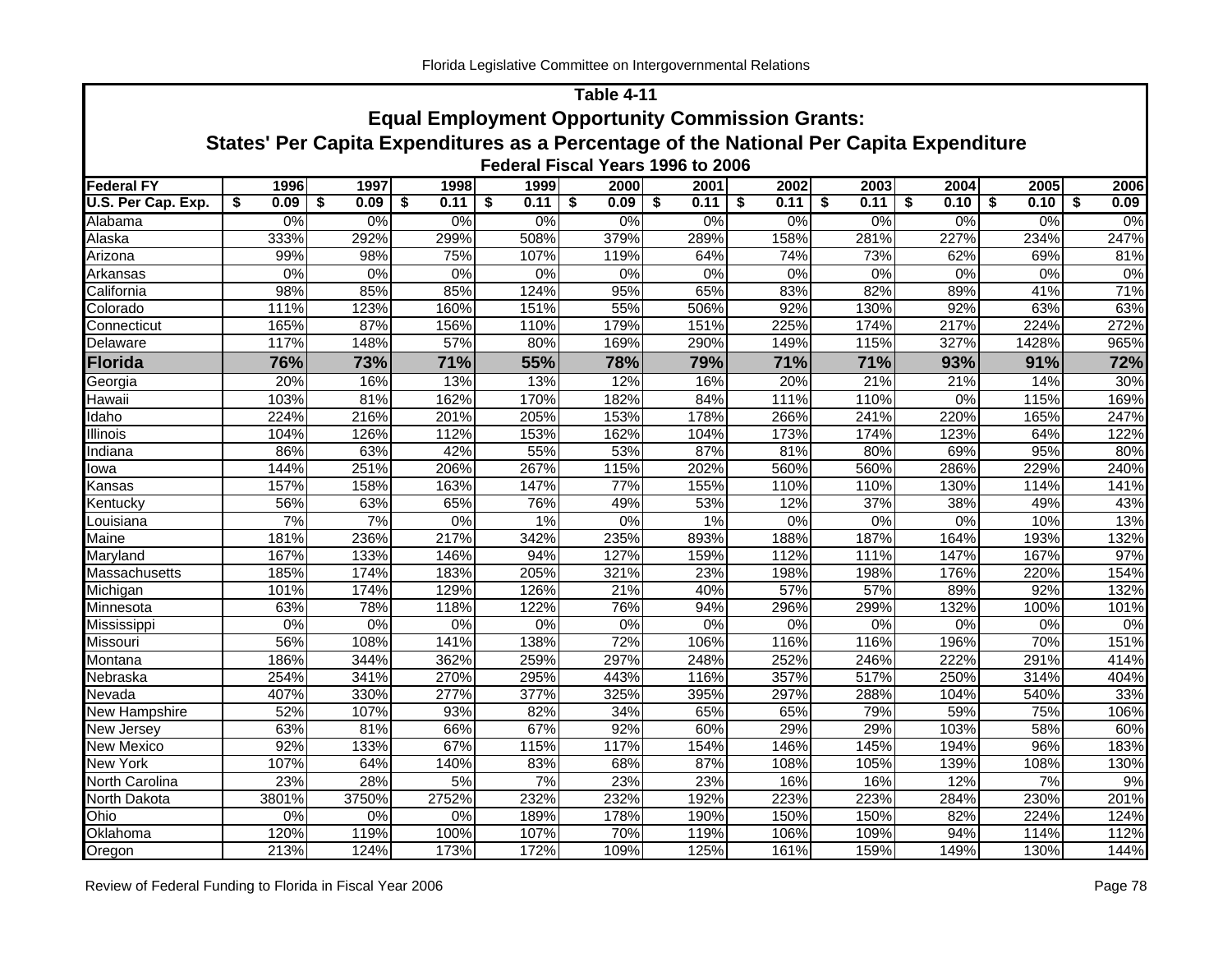## Table 4-11

## Equal Employment Opportunity Commission Grants:

## States' Per Capita Expenditures as a Percentage of the National Per Capita Expenditure

### Federal Fiscal Years 1996 to 2006

| Federal FY | 1996 | 1997 | 1998 | 1999 | 2000 | 2001 | 2002 | 2003 | 2004 | 2005 | 2006 |
|---|---|---|---|---|---|---|---|---|---|---|---|
| U.S. Per Cap. Exp. | $ 0.09 | $ 0.09 | $ 0.11 | $ 0.11 | $ 0.09 | $ 0.11 | $ 0.11 | $ 0.11 | $ 0.10 | $ 0.10 | $ 0.09 |
| Alabama | 0% | 0% | 0% | 0% | 0% | 0% | 0% | 0% | 0% | 0% | 0% |
| Alaska | 333% | 292% | 299% | 508% | 379% | 289% | 158% | 281% | 227% | 234% | 247% |
| Arizona | 99% | 98% | 75% | 107% | 119% | 64% | 74% | 73% | 62% | 69% | 81% |
| Arkansas | 0% | 0% | 0% | 0% | 0% | 0% | 0% | 0% | 0% | 0% | 0% |
| California | 98% | 85% | 85% | 124% | 95% | 65% | 83% | 82% | 89% | 41% | 71% |
| Colorado | 111% | 123% | 160% | 151% | 55% | 506% | 92% | 130% | 92% | 63% | 63% |
| Connecticut | 165% | 87% | 156% | 110% | 179% | 151% | 225% | 174% | 217% | 224% | 272% |
| Delaware | 117% | 148% | 57% | 80% | 169% | 290% | 149% | 115% | 327% | 1428% | 965% |
| **Florida** | **76%** | **73%** | **71%** | **55%** | **78%** | **79%** | **71%** | **71%** | **93%** | **91%** | **72%** |
| Georgia | 20% | 16% | 13% | 13% | 12% | 16% | 20% | 21% | 21% | 14% | 30% |
| Hawaii | 103% | 81% | 162% | 170% | 182% | 84% | 111% | 110% | 0% | 115% | 169% |
| Idaho | 224% | 216% | 201% | 205% | 153% | 178% | 266% | 241% | 220% | 165% | 247% |
| Illinois | 104% | 126% | 112% | 153% | 162% | 104% | 173% | 174% | 123% | 64% | 122% |
| Indiana | 86% | 63% | 42% | 55% | 53% | 87% | 81% | 80% | 69% | 95% | 80% |
| Iowa | 144% | 251% | 206% | 267% | 115% | 202% | 560% | 560% | 286% | 229% | 240% |
| Kansas | 157% | 158% | 163% | 147% | 77% | 155% | 110% | 110% | 130% | 114% | 141% |
| Kentucky | 56% | 63% | 65% | 76% | 49% | 53% | 12% | 37% | 38% | 49% | 43% |
| Louisiana | 7% | 7% | 0% | 1% | 0% | 1% | 0% | 0% | 0% | 10% | 13% |
| Maine | 181% | 236% | 217% | 342% | 235% | 893% | 188% | 187% | 164% | 193% | 132% |
| Maryland | 167% | 133% | 146% | 94% | 127% | 159% | 112% | 111% | 147% | 167% | 97% |
| Massachusetts | 185% | 174% | 183% | 205% | 321% | 23% | 198% | 198% | 176% | 220% | 154% |
| Michigan | 101% | 174% | 129% | 126% | 21% | 40% | 57% | 57% | 89% | 92% | 132% |
| Minnesota | 63% | 78% | 118% | 122% | 76% | 94% | 296% | 299% | 132% | 100% | 101% |
| Mississippi | 0% | 0% | 0% | 0% | 0% | 0% | 0% | 0% | 0% | 0% | 0% |
| Missouri | 56% | 108% | 141% | 138% | 72% | 106% | 116% | 116% | 196% | 70% | 151% |
| Montana | 186% | 344% | 362% | 259% | 297% | 248% | 252% | 246% | 222% | 291% | 414% |
| Nebraska | 254% | 341% | 270% | 295% | 443% | 116% | 357% | 517% | 250% | 314% | 404% |
| Nevada | 407% | 330% | 277% | 377% | 325% | 395% | 297% | 288% | 104% | 540% | 33% |
| New Hampshire | 52% | 107% | 93% | 82% | 34% | 65% | 65% | 79% | 59% | 75% | 106% |
| New Jersey | 63% | 81% | 66% | 67% | 92% | 60% | 29% | 29% | 103% | 58% | 60% |
| New Mexico | 92% | 133% | 67% | 115% | 117% | 154% | 146% | 145% | 194% | 96% | 183% |
| New York | 107% | 64% | 140% | 83% | 68% | 87% | 108% | 105% | 139% | 108% | 130% |
| North Carolina | 23% | 28% | 5% | 7% | 23% | 23% | 16% | 16% | 12% | 7% | 9% |
| North Dakota | 3801% | 3750% | 2752% | 232% | 232% | 192% | 223% | 223% | 284% | 230% | 201% |
| Ohio | 0% | 0% | 0% | 189% | 178% | 190% | 150% | 150% | 82% | 224% | 124% |
| Oklahoma | 120% | 119% | 100% | 107% | 70% | 119% | 106% | 109% | 94% | 114% | 112% |
| Oregon | 213% | 124% | 173% | 172% | 109% | 125% | 161% | 159% | 149% | 130% | 144% |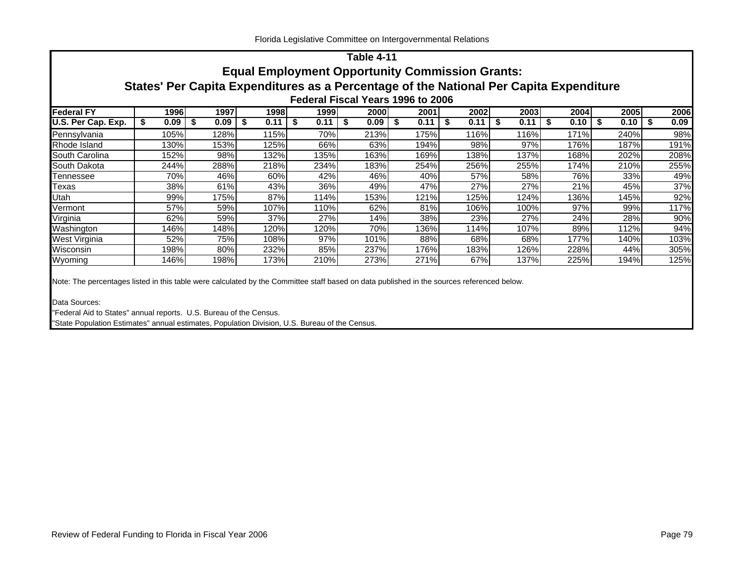## Table 4-11

## Equal Employment Opportunity Commission Grants:

## States' Per Capita Expenditures as a Percentage of the National Per Capita Expenditure

### Federal Fiscal Years 1996 to 2006

| Federal FY | 1996 | 1997 | 1998 | 1999 | 2000 | 2001 | 2002 | 2003 | 2004 | 2005 | 2006 |
|---|---|---|---|---|---|---|---|---|---|---|---|
| **U.S. Per Cap. Exp.** | **$ 0.09** | **$ 0.09** | **$ 0.11** | **$ 0.11** | **$ 0.09** | **$ 0.11** | **$ 0.11** | **$ 0.11** | **$ 0.10** | **$ 0.10** | **$ 0.09** |
| Pennsylvania | 105% | 128% | 115% | 70% | 213% | 175% | 116% | 116% | 171% | 240% | 98% |
| Rhode Island | 130% | 153% | 125% | 66% | 63% | 194% | 98% | 97% | 176% | 187% | 191% |
| South Carolina | 152% | 98% | 132% | 135% | 163% | 169% | 138% | 137% | 168% | 202% | 208% |
| South Dakota | 244% | 288% | 218% | 234% | 183% | 254% | 256% | 255% | 174% | 210% | 255% |
| Tennessee | 70% | 46% | 60% | 42% | 46% | 40% | 57% | 58% | 76% | 33% | 49% |
| Texas | 38% | 61% | 43% | 36% | 49% | 47% | 27% | 27% | 21% | 45% | 37% |
| Utah | 99% | 175% | 87% | 114% | 153% | 121% | 125% | 124% | 136% | 145% | 92% |
| Vermont | 57% | 59% | 107% | 110% | 62% | 81% | 106% | 100% | 97% | 99% | 117% |
| Virginia | 62% | 59% | 37% | 27% | 14% | 38% | 23% | 27% | 24% | 28% | 90% |
| Washington | 146% | 148% | 120% | 120% | 70% | 136% | 114% | 107% | 89% | 112% | 94% |
| West Virginia | 52% | 75% | 108% | 97% | 101% | 88% | 68% | 68% | 177% | 140% | 103% |
| Wisconsin | 198% | 80% | 232% | 85% | 237% | 176% | 183% | 126% | 228% | 44% | 305% |
| Wyoming | 146% | 198% | 173% | 210% | 273% | 271% | 67% | 137% | 225% | 194% | 125% |

Note: The percentages listed in this table were calculated by the Committee staff based on data published in the sources referenced below.

Data Sources:

"Federal Aid to States" annual reports. U.S. Bureau of the Census.

"State Population Estimates" annual estimates, Population Division, U.S. Bureau of the Census.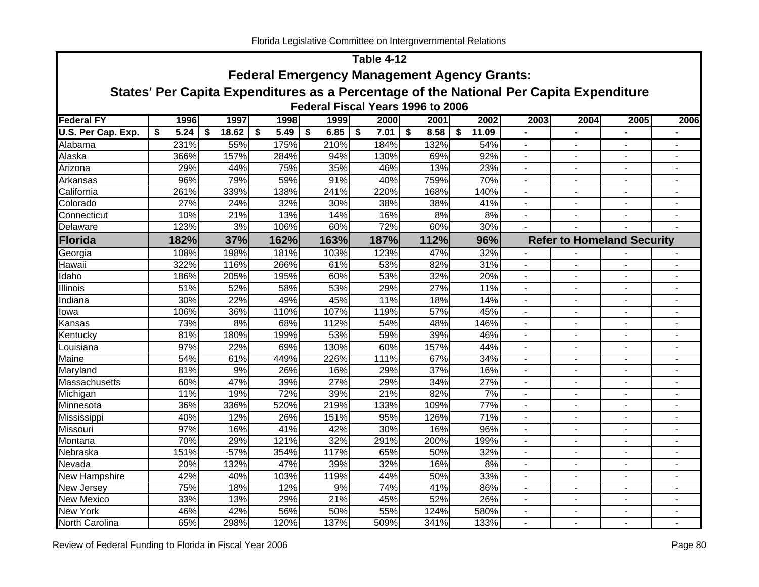## Table 4-12

### Federal Emergency Management Agency Grants:

### States' Per Capita Expenditures as a Percentage of the National Per Capita Expenditure

#### Federal Fiscal Years 1996 to 2006

| Federal FY | 1996 | 1997 | 1998 | 1999 | 2000 | 2001 | 2002 | 2003 | 2004 | 2005 | 2006 |
|---|---|---|---|---|---|---|---|---|---|---|---|
| U.S. Per Cap. Exp. | $ 5.24 | $ 18.62 | $ 5.49 | $ 6.85 | $ 7.01 | $ 8.58 | $ 11.09 | - | - | - | - |
| Alabama | 231% | 55% | 175% | 210% | 184% | 132% | 54% | - | - | - | - |
| Alaska | 366% | 157% | 284% | 94% | 130% | 69% | 92% | - | - | - | - |
| Arizona | 29% | 44% | 75% | 35% | 46% | 13% | 23% | - | - | - | - |
| Arkansas | 96% | 79% | 59% | 91% | 40% | 759% | 70% | - | - | - | - |
| California | 261% | 339% | 138% | 241% | 220% | 168% | 140% | - | - | - | - |
| Colorado | 27% | 24% | 32% | 30% | 38% | 38% | 41% | - | - | - | - |
| Connecticut | 10% | 21% | 13% | 14% | 16% | 8% | 8% | - | - | - | - |
| Delaware | 123% | 3% | 106% | 60% | 72% | 60% | 30% | - | - | - | - |
| **Florida** | **182%** | **37%** | **162%** | **163%** | **187%** | **112%** | **96%** | **Refer to Homeland Security** | | | |
| Georgia | 108% | 198% | 181% | 103% | 123% | 47% | 32% | - | - | - | - |
| Hawaii | 322% | 116% | 266% | 61% | 53% | 82% | 31% | - | - | - | - |
| Idaho | 186% | 205% | 195% | 60% | 53% | 32% | 20% | - | - | - | - |
| Illinois | 51% | 52% | 58% | 53% | 29% | 27% | 11% | - | - | - | - |
| Indiana | 30% | 22% | 49% | 45% | 11% | 18% | 14% | - | - | - | - |
| Iowa | 106% | 36% | 110% | 107% | 119% | 57% | 45% | - | - | - | - |
| Kansas | 73% | 8% | 68% | 112% | 54% | 48% | 146% | - | - | - | - |
| Kentucky | 81% | 180% | 199% | 53% | 59% | 39% | 46% | - | - | - | - |
| Louisiana | 97% | 22% | 69% | 130% | 60% | 157% | 44% | - | - | - | - |
| Maine | 54% | 61% | 449% | 226% | 111% | 67% | 34% | - | - | - | - |
| Maryland | 81% | 9% | 26% | 16% | 29% | 37% | 16% | - | - | - | - |
| Massachusetts | 60% | 47% | 39% | 27% | 29% | 34% | 27% | - | - | - | - |
| Michigan | 11% | 19% | 72% | 39% | 21% | 82% | 7% | - | - | - | - |
| Minnesota | 36% | 336% | 520% | 219% | 133% | 109% | 77% | - | - | - | - |
| Mississippi | 40% | 12% | 26% | 151% | 95% | 126% | 71% | - | - | - | - |
| Missouri | 97% | 16% | 41% | 42% | 30% | 16% | 96% | - | - | - | - |
| Montana | 70% | 29% | 121% | 32% | 291% | 200% | 199% | - | - | - | - |
| Nebraska | 151% | -57% | 354% | 117% | 65% | 50% | 32% | - | - | - | - |
| Nevada | 20% | 132% | 47% | 39% | 32% | 16% | 8% | - | - | - | - |
| New Hampshire | 42% | 40% | 103% | 119% | 44% | 50% | 33% | - | - | - | - |
| New Jersey | 75% | 18% | 12% | 9% | 74% | 41% | 86% | - | - | - | - |
| New Mexico | 33% | 13% | 29% | 21% | 45% | 52% | 26% | - | - | - | - |
| New York | 46% | 42% | 56% | 50% | 55% | 124% | 580% | - | - | - | - |
| North Carolina | 65% | 298% | 120% | 137% | 509% | 341% | 133% | - | - | - | - |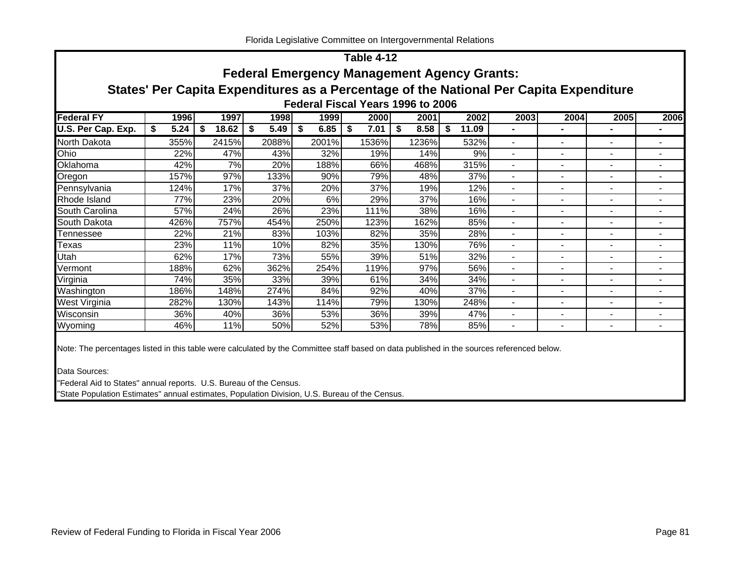# Table 4-12

## Federal Emergency Management Agency Grants:

## States' Per Capita Expenditures as a Percentage of the National Per Capita Expenditure

### Federal Fiscal Years 1996 to 2006

| Federal FY | 1996 | 1997 | 1998 | 1999 | 2000 | 2001 | 2002 | 2003 | 2004 | 2005 | 2006 |
|---|---|---|---|---|---|---|---|---|---|---|---|
| **U.S. Per Cap. Exp.** | **$ 5.24** | **$ 18.62** | **$ 5.49** | **$ 6.85** | **$ 7.01** | **$ 8.58** | **$ 11.09** | **-** | **-** | **-** | **-** |
| North Dakota | 355% | 2415% | 2088% | 2001% | 1536% | 1236% | 532% | - | - | - | - |
| Ohio | 22% | 47% | 43% | 32% | 19% | 14% | 9% | - | - | - | - |
| Oklahoma | 42% | 7% | 20% | 188% | 66% | 468% | 315% | - | - | - | - |
| Oregon | 157% | 97% | 133% | 90% | 79% | 48% | 37% | - | - | - | - |
| Pennsylvania | 124% | 17% | 37% | 20% | 37% | 19% | 12% | - | - | - | - |
| Rhode Island | 77% | 23% | 20% | 6% | 29% | 37% | 16% | - | - | - | - |
| South Carolina | 57% | 24% | 26% | 23% | 111% | 38% | 16% | - | - | - | - |
| South Dakota | 426% | 757% | 454% | 250% | 123% | 162% | 85% | - | - | - | - |
| Tennessee | 22% | 21% | 83% | 103% | 82% | 35% | 28% | - | - | - | - |
| Texas | 23% | 11% | 10% | 82% | 35% | 130% | 76% | - | - | - | - |
| Utah | 62% | 17% | 73% | 55% | 39% | 51% | 32% | - | - | - | - |
| Vermont | 188% | 62% | 362% | 254% | 119% | 97% | 56% | - | - | - | - |
| Virginia | 74% | 35% | 33% | 39% | 61% | 34% | 34% | - | - | - | - |
| Washington | 186% | 148% | 274% | 84% | 92% | 40% | 37% | - | - | - | - |
| West Virginia | 282% | 130% | 143% | 114% | 79% | 130% | 248% | - | - | - | - |
| Wisconsin | 36% | 40% | 36% | 53% | 36% | 39% | 47% | - | - | - | - |
| Wyoming | 46% | 11% | 50% | 52% | 53% | 78% | 85% | - | - | - | - |

Note: The percentages listed in this table were calculated by the Committee staff based on data published in the sources referenced below.

Data Sources:

"Federal Aid to States" annual reports. U.S. Bureau of the Census.

"State Population Estimates" annual estimates, Population Division, U.S. Bureau of the Census.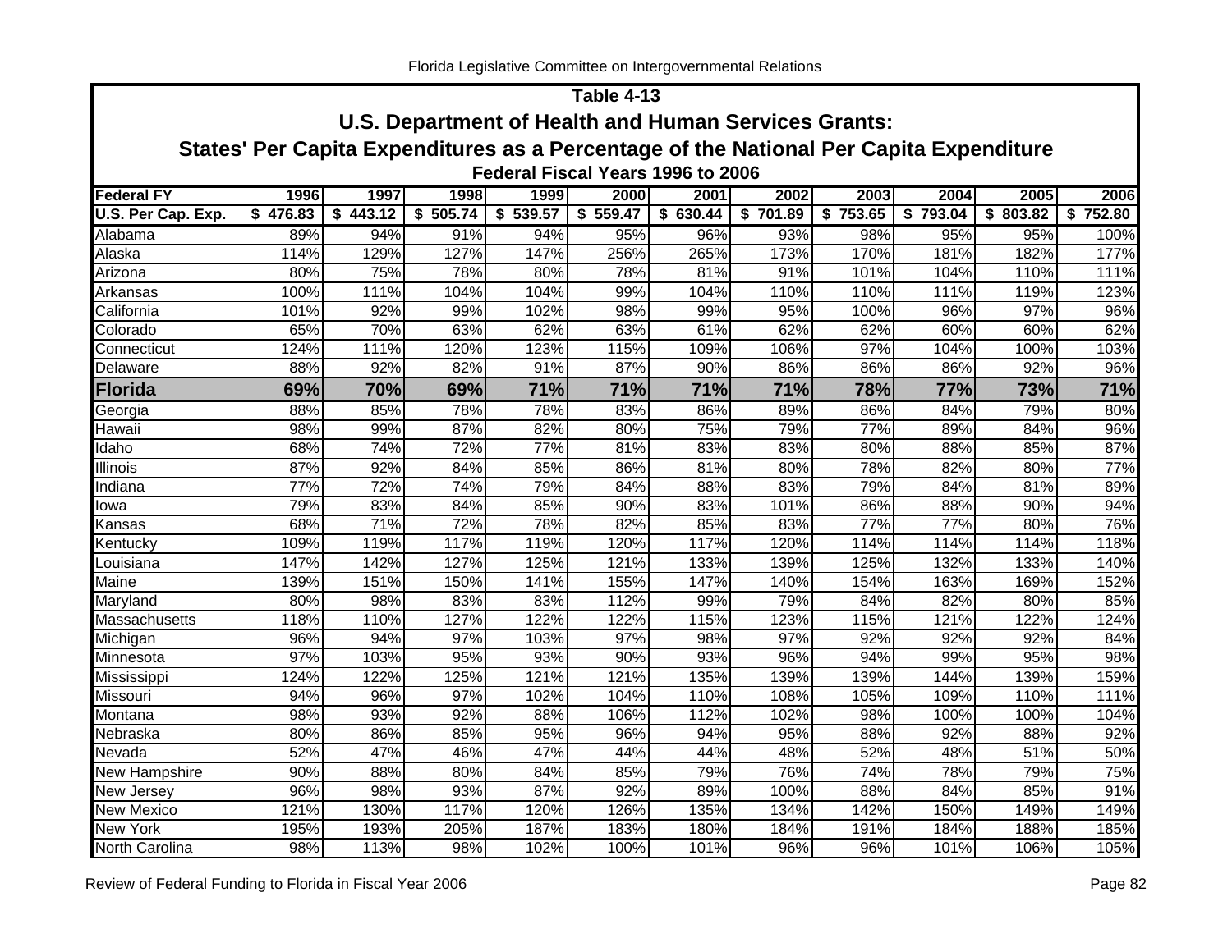## Table 4-13

### U.S. Department of Health and Human Services Grants:

### States' Per Capita Expenditures as a Percentage of the National Per Capita Expenditure

#### Federal Fiscal Years 1996 to 2006

| Federal FY | 1996 | 1997 | 1998 | 1999 | 2000 | 2001 | 2002 | 2003 | 2004 | 2005 | 2006 |
|---|---|---|---|---|---|---|---|---|---|---|---|
| **U.S. Per Cap. Exp.** | **$ 476.83** | **$ 443.12** | **$ 505.74** | **$ 539.57** | **$ 559.47** | **$ 630.44** | **$ 701.89** | **$ 753.65** | **$ 793.04** | **$ 803.82** | **$ 752.80** |
| Alabama | 89% | 94% | 91% | 94% | 95% | 96% | 93% | 98% | 95% | 95% | 100% |
| Alaska | 114% | 129% | 127% | 147% | 256% | 265% | 173% | 170% | 181% | 182% | 177% |
| Arizona | 80% | 75% | 78% | 80% | 78% | 81% | 91% | 101% | 104% | 110% | 111% |
| Arkansas | 100% | 111% | 104% | 104% | 99% | 104% | 110% | 110% | 111% | 119% | 123% |
| California | 101% | 92% | 99% | 102% | 98% | 99% | 95% | 100% | 96% | 97% | 96% |
| Colorado | 65% | 70% | 63% | 62% | 63% | 61% | 62% | 62% | 60% | 60% | 62% |
| Connecticut | 124% | 111% | 120% | 123% | 115% | 109% | 106% | 97% | 104% | 100% | 103% |
| Delaware | 88% | 92% | 82% | 91% | 87% | 90% | 86% | 86% | 86% | 92% | 96% |
| **Florida** | **69%** | **70%** | **69%** | **71%** | **71%** | **71%** | **71%** | **78%** | **77%** | **73%** | **71%** |
| Georgia | 88% | 85% | 78% | 78% | 83% | 86% | 89% | 86% | 84% | 79% | 80% |
| Hawaii | 98% | 99% | 87% | 82% | 80% | 75% | 79% | 77% | 89% | 84% | 96% |
| Idaho | 68% | 74% | 72% | 77% | 81% | 83% | 83% | 80% | 88% | 85% | 87% |
| Illinois | 87% | 92% | 84% | 85% | 86% | 81% | 80% | 78% | 82% | 80% | 77% |
| Indiana | 77% | 72% | 74% | 79% | 84% | 88% | 83% | 79% | 84% | 81% | 89% |
| Iowa | 79% | 83% | 84% | 85% | 90% | 83% | 101% | 86% | 88% | 90% | 94% |
| Kansas | 68% | 71% | 72% | 78% | 82% | 85% | 83% | 77% | 77% | 80% | 76% |
| Kentucky | 109% | 119% | 117% | 119% | 120% | 117% | 120% | 114% | 114% | 114% | 118% |
| Louisiana | 147% | 142% | 127% | 125% | 121% | 133% | 139% | 125% | 132% | 133% | 140% |
| Maine | 139% | 151% | 150% | 141% | 155% | 147% | 140% | 154% | 163% | 169% | 152% |
| Maryland | 80% | 98% | 83% | 83% | 112% | 99% | 79% | 84% | 82% | 80% | 85% |
| Massachusetts | 118% | 110% | 127% | 122% | 122% | 115% | 123% | 115% | 121% | 122% | 124% |
| Michigan | 96% | 94% | 97% | 103% | 97% | 98% | 97% | 92% | 92% | 92% | 84% |
| Minnesota | 97% | 103% | 95% | 93% | 90% | 93% | 96% | 94% | 99% | 95% | 98% |
| Mississippi | 124% | 122% | 125% | 121% | 121% | 135% | 139% | 139% | 144% | 139% | 159% |
| Missouri | 94% | 96% | 97% | 102% | 104% | 110% | 108% | 105% | 109% | 110% | 111% |
| Montana | 98% | 93% | 92% | 88% | 106% | 112% | 102% | 98% | 100% | 100% | 104% |
| Nebraska | 80% | 86% | 85% | 95% | 96% | 94% | 95% | 88% | 92% | 88% | 92% |
| Nevada | 52% | 47% | 46% | 47% | 44% | 44% | 48% | 52% | 48% | 51% | 50% |
| New Hampshire | 90% | 88% | 80% | 84% | 85% | 79% | 76% | 74% | 78% | 79% | 75% |
| New Jersey | 96% | 98% | 93% | 87% | 92% | 89% | 100% | 88% | 84% | 85% | 91% |
| New Mexico | 121% | 130% | 117% | 120% | 126% | 135% | 134% | 142% | 150% | 149% | 149% |
| New York | 195% | 193% | 205% | 187% | 183% | 180% | 184% | 191% | 184% | 188% | 185% |
| North Carolina | 98% | 113% | 98% | 102% | 100% | 101% | 96% | 96% | 101% | 106% | 105% |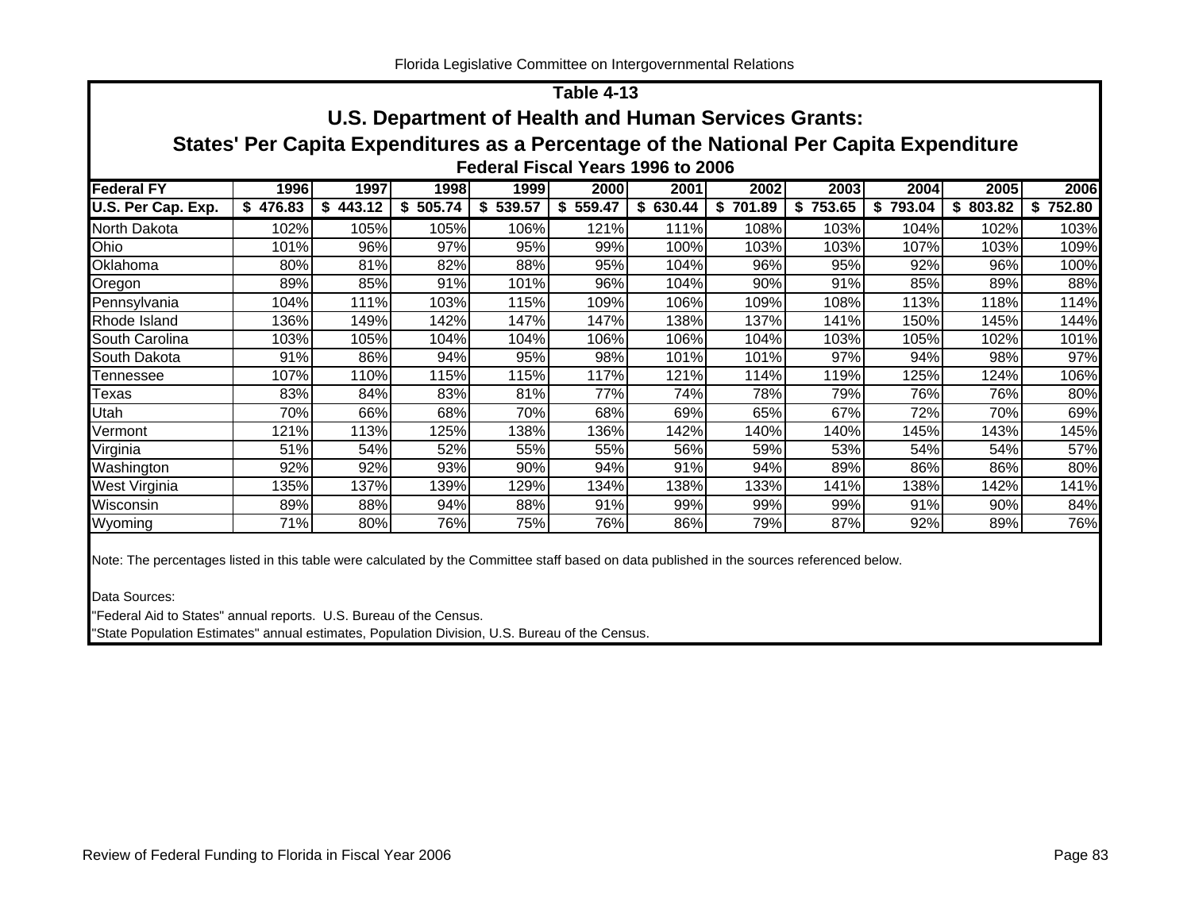## Table 4-13

## U.S. Department of Health and Human Services Grants:

## States' Per Capita Expenditures as a Percentage of the National Per Capita Expenditure

### Federal Fiscal Years 1996 to 2006

| Federal FY | 1996 | 1997 | 1998 | 1999 | 2000 | 2001 | 2002 | 2003 | 2004 | 2005 | 2006 |
|---|---|---|---|---|---|---|---|---|---|---|---|
| U.S. Per Cap. Exp. | $ 476.83 | $ 443.12 | $ 505.74 | $ 539.57 | $ 559.47 | $ 630.44 | $ 701.89 | $ 753.65 | $ 793.04 | $ 803.82 | $ 752.80 |
| North Dakota | 102% | 105% | 105% | 106% | 121% | 111% | 108% | 103% | 104% | 102% | 103% |
| Ohio | 101% | 96% | 97% | 95% | 99% | 100% | 103% | 103% | 107% | 103% | 109% |
| Oklahoma | 80% | 81% | 82% | 88% | 95% | 104% | 96% | 95% | 92% | 96% | 100% |
| Oregon | 89% | 85% | 91% | 101% | 96% | 104% | 90% | 91% | 85% | 89% | 88% |
| Pennsylvania | 104% | 111% | 103% | 115% | 109% | 106% | 109% | 108% | 113% | 118% | 114% |
| Rhode Island | 136% | 149% | 142% | 147% | 147% | 138% | 137% | 141% | 150% | 145% | 144% |
| South Carolina | 103% | 105% | 104% | 104% | 106% | 106% | 104% | 103% | 105% | 102% | 101% |
| South Dakota | 91% | 86% | 94% | 95% | 98% | 101% | 101% | 97% | 94% | 98% | 97% |
| Tennessee | 107% | 110% | 115% | 115% | 117% | 121% | 114% | 119% | 125% | 124% | 106% |
| Texas | 83% | 84% | 83% | 81% | 77% | 74% | 78% | 79% | 76% | 76% | 80% |
| Utah | 70% | 66% | 68% | 70% | 68% | 69% | 65% | 67% | 72% | 70% | 69% |
| Vermont | 121% | 113% | 125% | 138% | 136% | 142% | 140% | 140% | 145% | 143% | 145% |
| Virginia | 51% | 54% | 52% | 55% | 55% | 56% | 59% | 53% | 54% | 54% | 57% |
| Washington | 92% | 92% | 93% | 90% | 94% | 91% | 94% | 89% | 86% | 86% | 80% |
| West Virginia | 135% | 137% | 139% | 129% | 134% | 138% | 133% | 141% | 138% | 142% | 141% |
| Wisconsin | 89% | 88% | 94% | 88% | 91% | 99% | 99% | 99% | 91% | 90% | 84% |
| Wyoming | 71% | 80% | 76% | 75% | 76% | 86% | 79% | 87% | 92% | 89% | 76% |

Note: The percentages listed in this table were calculated by the Committee staff based on data published in the sources referenced below.

Data Sources:

"Federal Aid to States" annual reports. U.S. Bureau of the Census.

"State Population Estimates" annual estimates, Population Division, U.S. Bureau of the Census.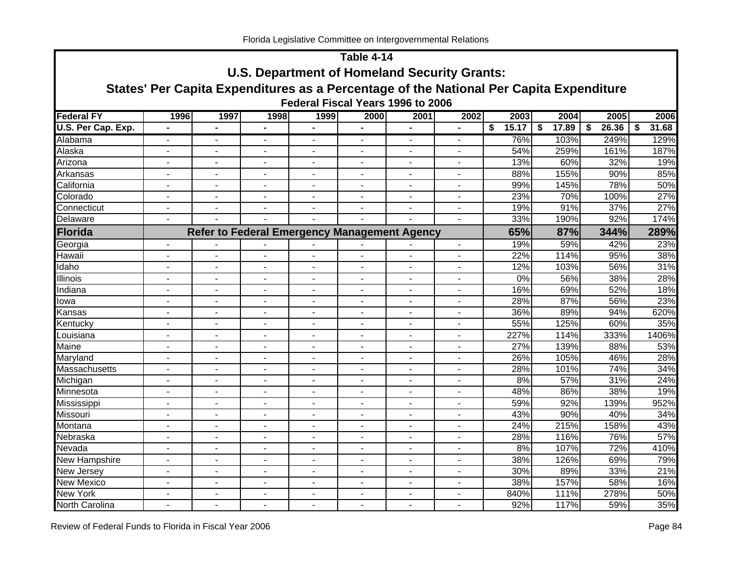## Table 4-14

### U.S. Department of Homeland Security Grants:

### States' Per Capita Expenditures as a Percentage of the National Per Capita Expenditure

#### Federal Fiscal Years 1996 to 2006

| Federal FY | 1996 | 1997 | 1998 | 1999 | 2000 | 2001 | 2002 | 2003 | 2004 | 2005 | 2006 |
|---|---|---|---|---|---|---|---|---|---|---|---|
| U.S. Per Cap. Exp. | - | - | - | - | - | - | - | $ 15.17 | $ 17.89 | $ 26.36 | $ 31.68 |
| Alabama | - | - | - | - | - | - | - | 76% | 103% | 249% | 129% |
| Alaska | - | - | - | - | - | - | - | 54% | 259% | 161% | 187% |
| Arizona | - | - | - | - | - | - | - | 13% | 60% | 32% | 19% |
| Arkansas | - | - | - | - | - | - | - | 88% | 155% | 90% | 85% |
| California | - | - | - | - | - | - | - | 99% | 145% | 78% | 50% |
| Colorado | - | - | - | - | - | - | - | 23% | 70% | 100% | 27% |
| Connecticut | - | - | - | - | - | - | - | 19% | 91% | 37% | 27% |
| Delaware | - | - | - | - | - | - | - | 33% | 190% | 92% | 174% |
| **Florida** | **Refer to Federal Emergency Management Agency** | | | | | | | **65%** | **87%** | **344%** | **289%** |
| Georgia | - | - | - | - | - | - | - | 19% | 59% | 42% | 23% |
| Hawaii | - | - | - | - | - | - | - | 22% | 114% | 95% | 38% |
| Idaho | - | - | - | - | - | - | - | 12% | 103% | 56% | 31% |
| Illinois | - | - | - | - | - | - | - | 0% | 56% | 38% | 28% |
| Indiana | - | - | - | - | - | - | - | 16% | 69% | 52% | 18% |
| Iowa | - | - | - | - | - | - | - | 28% | 87% | 56% | 23% |
| Kansas | - | - | - | - | - | - | - | 36% | 89% | 94% | 620% |
| Kentucky | - | - | - | - | - | - | - | 55% | 125% | 60% | 35% |
| Louisiana | - | - | - | - | - | - | - | 227% | 114% | 333% | 1406% |
| Maine | - | - | - | - | - | - | - | 27% | 139% | 88% | 53% |
| Maryland | - | - | - | - | - | - | - | 26% | 105% | 46% | 28% |
| Massachusetts | - | - | - | - | - | - | - | 28% | 101% | 74% | 34% |
| Michigan | - | - | - | - | - | - | - | 8% | 57% | 31% | 24% |
| Minnesota | - | - | - | - | - | - | - | 48% | 86% | 38% | 19% |
| Mississippi | - | - | - | - | - | - | - | 59% | 92% | 139% | 952% |
| Missouri | - | - | - | - | - | - | - | 43% | 90% | 40% | 34% |
| Montana | - | - | - | - | - | - | - | 24% | 215% | 158% | 43% |
| Nebraska | - | - | - | - | - | - | - | 28% | 116% | 76% | 57% |
| Nevada | - | - | - | - | - | - | - | 8% | 107% | 72% | 410% |
| New Hampshire | - | - | - | - | - | - | - | 38% | 126% | 69% | 79% |
| New Jersey | - | - | - | - | - | - | - | 30% | 89% | 33% | 21% |
| New Mexico | - | - | - | - | - | - | - | 38% | 157% | 58% | 16% |
| New York | - | - | - | - | - | - | - | 840% | 111% | 278% | 50% |
| North Carolina | - | - | - | - | - | - | - | 92% | 117% | 59% | 35% |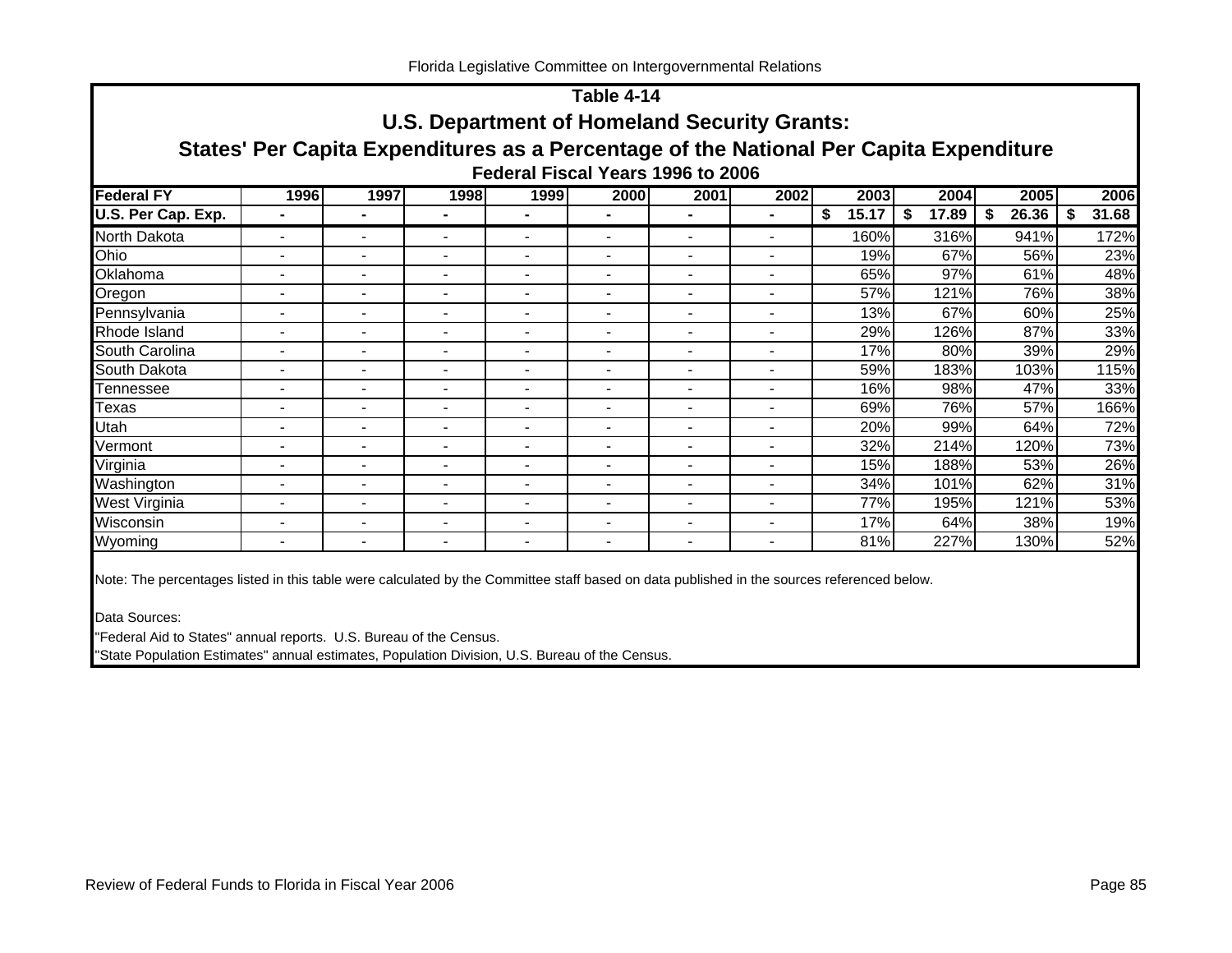# Table 4-14

## U.S. Department of Homeland Security Grants:

## States' Per Capita Expenditures as a Percentage of the National Per Capita Expenditure

### Federal Fiscal Years 1996 to 2006

| Federal FY | 1996 | 1997 | 1998 | 1999 | 2000 | 2001 | 2002 | 2003 | 2004 | 2005 | 2006 |
|---|---|---|---|---|---|---|---|---|---|---|---|
| **U.S. Per Cap. Exp.** | **-** | **-** | **-** | **-** | **-** | **-** | **-** | **$ 15.17** | **$ 17.89** | **$ 26.36** | **$ 31.68** |
| North Dakota | - | - | - | - | - | - | - | 160% | 316% | 941% | 172% |
| Ohio | - | - | - | - | - | - | - | 19% | 67% | 56% | 23% |
| Oklahoma | - | - | - | - | - | - | - | 65% | 97% | 61% | 48% |
| Oregon | - | - | - | - | - | - | - | 57% | 121% | 76% | 38% |
| Pennsylvania | - | - | - | - | - | - | - | 13% | 67% | 60% | 25% |
| Rhode Island | - | - | - | - | - | - | - | 29% | 126% | 87% | 33% |
| South Carolina | - | - | - | - | - | - | - | 17% | 80% | 39% | 29% |
| South Dakota | - | - | - | - | - | - | - | 59% | 183% | 103% | 115% |
| Tennessee | - | - | - | - | - | - | - | 16% | 98% | 47% | 33% |
| Texas | - | - | - | - | - | - | - | 69% | 76% | 57% | 166% |
| Utah | - | - | - | - | - | - | - | 20% | 99% | 64% | 72% |
| Vermont | - | - | - | - | - | - | - | 32% | 214% | 120% | 73% |
| Virginia | - | - | - | - | - | - | - | 15% | 188% | 53% | 26% |
| Washington | - | - | - | - | - | - | - | 34% | 101% | 62% | 31% |
| West Virginia | - | - | - | - | - | - | - | 77% | 195% | 121% | 53% |
| Wisconsin | - | - | - | - | - | - | - | 17% | 64% | 38% | 19% |
| Wyoming | - | - | - | - | - | - | - | 81% | 227% | 130% | 52% |

Note: The percentages listed in this table were calculated by the Committee staff based on data published in the sources referenced below.

Data Sources:

"Federal Aid to States" annual reports. U.S. Bureau of the Census.

"State Population Estimates" annual estimates, Population Division, U.S. Bureau of the Census.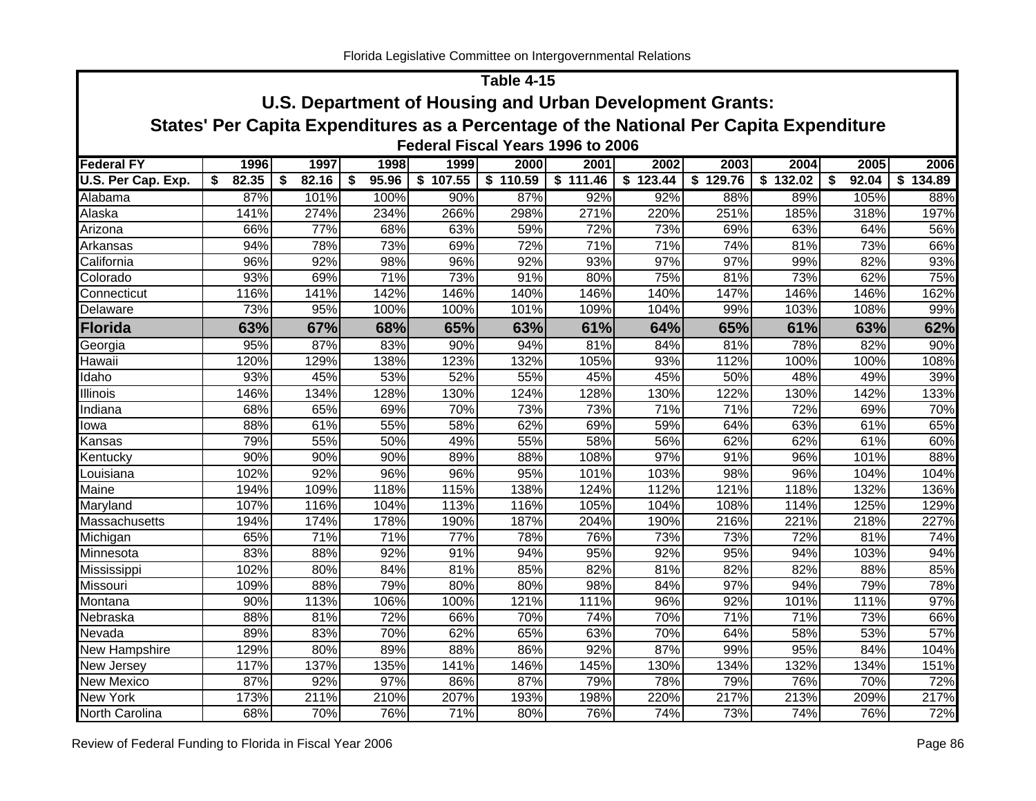## Table 4-15

### U.S. Department of Housing and Urban Development Grants: States' Per Capita Expenditures as a Percentage of the National Per Capita Expenditure

#### Federal Fiscal Years 1996 to 2006

| Federal FY | 1996 | 1997 | 1998 | 1999 | 2000 | 2001 | 2002 | 2003 | 2004 | 2005 | 2006 |
|---|---|---|---|---|---|---|---|---|---|---|---|
| U.S. Per Cap. Exp. | $ 82.35 | $ 82.16 | $ 95.96 | $ 107.55 | $ 110.59 | $ 111.46 | $ 123.44 | $ 129.76 | $ 132.02 | $ 92.04 | $ 134.89 |
| Alabama | 87% | 101% | 100% | 90% | 87% | 92% | 92% | 88% | 89% | 105% | 88% |
| Alaska | 141% | 274% | 234% | 266% | 298% | 271% | 220% | 251% | 185% | 318% | 197% |
| Arizona | 66% | 77% | 68% | 63% | 59% | 72% | 73% | 69% | 63% | 64% | 56% |
| Arkansas | 94% | 78% | 73% | 69% | 72% | 71% | 71% | 74% | 81% | 73% | 66% |
| California | 96% | 92% | 98% | 96% | 92% | 93% | 97% | 97% | 99% | 82% | 93% |
| Colorado | 93% | 69% | 71% | 73% | 91% | 80% | 75% | 81% | 73% | 62% | 75% |
| Connecticut | 116% | 141% | 142% | 146% | 140% | 146% | 140% | 147% | 146% | 146% | 162% |
| Delaware | 73% | 95% | 100% | 100% | 101% | 109% | 104% | 99% | 103% | 108% | 99% |
| **Florida** | **63%** | **67%** | **68%** | **65%** | **63%** | **61%** | **64%** | **65%** | **61%** | **63%** | **62%** |
| Georgia | 95% | 87% | 83% | 90% | 94% | 81% | 84% | 81% | 78% | 82% | 90% |
| Hawaii | 120% | 129% | 138% | 123% | 132% | 105% | 93% | 112% | 100% | 100% | 108% |
| Idaho | 93% | 45% | 53% | 52% | 55% | 45% | 45% | 50% | 48% | 49% | 39% |
| Illinois | 146% | 134% | 128% | 130% | 124% | 128% | 130% | 122% | 130% | 142% | 133% |
| Indiana | 68% | 65% | 69% | 70% | 73% | 73% | 71% | 71% | 72% | 69% | 70% |
| Iowa | 88% | 61% | 55% | 58% | 62% | 69% | 59% | 64% | 63% | 61% | 65% |
| Kansas | 79% | 55% | 50% | 49% | 55% | 58% | 56% | 62% | 62% | 61% | 60% |
| Kentucky | 90% | 90% | 90% | 89% | 88% | 108% | 97% | 91% | 96% | 101% | 88% |
| Louisiana | 102% | 92% | 96% | 96% | 95% | 101% | 103% | 98% | 96% | 104% | 104% |
| Maine | 194% | 109% | 118% | 115% | 138% | 124% | 112% | 121% | 118% | 132% | 136% |
| Maryland | 107% | 116% | 104% | 113% | 116% | 105% | 104% | 108% | 114% | 125% | 129% |
| Massachusetts | 194% | 174% | 178% | 190% | 187% | 204% | 190% | 216% | 221% | 218% | 227% |
| Michigan | 65% | 71% | 71% | 77% | 78% | 76% | 73% | 73% | 72% | 81% | 74% |
| Minnesota | 83% | 88% | 92% | 91% | 94% | 95% | 92% | 95% | 94% | 103% | 94% |
| Mississippi | 102% | 80% | 84% | 81% | 85% | 82% | 81% | 82% | 82% | 88% | 85% |
| Missouri | 109% | 88% | 79% | 80% | 80% | 98% | 84% | 97% | 94% | 79% | 78% |
| Montana | 90% | 113% | 106% | 100% | 121% | 111% | 96% | 92% | 101% | 111% | 97% |
| Nebraska | 88% | 81% | 72% | 66% | 70% | 74% | 70% | 71% | 71% | 73% | 66% |
| Nevada | 89% | 83% | 70% | 62% | 65% | 63% | 70% | 64% | 58% | 53% | 57% |
| New Hampshire | 129% | 80% | 89% | 88% | 86% | 92% | 87% | 99% | 95% | 84% | 104% |
| New Jersey | 117% | 137% | 135% | 141% | 146% | 145% | 130% | 134% | 132% | 134% | 151% |
| New Mexico | 87% | 92% | 97% | 86% | 87% | 79% | 78% | 79% | 76% | 70% | 72% |
| New York | 173% | 211% | 210% | 207% | 193% | 198% | 220% | 217% | 213% | 209% | 217% |
| North Carolina | 68% | 70% | 76% | 71% | 80% | 76% | 74% | 73% | 74% | 76% | 72% |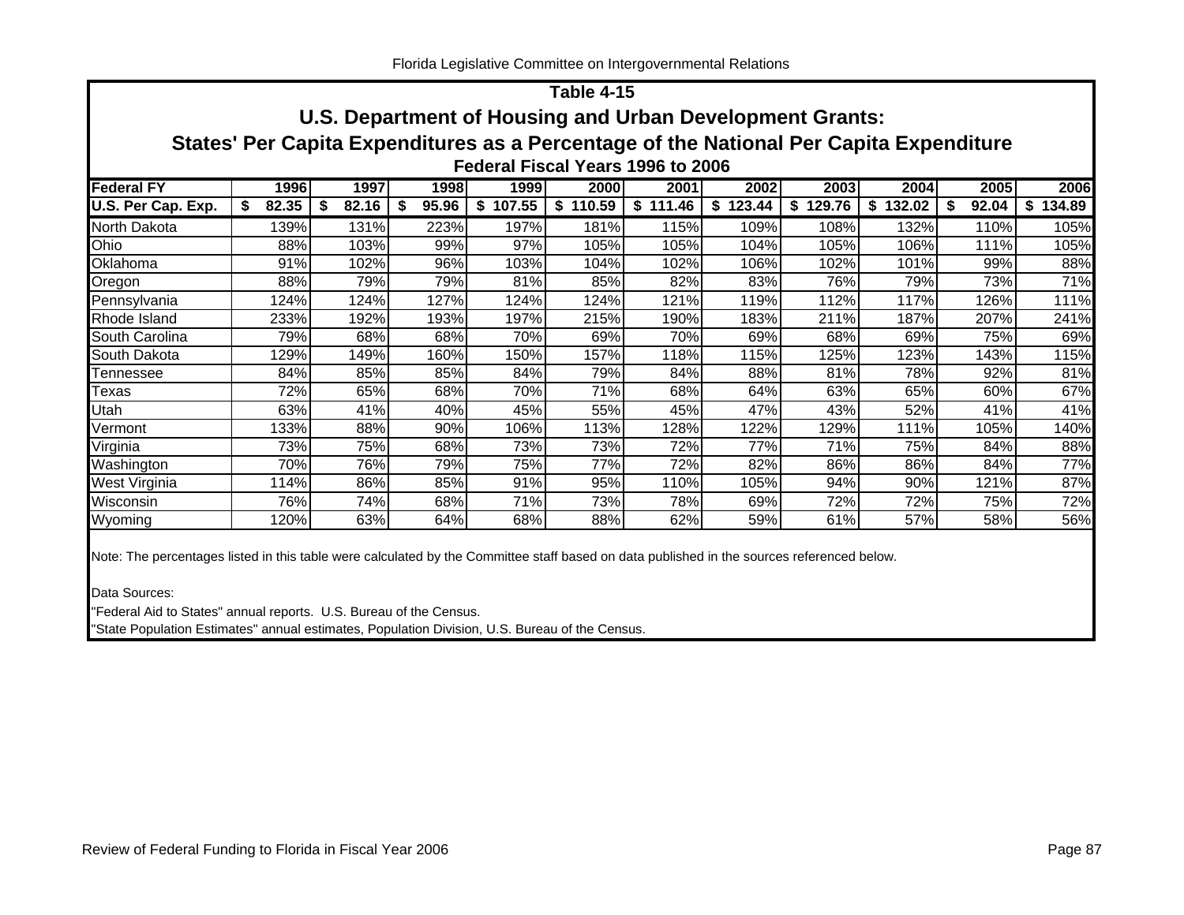## Table 4-15

## U.S. Department of Housing and Urban Development Grants:

## States' Per Capita Expenditures as a Percentage of the National Per Capita Expenditure

### Federal Fiscal Years 1996 to 2006

| Federal FY | 1996 | 1997 | 1998 | 1999 | 2000 | 2001 | 2002 | 2003 | 2004 | 2005 | 2006 |
|---|---|---|---|---|---|---|---|---|---|---|---|
| U.S. Per Cap. Exp. | $ 82.35 | $ 82.16 | $ 95.96 | $ 107.55 | $ 110.59 | $ 111.46 | $ 123.44 | $ 129.76 | $ 132.02 | $ 92.04 | $ 134.89 |
| North Dakota | 139% | 131% | 223% | 197% | 181% | 115% | 109% | 108% | 132% | 110% | 105% |
| Ohio | 88% | 103% | 99% | 97% | 105% | 105% | 104% | 105% | 106% | 111% | 105% |
| Oklahoma | 91% | 102% | 96% | 103% | 104% | 102% | 106% | 102% | 101% | 99% | 88% |
| Oregon | 88% | 79% | 79% | 81% | 85% | 82% | 83% | 76% | 79% | 73% | 71% |
| Pennsylvania | 124% | 124% | 127% | 124% | 124% | 121% | 119% | 112% | 117% | 126% | 111% |
| Rhode Island | 233% | 192% | 193% | 197% | 215% | 190% | 183% | 211% | 187% | 207% | 241% |
| South Carolina | 79% | 68% | 68% | 70% | 69% | 70% | 69% | 68% | 69% | 75% | 69% |
| South Dakota | 129% | 149% | 160% | 150% | 157% | 118% | 115% | 125% | 123% | 143% | 115% |
| Tennessee | 84% | 85% | 85% | 84% | 79% | 84% | 88% | 81% | 78% | 92% | 81% |
| Texas | 72% | 65% | 68% | 70% | 71% | 68% | 64% | 63% | 65% | 60% | 67% |
| Utah | 63% | 41% | 40% | 45% | 55% | 45% | 47% | 43% | 52% | 41% | 41% |
| Vermont | 133% | 88% | 90% | 106% | 113% | 128% | 122% | 129% | 111% | 105% | 140% |
| Virginia | 73% | 75% | 68% | 73% | 73% | 72% | 77% | 71% | 75% | 84% | 88% |
| Washington | 70% | 76% | 79% | 75% | 77% | 72% | 82% | 86% | 86% | 84% | 77% |
| West Virginia | 114% | 86% | 85% | 91% | 95% | 110% | 105% | 94% | 90% | 121% | 87% |
| Wisconsin | 76% | 74% | 68% | 71% | 73% | 78% | 69% | 72% | 72% | 75% | 72% |
| Wyoming | 120% | 63% | 64% | 68% | 88% | 62% | 59% | 61% | 57% | 58% | 56% |

Note: The percentages listed in this table were calculated by the Committee staff based on data published in the sources referenced below.

Data Sources:

"Federal Aid to States" annual reports. U.S. Bureau of the Census.

"State Population Estimates" annual estimates, Population Division, U.S. Bureau of the Census.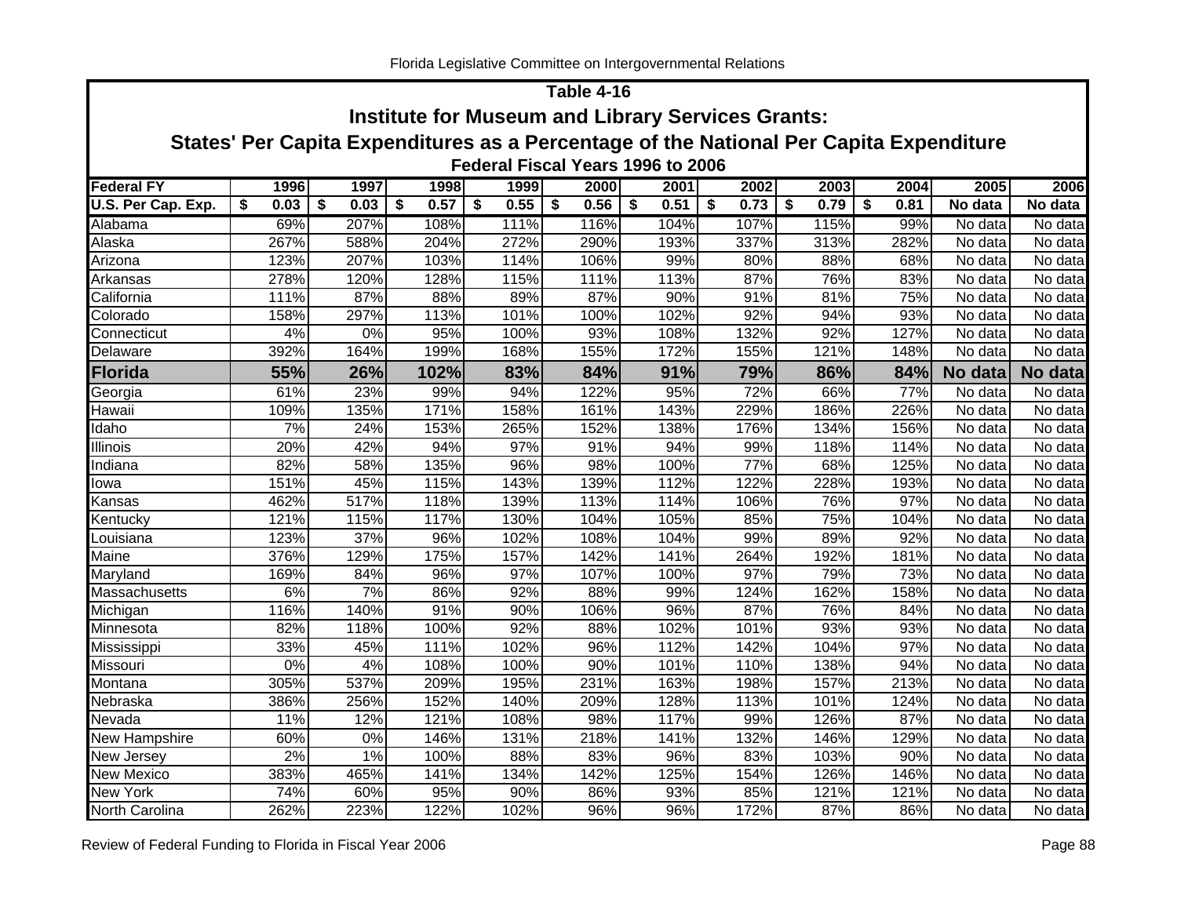## Table 4-16

### Institute for Museum and Library Services Grants:

### States' Per Capita Expenditures as a Percentage of the National Per Capita Expenditure

#### Federal Fiscal Years 1996 to 2006

| Federal FY | 1996 | 1997 | 1998 | 1999 | 2000 | 2001 | 2002 | 2003 | 2004 | 2005 | 2006 |
|---|---|---|---|---|---|---|---|---|---|---|---|
| U.S. Per Cap. Exp. | $ 0.03 | $ 0.03 | $ 0.57 | $ 0.55 | $ 0.56 | $ 0.51 | $ 0.73 | $ 0.79 | $ 0.81 | No data | No data |
| Alabama | 69% | 207% | 108% | 111% | 116% | 104% | 107% | 115% | 99% | No data | No data |
| Alaska | 267% | 588% | 204% | 272% | 290% | 193% | 337% | 313% | 282% | No data | No data |
| Arizona | 123% | 207% | 103% | 114% | 106% | 99% | 80% | 88% | 68% | No data | No data |
| Arkansas | 278% | 120% | 128% | 115% | 111% | 113% | 87% | 76% | 83% | No data | No data |
| California | 111% | 87% | 88% | 89% | 87% | 90% | 91% | 81% | 75% | No data | No data |
| Colorado | 158% | 297% | 113% | 101% | 100% | 102% | 92% | 94% | 93% | No data | No data |
| Connecticut | 4% | 0% | 95% | 100% | 93% | 108% | 132% | 92% | 127% | No data | No data |
| Delaware | 392% | 164% | 199% | 168% | 155% | 172% | 155% | 121% | 148% | No data | No data |
| **Florida** | **55%** | **26%** | **102%** | **83%** | **84%** | **91%** | **79%** | **86%** | **84%** | **No data** | **No data** |
| Georgia | 61% | 23% | 99% | 94% | 122% | 95% | 72% | 66% | 77% | No data | No data |
| Hawaii | 109% | 135% | 171% | 158% | 161% | 143% | 229% | 186% | 226% | No data | No data |
| Idaho | 7% | 24% | 153% | 265% | 152% | 138% | 176% | 134% | 156% | No data | No data |
| Illinois | 20% | 42% | 94% | 97% | 91% | 94% | 99% | 118% | 114% | No data | No data |
| Indiana | 82% | 58% | 135% | 96% | 98% | 100% | 77% | 68% | 125% | No data | No data |
| Iowa | 151% | 45% | 115% | 143% | 139% | 112% | 122% | 228% | 193% | No data | No data |
| Kansas | 462% | 517% | 118% | 139% | 113% | 114% | 106% | 76% | 97% | No data | No data |
| Kentucky | 121% | 115% | 117% | 130% | 104% | 105% | 85% | 75% | 104% | No data | No data |
| Louisiana | 123% | 37% | 96% | 102% | 108% | 104% | 99% | 89% | 92% | No data | No data |
| Maine | 376% | 129% | 175% | 157% | 142% | 141% | 264% | 192% | 181% | No data | No data |
| Maryland | 169% | 84% | 96% | 97% | 107% | 100% | 97% | 79% | 73% | No data | No data |
| Massachusetts | 6% | 7% | 86% | 92% | 88% | 99% | 124% | 162% | 158% | No data | No data |
| Michigan | 116% | 140% | 91% | 90% | 106% | 96% | 87% | 76% | 84% | No data | No data |
| Minnesota | 82% | 118% | 100% | 92% | 88% | 102% | 101% | 93% | 93% | No data | No data |
| Mississippi | 33% | 45% | 111% | 102% | 96% | 112% | 142% | 104% | 97% | No data | No data |
| Missouri | 0% | 4% | 108% | 100% | 90% | 101% | 110% | 138% | 94% | No data | No data |
| Montana | 305% | 537% | 209% | 195% | 231% | 163% | 198% | 157% | 213% | No data | No data |
| Nebraska | 386% | 256% | 152% | 140% | 209% | 128% | 113% | 101% | 124% | No data | No data |
| Nevada | 11% | 12% | 121% | 108% | 98% | 117% | 99% | 126% | 87% | No data | No data |
| New Hampshire | 60% | 0% | 146% | 131% | 218% | 141% | 132% | 146% | 129% | No data | No data |
| New Jersey | 2% | 1% | 100% | 88% | 83% | 96% | 83% | 103% | 90% | No data | No data |
| New Mexico | 383% | 465% | 141% | 134% | 142% | 125% | 154% | 126% | 146% | No data | No data |
| New York | 74% | 60% | 95% | 90% | 86% | 93% | 85% | 121% | 121% | No data | No data |
| North Carolina | 262% | 223% | 122% | 102% | 96% | 96% | 172% | 87% | 86% | No data | No data |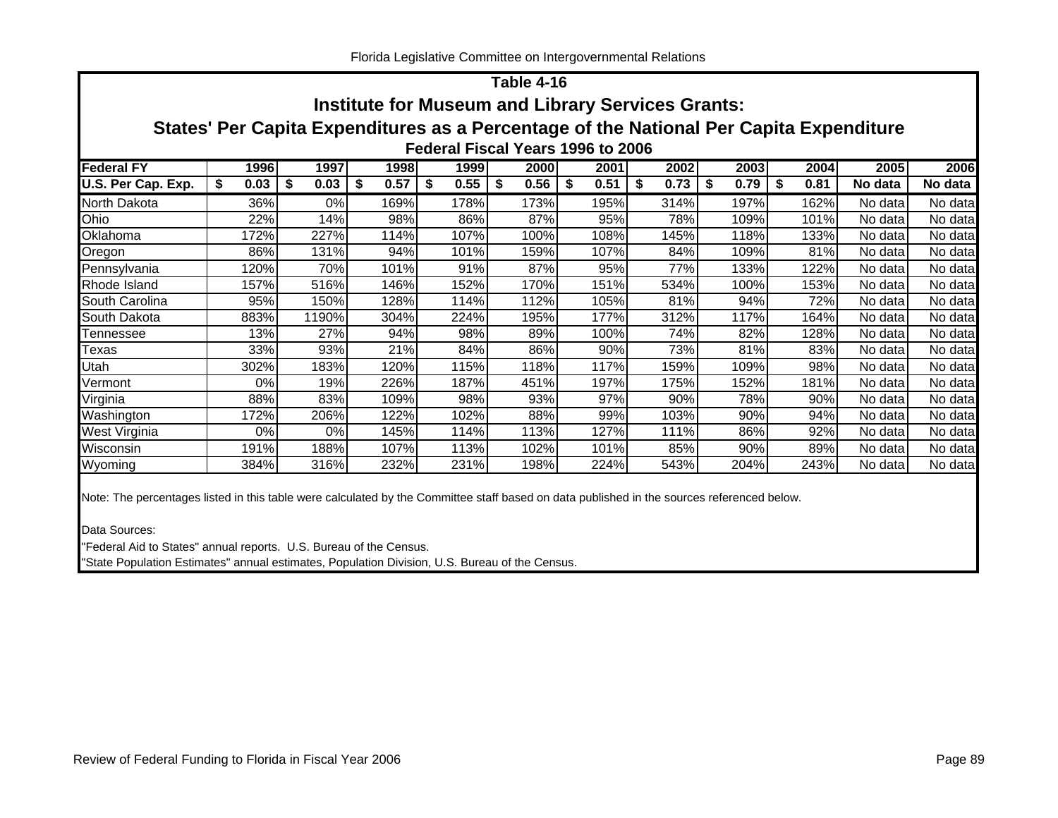## Table 4-16

## Institute for Museum and Library Services Grants:

## States' Per Capita Expenditures as a Percentage of the National Per Capita Expenditure

### Federal Fiscal Years 1996 to 2006

| Federal FY | 1996 | 1997 | 1998 | 1999 | 2000 | 2001 | 2002 | 2003 | 2004 | 2005 | 2006 |
|---|---|---|---|---|---|---|---|---|---|---|---|
| U.S. Per Cap. Exp. | $ 0.03 | $ 0.03 | $ 0.57 | $ 0.55 | $ 0.56 | $ 0.51 | $ 0.73 | $ 0.79 | $ 0.81 | No data | No data |
| North Dakota | 36% | 0% | 169% | 178% | 173% | 195% | 314% | 197% | 162% | No data | No data |
| Ohio | 22% | 14% | 98% | 86% | 87% | 95% | 78% | 109% | 101% | No data | No data |
| Oklahoma | 172% | 227% | 114% | 107% | 100% | 108% | 145% | 118% | 133% | No data | No data |
| Oregon | 86% | 131% | 94% | 101% | 159% | 107% | 84% | 109% | 81% | No data | No data |
| Pennsylvania | 120% | 70% | 101% | 91% | 87% | 95% | 77% | 133% | 122% | No data | No data |
| Rhode Island | 157% | 516% | 146% | 152% | 170% | 151% | 534% | 100% | 153% | No data | No data |
| South Carolina | 95% | 150% | 128% | 114% | 112% | 105% | 81% | 94% | 72% | No data | No data |
| South Dakota | 883% | 1190% | 304% | 224% | 195% | 177% | 312% | 117% | 164% | No data | No data |
| Tennessee | 13% | 27% | 94% | 98% | 89% | 100% | 74% | 82% | 128% | No data | No data |
| Texas | 33% | 93% | 21% | 84% | 86% | 90% | 73% | 81% | 83% | No data | No data |
| Utah | 302% | 183% | 120% | 115% | 118% | 117% | 159% | 109% | 98% | No data | No data |
| Vermont | 0% | 19% | 226% | 187% | 451% | 197% | 175% | 152% | 181% | No data | No data |
| Virginia | 88% | 83% | 109% | 98% | 93% | 97% | 90% | 78% | 90% | No data | No data |
| Washington | 172% | 206% | 122% | 102% | 88% | 99% | 103% | 90% | 94% | No data | No data |
| West Virginia | 0% | 0% | 145% | 114% | 113% | 127% | 111% | 86% | 92% | No data | No data |
| Wisconsin | 191% | 188% | 107% | 113% | 102% | 101% | 85% | 90% | 89% | No data | No data |
| Wyoming | 384% | 316% | 232% | 231% | 198% | 224% | 543% | 204% | 243% | No data | No data |

Note: The percentages listed in this table were calculated by the Committee staff based on data published in the sources referenced below.

Data Sources:

"Federal Aid to States" annual reports. U.S. Bureau of the Census.

"State Population Estimates" annual estimates, Population Division, U.S. Bureau of the Census.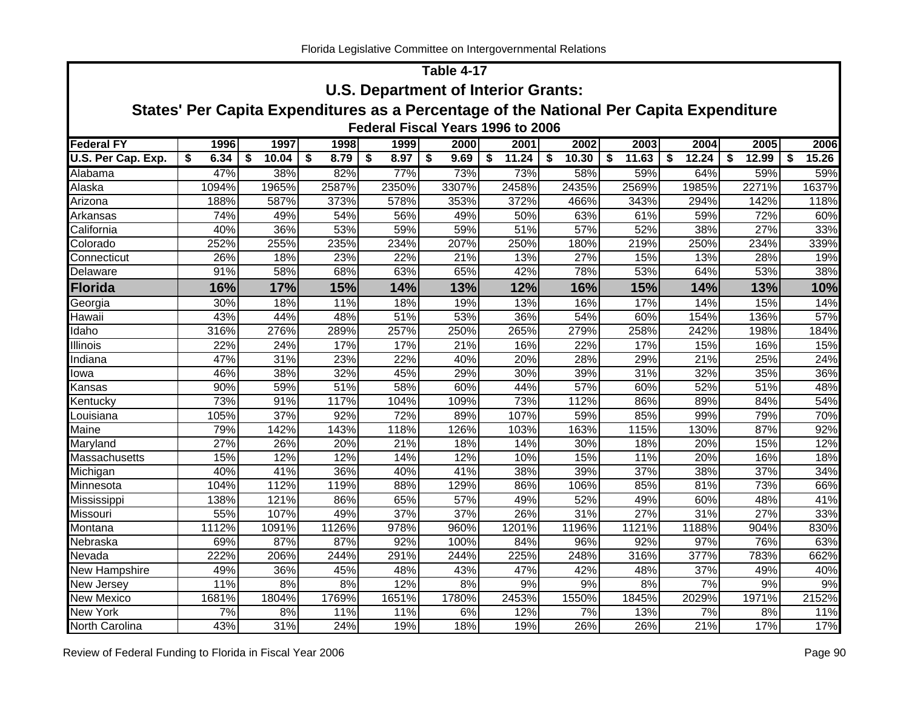## Table 4-17

## U.S. Department of Interior Grants:

## States' Per Capita Expenditures as a Percentage of the National Per Capita Expenditure

### Federal Fiscal Years 1996 to 2006

| Federal FY | 1996 | 1997 | 1998 | 1999 | 2000 | 2001 | 2002 | 2003 | 2004 | 2005 | 2006 |
|---|---|---|---|---|---|---|---|---|---|---|---|
| U.S. Per Cap. Exp. | $ 6.34 | $ 10.04 | $ 8.79 | $ 8.97 | $ 9.69 | $ 11.24 | $ 10.30 | $ 11.63 | $ 12.24 | $ 12.99 | $ 15.26 |
| Alabama | 47% | 38% | 82% | 77% | 73% | 73% | 58% | 59% | 64% | 59% | 59% |
| Alaska | 1094% | 1965% | 2587% | 2350% | 3307% | 2458% | 2435% | 2569% | 1985% | 2271% | 1637% |
| Arizona | 188% | 587% | 373% | 578% | 353% | 372% | 466% | 343% | 294% | 142% | 118% |
| Arkansas | 74% | 49% | 54% | 56% | 49% | 50% | 63% | 61% | 59% | 72% | 60% |
| California | 40% | 36% | 53% | 59% | 59% | 51% | 57% | 52% | 38% | 27% | 33% |
| Colorado | 252% | 255% | 235% | 234% | 207% | 250% | 180% | 219% | 250% | 234% | 339% |
| Connecticut | 26% | 18% | 23% | 22% | 21% | 13% | 27% | 15% | 13% | 28% | 19% |
| Delaware | 91% | 58% | 68% | 63% | 65% | 42% | 78% | 53% | 64% | 53% | 38% |
| **Florida** | **16%** | **17%** | **15%** | **14%** | **13%** | **12%** | **16%** | **15%** | **14%** | **13%** | **10%** |
| Georgia | 30% | 18% | 11% | 18% | 19% | 13% | 16% | 17% | 14% | 15% | 14% |
| Hawaii | 43% | 44% | 48% | 51% | 53% | 36% | 54% | 60% | 154% | 136% | 57% |
| Idaho | 316% | 276% | 289% | 257% | 250% | 265% | 279% | 258% | 242% | 198% | 184% |
| Illinois | 22% | 24% | 17% | 17% | 21% | 16% | 22% | 17% | 15% | 16% | 15% |
| Indiana | 47% | 31% | 23% | 22% | 40% | 20% | 28% | 29% | 21% | 25% | 24% |
| Iowa | 46% | 38% | 32% | 45% | 29% | 30% | 39% | 31% | 32% | 35% | 36% |
| Kansas | 90% | 59% | 51% | 58% | 60% | 44% | 57% | 60% | 52% | 51% | 48% |
| Kentucky | 73% | 91% | 117% | 104% | 109% | 73% | 112% | 86% | 89% | 84% | 54% |
| Louisiana | 105% | 37% | 92% | 72% | 89% | 107% | 59% | 85% | 99% | 79% | 70% |
| Maine | 79% | 142% | 143% | 118% | 126% | 103% | 163% | 115% | 130% | 87% | 92% |
| Maryland | 27% | 26% | 20% | 21% | 18% | 14% | 30% | 18% | 20% | 15% | 12% |
| Massachusetts | 15% | 12% | 12% | 14% | 12% | 10% | 15% | 11% | 20% | 16% | 18% |
| Michigan | 40% | 41% | 36% | 40% | 41% | 38% | 39% | 37% | 38% | 37% | 34% |
| Minnesota | 104% | 112% | 119% | 88% | 129% | 86% | 106% | 85% | 81% | 73% | 66% |
| Mississippi | 138% | 121% | 86% | 65% | 57% | 49% | 52% | 49% | 60% | 48% | 41% |
| Missouri | 55% | 107% | 49% | 37% | 37% | 26% | 31% | 27% | 31% | 27% | 33% |
| Montana | 1112% | 1091% | 1126% | 978% | 960% | 1201% | 1196% | 1121% | 1188% | 904% | 830% |
| Nebraska | 69% | 87% | 87% | 92% | 100% | 84% | 96% | 92% | 97% | 76% | 63% |
| Nevada | 222% | 206% | 244% | 291% | 244% | 225% | 248% | 316% | 377% | 783% | 662% |
| New Hampshire | 49% | 36% | 45% | 48% | 43% | 47% | 42% | 48% | 37% | 49% | 40% |
| New Jersey | 11% | 8% | 8% | 12% | 8% | 9% | 9% | 8% | 7% | 9% | 9% |
| New Mexico | 1681% | 1804% | 1769% | 1651% | 1780% | 2453% | 1550% | 1845% | 2029% | 1971% | 2152% |
| New York | 7% | 8% | 11% | 11% | 6% | 12% | 7% | 13% | 7% | 8% | 11% |
| North Carolina | 43% | 31% | 24% | 19% | 18% | 19% | 26% | 26% | 21% | 17% | 17% |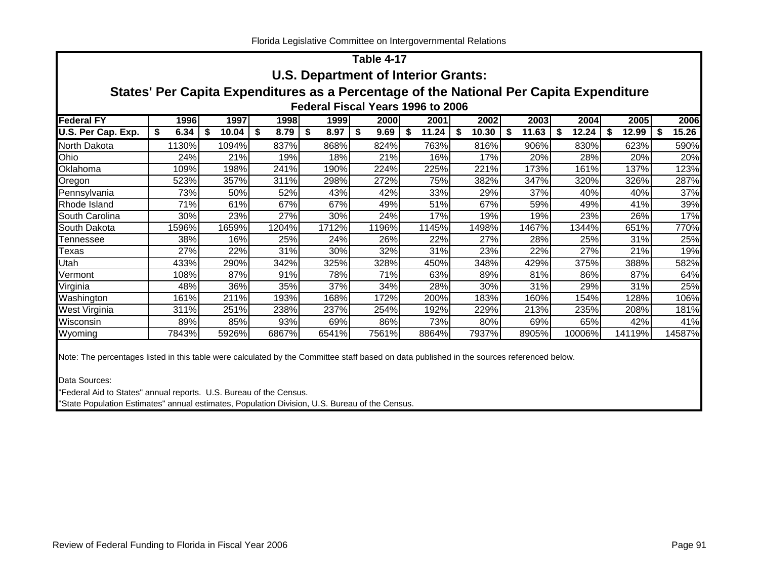## Table 4-17

## U.S. Department of Interior Grants:

## States' Per Capita Expenditures as a Percentage of the National Per Capita Expenditure

### Federal Fiscal Years 1996 to 2006

| Federal FY | 1996 | 1997 | 1998 | 1999 | 2000 | 2001 | 2002 | 2003 | 2004 | 2005 | 2006 |
|---|---|---|---|---|---|---|---|---|---|---|---|
| U.S. Per Cap. Exp. | $ 6.34 | $ 10.04 | $ 8.79 | $ 8.97 | $ 9.69 | $ 11.24 | $ 10.30 | $ 11.63 | $ 12.24 | $ 12.99 | $ 15.26 |
| North Dakota | 1130% | 1094% | 837% | 868% | 824% | 763% | 816% | 906% | 830% | 623% | 590% |
| Ohio | 24% | 21% | 19% | 18% | 21% | 16% | 17% | 20% | 28% | 20% | 20% |
| Oklahoma | 109% | 198% | 241% | 190% | 224% | 225% | 221% | 173% | 161% | 137% | 123% |
| Oregon | 523% | 357% | 311% | 298% | 272% | 75% | 382% | 347% | 320% | 326% | 287% |
| Pennsylvania | 73% | 50% | 52% | 43% | 42% | 33% | 29% | 37% | 40% | 40% | 37% |
| Rhode Island | 71% | 61% | 67% | 67% | 49% | 51% | 67% | 59% | 49% | 41% | 39% |
| South Carolina | 30% | 23% | 27% | 30% | 24% | 17% | 19% | 19% | 23% | 26% | 17% |
| South Dakota | 1596% | 1659% | 1204% | 1712% | 1196% | 1145% | 1498% | 1467% | 1344% | 651% | 770% |
| Tennessee | 38% | 16% | 25% | 24% | 26% | 22% | 27% | 28% | 25% | 31% | 25% |
| Texas | 27% | 22% | 31% | 30% | 32% | 31% | 23% | 22% | 27% | 21% | 19% |
| Utah | 433% | 290% | 342% | 325% | 328% | 450% | 348% | 429% | 375% | 388% | 582% |
| Vermont | 108% | 87% | 91% | 78% | 71% | 63% | 89% | 81% | 86% | 87% | 64% |
| Virginia | 48% | 36% | 35% | 37% | 34% | 28% | 30% | 31% | 29% | 31% | 25% |
| Washington | 161% | 211% | 193% | 168% | 172% | 200% | 183% | 160% | 154% | 128% | 106% |
| West Virginia | 311% | 251% | 238% | 237% | 254% | 192% | 229% | 213% | 235% | 208% | 181% |
| Wisconsin | 89% | 85% | 93% | 69% | 86% | 73% | 80% | 69% | 65% | 42% | 41% |
| Wyoming | 7843% | 5926% | 6867% | 6541% | 7561% | 8864% | 7937% | 8905% | 10006% | 14119% | 14587% |

Note: The percentages listed in this table were calculated by the Committee staff based on data published in the sources referenced below.

Data Sources:

"Federal Aid to States" annual reports. U.S. Bureau of the Census.

"State Population Estimates" annual estimates, Population Division, U.S. Bureau of the Census.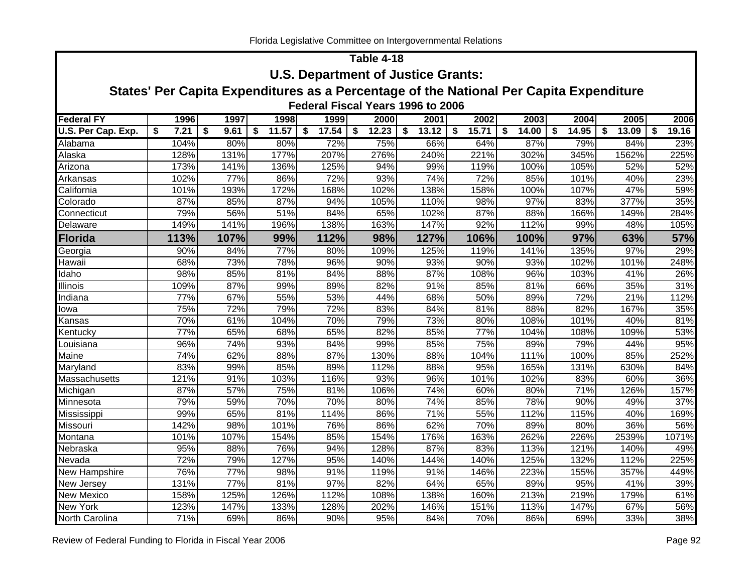# Table 4-18

## U.S. Department of Justice Grants:

## States' Per Capita Expenditures as a Percentage of the National Per Capita Expenditure

### Federal Fiscal Years 1996 to 2006

| Federal FY | 1996 | 1997 | 1998 | 1999 | 2000 | 2001 | 2002 | 2003 | 2004 | 2005 | 2006 |
|---|---|---|---|---|---|---|---|---|---|---|---|
| **U.S. Per Cap. Exp.** | **$ 7.21** | **$ 9.61** | **$ 11.57** | **$ 17.54** | **$ 12.23** | **$ 13.12** | **$ 15.71** | **$ 14.00** | **$ 14.95** | **$ 13.09** | **$ 19.16** |
| Alabama | 104% | 80% | 80% | 72% | 75% | 66% | 64% | 87% | 79% | 84% | 23% |
| Alaska | 128% | 131% | 177% | 207% | 276% | 240% | 221% | 302% | 345% | 1562% | 225% |
| Arizona | 173% | 141% | 136% | 125% | 94% | 99% | 119% | 100% | 105% | 52% | 52% |
| Arkansas | 102% | 77% | 86% | 72% | 93% | 74% | 72% | 85% | 101% | 40% | 23% |
| California | 101% | 193% | 172% | 168% | 102% | 138% | 158% | 100% | 107% | 47% | 59% |
| Colorado | 87% | 85% | 87% | 94% | 105% | 110% | 98% | 97% | 83% | 377% | 35% |
| Connecticut | 79% | 56% | 51% | 84% | 65% | 102% | 87% | 88% | 166% | 149% | 284% |
| Delaware | 149% | 141% | 196% | 138% | 163% | 147% | 92% | 112% | 99% | 48% | 105% |
| **Florida** | **113%** | **107%** | **99%** | **112%** | **98%** | **127%** | **106%** | **100%** | **97%** | **63%** | **57%** |
| Georgia | 90% | 84% | 77% | 80% | 109% | 125% | 119% | 141% | 135% | 97% | 29% |
| Hawaii | 68% | 73% | 78% | 96% | 90% | 93% | 90% | 93% | 102% | 101% | 248% |
| Idaho | 98% | 85% | 81% | 84% | 88% | 87% | 108% | 96% | 103% | 41% | 26% |
| Illinois | 109% | 87% | 99% | 89% | 82% | 91% | 85% | 81% | 66% | 35% | 31% |
| Indiana | 77% | 67% | 55% | 53% | 44% | 68% | 50% | 89% | 72% | 21% | 112% |
| Iowa | 75% | 72% | 79% | 72% | 83% | 84% | 81% | 88% | 82% | 167% | 35% |
| Kansas | 70% | 61% | 104% | 70% | 79% | 73% | 80% | 108% | 101% | 40% | 81% |
| Kentucky | 77% | 65% | 68% | 65% | 82% | 85% | 77% | 104% | 108% | 109% | 53% |
| Louisiana | 96% | 74% | 93% | 84% | 99% | 85% | 75% | 89% | 79% | 44% | 95% |
| Maine | 74% | 62% | 88% | 87% | 130% | 88% | 104% | 111% | 100% | 85% | 252% |
| Maryland | 83% | 99% | 85% | 89% | 112% | 88% | 95% | 165% | 131% | 630% | 84% |
| Massachusetts | 121% | 91% | 103% | 116% | 93% | 96% | 101% | 102% | 83% | 60% | 36% |
| Michigan | 87% | 57% | 75% | 81% | 106% | 74% | 60% | 80% | 71% | 126% | 157% |
| Minnesota | 79% | 59% | 70% | 70% | 80% | 74% | 85% | 78% | 90% | 49% | 37% |
| Mississippi | 99% | 65% | 81% | 114% | 86% | 71% | 55% | 112% | 115% | 40% | 169% |
| Missouri | 142% | 98% | 101% | 76% | 86% | 62% | 70% | 89% | 80% | 36% | 56% |
| Montana | 101% | 107% | 154% | 85% | 154% | 176% | 163% | 262% | 226% | 2539% | 1071% |
| Nebraska | 95% | 88% | 76% | 94% | 128% | 87% | 83% | 113% | 121% | 140% | 49% |
| Nevada | 72% | 79% | 127% | 95% | 140% | 144% | 140% | 125% | 132% | 112% | 225% |
| New Hampshire | 76% | 77% | 98% | 91% | 119% | 91% | 146% | 223% | 155% | 357% | 449% |
| New Jersey | 131% | 77% | 81% | 97% | 82% | 64% | 65% | 89% | 95% | 41% | 39% |
| New Mexico | 158% | 125% | 126% | 112% | 108% | 138% | 160% | 213% | 219% | 179% | 61% |
| New York | 123% | 147% | 133% | 128% | 202% | 146% | 151% | 113% | 147% | 67% | 56% |
| North Carolina | 71% | 69% | 86% | 90% | 95% | 84% | 70% | 86% | 69% | 33% | 38% |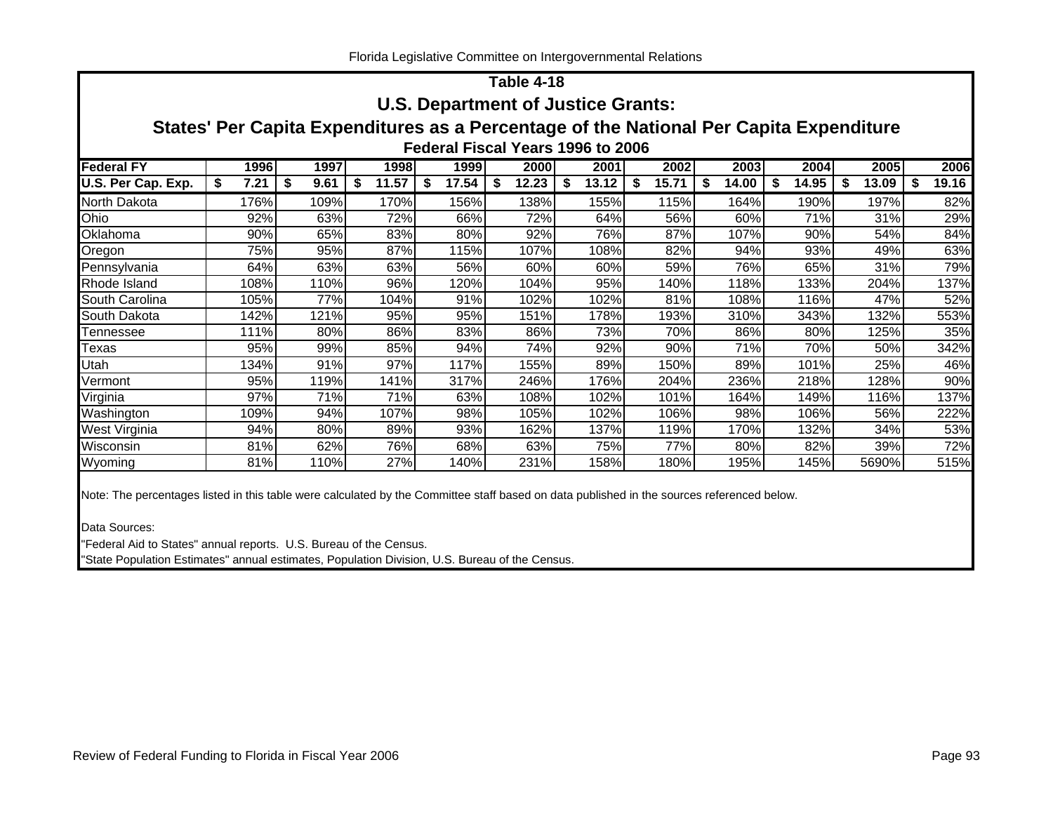# Table 4-18

## U.S. Department of Justice Grants:

## States' Per Capita Expenditures as a Percentage of the National Per Capita Expenditure

### Federal Fiscal Years 1996 to 2006

| Federal FY | 1996 | 1997 | 1998 | 1999 | 2000 | 2001 | 2002 | 2003 | 2004 | 2005 | 2006 |
|---|---|---|---|---|---|---|---|---|---|---|---|
| U.S. Per Cap. Exp. | $ 7.21 | $ 9.61 | $ 11.57 | $ 17.54 | $ 12.23 | $ 13.12 | $ 15.71 | $ 14.00 | $ 14.95 | $ 13.09 | $ 19.16 |
| North Dakota | 176% | 109% | 170% | 156% | 138% | 155% | 115% | 164% | 190% | 197% | 82% |
| Ohio | 92% | 63% | 72% | 66% | 72% | 64% | 56% | 60% | 71% | 31% | 29% |
| Oklahoma | 90% | 65% | 83% | 80% | 92% | 76% | 87% | 107% | 90% | 54% | 84% |
| Oregon | 75% | 95% | 87% | 115% | 107% | 108% | 82% | 94% | 93% | 49% | 63% |
| Pennsylvania | 64% | 63% | 63% | 56% | 60% | 60% | 59% | 76% | 65% | 31% | 79% |
| Rhode Island | 108% | 110% | 96% | 120% | 104% | 95% | 140% | 118% | 133% | 204% | 137% |
| South Carolina | 105% | 77% | 104% | 91% | 102% | 102% | 81% | 108% | 116% | 47% | 52% |
| South Dakota | 142% | 121% | 95% | 95% | 151% | 178% | 193% | 310% | 343% | 132% | 553% |
| Tennessee | 111% | 80% | 86% | 83% | 86% | 73% | 70% | 86% | 80% | 125% | 35% |
| Texas | 95% | 99% | 85% | 94% | 74% | 92% | 90% | 71% | 70% | 50% | 342% |
| Utah | 134% | 91% | 97% | 117% | 155% | 89% | 150% | 89% | 101% | 25% | 46% |
| Vermont | 95% | 119% | 141% | 317% | 246% | 176% | 204% | 236% | 218% | 128% | 90% |
| Virginia | 97% | 71% | 71% | 63% | 108% | 102% | 101% | 164% | 149% | 116% | 137% |
| Washington | 109% | 94% | 107% | 98% | 105% | 102% | 106% | 98% | 106% | 56% | 222% |
| West Virginia | 94% | 80% | 89% | 93% | 162% | 137% | 119% | 170% | 132% | 34% | 53% |
| Wisconsin | 81% | 62% | 76% | 68% | 63% | 75% | 77% | 80% | 82% | 39% | 72% |
| Wyoming | 81% | 110% | 27% | 140% | 231% | 158% | 180% | 195% | 145% | 5690% | 515% |

Note: The percentages listed in this table were calculated by the Committee staff based on data published in the sources referenced below.

Data Sources:

"Federal Aid to States" annual reports. U.S. Bureau of the Census.

"State Population Estimates" annual estimates, Population Division, U.S. Bureau of the Census.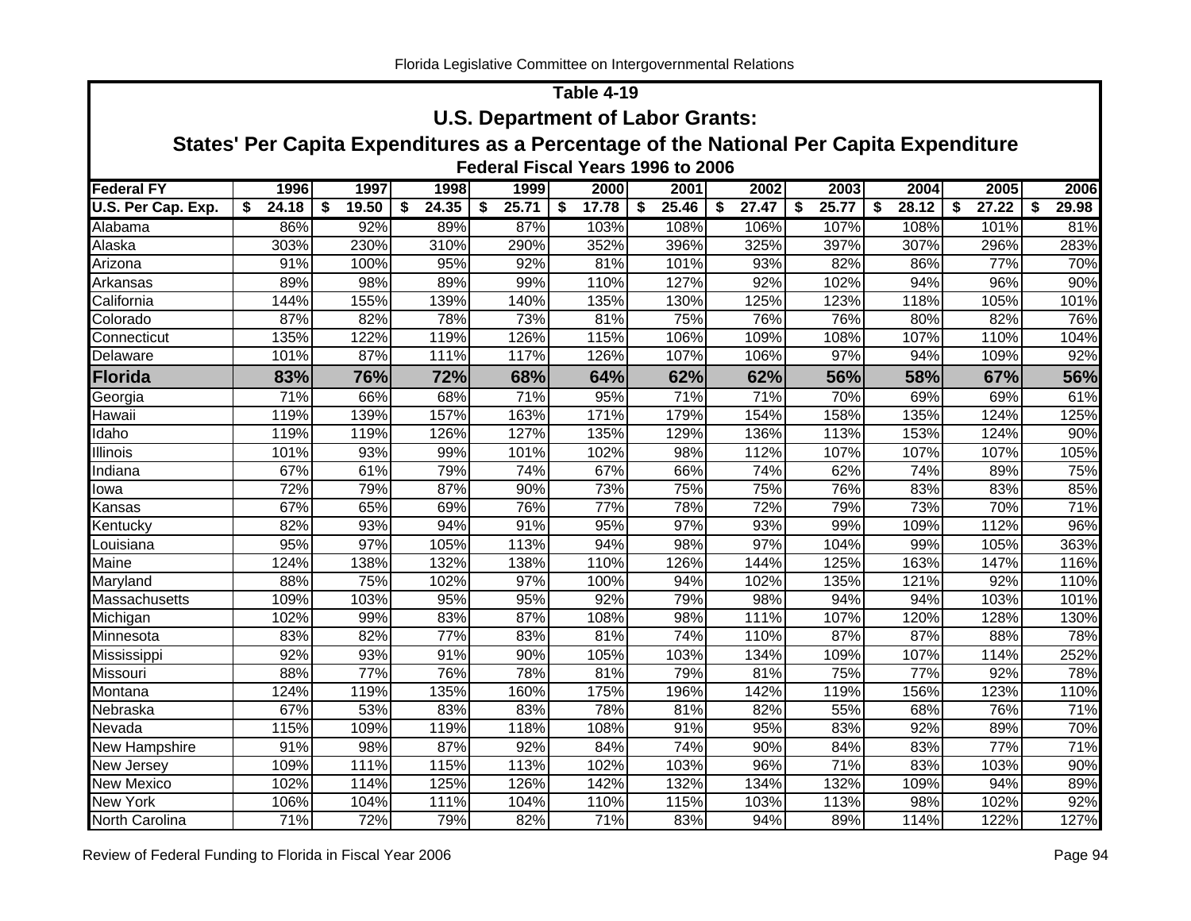## Table 4-19

### U.S. Department of Labor Grants:

### States' Per Capita Expenditures as a Percentage of the National Per Capita Expenditure

#### Federal Fiscal Years 1996 to 2006

| Federal FY | 1996 | 1997 | 1998 | 1999 | 2000 | 2001 | 2002 | 2003 | 2004 | 2005 | 2006 |
|---|---|---|---|---|---|---|---|---|---|---|---|
| U.S. Per Cap. Exp. | $ 24.18 | $ 19.50 | $ 24.35 | $ 25.71 | $ 17.78 | $ 25.46 | $ 27.47 | $ 25.77 | $ 28.12 | $ 27.22 | $ 29.98 |
| Alabama | 86% | 92% | 89% | 87% | 103% | 108% | 106% | 107% | 108% | 101% | 81% |
| Alaska | 303% | 230% | 310% | 290% | 352% | 396% | 325% | 397% | 307% | 296% | 283% |
| Arizona | 91% | 100% | 95% | 92% | 81% | 101% | 93% | 82% | 86% | 77% | 70% |
| Arkansas | 89% | 98% | 89% | 99% | 110% | 127% | 92% | 102% | 94% | 96% | 90% |
| California | 144% | 155% | 139% | 140% | 135% | 130% | 125% | 123% | 118% | 105% | 101% |
| Colorado | 87% | 82% | 78% | 73% | 81% | 75% | 76% | 76% | 80% | 82% | 76% |
| Connecticut | 135% | 122% | 119% | 126% | 115% | 106% | 109% | 108% | 107% | 110% | 104% |
| Delaware | 101% | 87% | 111% | 117% | 126% | 107% | 106% | 97% | 94% | 109% | 92% |
| **Florida** | **83%** | **76%** | **72%** | **68%** | **64%** | **62%** | **62%** | **56%** | **58%** | **67%** | **56%** |
| Georgia | 71% | 66% | 68% | 71% | 95% | 71% | 71% | 70% | 69% | 69% | 61% |
| Hawaii | 119% | 139% | 157% | 163% | 171% | 179% | 154% | 158% | 135% | 124% | 125% |
| Idaho | 119% | 119% | 126% | 127% | 135% | 129% | 136% | 113% | 153% | 124% | 90% |
| Illinois | 101% | 93% | 99% | 101% | 102% | 98% | 112% | 107% | 107% | 107% | 105% |
| Indiana | 67% | 61% | 79% | 74% | 67% | 66% | 74% | 62% | 74% | 89% | 75% |
| Iowa | 72% | 79% | 87% | 90% | 73% | 75% | 75% | 76% | 83% | 83% | 85% |
| Kansas | 67% | 65% | 69% | 76% | 77% | 78% | 72% | 79% | 73% | 70% | 71% |
| Kentucky | 82% | 93% | 94% | 91% | 95% | 97% | 93% | 99% | 109% | 112% | 96% |
| Louisiana | 95% | 97% | 105% | 113% | 94% | 98% | 97% | 104% | 99% | 105% | 363% |
| Maine | 124% | 138% | 132% | 138% | 110% | 126% | 144% | 125% | 163% | 147% | 116% |
| Maryland | 88% | 75% | 102% | 97% | 100% | 94% | 102% | 135% | 121% | 92% | 110% |
| Massachusetts | 109% | 103% | 95% | 95% | 92% | 79% | 98% | 94% | 94% | 103% | 101% |
| Michigan | 102% | 99% | 83% | 87% | 108% | 98% | 111% | 107% | 120% | 128% | 130% |
| Minnesota | 83% | 82% | 77% | 83% | 81% | 74% | 110% | 87% | 87% | 88% | 78% |
| Mississippi | 92% | 93% | 91% | 90% | 105% | 103% | 134% | 109% | 107% | 114% | 252% |
| Missouri | 88% | 77% | 76% | 78% | 81% | 79% | 81% | 75% | 77% | 92% | 78% |
| Montana | 124% | 119% | 135% | 160% | 175% | 196% | 142% | 119% | 156% | 123% | 110% |
| Nebraska | 67% | 53% | 83% | 83% | 78% | 81% | 82% | 55% | 68% | 76% | 71% |
| Nevada | 115% | 109% | 119% | 118% | 108% | 91% | 95% | 83% | 92% | 89% | 70% |
| New Hampshire | 91% | 98% | 87% | 92% | 84% | 74% | 90% | 84% | 83% | 77% | 71% |
| New Jersey | 109% | 111% | 115% | 113% | 102% | 103% | 96% | 71% | 83% | 103% | 90% |
| New Mexico | 102% | 114% | 125% | 126% | 142% | 132% | 134% | 132% | 109% | 94% | 89% |
| New York | 106% | 104% | 111% | 104% | 110% | 115% | 103% | 113% | 98% | 102% | 92% |
| North Carolina | 71% | 72% | 79% | 82% | 71% | 83% | 94% | 89% | 114% | 122% | 127% |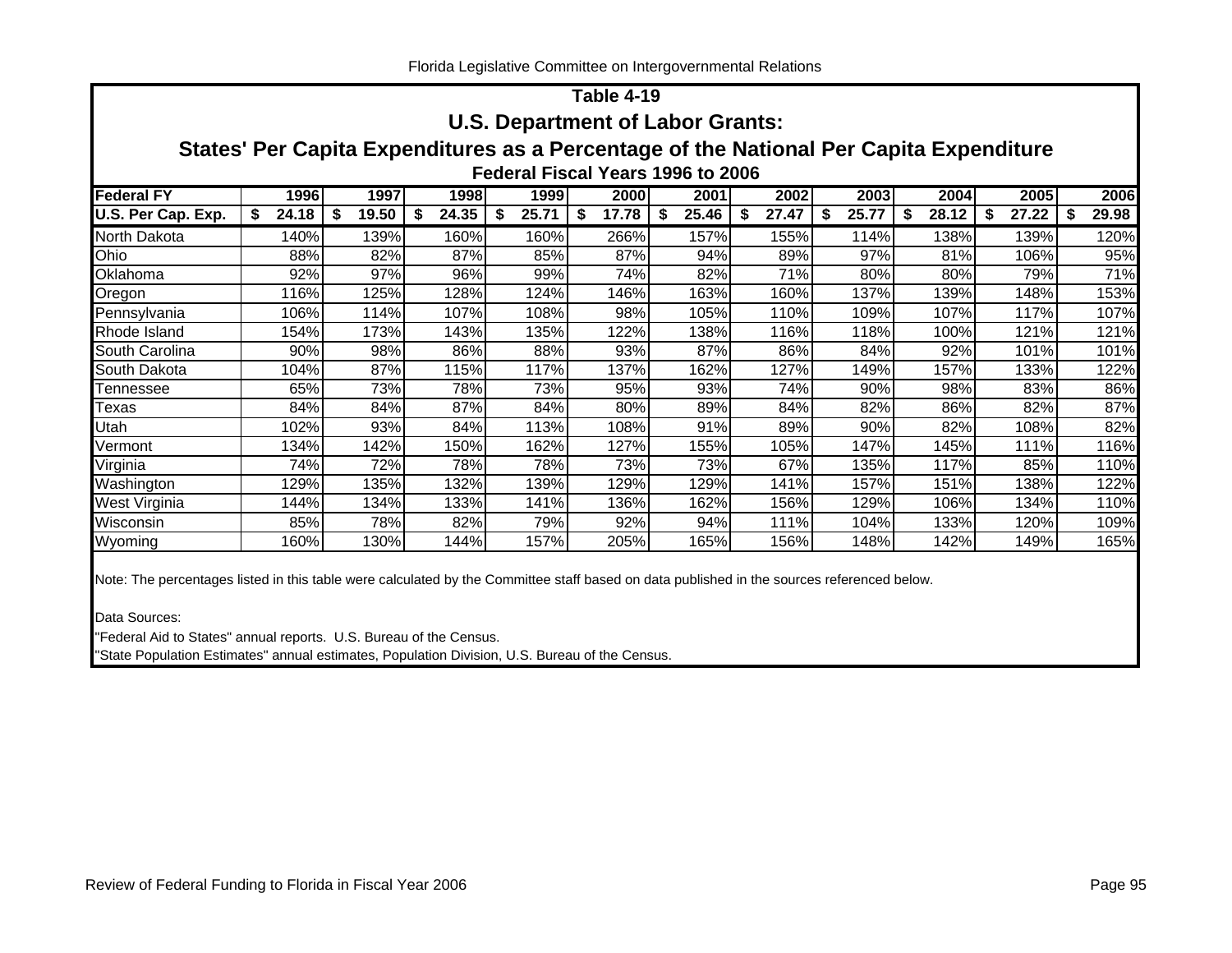## Table 4-19

## U.S. Department of Labor Grants:

## States' Per Capita Expenditures as a Percentage of the National Per Capita Expenditure

### Federal Fiscal Years 1996 to 2006

| Federal FY | 1996 | 1997 | 1998 | 1999 | 2000 | 2001 | 2002 | 2003 | 2004 | 2005 | 2006 |
|---|---|---|---|---|---|---|---|---|---|---|---|
| U.S. Per Cap. Exp. | $ 24.18 | $ 19.50 | $ 24.35 | $ 25.71 | $ 17.78 | $ 25.46 | $ 27.47 | $ 25.77 | $ 28.12 | $ 27.22 | $ 29.98 |
| North Dakota | 140% | 139% | 160% | 160% | 266% | 157% | 155% | 114% | 138% | 139% | 120% |
| Ohio | 88% | 82% | 87% | 85% | 87% | 94% | 89% | 97% | 81% | 106% | 95% |
| Oklahoma | 92% | 97% | 96% | 99% | 74% | 82% | 71% | 80% | 80% | 79% | 71% |
| Oregon | 116% | 125% | 128% | 124% | 146% | 163% | 160% | 137% | 139% | 148% | 153% |
| Pennsylvania | 106% | 114% | 107% | 108% | 98% | 105% | 110% | 109% | 107% | 117% | 107% |
| Rhode Island | 154% | 173% | 143% | 135% | 122% | 138% | 116% | 118% | 100% | 121% | 121% |
| South Carolina | 90% | 98% | 86% | 88% | 93% | 87% | 86% | 84% | 92% | 101% | 101% |
| South Dakota | 104% | 87% | 115% | 117% | 137% | 162% | 127% | 149% | 157% | 133% | 122% |
| Tennessee | 65% | 73% | 78% | 73% | 95% | 93% | 74% | 90% | 98% | 83% | 86% |
| Texas | 84% | 84% | 87% | 84% | 80% | 89% | 84% | 82% | 86% | 82% | 87% |
| Utah | 102% | 93% | 84% | 113% | 108% | 91% | 89% | 90% | 82% | 108% | 82% |
| Vermont | 134% | 142% | 150% | 162% | 127% | 155% | 105% | 147% | 145% | 111% | 116% |
| Virginia | 74% | 72% | 78% | 78% | 73% | 73% | 67% | 135% | 117% | 85% | 110% |
| Washington | 129% | 135% | 132% | 139% | 129% | 129% | 141% | 157% | 151% | 138% | 122% |
| West Virginia | 144% | 134% | 133% | 141% | 136% | 162% | 156% | 129% | 106% | 134% | 110% |
| Wisconsin | 85% | 78% | 82% | 79% | 92% | 94% | 111% | 104% | 133% | 120% | 109% |
| Wyoming | 160% | 130% | 144% | 157% | 205% | 165% | 156% | 148% | 142% | 149% | 165% |

Note: The percentages listed in this table were calculated by the Committee staff based on data published in the sources referenced below.

Data Sources:

"Federal Aid to States" annual reports. U.S. Bureau of the Census.

"State Population Estimates" annual estimates, Population Division, U.S. Bureau of the Census.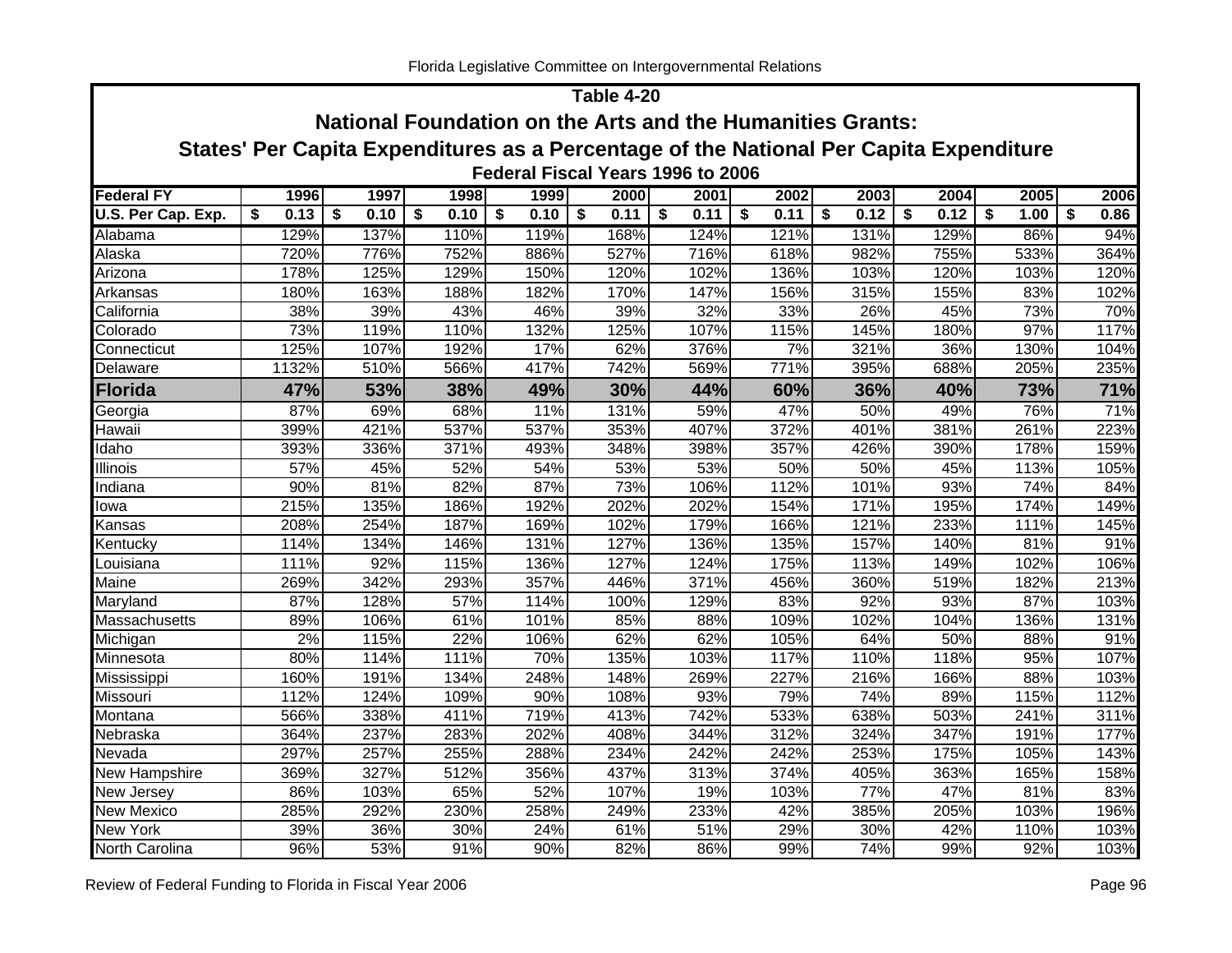## Table 4-20

## National Foundation on the Arts and the Humanities Grants:

## States' Per Capita Expenditures as a Percentage of the National Per Capita Expenditure

### Federal Fiscal Years 1996 to 2006

| Federal FY | 1996 | 1997 | 1998 | 1999 | 2000 | 2001 | 2002 | 2003 | 2004 | 2005 | 2006 |
|---|---|---|---|---|---|---|---|---|---|---|---|
| U.S. Per Cap. Exp. | $ 0.13 | $ 0.10 | $ 0.10 | $ 0.10 | $ 0.11 | $ 0.11 | $ 0.11 | $ 0.12 | $ 0.12 | $ 1.00 | $ 0.86 |
| Alabama | 129% | 137% | 110% | 119% | 168% | 124% | 121% | 131% | 129% | 86% | 94% |
| Alaska | 720% | 776% | 752% | 886% | 527% | 716% | 618% | 982% | 755% | 533% | 364% |
| Arizona | 178% | 125% | 129% | 150% | 120% | 102% | 136% | 103% | 120% | 103% | 120% |
| Arkansas | 180% | 163% | 188% | 182% | 170% | 147% | 156% | 315% | 155% | 83% | 102% |
| California | 38% | 39% | 43% | 46% | 39% | 32% | 33% | 26% | 45% | 73% | 70% |
| Colorado | 73% | 119% | 110% | 132% | 125% | 107% | 115% | 145% | 180% | 97% | 117% |
| Connecticut | 125% | 107% | 192% | 17% | 62% | 376% | 7% | 321% | 36% | 130% | 104% |
| Delaware | 1132% | 510% | 566% | 417% | 742% | 569% | 771% | 395% | 688% | 205% | 235% |
| **Florida** | **47%** | **53%** | **38%** | **49%** | **30%** | **44%** | **60%** | **36%** | **40%** | **73%** | **71%** |
| Georgia | 87% | 69% | 68% | 11% | 131% | 59% | 47% | 50% | 49% | 76% | 71% |
| Hawaii | 399% | 421% | 537% | 537% | 353% | 407% | 372% | 401% | 381% | 261% | 223% |
| Idaho | 393% | 336% | 371% | 493% | 348% | 398% | 357% | 426% | 390% | 178% | 159% |
| Illinois | 57% | 45% | 52% | 54% | 53% | 53% | 50% | 50% | 45% | 113% | 105% |
| Indiana | 90% | 81% | 82% | 87% | 73% | 106% | 112% | 101% | 93% | 74% | 84% |
| Iowa | 215% | 135% | 186% | 192% | 202% | 202% | 154% | 171% | 195% | 174% | 149% |
| Kansas | 208% | 254% | 187% | 169% | 102% | 179% | 166% | 121% | 233% | 111% | 145% |
| Kentucky | 114% | 134% | 146% | 131% | 127% | 136% | 135% | 157% | 140% | 81% | 91% |
| Louisiana | 111% | 92% | 115% | 136% | 127% | 124% | 175% | 113% | 149% | 102% | 106% |
| Maine | 269% | 342% | 293% | 357% | 446% | 371% | 456% | 360% | 519% | 182% | 213% |
| Maryland | 87% | 128% | 57% | 114% | 100% | 129% | 83% | 92% | 93% | 87% | 103% |
| Massachusetts | 89% | 106% | 61% | 101% | 85% | 88% | 109% | 102% | 104% | 136% | 131% |
| Michigan | 2% | 115% | 22% | 106% | 62% | 62% | 105% | 64% | 50% | 88% | 91% |
| Minnesota | 80% | 114% | 111% | 70% | 135% | 103% | 117% | 110% | 118% | 95% | 107% |
| Mississippi | 160% | 191% | 134% | 248% | 148% | 269% | 227% | 216% | 166% | 88% | 103% |
| Missouri | 112% | 124% | 109% | 90% | 108% | 93% | 79% | 74% | 89% | 115% | 112% |
| Montana | 566% | 338% | 411% | 719% | 413% | 742% | 533% | 638% | 503% | 241% | 311% |
| Nebraska | 364% | 237% | 283% | 202% | 408% | 344% | 312% | 324% | 347% | 191% | 177% |
| Nevada | 297% | 257% | 255% | 288% | 234% | 242% | 242% | 253% | 175% | 105% | 143% |
| New Hampshire | 369% | 327% | 512% | 356% | 437% | 313% | 374% | 405% | 363% | 165% | 158% |
| New Jersey | 86% | 103% | 65% | 52% | 107% | 19% | 103% | 77% | 47% | 81% | 83% |
| New Mexico | 285% | 292% | 230% | 258% | 249% | 233% | 42% | 385% | 205% | 103% | 196% |
| New York | 39% | 36% | 30% | 24% | 61% | 51% | 29% | 30% | 42% | 110% | 103% |
| North Carolina | 96% | 53% | 91% | 90% | 82% | 86% | 99% | 74% | 99% | 92% | 103% |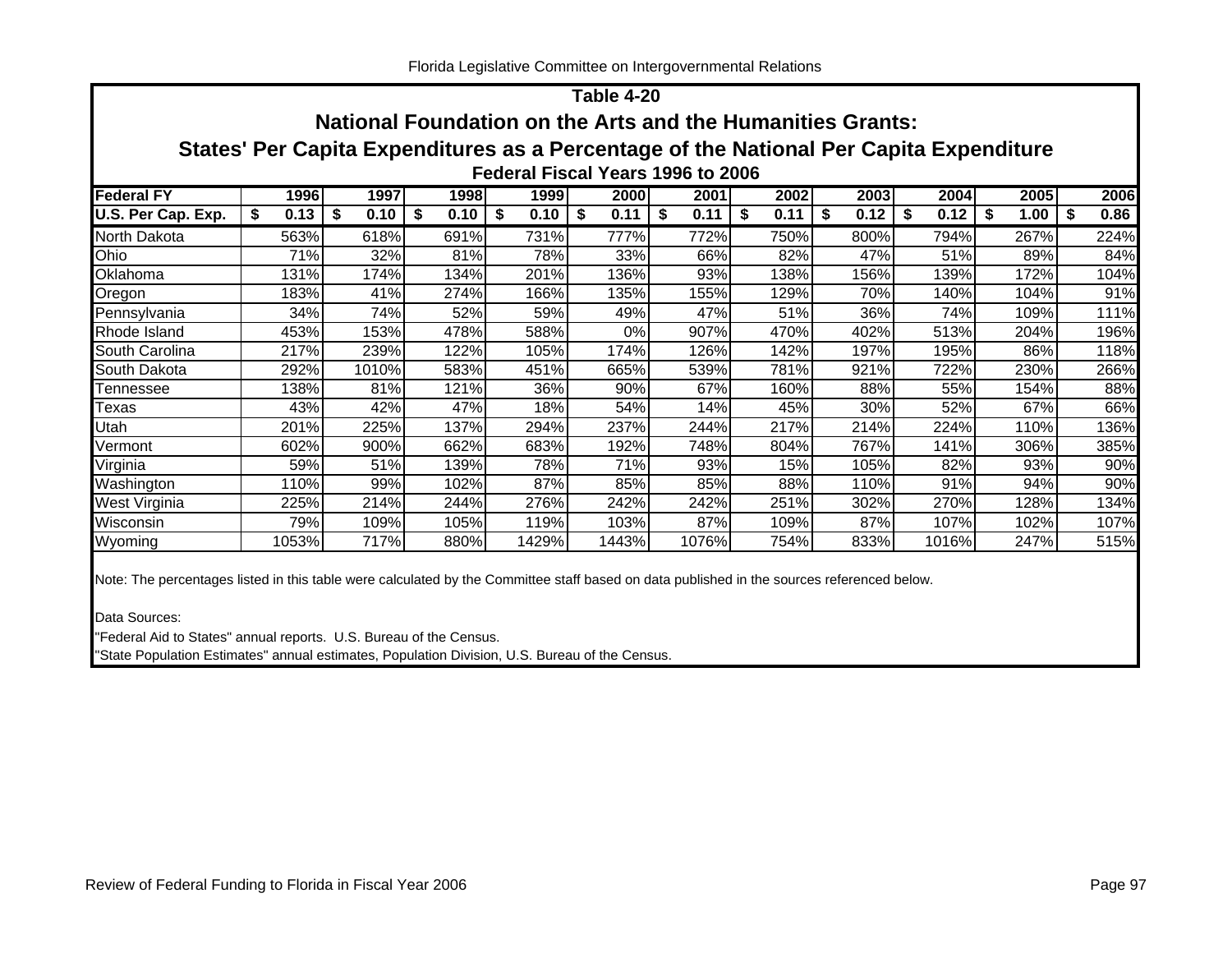## Table 4-20

## National Foundation on the Arts and the Humanities Grants:

## States' Per Capita Expenditures as a Percentage of the National Per Capita Expenditure

### Federal Fiscal Years 1996 to 2006

| Federal FY | 1996 | 1997 | 1998 | 1999 | 2000 | 2001 | 2002 | 2003 | 2004 | 2005 | 2006 |
|---|---|---|---|---|---|---|---|---|---|---|---|
| **U.S. Per Cap. Exp.** | **$ 0.13** | **$ 0.10** | **$ 0.10** | **$ 0.10** | **$ 0.11** | **$ 0.11** | **$ 0.11** | **$ 0.12** | **$ 0.12** | **$ 1.00** | **$ 0.86** |
| North Dakota | 563% | 618% | 691% | 731% | 777% | 772% | 750% | 800% | 794% | 267% | 224% |
| Ohio | 71% | 32% | 81% | 78% | 33% | 66% | 82% | 47% | 51% | 89% | 84% |
| Oklahoma | 131% | 174% | 134% | 201% | 136% | 93% | 138% | 156% | 139% | 172% | 104% |
| Oregon | 183% | 41% | 274% | 166% | 135% | 155% | 129% | 70% | 140% | 104% | 91% |
| Pennsylvania | 34% | 74% | 52% | 59% | 49% | 47% | 51% | 36% | 74% | 109% | 111% |
| Rhode Island | 453% | 153% | 478% | 588% | 0% | 907% | 470% | 402% | 513% | 204% | 196% |
| South Carolina | 217% | 239% | 122% | 105% | 174% | 126% | 142% | 197% | 195% | 86% | 118% |
| South Dakota | 292% | 1010% | 583% | 451% | 665% | 539% | 781% | 921% | 722% | 230% | 266% |
| Tennessee | 138% | 81% | 121% | 36% | 90% | 67% | 160% | 88% | 55% | 154% | 88% |
| Texas | 43% | 42% | 47% | 18% | 54% | 14% | 45% | 30% | 52% | 67% | 66% |
| Utah | 201% | 225% | 137% | 294% | 237% | 244% | 217% | 214% | 224% | 110% | 136% |
| Vermont | 602% | 900% | 662% | 683% | 192% | 748% | 804% | 767% | 141% | 306% | 385% |
| Virginia | 59% | 51% | 139% | 78% | 71% | 93% | 15% | 105% | 82% | 93% | 90% |
| Washington | 110% | 99% | 102% | 87% | 85% | 85% | 88% | 110% | 91% | 94% | 90% |
| West Virginia | 225% | 214% | 244% | 276% | 242% | 242% | 251% | 302% | 270% | 128% | 134% |
| Wisconsin | 79% | 109% | 105% | 119% | 103% | 87% | 109% | 87% | 107% | 102% | 107% |
| Wyoming | 1053% | 717% | 880% | 1429% | 1443% | 1076% | 754% | 833% | 1016% | 247% | 515% |

Note: The percentages listed in this table were calculated by the Committee staff based on data published in the sources referenced below.

Data Sources:

"Federal Aid to States" annual reports. U.S. Bureau of the Census.

"State Population Estimates" annual estimates, Population Division, U.S. Bureau of the Census.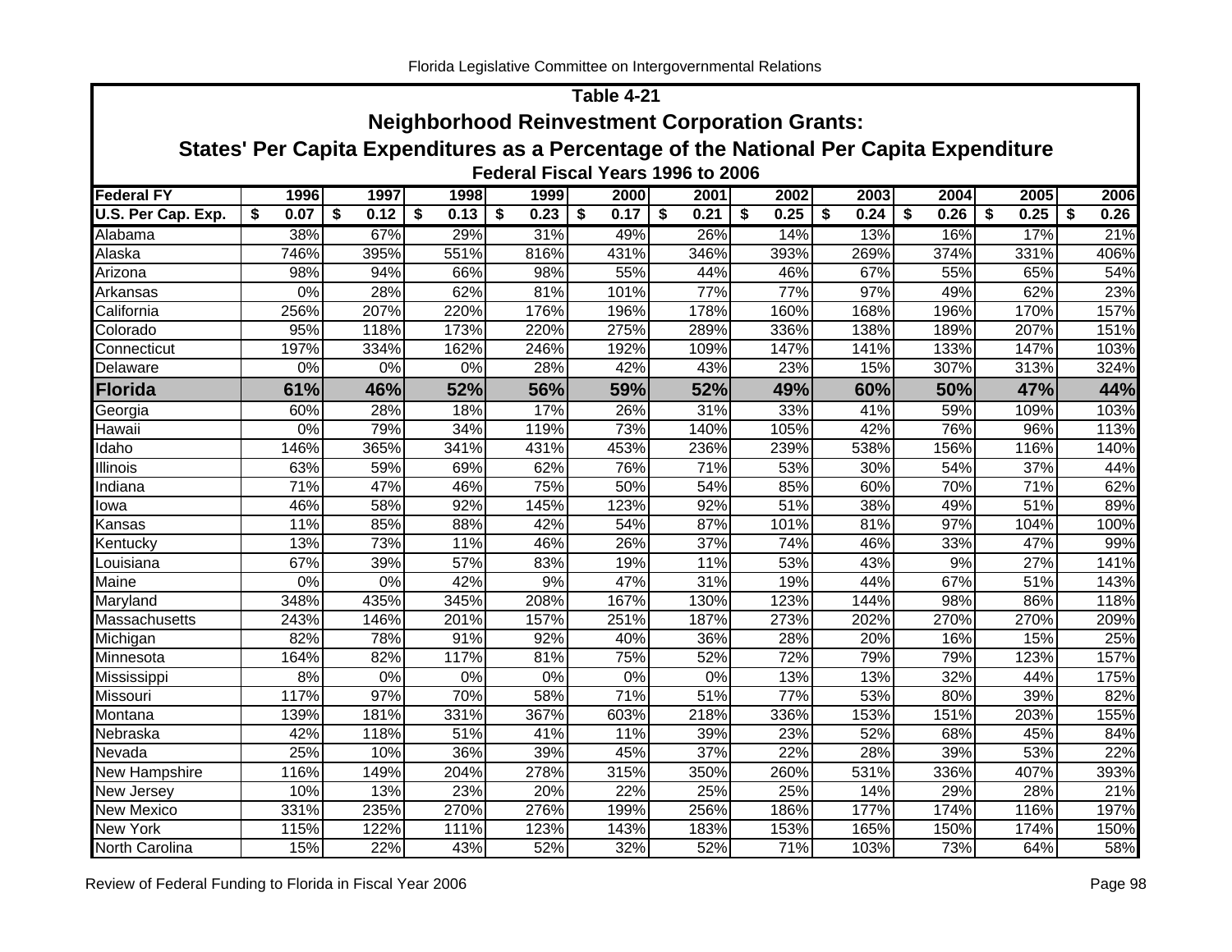## Table 4-21

### Neighborhood Reinvestment Corporation Grants:

### States' Per Capita Expenditures as a Percentage of the National Per Capita Expenditure

#### Federal Fiscal Years 1996 to 2006

| Federal FY | 1996 | 1997 | 1998 | 1999 | 2000 | 2001 | 2002 | 2003 | 2004 | 2005 | 2006 |
|---|---|---|---|---|---|---|---|---|---|---|---|
| U.S. Per Cap. Exp. | $ 0.07 | $ 0.12 | $ 0.13 | $ 0.23 | $ 0.17 | $ 0.21 | $ 0.25 | $ 0.24 | $ 0.26 | $ 0.25 | $ 0.26 |
| Alabama | 38% | 67% | 29% | 31% | 49% | 26% | 14% | 13% | 16% | 17% | 21% |
| Alaska | 746% | 395% | 551% | 816% | 431% | 346% | 393% | 269% | 374% | 331% | 406% |
| Arizona | 98% | 94% | 66% | 98% | 55% | 44% | 46% | 67% | 55% | 65% | 54% |
| Arkansas | 0% | 28% | 62% | 81% | 101% | 77% | 77% | 97% | 49% | 62% | 23% |
| California | 256% | 207% | 220% | 176% | 196% | 178% | 160% | 168% | 196% | 170% | 157% |
| Colorado | 95% | 118% | 173% | 220% | 275% | 289% | 336% | 138% | 189% | 207% | 151% |
| Connecticut | 197% | 334% | 162% | 246% | 192% | 109% | 147% | 141% | 133% | 147% | 103% |
| Delaware | 0% | 0% | 0% | 28% | 42% | 43% | 23% | 15% | 307% | 313% | 324% |
| **Florida** | **61%** | **46%** | **52%** | **56%** | **59%** | **52%** | **49%** | **60%** | **50%** | **47%** | **44%** |
| Georgia | 60% | 28% | 18% | 17% | 26% | 31% | 33% | 41% | 59% | 109% | 103% |
| Hawaii | 0% | 79% | 34% | 119% | 73% | 140% | 105% | 42% | 76% | 96% | 113% |
| Idaho | 146% | 365% | 341% | 431% | 453% | 236% | 239% | 538% | 156% | 116% | 140% |
| Illinois | 63% | 59% | 69% | 62% | 76% | 71% | 53% | 30% | 54% | 37% | 44% |
| Indiana | 71% | 47% | 46% | 75% | 50% | 54% | 85% | 60% | 70% | 71% | 62% |
| Iowa | 46% | 58% | 92% | 145% | 123% | 92% | 51% | 38% | 49% | 51% | 89% |
| Kansas | 11% | 85% | 88% | 42% | 54% | 87% | 101% | 81% | 97% | 104% | 100% |
| Kentucky | 13% | 73% | 11% | 46% | 26% | 37% | 74% | 46% | 33% | 47% | 99% |
| Louisiana | 67% | 39% | 57% | 83% | 19% | 11% | 53% | 43% | 9% | 27% | 141% |
| Maine | 0% | 0% | 42% | 9% | 47% | 31% | 19% | 44% | 67% | 51% | 143% |
| Maryland | 348% | 435% | 345% | 208% | 167% | 130% | 123% | 144% | 98% | 86% | 118% |
| Massachusetts | 243% | 146% | 201% | 157% | 251% | 187% | 273% | 202% | 270% | 270% | 209% |
| Michigan | 82% | 78% | 91% | 92% | 40% | 36% | 28% | 20% | 16% | 15% | 25% |
| Minnesota | 164% | 82% | 117% | 81% | 75% | 52% | 72% | 79% | 79% | 123% | 157% |
| Mississippi | 8% | 0% | 0% | 0% | 0% | 0% | 13% | 13% | 32% | 44% | 175% |
| Missouri | 117% | 97% | 70% | 58% | 71% | 51% | 77% | 53% | 80% | 39% | 82% |
| Montana | 139% | 181% | 331% | 367% | 603% | 218% | 336% | 153% | 151% | 203% | 155% |
| Nebraska | 42% | 118% | 51% | 41% | 11% | 39% | 23% | 52% | 68% | 45% | 84% |
| Nevada | 25% | 10% | 36% | 39% | 45% | 37% | 22% | 28% | 39% | 53% | 22% |
| New Hampshire | 116% | 149% | 204% | 278% | 315% | 350% | 260% | 531% | 336% | 407% | 393% |
| New Jersey | 10% | 13% | 23% | 20% | 22% | 25% | 25% | 14% | 29% | 28% | 21% |
| New Mexico | 331% | 235% | 270% | 276% | 199% | 256% | 186% | 177% | 174% | 116% | 197% |
| New York | 115% | 122% | 111% | 123% | 143% | 183% | 153% | 165% | 150% | 174% | 150% |
| North Carolina | 15% | 22% | 43% | 52% | 32% | 52% | 71% | 103% | 73% | 64% | 58% |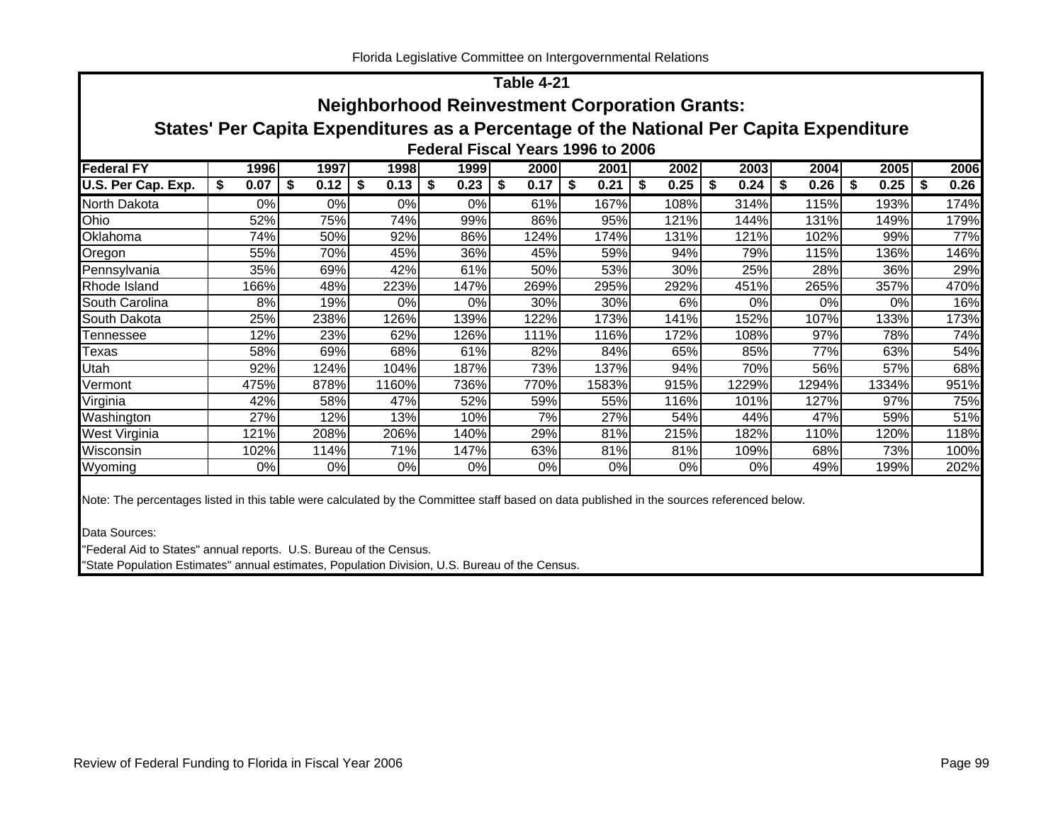## Table 4-21

## Neighborhood Reinvestment Corporation Grants:

## States' Per Capita Expenditures as a Percentage of the National Per Capita Expenditure

### Federal Fiscal Years 1996 to 2006

| Federal FY | 1996 | 1997 | 1998 | 1999 | 2000 | 2001 | 2002 | 2003 | 2004 | 2005 | 2006 |
|---|---|---|---|---|---|---|---|---|---|---|---|
| U.S. Per Cap. Exp. | $ 0.07 | $ 0.12 | $ 0.13 | $ 0.23 | $ 0.17 | $ 0.21 | $ 0.25 | $ 0.24 | $ 0.26 | $ 0.25 | $ 0.26 |
| North Dakota | 0% | 0% | 0% | 0% | 61% | 167% | 108% | 314% | 115% | 193% | 174% |
| Ohio | 52% | 75% | 74% | 99% | 86% | 95% | 121% | 144% | 131% | 149% | 179% |
| Oklahoma | 74% | 50% | 92% | 86% | 124% | 174% | 131% | 121% | 102% | 99% | 77% |
| Oregon | 55% | 70% | 45% | 36% | 45% | 59% | 94% | 79% | 115% | 136% | 146% |
| Pennsylvania | 35% | 69% | 42% | 61% | 50% | 53% | 30% | 25% | 28% | 36% | 29% |
| Rhode Island | 166% | 48% | 223% | 147% | 269% | 295% | 292% | 451% | 265% | 357% | 470% |
| South Carolina | 8% | 19% | 0% | 0% | 30% | 30% | 6% | 0% | 0% | 0% | 16% |
| South Dakota | 25% | 238% | 126% | 139% | 122% | 173% | 141% | 152% | 107% | 133% | 173% |
| Tennessee | 12% | 23% | 62% | 126% | 111% | 116% | 172% | 108% | 97% | 78% | 74% |
| Texas | 58% | 69% | 68% | 61% | 82% | 84% | 65% | 85% | 77% | 63% | 54% |
| Utah | 92% | 124% | 104% | 187% | 73% | 137% | 94% | 70% | 56% | 57% | 68% |
| Vermont | 475% | 878% | 1160% | 736% | 770% | 1583% | 915% | 1229% | 1294% | 1334% | 951% |
| Virginia | 42% | 58% | 47% | 52% | 59% | 55% | 116% | 101% | 127% | 97% | 75% |
| Washington | 27% | 12% | 13% | 10% | 7% | 27% | 54% | 44% | 47% | 59% | 51% |
| West Virginia | 121% | 208% | 206% | 140% | 29% | 81% | 215% | 182% | 110% | 120% | 118% |
| Wisconsin | 102% | 114% | 71% | 147% | 63% | 81% | 81% | 109% | 68% | 73% | 100% |
| Wyoming | 0% | 0% | 0% | 0% | 0% | 0% | 0% | 0% | 49% | 199% | 202% |

Note: The percentages listed in this table were calculated by the Committee staff based on data published in the sources referenced below.

Data Sources:

"Federal Aid to States" annual reports. U.S. Bureau of the Census.

"State Population Estimates" annual estimates, Population Division, U.S. Bureau of the Census.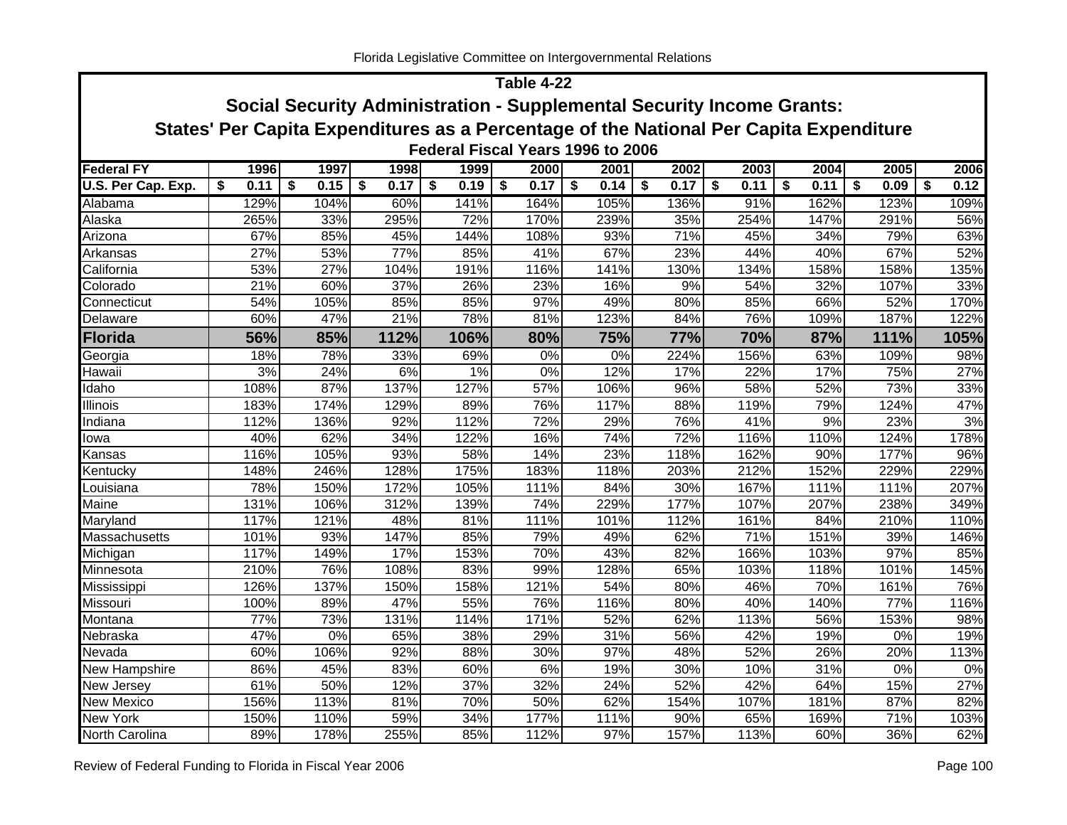## Table 4-22

### Social Security Administration - Supplemental Security Income Grants: States' Per Capita Expenditures as a Percentage of the National Per Capita Expenditure

#### Federal Fiscal Years 1996 to 2006

| Federal FY | 1996 | 1997 | 1998 | 1999 | 2000 | 2001 | 2002 | 2003 | 2004 | 2005 | 2006 |
|---|---|---|---|---|---|---|---|---|---|---|---|
| U.S. Per Cap. Exp. | $ 0.11 | $ 0.15 | $ 0.17 | $ 0.19 | $ 0.17 | $ 0.14 | $ 0.17 | $ 0.11 | $ 0.11 | $ 0.09 | $ 0.12 |
| Alabama | 129% | 104% | 60% | 141% | 164% | 105% | 136% | 91% | 162% | 123% | 109% |
| Alaska | 265% | 33% | 295% | 72% | 170% | 239% | 35% | 254% | 147% | 291% | 56% |
| Arizona | 67% | 85% | 45% | 144% | 108% | 93% | 71% | 45% | 34% | 79% | 63% |
| Arkansas | 27% | 53% | 77% | 85% | 41% | 67% | 23% | 44% | 40% | 67% | 52% |
| California | 53% | 27% | 104% | 191% | 116% | 141% | 130% | 134% | 158% | 158% | 135% |
| Colorado | 21% | 60% | 37% | 26% | 23% | 16% | 9% | 54% | 32% | 107% | 33% |
| Connecticut | 54% | 105% | 85% | 85% | 97% | 49% | 80% | 85% | 66% | 52% | 170% |
| Delaware | 60% | 47% | 21% | 78% | 81% | 123% | 84% | 76% | 109% | 187% | 122% |
| **Florida** | **56%** | **85%** | **112%** | **106%** | **80%** | **75%** | **77%** | **70%** | **87%** | **111%** | **105%** |
| Georgia | 18% | 78% | 33% | 69% | 0% | 0% | 224% | 156% | 63% | 109% | 98% |
| Hawaii | 3% | 24% | 6% | 1% | 0% | 12% | 17% | 22% | 17% | 75% | 27% |
| Idaho | 108% | 87% | 137% | 127% | 57% | 106% | 96% | 58% | 52% | 73% | 33% |
| Illinois | 183% | 174% | 129% | 89% | 76% | 117% | 88% | 119% | 79% | 124% | 47% |
| Indiana | 112% | 136% | 92% | 112% | 72% | 29% | 76% | 41% | 9% | 23% | 3% |
| Iowa | 40% | 62% | 34% | 122% | 16% | 74% | 72% | 116% | 110% | 124% | 178% |
| Kansas | 116% | 105% | 93% | 58% | 14% | 23% | 118% | 162% | 90% | 177% | 96% |
| Kentucky | 148% | 246% | 128% | 175% | 183% | 118% | 203% | 212% | 152% | 229% | 229% |
| Louisiana | 78% | 150% | 172% | 105% | 111% | 84% | 30% | 167% | 111% | 111% | 207% |
| Maine | 131% | 106% | 312% | 139% | 74% | 229% | 177% | 107% | 207% | 238% | 349% |
| Maryland | 117% | 121% | 48% | 81% | 111% | 101% | 112% | 161% | 84% | 210% | 110% |
| Massachusetts | 101% | 93% | 147% | 85% | 79% | 49% | 62% | 71% | 151% | 39% | 146% |
| Michigan | 117% | 149% | 17% | 153% | 70% | 43% | 82% | 166% | 103% | 97% | 85% |
| Minnesota | 210% | 76% | 108% | 83% | 99% | 128% | 65% | 103% | 118% | 101% | 145% |
| Mississippi | 126% | 137% | 150% | 158% | 121% | 54% | 80% | 46% | 70% | 161% | 76% |
| Missouri | 100% | 89% | 47% | 55% | 76% | 116% | 80% | 40% | 140% | 77% | 116% |
| Montana | 77% | 73% | 131% | 114% | 171% | 52% | 62% | 113% | 56% | 153% | 98% |
| Nebraska | 47% | 0% | 65% | 38% | 29% | 31% | 56% | 42% | 19% | 0% | 19% |
| Nevada | 60% | 106% | 92% | 88% | 30% | 97% | 48% | 52% | 26% | 20% | 113% |
| New Hampshire | 86% | 45% | 83% | 60% | 6% | 19% | 30% | 10% | 31% | 0% | 0% |
| New Jersey | 61% | 50% | 12% | 37% | 32% | 24% | 52% | 42% | 64% | 15% | 27% |
| New Mexico | 156% | 113% | 81% | 70% | 50% | 62% | 154% | 107% | 181% | 87% | 82% |
| New York | 150% | 110% | 59% | 34% | 177% | 111% | 90% | 65% | 169% | 71% | 103% |
| North Carolina | 89% | 178% | 255% | 85% | 112% | 97% | 157% | 113% | 60% | 36% | 62% |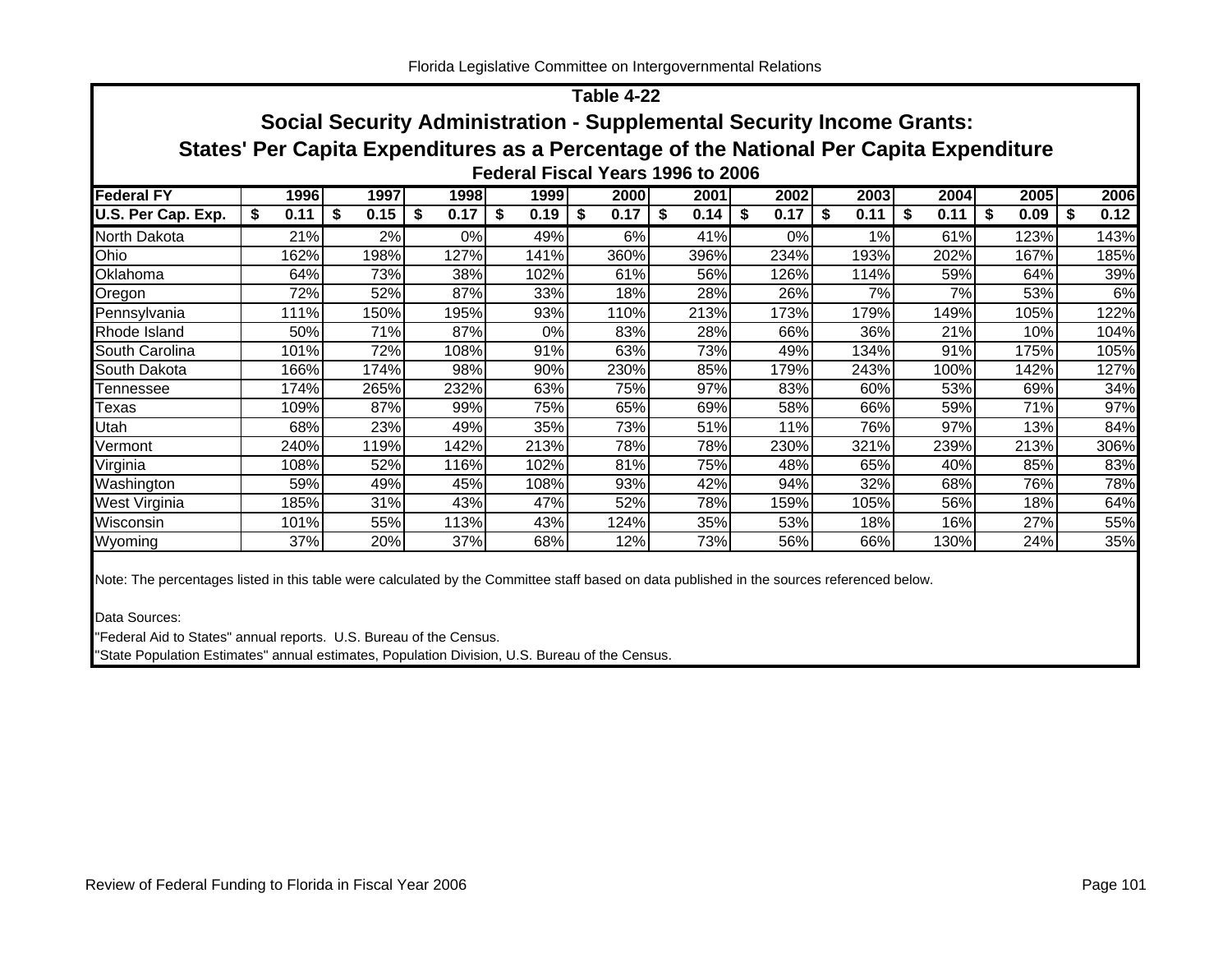## Table 4-22

## Social Security Administration - Supplemental Security Income Grants:

## States' Per Capita Expenditures as a Percentage of the National Per Capita Expenditure

### Federal Fiscal Years 1996 to 2006

| Federal FY | 1996 | 1997 | 1998 | 1999 | 2000 | 2001 | 2002 | 2003 | 2004 | 2005 | 2006 |
|---|---|---|---|---|---|---|---|---|---|---|---|
| U.S. Per Cap. Exp. | $ 0.11 | $ 0.15 | $ 0.17 | $ 0.19 | $ 0.17 | $ 0.14 | $ 0.17 | $ 0.11 | $ 0.11 | $ 0.09 | $ 0.12 |
| North Dakota | 21% | 2% | 0% | 49% | 6% | 41% | 0% | 1% | 61% | 123% | 143% |
| Ohio | 162% | 198% | 127% | 141% | 360% | 396% | 234% | 193% | 202% | 167% | 185% |
| Oklahoma | 64% | 73% | 38% | 102% | 61% | 56% | 126% | 114% | 59% | 64% | 39% |
| Oregon | 72% | 52% | 87% | 33% | 18% | 28% | 26% | 7% | 7% | 53% | 6% |
| Pennsylvania | 111% | 150% | 195% | 93% | 110% | 213% | 173% | 179% | 149% | 105% | 122% |
| Rhode Island | 50% | 71% | 87% | 0% | 83% | 28% | 66% | 36% | 21% | 10% | 104% |
| South Carolina | 101% | 72% | 108% | 91% | 63% | 73% | 49% | 134% | 91% | 175% | 105% |
| South Dakota | 166% | 174% | 98% | 90% | 230% | 85% | 179% | 243% | 100% | 142% | 127% |
| Tennessee | 174% | 265% | 232% | 63% | 75% | 97% | 83% | 60% | 53% | 69% | 34% |
| Texas | 109% | 87% | 99% | 75% | 65% | 69% | 58% | 66% | 59% | 71% | 97% |
| Utah | 68% | 23% | 49% | 35% | 73% | 51% | 11% | 76% | 97% | 13% | 84% |
| Vermont | 240% | 119% | 142% | 213% | 78% | 78% | 230% | 321% | 239% | 213% | 306% |
| Virginia | 108% | 52% | 116% | 102% | 81% | 75% | 48% | 65% | 40% | 85% | 83% |
| Washington | 59% | 49% | 45% | 108% | 93% | 42% | 94% | 32% | 68% | 76% | 78% |
| West Virginia | 185% | 31% | 43% | 47% | 52% | 78% | 159% | 105% | 56% | 18% | 64% |
| Wisconsin | 101% | 55% | 113% | 43% | 124% | 35% | 53% | 18% | 16% | 27% | 55% |
| Wyoming | 37% | 20% | 37% | 68% | 12% | 73% | 56% | 66% | 130% | 24% | 35% |

Note: The percentages listed in this table were calculated by the Committee staff based on data published in the sources referenced below.

Data Sources:

"Federal Aid to States" annual reports. U.S. Bureau of the Census.

"State Population Estimates" annual estimates, Population Division, U.S. Bureau of the Census.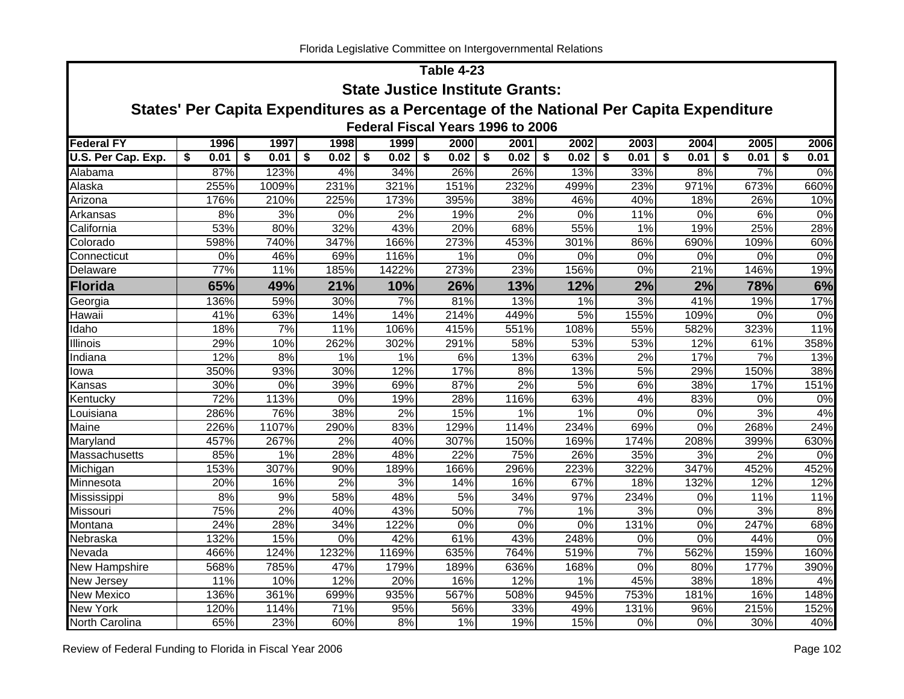# Table 4-23

## State Justice Institute Grants:

### States' Per Capita Expenditures as a Percentage of the National Per Capita Expenditure

#### Federal Fiscal Years 1996 to 2006

| Federal FY | 1996 | 1997 | 1998 | 1999 | 2000 | 2001 | 2002 | 2003 | 2004 | 2005 | 2006 |
|---|---|---|---|---|---|---|---|---|---|---|---|
| U.S. Per Cap. Exp. | $ 0.01 | $ 0.01 | $ 0.02 | $ 0.02 | $ 0.02 | $ 0.02 | $ 0.02 | $ 0.01 | $ 0.01 | $ 0.01 | $ 0.01 |
| Alabama | 87% | 123% | 4% | 34% | 26% | 26% | 13% | 33% | 8% | 7% | 0% |
| Alaska | 255% | 1009% | 231% | 321% | 151% | 232% | 499% | 23% | 971% | 673% | 660% |
| Arizona | 176% | 210% | 225% | 173% | 395% | 38% | 46% | 40% | 18% | 26% | 10% |
| Arkansas | 8% | 3% | 0% | 2% | 19% | 2% | 0% | 11% | 0% | 6% | 0% |
| California | 53% | 80% | 32% | 43% | 20% | 68% | 55% | 1% | 19% | 25% | 28% |
| Colorado | 598% | 740% | 347% | 166% | 273% | 453% | 301% | 86% | 690% | 109% | 60% |
| Connecticut | 0% | 46% | 69% | 116% | 1% | 0% | 0% | 0% | 0% | 0% | 0% |
| Delaware | 77% | 11% | 185% | 1422% | 273% | 23% | 156% | 0% | 21% | 146% | 19% |
| **Florida** | **65%** | **49%** | **21%** | **10%** | **26%** | **13%** | **12%** | **2%** | **2%** | **78%** | **6%** |
| Georgia | 136% | 59% | 30% | 7% | 81% | 13% | 1% | 3% | 41% | 19% | 17% |
| Hawaii | 41% | 63% | 14% | 14% | 214% | 449% | 5% | 155% | 109% | 0% | 0% |
| Idaho | 18% | 7% | 11% | 106% | 415% | 551% | 108% | 55% | 582% | 323% | 11% |
| Illinois | 29% | 10% | 262% | 302% | 291% | 58% | 53% | 53% | 12% | 61% | 358% |
| Indiana | 12% | 8% | 1% | 1% | 6% | 13% | 63% | 2% | 17% | 7% | 13% |
| Iowa | 350% | 93% | 30% | 12% | 17% | 8% | 13% | 5% | 29% | 150% | 38% |
| Kansas | 30% | 0% | 39% | 69% | 87% | 2% | 5% | 6% | 38% | 17% | 151% |
| Kentucky | 72% | 113% | 0% | 19% | 28% | 116% | 63% | 4% | 83% | 0% | 0% |
| Louisiana | 286% | 76% | 38% | 2% | 15% | 1% | 1% | 0% | 0% | 3% | 4% |
| Maine | 226% | 1107% | 290% | 83% | 129% | 114% | 234% | 69% | 0% | 268% | 24% |
| Maryland | 457% | 267% | 2% | 40% | 307% | 150% | 169% | 174% | 208% | 399% | 630% |
| Massachusetts | 85% | 1% | 28% | 48% | 22% | 75% | 26% | 35% | 3% | 2% | 0% |
| Michigan | 153% | 307% | 90% | 189% | 166% | 296% | 223% | 322% | 347% | 452% | 452% |
| Minnesota | 20% | 16% | 2% | 3% | 14% | 16% | 67% | 18% | 132% | 12% | 12% |
| Mississippi | 8% | 9% | 58% | 48% | 5% | 34% | 97% | 234% | 0% | 11% | 11% |
| Missouri | 75% | 2% | 40% | 43% | 50% | 7% | 1% | 3% | 0% | 3% | 8% |
| Montana | 24% | 28% | 34% | 122% | 0% | 0% | 0% | 131% | 0% | 247% | 68% |
| Nebraska | 132% | 15% | 0% | 42% | 61% | 43% | 248% | 0% | 0% | 44% | 0% |
| Nevada | 466% | 124% | 1232% | 1169% | 635% | 764% | 519% | 7% | 562% | 159% | 160% |
| New Hampshire | 568% | 785% | 47% | 179% | 189% | 636% | 168% | 0% | 80% | 177% | 390% |
| New Jersey | 11% | 10% | 12% | 20% | 16% | 12% | 1% | 45% | 38% | 18% | 4% |
| New Mexico | 136% | 361% | 699% | 935% | 567% | 508% | 945% | 753% | 181% | 16% | 148% |
| New York | 120% | 114% | 71% | 95% | 56% | 33% | 49% | 131% | 96% | 215% | 152% |
| North Carolina | 65% | 23% | 60% | 8% | 1% | 19% | 15% | 0% | 0% | 30% | 40% |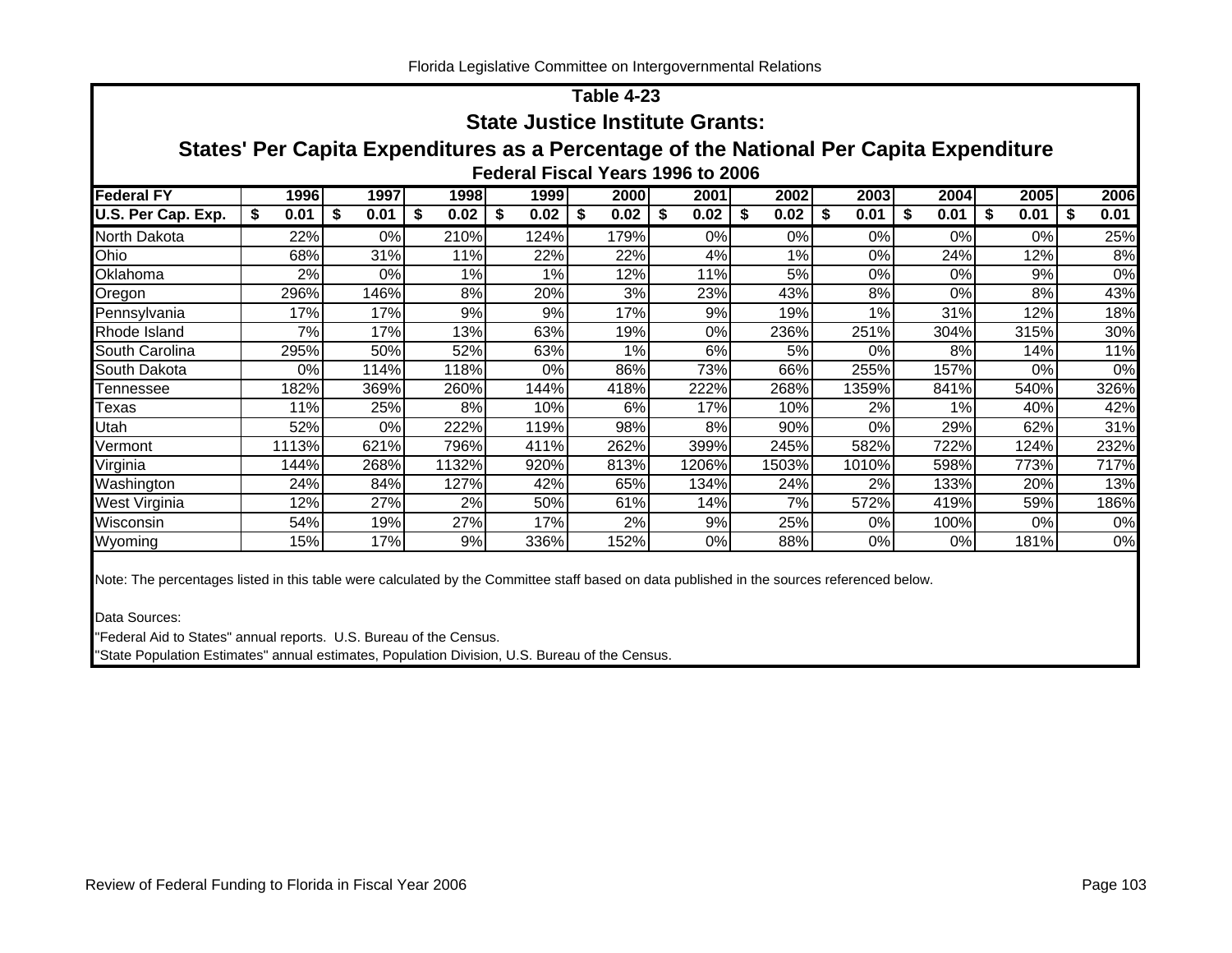## Table 4-23
## State Justice Institute Grants:
## States' Per Capita Expenditures as a Percentage of the National Per Capita Expenditure
### Federal Fiscal Years 1996 to 2006

| Federal FY | 1996 | 1997 | 1998 | 1999 | 2000 | 2001 | 2002 | 2003 | 2004 | 2005 | 2006 |
|---|---|---|---|---|---|---|---|---|---|---|---|
| U.S. Per Cap. Exp. | $ 0.01 | $ 0.01 | $ 0.02 | $ 0.02 | $ 0.02 | $ 0.02 | $ 0.02 | $ 0.01 | $ 0.01 | $ 0.01 | $ 0.01 |
| North Dakota | 22% | 0% | 210% | 124% | 179% | 0% | 0% | 0% | 0% | 0% | 25% |
| Ohio | 68% | 31% | 11% | 22% | 22% | 4% | 1% | 0% | 24% | 12% | 8% |
| Oklahoma | 2% | 0% | 1% | 1% | 12% | 11% | 5% | 0% | 0% | 9% | 0% |
| Oregon | 296% | 146% | 8% | 20% | 3% | 23% | 43% | 8% | 0% | 8% | 43% |
| Pennsylvania | 17% | 17% | 9% | 9% | 17% | 9% | 19% | 1% | 31% | 12% | 18% |
| Rhode Island | 7% | 17% | 13% | 63% | 19% | 0% | 236% | 251% | 304% | 315% | 30% |
| South Carolina | 295% | 50% | 52% | 63% | 1% | 6% | 5% | 0% | 8% | 14% | 11% |
| South Dakota | 0% | 114% | 118% | 0% | 86% | 73% | 66% | 255% | 157% | 0% | 0% |
| Tennessee | 182% | 369% | 260% | 144% | 418% | 222% | 268% | 1359% | 841% | 540% | 326% |
| Texas | 11% | 25% | 8% | 10% | 6% | 17% | 10% | 2% | 1% | 40% | 42% |
| Utah | 52% | 0% | 222% | 119% | 98% | 8% | 90% | 0% | 29% | 62% | 31% |
| Vermont | 1113% | 621% | 796% | 411% | 262% | 399% | 245% | 582% | 722% | 124% | 232% |
| Virginia | 144% | 268% | 1132% | 920% | 813% | 1206% | 1503% | 1010% | 598% | 773% | 717% |
| Washington | 24% | 84% | 127% | 42% | 65% | 134% | 24% | 2% | 133% | 20% | 13% |
| West Virginia | 12% | 27% | 2% | 50% | 61% | 14% | 7% | 572% | 419% | 59% | 186% |
| Wisconsin | 54% | 19% | 27% | 17% | 2% | 9% | 25% | 0% | 100% | 0% | 0% |
| Wyoming | 15% | 17% | 9% | 336% | 152% | 0% | 88% | 0% | 0% | 181% | 0% |

Note: The percentages listed in this table were calculated by the Committee staff based on data published in the sources referenced below.

Data Sources:

"Federal Aid to States" annual reports. U.S. Bureau of the Census.

"State Population Estimates" annual estimates, Population Division, U.S. Bureau of the Census.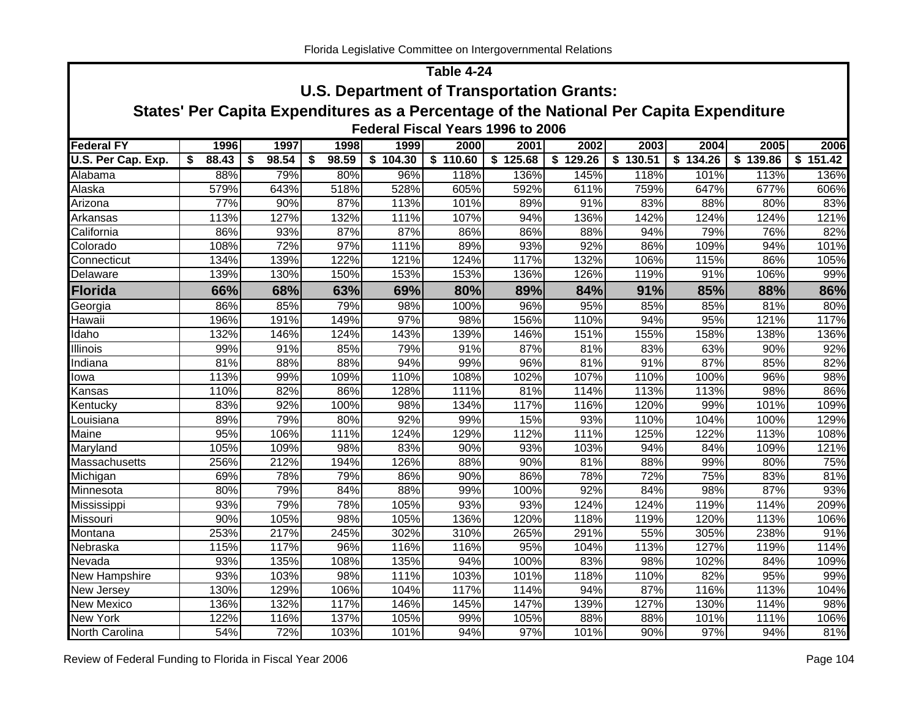## Table 4-24

### U.S. Department of Transportation Grants:

### States' Per Capita Expenditures as a Percentage of the National Per Capita Expenditure

#### Federal Fiscal Years 1996 to 2006

| Federal FY | 1996 | 1997 | 1998 | 1999 | 2000 | 2001 | 2002 | 2003 | 2004 | 2005 | 2006 |
|---|---|---|---|---|---|---|---|---|---|---|---|
| U.S. Per Cap. Exp. | $ 88.43 | $ 98.54 | $ 98.59 | $ 104.30 | $ 110.60 | $ 125.68 | $ 129.26 | $ 130.51 | $ 134.26 | $ 139.86 | $ 151.42 |
| Alabama | 88% | 79% | 80% | 96% | 118% | 136% | 145% | 118% | 101% | 113% | 136% |
| Alaska | 579% | 643% | 518% | 528% | 605% | 592% | 611% | 759% | 647% | 677% | 606% |
| Arizona | 77% | 90% | 87% | 113% | 101% | 89% | 91% | 83% | 88% | 80% | 83% |
| Arkansas | 113% | 127% | 132% | 111% | 107% | 94% | 136% | 142% | 124% | 124% | 121% |
| California | 86% | 93% | 87% | 87% | 86% | 86% | 88% | 94% | 79% | 76% | 82% |
| Colorado | 108% | 72% | 97% | 111% | 89% | 93% | 92% | 86% | 109% | 94% | 101% |
| Connecticut | 134% | 139% | 122% | 121% | 124% | 117% | 132% | 106% | 115% | 86% | 105% |
| Delaware | 139% | 130% | 150% | 153% | 153% | 136% | 126% | 119% | 91% | 106% | 99% |
| **Florida** | **66%** | **68%** | **63%** | **69%** | **80%** | **89%** | **84%** | **91%** | **85%** | **88%** | **86%** |
| Georgia | 86% | 85% | 79% | 98% | 100% | 96% | 95% | 85% | 85% | 81% | 80% |
| Hawaii | 196% | 191% | 149% | 97% | 98% | 156% | 110% | 94% | 95% | 121% | 117% |
| Idaho | 132% | 146% | 124% | 143% | 139% | 146% | 151% | 155% | 158% | 138% | 136% |
| Illinois | 99% | 91% | 85% | 79% | 91% | 87% | 81% | 83% | 63% | 90% | 92% |
| Indiana | 81% | 88% | 88% | 94% | 99% | 96% | 81% | 91% | 87% | 85% | 82% |
| Iowa | 113% | 99% | 109% | 110% | 108% | 102% | 107% | 110% | 100% | 96% | 98% |
| Kansas | 110% | 82% | 86% | 128% | 111% | 81% | 114% | 113% | 113% | 98% | 86% |
| Kentucky | 83% | 92% | 100% | 98% | 134% | 117% | 116% | 120% | 99% | 101% | 109% |
| Louisiana | 89% | 79% | 80% | 92% | 99% | 15% | 93% | 110% | 104% | 100% | 129% |
| Maine | 95% | 106% | 111% | 124% | 129% | 112% | 111% | 125% | 122% | 113% | 108% |
| Maryland | 105% | 109% | 98% | 83% | 90% | 93% | 103% | 94% | 84% | 109% | 121% |
| Massachusetts | 256% | 212% | 194% | 126% | 88% | 90% | 81% | 88% | 99% | 80% | 75% |
| Michigan | 69% | 78% | 79% | 86% | 90% | 86% | 78% | 72% | 75% | 83% | 81% |
| Minnesota | 80% | 79% | 84% | 88% | 99% | 100% | 92% | 84% | 98% | 87% | 93% |
| Mississippi | 93% | 79% | 78% | 105% | 93% | 93% | 124% | 124% | 119% | 114% | 209% |
| Missouri | 90% | 105% | 98% | 105% | 136% | 120% | 118% | 119% | 120% | 113% | 106% |
| Montana | 253% | 217% | 245% | 302% | 310% | 265% | 291% | 55% | 305% | 238% | 91% |
| Nebraska | 115% | 117% | 96% | 116% | 116% | 95% | 104% | 113% | 127% | 119% | 114% |
| Nevada | 93% | 135% | 108% | 135% | 94% | 100% | 83% | 98% | 102% | 84% | 109% |
| New Hampshire | 93% | 103% | 98% | 111% | 103% | 101% | 118% | 110% | 82% | 95% | 99% |
| New Jersey | 130% | 129% | 106% | 104% | 117% | 114% | 94% | 87% | 116% | 113% | 104% |
| New Mexico | 136% | 132% | 117% | 146% | 145% | 147% | 139% | 127% | 130% | 114% | 98% |
| New York | 122% | 116% | 137% | 105% | 99% | 105% | 88% | 88% | 101% | 111% | 106% |
| North Carolina | 54% | 72% | 103% | 101% | 94% | 97% | 101% | 90% | 97% | 94% | 81% |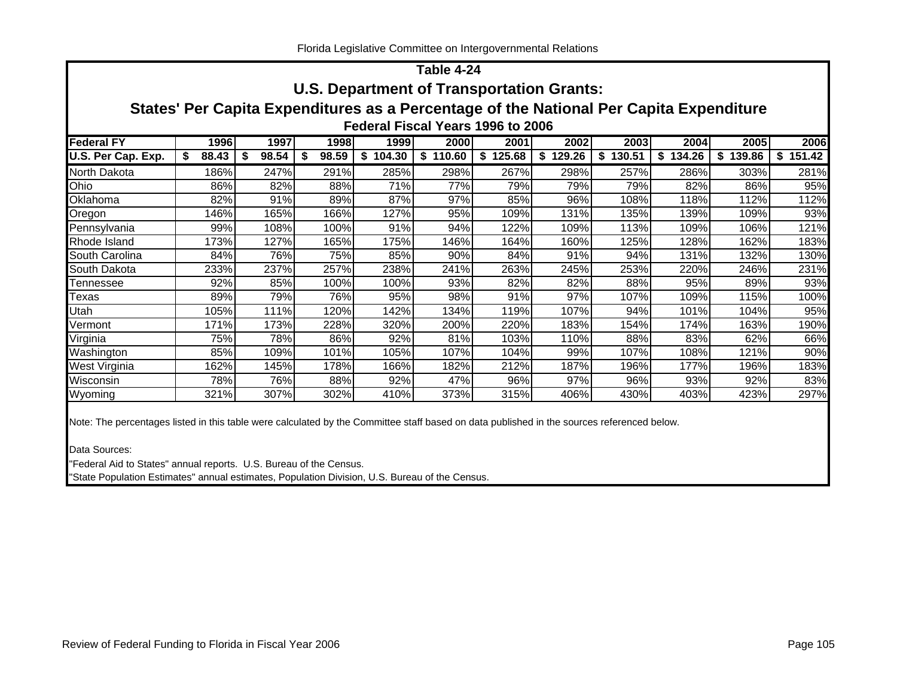## Table 4-24

## U.S. Department of Transportation Grants:

## States' Per Capita Expenditures as a Percentage of the National Per Capita Expenditure

### Federal Fiscal Years 1996 to 2006

| Federal FY | 1996 | 1997 | 1998 | 1999 | 2000 | 2001 | 2002 | 2003 | 2004 | 2005 | 2006 |
|---|---|---|---|---|---|---|---|---|---|---|---|
| U.S. Per Cap. Exp. | $ 88.43 | $ 98.54 | $ 98.59 | $ 104.30 | $ 110.60 | $ 125.68 | $ 129.26 | $ 130.51 | $ 134.26 | $ 139.86 | $ 151.42 |
| North Dakota | 186% | 247% | 291% | 285% | 298% | 267% | 298% | 257% | 286% | 303% | 281% |
| Ohio | 86% | 82% | 88% | 71% | 77% | 79% | 79% | 79% | 82% | 86% | 95% |
| Oklahoma | 82% | 91% | 89% | 87% | 97% | 85% | 96% | 108% | 118% | 112% | 112% |
| Oregon | 146% | 165% | 166% | 127% | 95% | 109% | 131% | 135% | 139% | 109% | 93% |
| Pennsylvania | 99% | 108% | 100% | 91% | 94% | 122% | 109% | 113% | 109% | 106% | 121% |
| Rhode Island | 173% | 127% | 165% | 175% | 146% | 164% | 160% | 125% | 128% | 162% | 183% |
| South Carolina | 84% | 76% | 75% | 85% | 90% | 84% | 91% | 94% | 131% | 132% | 130% |
| South Dakota | 233% | 237% | 257% | 238% | 241% | 263% | 245% | 253% | 220% | 246% | 231% |
| Tennessee | 92% | 85% | 100% | 100% | 93% | 82% | 82% | 88% | 95% | 89% | 93% |
| Texas | 89% | 79% | 76% | 95% | 98% | 91% | 97% | 107% | 109% | 115% | 100% |
| Utah | 105% | 111% | 120% | 142% | 134% | 119% | 107% | 94% | 101% | 104% | 95% |
| Vermont | 171% | 173% | 228% | 320% | 200% | 220% | 183% | 154% | 174% | 163% | 190% |
| Virginia | 75% | 78% | 86% | 92% | 81% | 103% | 110% | 88% | 83% | 62% | 66% |
| Washington | 85% | 109% | 101% | 105% | 107% | 104% | 99% | 107% | 108% | 121% | 90% |
| West Virginia | 162% | 145% | 178% | 166% | 182% | 212% | 187% | 196% | 177% | 196% | 183% |
| Wisconsin | 78% | 76% | 88% | 92% | 47% | 96% | 97% | 96% | 93% | 92% | 83% |
| Wyoming | 321% | 307% | 302% | 410% | 373% | 315% | 406% | 430% | 403% | 423% | 297% |

Note: The percentages listed in this table were calculated by the Committee staff based on data published in the sources referenced below.

Data Sources:

"Federal Aid to States" annual reports. U.S. Bureau of the Census.

"State Population Estimates" annual estimates, Population Division, U.S. Bureau of the Census.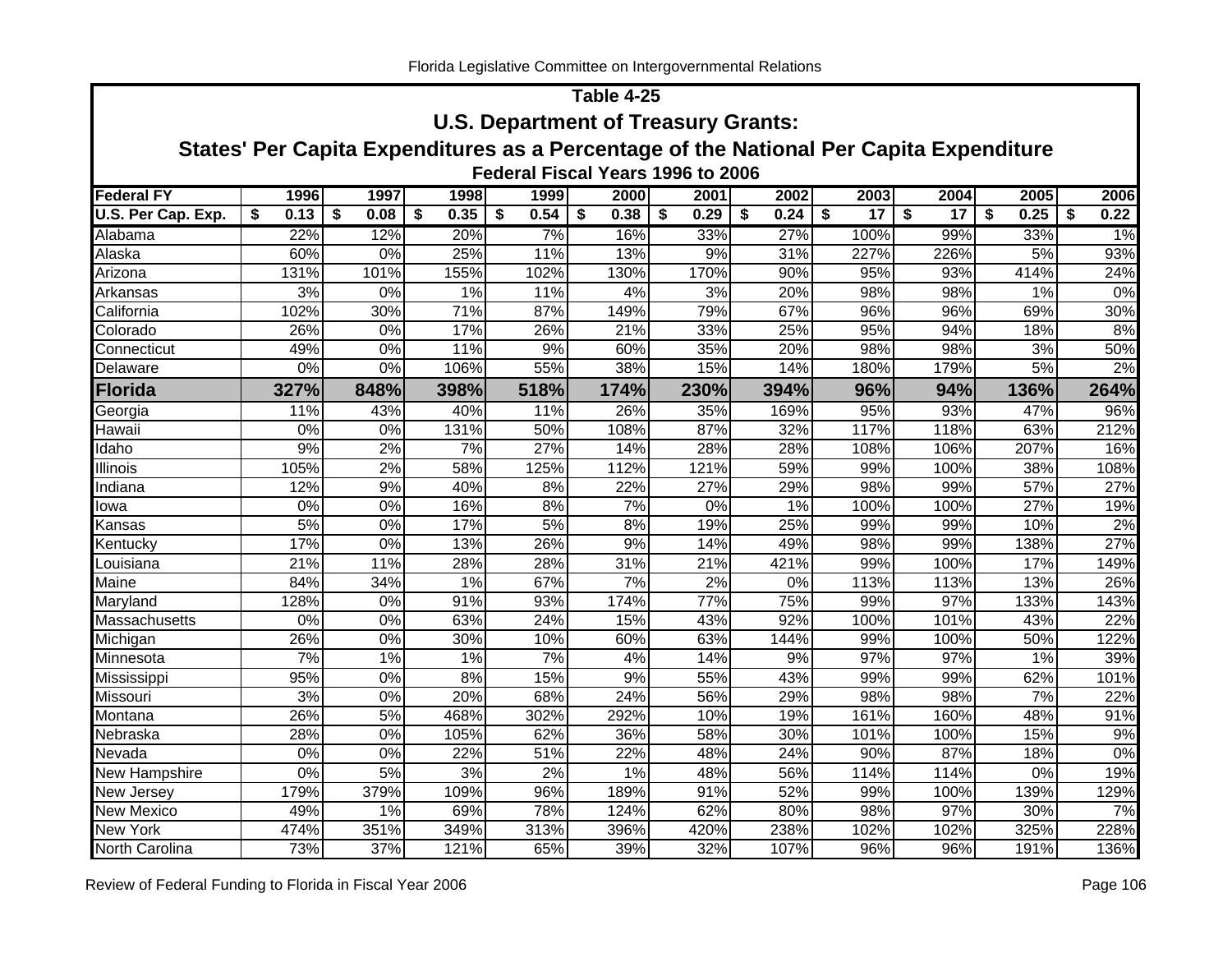## Table 4-25

### U.S. Department of Treasury Grants:

### States' Per Capita Expenditures as a Percentage of the National Per Capita Expenditure

#### Federal Fiscal Years 1996 to 2006

| Federal FY | 1996 | 1997 | 1998 | 1999 | 2000 | 2001 | 2002 | 2003 | 2004 | 2005 | 2006 |
|---|---|---|---|---|---|---|---|---|---|---|---|
| U.S. Per Cap. Exp. | $ 0.13 | $ 0.08 | $ 0.35 | $ 0.54 | $ 0.38 | $ 0.29 | $ 0.24 | $ 17 | $ 17 | $ 0.25 | $ 0.22 |
| Alabama | 22% | 12% | 20% | 7% | 16% | 33% | 27% | 100% | 99% | 33% | 1% |
| Alaska | 60% | 0% | 25% | 11% | 13% | 9% | 31% | 227% | 226% | 5% | 93% |
| Arizona | 131% | 101% | 155% | 102% | 130% | 170% | 90% | 95% | 93% | 414% | 24% |
| Arkansas | 3% | 0% | 1% | 11% | 4% | 3% | 20% | 98% | 98% | 1% | 0% |
| California | 102% | 30% | 71% | 87% | 149% | 79% | 67% | 96% | 96% | 69% | 30% |
| Colorado | 26% | 0% | 17% | 26% | 21% | 33% | 25% | 95% | 94% | 18% | 8% |
| Connecticut | 49% | 0% | 11% | 9% | 60% | 35% | 20% | 98% | 98% | 3% | 50% |
| Delaware | 0% | 0% | 106% | 55% | 38% | 15% | 14% | 180% | 179% | 5% | 2% |
| **Florida** | **327%** | **848%** | **398%** | **518%** | **174%** | **230%** | **394%** | **96%** | **94%** | **136%** | **264%** |
| Georgia | 11% | 43% | 40% | 11% | 26% | 35% | 169% | 95% | 93% | 47% | 96% |
| Hawaii | 0% | 0% | 131% | 50% | 108% | 87% | 32% | 117% | 118% | 63% | 212% |
| Idaho | 9% | 2% | 7% | 27% | 14% | 28% | 28% | 108% | 106% | 207% | 16% |
| Illinois | 105% | 2% | 58% | 125% | 112% | 121% | 59% | 99% | 100% | 38% | 108% |
| Indiana | 12% | 9% | 40% | 8% | 22% | 27% | 29% | 98% | 99% | 57% | 27% |
| Iowa | 0% | 0% | 16% | 8% | 7% | 0% | 1% | 100% | 100% | 27% | 19% |
| Kansas | 5% | 0% | 17% | 5% | 8% | 19% | 25% | 99% | 99% | 10% | 2% |
| Kentucky | 17% | 0% | 13% | 26% | 9% | 14% | 49% | 98% | 99% | 138% | 27% |
| Louisiana | 21% | 11% | 28% | 28% | 31% | 21% | 421% | 99% | 100% | 17% | 149% |
| Maine | 84% | 34% | 1% | 67% | 7% | 2% | 0% | 113% | 113% | 13% | 26% |
| Maryland | 128% | 0% | 91% | 93% | 174% | 77% | 75% | 99% | 97% | 133% | 143% |
| Massachusetts | 0% | 0% | 63% | 24% | 15% | 43% | 92% | 100% | 101% | 43% | 22% |
| Michigan | 26% | 0% | 30% | 10% | 60% | 63% | 144% | 99% | 100% | 50% | 122% |
| Minnesota | 7% | 1% | 1% | 7% | 4% | 14% | 9% | 97% | 97% | 1% | 39% |
| Mississippi | 95% | 0% | 8% | 15% | 9% | 55% | 43% | 99% | 99% | 62% | 101% |
| Missouri | 3% | 0% | 20% | 68% | 24% | 56% | 29% | 98% | 98% | 7% | 22% |
| Montana | 26% | 5% | 468% | 302% | 292% | 10% | 19% | 161% | 160% | 48% | 91% |
| Nebraska | 28% | 0% | 105% | 62% | 36% | 58% | 30% | 101% | 100% | 15% | 9% |
| Nevada | 0% | 0% | 22% | 51% | 22% | 48% | 24% | 90% | 87% | 18% | 0% |
| New Hampshire | 0% | 5% | 3% | 2% | 1% | 48% | 56% | 114% | 114% | 0% | 19% |
| New Jersey | 179% | 379% | 109% | 96% | 189% | 91% | 52% | 99% | 100% | 139% | 129% |
| New Mexico | 49% | 1% | 69% | 78% | 124% | 62% | 80% | 98% | 97% | 30% | 7% |
| New York | 474% | 351% | 349% | 313% | 396% | 420% | 238% | 102% | 102% | 325% | 228% |
| North Carolina | 73% | 37% | 121% | 65% | 39% | 32% | 107% | 96% | 96% | 191% | 136% |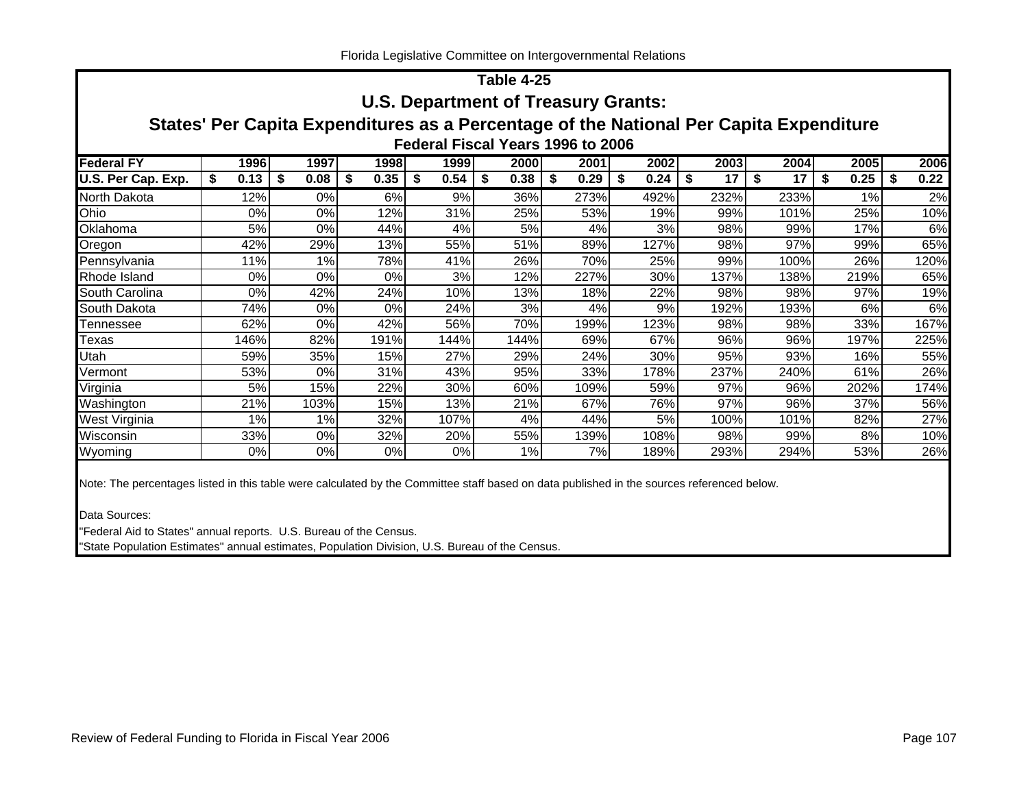## Table 4-25

## U.S. Department of Treasury Grants:

## States' Per Capita Expenditures as a Percentage of the National Per Capita Expenditure

### Federal Fiscal Years 1996 to 2006

| Federal FY | 1996 | 1997 | 1998 | 1999 | 2000 | 2001 | 2002 | 2003 | 2004 | 2005 | 2006 |
|---|---|---|---|---|---|---|---|---|---|---|---|
| **U.S. Per Cap. Exp.** | **$ 0.13** | **$ 0.08** | **$ 0.35** | **$ 0.54** | **$ 0.38** | **$ 0.29** | **$ 0.24** | **$ 17** | **$ 17** | **$ 0.25** | **$ 0.22** |
| North Dakota | 12% | 0% | 6% | 9% | 36% | 273% | 492% | 232% | 233% | 1% | 2% |
| Ohio | 0% | 0% | 12% | 31% | 25% | 53% | 19% | 99% | 101% | 25% | 10% |
| Oklahoma | 5% | 0% | 44% | 4% | 5% | 4% | 3% | 98% | 99% | 17% | 6% |
| Oregon | 42% | 29% | 13% | 55% | 51% | 89% | 127% | 98% | 97% | 99% | 65% |
| Pennsylvania | 11% | 1% | 78% | 41% | 26% | 70% | 25% | 99% | 100% | 26% | 120% |
| Rhode Island | 0% | 0% | 0% | 3% | 12% | 227% | 30% | 137% | 138% | 219% | 65% |
| South Carolina | 0% | 42% | 24% | 10% | 13% | 18% | 22% | 98% | 98% | 97% | 19% |
| South Dakota | 74% | 0% | 0% | 24% | 3% | 4% | 9% | 192% | 193% | 6% | 6% |
| Tennessee | 62% | 0% | 42% | 56% | 70% | 199% | 123% | 98% | 98% | 33% | 167% |
| Texas | 146% | 82% | 191% | 144% | 144% | 69% | 67% | 96% | 96% | 197% | 225% |
| Utah | 59% | 35% | 15% | 27% | 29% | 24% | 30% | 95% | 93% | 16% | 55% |
| Vermont | 53% | 0% | 31% | 43% | 95% | 33% | 178% | 237% | 240% | 61% | 26% |
| Virginia | 5% | 15% | 22% | 30% | 60% | 109% | 59% | 97% | 96% | 202% | 174% |
| Washington | 21% | 103% | 15% | 13% | 21% | 67% | 76% | 97% | 96% | 37% | 56% |
| West Virginia | 1% | 1% | 32% | 107% | 4% | 44% | 5% | 100% | 101% | 82% | 27% |
| Wisconsin | 33% | 0% | 32% | 20% | 55% | 139% | 108% | 98% | 99% | 8% | 10% |
| Wyoming | 0% | 0% | 0% | 0% | 1% | 7% | 189% | 293% | 294% | 53% | 26% |

Note: The percentages listed in this table were calculated by the Committee staff based on data published in the sources referenced below.

Data Sources:

"Federal Aid to States" annual reports. U.S. Bureau of the Census.

"State Population Estimates" annual estimates, Population Division, U.S. Bureau of the Census.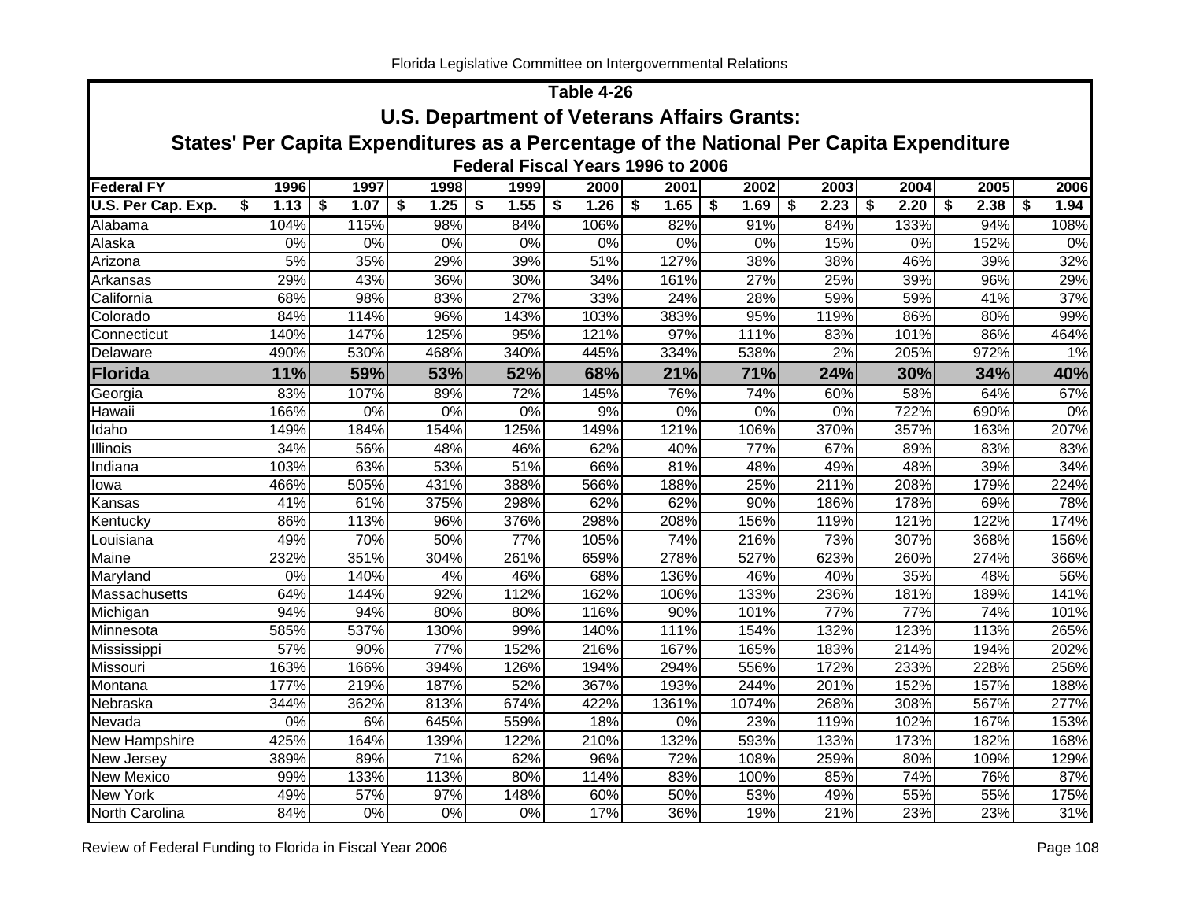# Table 4-26

## U.S. Department of Veterans Affairs Grants:

## States' Per Capita Expenditures as a Percentage of the National Per Capita Expenditure

### Federal Fiscal Years 1996 to 2006

| Federal FY | 1996 | 1997 | 1998 | 1999 | 2000 | 2001 | 2002 | 2003 | 2004 | 2005 | 2006 |
|---|---|---|---|---|---|---|---|---|---|---|---|
| U.S. Per Cap. Exp. | $ 1.13 | $ 1.07 | $ 1.25 | $ 1.55 | $ 1.26 | $ 1.65 | $ 1.69 | $ 2.23 | $ 2.20 | $ 2.38 | $ 1.94 |
| Alabama | 104% | 115% | 98% | 84% | 106% | 82% | 91% | 84% | 133% | 94% | 108% |
| Alaska | 0% | 0% | 0% | 0% | 0% | 0% | 0% | 15% | 0% | 152% | 0% |
| Arizona | 5% | 35% | 29% | 39% | 51% | 127% | 38% | 38% | 46% | 39% | 32% |
| Arkansas | 29% | 43% | 36% | 30% | 34% | 161% | 27% | 25% | 39% | 96% | 29% |
| California | 68% | 98% | 83% | 27% | 33% | 24% | 28% | 59% | 59% | 41% | 37% |
| Colorado | 84% | 114% | 96% | 143% | 103% | 383% | 95% | 119% | 86% | 80% | 99% |
| Connecticut | 140% | 147% | 125% | 95% | 121% | 97% | 111% | 83% | 101% | 86% | 464% |
| Delaware | 490% | 530% | 468% | 340% | 445% | 334% | 538% | 2% | 205% | 972% | 1% |
| **Florida** | **11%** | **59%** | **53%** | **52%** | **68%** | **21%** | **71%** | **24%** | **30%** | **34%** | **40%** |
| Georgia | 83% | 107% | 89% | 72% | 145% | 76% | 74% | 60% | 58% | 64% | 67% |
| Hawaii | 166% | 0% | 0% | 0% | 9% | 0% | 0% | 0% | 722% | 690% | 0% |
| Idaho | 149% | 184% | 154% | 125% | 149% | 121% | 106% | 370% | 357% | 163% | 207% |
| Illinois | 34% | 56% | 48% | 46% | 62% | 40% | 77% | 67% | 89% | 83% | 83% |
| Indiana | 103% | 63% | 53% | 51% | 66% | 81% | 48% | 49% | 48% | 39% | 34% |
| Iowa | 466% | 505% | 431% | 388% | 566% | 188% | 25% | 211% | 208% | 179% | 224% |
| Kansas | 41% | 61% | 375% | 298% | 62% | 62% | 90% | 186% | 178% | 69% | 78% |
| Kentucky | 86% | 113% | 96% | 376% | 298% | 208% | 156% | 119% | 121% | 122% | 174% |
| Louisiana | 49% | 70% | 50% | 77% | 105% | 74% | 216% | 73% | 307% | 368% | 156% |
| Maine | 232% | 351% | 304% | 261% | 659% | 278% | 527% | 623% | 260% | 274% | 366% |
| Maryland | 0% | 140% | 4% | 46% | 68% | 136% | 46% | 40% | 35% | 48% | 56% |
| Massachusetts | 64% | 144% | 92% | 112% | 162% | 106% | 133% | 236% | 181% | 189% | 141% |
| Michigan | 94% | 94% | 80% | 80% | 116% | 90% | 101% | 77% | 77% | 74% | 101% |
| Minnesota | 585% | 537% | 130% | 99% | 140% | 111% | 154% | 132% | 123% | 113% | 265% |
| Mississippi | 57% | 90% | 77% | 152% | 216% | 167% | 165% | 183% | 214% | 194% | 202% |
| Missouri | 163% | 166% | 394% | 126% | 194% | 294% | 556% | 172% | 233% | 228% | 256% |
| Montana | 177% | 219% | 187% | 52% | 367% | 193% | 244% | 201% | 152% | 157% | 188% |
| Nebraska | 344% | 362% | 813% | 674% | 422% | 1361% | 1074% | 268% | 308% | 567% | 277% |
| Nevada | 0% | 6% | 645% | 559% | 18% | 0% | 23% | 119% | 102% | 167% | 153% |
| New Hampshire | 425% | 164% | 139% | 122% | 210% | 132% | 593% | 133% | 173% | 182% | 168% |
| New Jersey | 389% | 89% | 71% | 62% | 96% | 72% | 108% | 259% | 80% | 109% | 129% |
| New Mexico | 99% | 133% | 113% | 80% | 114% | 83% | 100% | 85% | 74% | 76% | 87% |
| New York | 49% | 57% | 97% | 148% | 60% | 50% | 53% | 49% | 55% | 55% | 175% |
| North Carolina | 84% | 0% | 0% | 0% | 17% | 36% | 19% | 21% | 23% | 23% | 31% |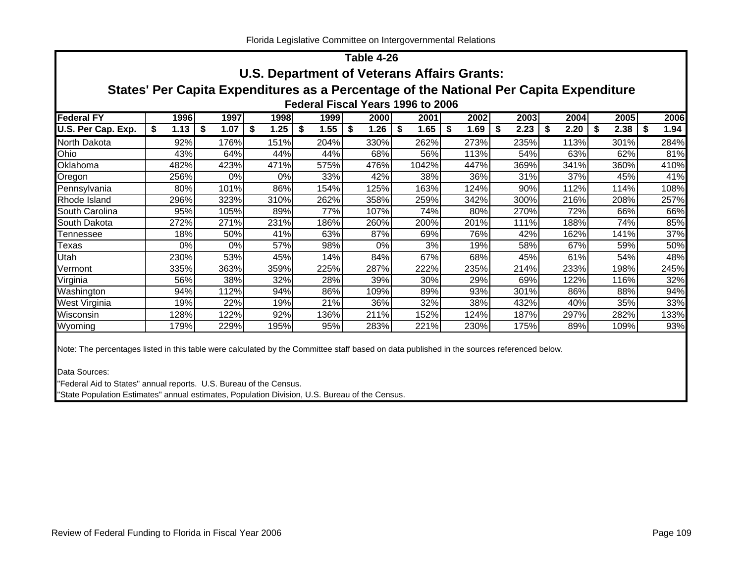## Table 4-26

## U.S. Department of Veterans Affairs Grants:

## States' Per Capita Expenditures as a Percentage of the National Per Capita Expenditure

### Federal Fiscal Years 1996 to 2006

| Federal FY | 1996 | 1997 | 1998 | 1999 | 2000 | 2001 | 2002 | 2003 | 2004 | 2005 | 2006 |
|---|---|---|---|---|---|---|---|---|---|---|---|
| U.S. Per Cap. Exp. | $ 1.13 | $ 1.07 | $ 1.25 | $ 1.55 | $ 1.26 | $ 1.65 | $ 1.69 | $ 2.23 | $ 2.20 | $ 2.38 | $ 1.94 |
| North Dakota | 92% | 176% | 151% | 204% | 330% | 262% | 273% | 235% | 113% | 301% | 284% |
| Ohio | 43% | 64% | 44% | 44% | 68% | 56% | 113% | 54% | 63% | 62% | 81% |
| Oklahoma | 482% | 423% | 471% | 575% | 476% | 1042% | 447% | 369% | 341% | 360% | 410% |
| Oregon | 256% | 0% | 0% | 33% | 42% | 38% | 36% | 31% | 37% | 45% | 41% |
| Pennsylvania | 80% | 101% | 86% | 154% | 125% | 163% | 124% | 90% | 112% | 114% | 108% |
| Rhode Island | 296% | 323% | 310% | 262% | 358% | 259% | 342% | 300% | 216% | 208% | 257% |
| South Carolina | 95% | 105% | 89% | 77% | 107% | 74% | 80% | 270% | 72% | 66% | 66% |
| South Dakota | 272% | 271% | 231% | 186% | 260% | 200% | 201% | 111% | 188% | 74% | 85% |
| Tennessee | 18% | 50% | 41% | 63% | 87% | 69% | 76% | 42% | 162% | 141% | 37% |
| Texas | 0% | 0% | 57% | 98% | 0% | 3% | 19% | 58% | 67% | 59% | 50% |
| Utah | 230% | 53% | 45% | 14% | 84% | 67% | 68% | 45% | 61% | 54% | 48% |
| Vermont | 335% | 363% | 359% | 225% | 287% | 222% | 235% | 214% | 233% | 198% | 245% |
| Virginia | 56% | 38% | 32% | 28% | 39% | 30% | 29% | 69% | 122% | 116% | 32% |
| Washington | 94% | 112% | 94% | 86% | 109% | 89% | 93% | 301% | 86% | 88% | 94% |
| West Virginia | 19% | 22% | 19% | 21% | 36% | 32% | 38% | 432% | 40% | 35% | 33% |
| Wisconsin | 128% | 122% | 92% | 136% | 211% | 152% | 124% | 187% | 297% | 282% | 133% |
| Wyoming | 179% | 229% | 195% | 95% | 283% | 221% | 230% | 175% | 89% | 109% | 93% |

Note: The percentages listed in this table were calculated by the Committee staff based on data published in the sources referenced below.

Data Sources:

"Federal Aid to States" annual reports. U.S. Bureau of the Census.

"State Population Estimates" annual estimates, Population Division, U.S. Bureau of the Census.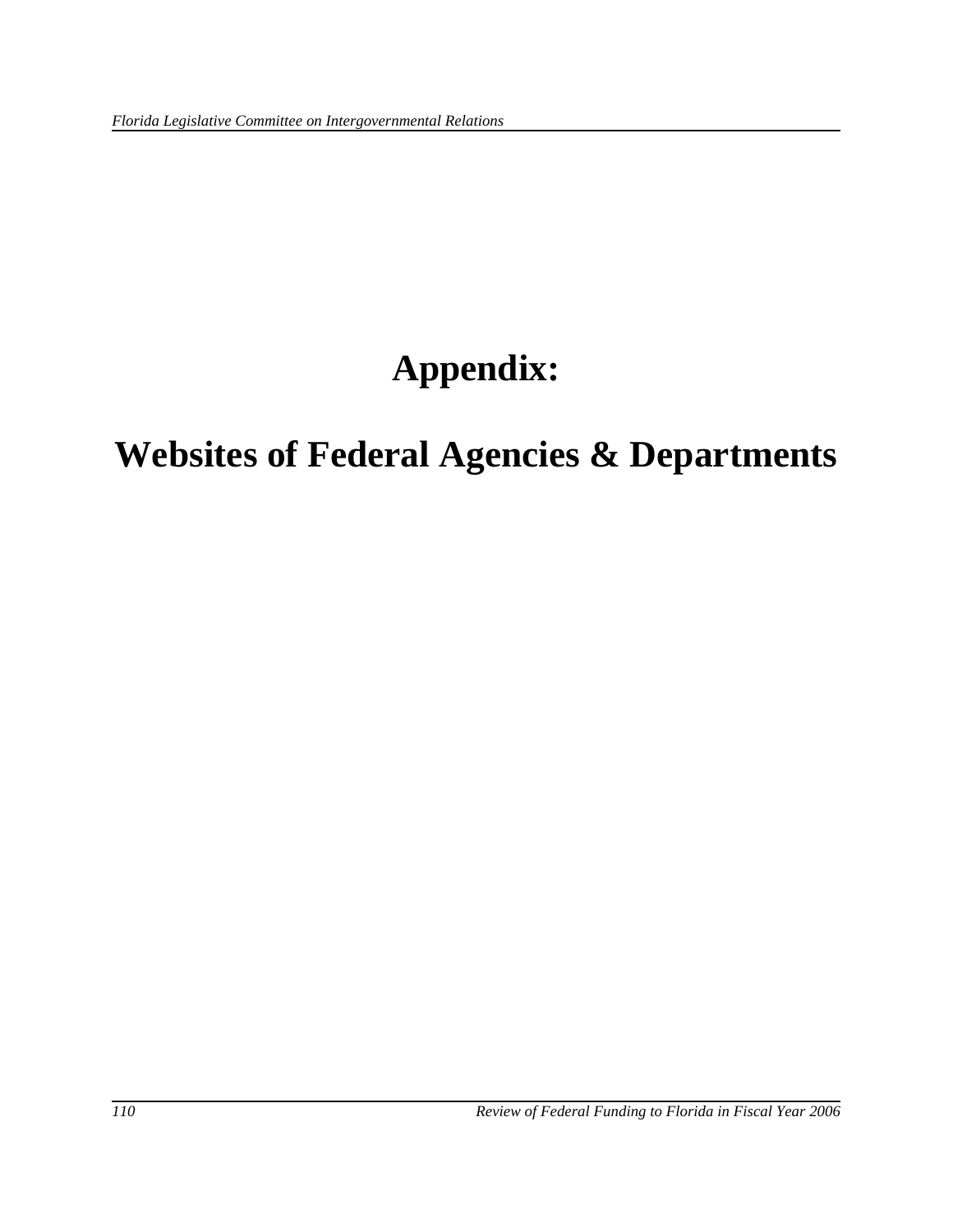# Appendix:

# Websites of Federal Agencies & Departments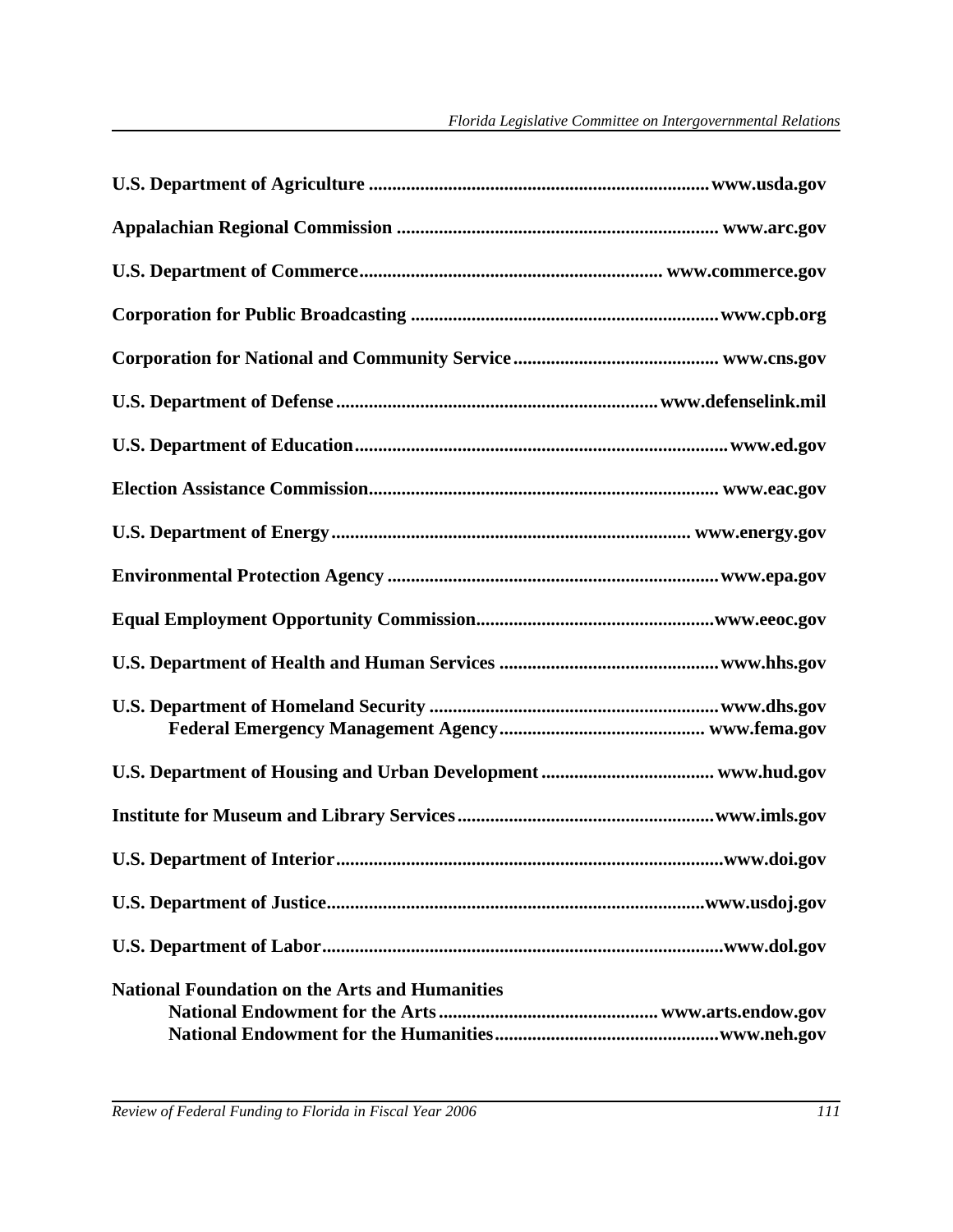**U.S. Department of Agriculture** ........................................................................ **www.usda.gov**

**Appalachian Regional Commission** .................................................................... **www.arc.gov**

**U.S. Department of Commerce**................................................................ **www.commerce.gov**

**Corporation for Public Broadcasting** ................................................................. **www.cpb.org**

**Corporation for National and Community Service** ........................................... **www.cns.gov**

**U.S. Department of Defense** .................................................................... **www.defenselink.mil**

**U.S. Department of Education**............................................................................... **www.ed.gov**

**Election Assistance Commission**.......................................................................... **www.eac.gov**

**U.S. Department of Energy**............................................................................ **www.energy.gov**

**Environmental Protection Agency** ...................................................................... **www.epa.gov**

**Equal Employment Opportunity Commission**.................................................. **www.eeoc.gov**

**U.S. Department of Health and Human Services** ............................................... **www.hhs.gov**

**U.S. Department of Homeland Security** ............................................................. **www.dhs.gov**
- **Federal Emergency Management Agency**........................................... **www.fema.gov**

**U.S. Department of Housing and Urban Development** .................................... **www.hud.gov**

**Institute for Museum and Library Services**...................................................... **www.imls.gov**

**U.S. Department of Interior**.................................................................................. **www.doi.gov**

**U.S. Department of Justice**................................................................................ **www.usdoj.gov**

**U.S. Department of Labor**..................................................................................... **www.dol.gov**

**National Foundation on the Arts and Humanities**
- **National Endowment for the Arts**.............................................. **www.arts.endow.gov**
- **National Endowment for the Humanities**................................................ **www.neh.gov**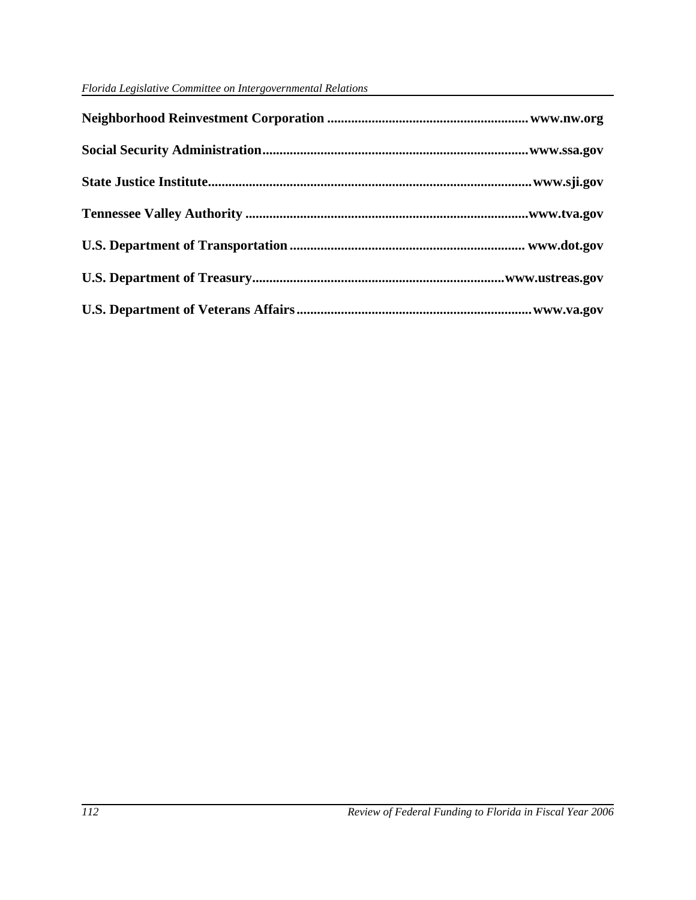**Neighborhood Reinvestment Corporation** ........................................................ **www.nw.org**

**Social Security Administration**............................................................................ **www.ssa.gov**

**State Justice Institute**.............................................................................................. **www.sji.gov**

**Tennessee Valley Authority** ................................................................................. **www.tva.gov**

**U.S. Department of Transportation** ..................................................................... **www.dot.gov**

**U.S. Department of Treasury**........................................................................ **www.ustreas.gov**

**U.S. Department of Veterans Affairs** ..................................................................... **www.va.gov**